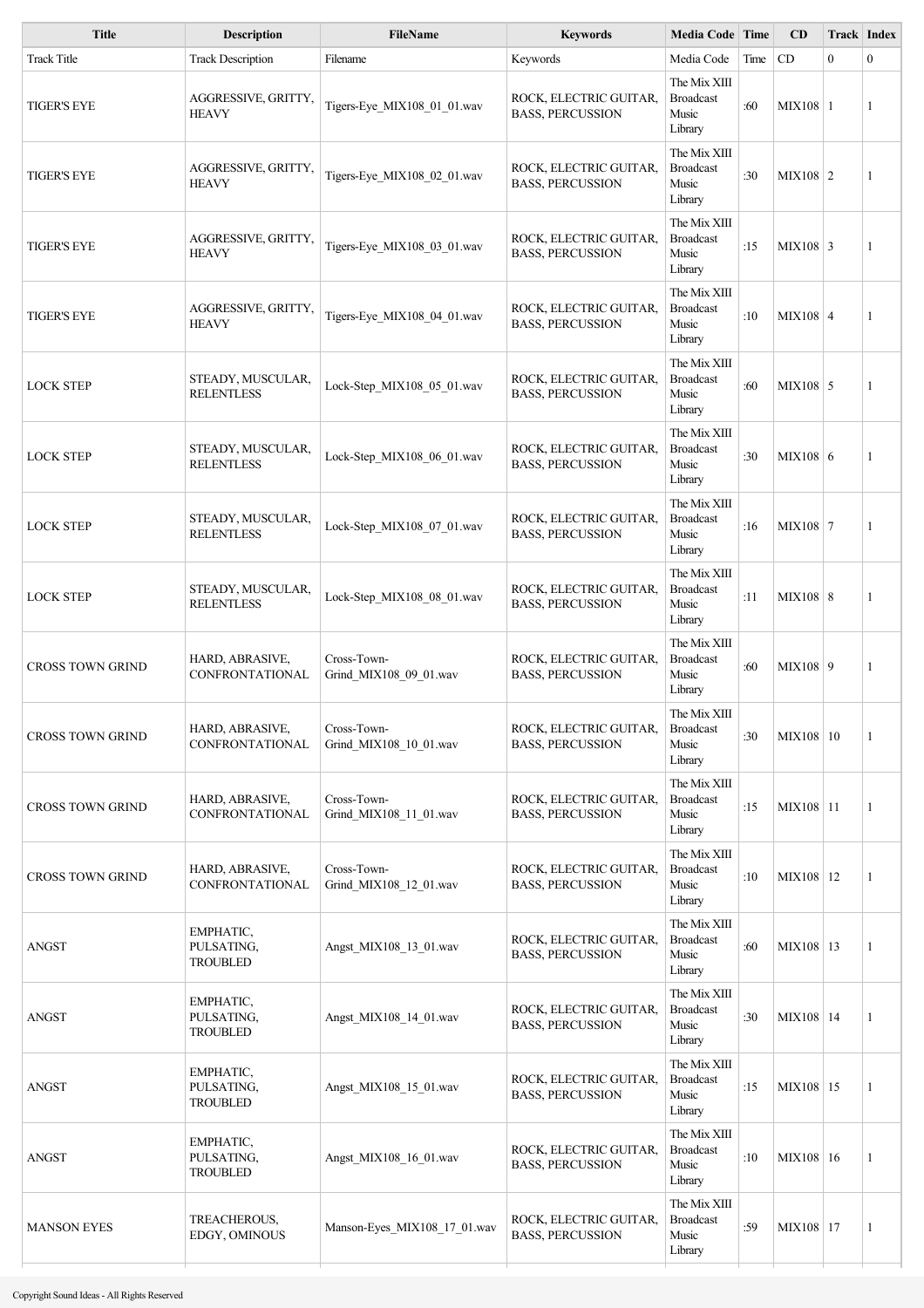| Title | Description | FileName | Keywords | Media Code | Time | CD | Track | Index |
|---|---|---|---|---|---|---|---|---|
| Track Title | Track Description | Filename | Keywords | Media Code | Time | CD | 0 | 0 |
| TIGER'S EYE | AGGRESSIVE, GRITTY, HEAVY | Tigers-Eye_MIX108_01_01.wav | ROCK, ELECTRIC GUITAR, BASS, PERCUSSION | The Mix XIII Broadcast Music Library | :60 | MIX108 | 1 | 1 |
| TIGER'S EYE | AGGRESSIVE, GRITTY, HEAVY | Tigers-Eye_MIX108_02_01.wav | ROCK, ELECTRIC GUITAR, BASS, PERCUSSION | The Mix XIII Broadcast Music Library | :30 | MIX108 | 2 | 1 |
| TIGER'S EYE | AGGRESSIVE, GRITTY, HEAVY | Tigers-Eye_MIX108_03_01.wav | ROCK, ELECTRIC GUITAR, BASS, PERCUSSION | The Mix XIII Broadcast Music Library | :15 | MIX108 | 3 | 1 |
| TIGER'S EYE | AGGRESSIVE, GRITTY, HEAVY | Tigers-Eye_MIX108_04_01.wav | ROCK, ELECTRIC GUITAR, BASS, PERCUSSION | The Mix XIII Broadcast Music Library | :10 | MIX108 | 4 | 1 |
| LOCK STEP | STEADY, MUSCULAR, RELENTLESS | Lock-Step_MIX108_05_01.wav | ROCK, ELECTRIC GUITAR, BASS, PERCUSSION | The Mix XIII Broadcast Music Library | :60 | MIX108 | 5 | 1 |
| LOCK STEP | STEADY, MUSCULAR, RELENTLESS | Lock-Step_MIX108_06_01.wav | ROCK, ELECTRIC GUITAR, BASS, PERCUSSION | The Mix XIII Broadcast Music Library | :30 | MIX108 | 6 | 1 |
| LOCK STEP | STEADY, MUSCULAR, RELENTLESS | Lock-Step_MIX108_07_01.wav | ROCK, ELECTRIC GUITAR, BASS, PERCUSSION | The Mix XIII Broadcast Music Library | :16 | MIX108 | 7 | 1 |
| LOCK STEP | STEADY, MUSCULAR, RELENTLESS | Lock-Step_MIX108_08_01.wav | ROCK, ELECTRIC GUITAR, BASS, PERCUSSION | The Mix XIII Broadcast Music Library | :11 | MIX108 | 8 | 1 |
| CROSS TOWN GRIND | HARD, ABRASIVE, CONFRONTATIONAL | Cross-Town-Grind_MIX108_09_01.wav | ROCK, ELECTRIC GUITAR, BASS, PERCUSSION | The Mix XIII Broadcast Music Library | :60 | MIX108 | 9 | 1 |
| CROSS TOWN GRIND | HARD, ABRASIVE, CONFRONTATIONAL | Cross-Town-Grind_MIX108_10_01.wav | ROCK, ELECTRIC GUITAR, BASS, PERCUSSION | The Mix XIII Broadcast Music Library | :30 | MIX108 | 10 | 1 |
| CROSS TOWN GRIND | HARD, ABRASIVE, CONFRONTATIONAL | Cross-Town-Grind_MIX108_11_01.wav | ROCK, ELECTRIC GUITAR, BASS, PERCUSSION | The Mix XIII Broadcast Music Library | :15 | MIX108 | 11 | 1 |
| CROSS TOWN GRIND | HARD, ABRASIVE, CONFRONTATIONAL | Cross-Town-Grind_MIX108_12_01.wav | ROCK, ELECTRIC GUITAR, BASS, PERCUSSION | The Mix XIII Broadcast Music Library | :10 | MIX108 | 12 | 1 |
| ANGST | EMPHATIC, PULSATING, TROUBLED | Angst_MIX108_13_01.wav | ROCK, ELECTRIC GUITAR, BASS, PERCUSSION | The Mix XIII Broadcast Music Library | :60 | MIX108 | 13 | 1 |
| ANGST | EMPHATIC, PULSATING, TROUBLED | Angst_MIX108_14_01.wav | ROCK, ELECTRIC GUITAR, BASS, PERCUSSION | The Mix XIII Broadcast Music Library | :30 | MIX108 | 14 | 1 |
| ANGST | EMPHATIC, PULSATING, TROUBLED | Angst_MIX108_15_01.wav | ROCK, ELECTRIC GUITAR, BASS, PERCUSSION | The Mix XIII Broadcast Music Library | :15 | MIX108 | 15 | 1 |
| ANGST | EMPHATIC, PULSATING, TROUBLED | Angst_MIX108_16_01.wav | ROCK, ELECTRIC GUITAR, BASS, PERCUSSION | The Mix XIII Broadcast Music Library | :10 | MIX108 | 16 | 1 |
| MANSON EYES | TREACHEROUS, EDGY, OMINOUS | Manson-Eyes_MIX108_17_01.wav | ROCK, ELECTRIC GUITAR, BASS, PERCUSSION | The Mix XIII Broadcast Music Library | :59 | MIX108 | 17 | 1 |

Copyright Sound Ideas - All Rights Reserved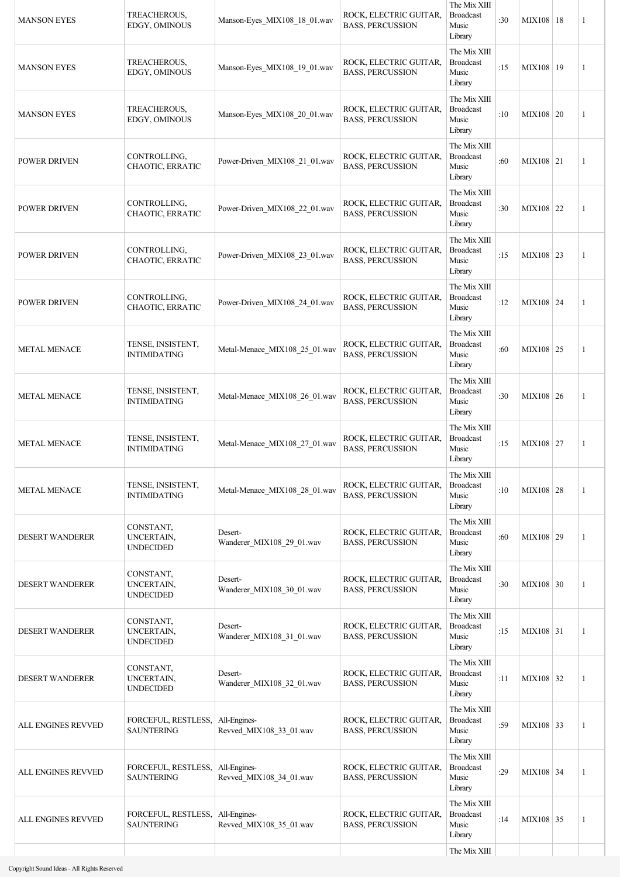| | | | | | | | | |
|---|---|---|---|---|---|---|---|---|
| MANSON EYES | TREACHEROUS, EDGY, OMINOUS | Manson-Eyes_MIX108_18_01.wav | ROCK, ELECTRIC GUITAR, BASS, PERCUSSION | The Mix XIII Broadcast Music Library | :30 | MIX108 | 18 | 1 |
| MANSON EYES | TREACHEROUS, EDGY, OMINOUS | Manson-Eyes_MIX108_19_01.wav | ROCK, ELECTRIC GUITAR, BASS, PERCUSSION | The Mix XIII Broadcast Music Library | :15 | MIX108 | 19 | 1 |
| MANSON EYES | TREACHEROUS, EDGY, OMINOUS | Manson-Eyes_MIX108_20_01.wav | ROCK, ELECTRIC GUITAR, BASS, PERCUSSION | The Mix XIII Broadcast Music Library | :10 | MIX108 | 20 | 1 |
| POWER DRIVEN | CONTROLLING, CHAOTIC, ERRATIC | Power-Driven_MIX108_21_01.wav | ROCK, ELECTRIC GUITAR, BASS, PERCUSSION | The Mix XIII Broadcast Music Library | :60 | MIX108 | 21 | 1 |
| POWER DRIVEN | CONTROLLING, CHAOTIC, ERRATIC | Power-Driven_MIX108_22_01.wav | ROCK, ELECTRIC GUITAR, BASS, PERCUSSION | The Mix XIII Broadcast Music Library | :30 | MIX108 | 22 | 1 |
| POWER DRIVEN | CONTROLLING, CHAOTIC, ERRATIC | Power-Driven_MIX108_23_01.wav | ROCK, ELECTRIC GUITAR, BASS, PERCUSSION | The Mix XIII Broadcast Music Library | :15 | MIX108 | 23 | 1 |
| POWER DRIVEN | CONTROLLING, CHAOTIC, ERRATIC | Power-Driven_MIX108_24_01.wav | ROCK, ELECTRIC GUITAR, BASS, PERCUSSION | The Mix XIII Broadcast Music Library | :12 | MIX108 | 24 | 1 |
| METAL MENACE | TENSE, INSISTENT, INTIMIDATING | Metal-Menace_MIX108_25_01.wav | ROCK, ELECTRIC GUITAR, BASS, PERCUSSION | The Mix XIII Broadcast Music Library | :60 | MIX108 | 25 | 1 |
| METAL MENACE | TENSE, INSISTENT, INTIMIDATING | Metal-Menace_MIX108_26_01.wav | ROCK, ELECTRIC GUITAR, BASS, PERCUSSION | The Mix XIII Broadcast Music Library | :30 | MIX108 | 26 | 1 |
| METAL MENACE | TENSE, INSISTENT, INTIMIDATING | Metal-Menace_MIX108_27_01.wav | ROCK, ELECTRIC GUITAR, BASS, PERCUSSION | The Mix XIII Broadcast Music Library | :15 | MIX108 | 27 | 1 |
| METAL MENACE | TENSE, INSISTENT, INTIMIDATING | Metal-Menace_MIX108_28_01.wav | ROCK, ELECTRIC GUITAR, BASS, PERCUSSION | The Mix XIII Broadcast Music Library | :10 | MIX108 | 28 | 1 |
| DESERT WANDERER | CONSTANT, UNCERTAIN, UNDECIDED | Desert-Wanderer_MIX108_29_01.wav | ROCK, ELECTRIC GUITAR, BASS, PERCUSSION | The Mix XIII Broadcast Music Library | :60 | MIX108 | 29 | 1 |
| DESERT WANDERER | CONSTANT, UNCERTAIN, UNDECIDED | Desert-Wanderer_MIX108_30_01.wav | ROCK, ELECTRIC GUITAR, BASS, PERCUSSION | The Mix XIII Broadcast Music Library | :30 | MIX108 | 30 | 1 |
| DESERT WANDERER | CONSTANT, UNCERTAIN, UNDECIDED | Desert-Wanderer_MIX108_31_01.wav | ROCK, ELECTRIC GUITAR, BASS, PERCUSSION | The Mix XIII Broadcast Music Library | :15 | MIX108 | 31 | 1 |
| DESERT WANDERER | CONSTANT, UNCERTAIN, UNDECIDED | Desert-Wanderer_MIX108_32_01.wav | ROCK, ELECTRIC GUITAR, BASS, PERCUSSION | The Mix XIII Broadcast Music Library | :11 | MIX108 | 32 | 1 |
| ALL ENGINES REVVED | FORCEFUL, RESTLESS, SAUNTERING | All-Engines-Revved_MIX108_33_01.wav | ROCK, ELECTRIC GUITAR, BASS, PERCUSSION | The Mix XIII Broadcast Music Library | :59 | MIX108 | 33 | 1 |
| ALL ENGINES REVVED | FORCEFUL, RESTLESS, SAUNTERING | All-Engines-Revved_MIX108_34_01.wav | ROCK, ELECTRIC GUITAR, BASS, PERCUSSION | The Mix XIII Broadcast Music Library | :29 | MIX108 | 34 | 1 |
| ALL ENGINES REVVED | FORCEFUL, RESTLESS, SAUNTERING | All-Engines-Revved_MIX108_35_01.wav | ROCK, ELECTRIC GUITAR, BASS, PERCUSSION | The Mix XIII Broadcast Music Library | :14 | MIX108 | 35 | 1 |
| | | | | The Mix XIII | | | | |

Copyright Sound Ideas - All Rights Reserved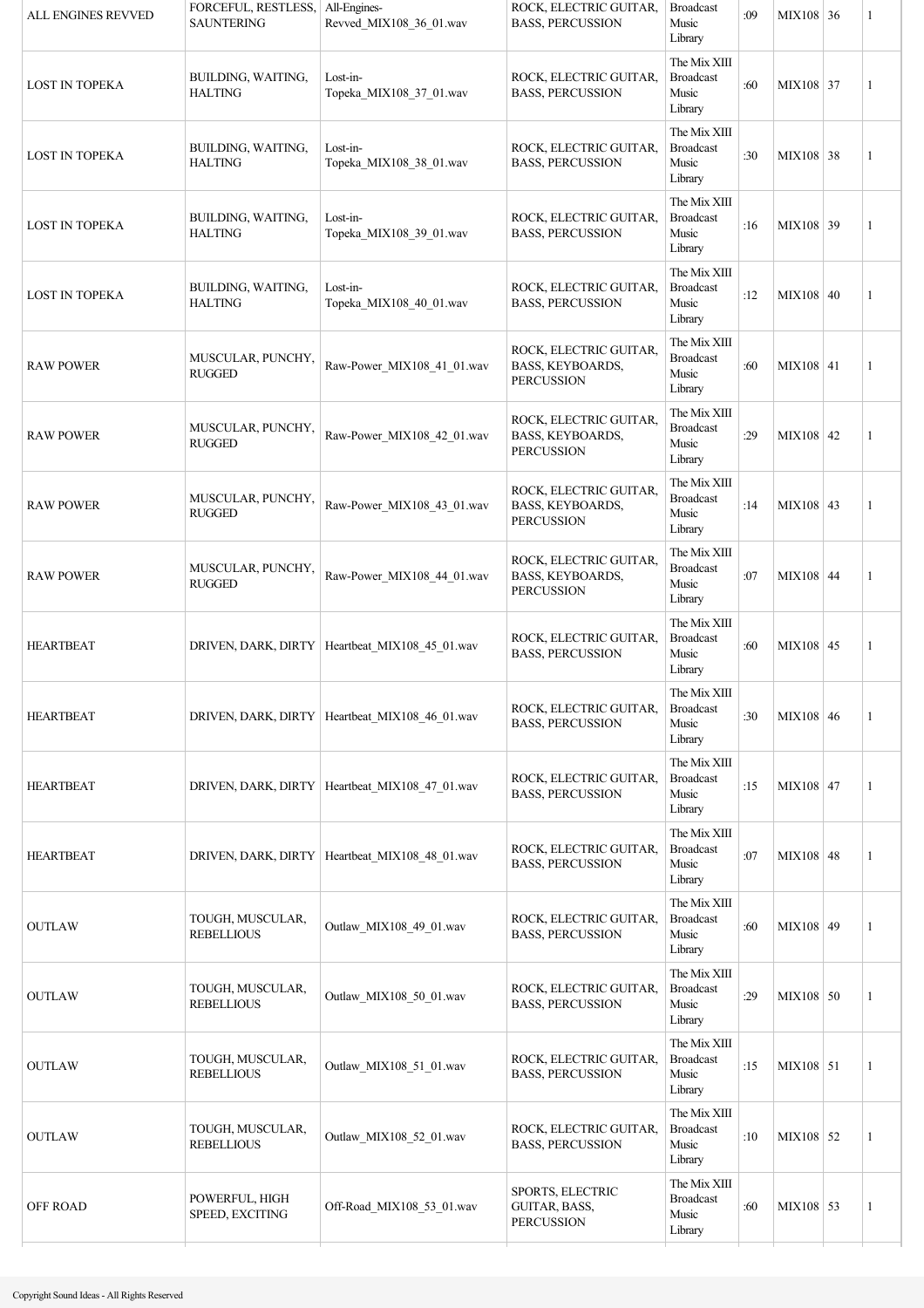| ALL ENGINES REVVED | FORCEFUL, RESTLESS, SAUNTERING | All-Engines-Revved_MIX108_36_01.wav | ROCK, ELECTRIC GUITAR, BASS, PERCUSSION | Broadcast Music Library | :09 | MIX108 | 36 | 1 |
|---|---|---|---|---|---|---|---|---|
| LOST IN TOPEKA | BUILDING, WAITING, HALTING | Lost-in-Topeka_MIX108_37_01.wav | ROCK, ELECTRIC GUITAR, BASS, PERCUSSION | The Mix XIII Broadcast Music Library | :60 | MIX108 | 37 | 1 |
| LOST IN TOPEKA | BUILDING, WAITING, HALTING | Lost-in-Topeka_MIX108_38_01.wav | ROCK, ELECTRIC GUITAR, BASS, PERCUSSION | The Mix XIII Broadcast Music Library | :30 | MIX108 | 38 | 1 |
| LOST IN TOPEKA | BUILDING, WAITING, HALTING | Lost-in-Topeka_MIX108_39_01.wav | ROCK, ELECTRIC GUITAR, BASS, PERCUSSION | The Mix XIII Broadcast Music Library | :16 | MIX108 | 39 | 1 |
| LOST IN TOPEKA | BUILDING, WAITING, HALTING | Lost-in-Topeka_MIX108_40_01.wav | ROCK, ELECTRIC GUITAR, BASS, PERCUSSION | The Mix XIII Broadcast Music Library | :12 | MIX108 | 40 | 1 |
| RAW POWER | MUSCULAR, PUNCHY, RUGGED | Raw-Power_MIX108_41_01.wav | ROCK, ELECTRIC GUITAR, BASS, KEYBOARDS, PERCUSSION | The Mix XIII Broadcast Music Library | :60 | MIX108 | 41 | 1 |
| RAW POWER | MUSCULAR, PUNCHY, RUGGED | Raw-Power_MIX108_42_01.wav | ROCK, ELECTRIC GUITAR, BASS, KEYBOARDS, PERCUSSION | The Mix XIII Broadcast Music Library | :29 | MIX108 | 42 | 1 |
| RAW POWER | MUSCULAR, PUNCHY, RUGGED | Raw-Power_MIX108_43_01.wav | ROCK, ELECTRIC GUITAR, BASS, KEYBOARDS, PERCUSSION | The Mix XIII Broadcast Music Library | :14 | MIX108 | 43 | 1 |
| RAW POWER | MUSCULAR, PUNCHY, RUGGED | Raw-Power_MIX108_44_01.wav | ROCK, ELECTRIC GUITAR, BASS, KEYBOARDS, PERCUSSION | The Mix XIII Broadcast Music Library | :07 | MIX108 | 44 | 1 |
| HEARTBEAT | DRIVEN, DARK, DIRTY | Heartbeat_MIX108_45_01.wav | ROCK, ELECTRIC GUITAR, BASS, PERCUSSION | The Mix XIII Broadcast Music Library | :60 | MIX108 | 45 | 1 |
| HEARTBEAT | DRIVEN, DARK, DIRTY | Heartbeat_MIX108_46_01.wav | ROCK, ELECTRIC GUITAR, BASS, PERCUSSION | The Mix XIII Broadcast Music Library | :30 | MIX108 | 46 | 1 |
| HEARTBEAT | DRIVEN, DARK, DIRTY | Heartbeat_MIX108_47_01.wav | ROCK, ELECTRIC GUITAR, BASS, PERCUSSION | The Mix XIII Broadcast Music Library | :15 | MIX108 | 47 | 1 |
| HEARTBEAT | DRIVEN, DARK, DIRTY | Heartbeat_MIX108_48_01.wav | ROCK, ELECTRIC GUITAR, BASS, PERCUSSION | The Mix XIII Broadcast Music Library | :07 | MIX108 | 48 | 1 |
| OUTLAW | TOUGH, MUSCULAR, REBELLIOUS | Outlaw_MIX108_49_01.wav | ROCK, ELECTRIC GUITAR, BASS, PERCUSSION | The Mix XIII Broadcast Music Library | :60 | MIX108 | 49 | 1 |
| OUTLAW | TOUGH, MUSCULAR, REBELLIOUS | Outlaw_MIX108_50_01.wav | ROCK, ELECTRIC GUITAR, BASS, PERCUSSION | The Mix XIII Broadcast Music Library | :29 | MIX108 | 50 | 1 |
| OUTLAW | TOUGH, MUSCULAR, REBELLIOUS | Outlaw_MIX108_51_01.wav | ROCK, ELECTRIC GUITAR, BASS, PERCUSSION | The Mix XIII Broadcast Music Library | :15 | MIX108 | 51 | 1 |
| OUTLAW | TOUGH, MUSCULAR, REBELLIOUS | Outlaw_MIX108_52_01.wav | ROCK, ELECTRIC GUITAR, BASS, PERCUSSION | The Mix XIII Broadcast Music Library | :10 | MIX108 | 52 | 1 |
| OFF ROAD | POWERFUL, HIGH SPEED, EXCITING | Off-Road_MIX108_53_01.wav | SPORTS, ELECTRIC GUITAR, BASS, PERCUSSION | The Mix XIII Broadcast Music Library | :60 | MIX108 | 53 | 1 |

Copyright Sound Ideas - All Rights Reserved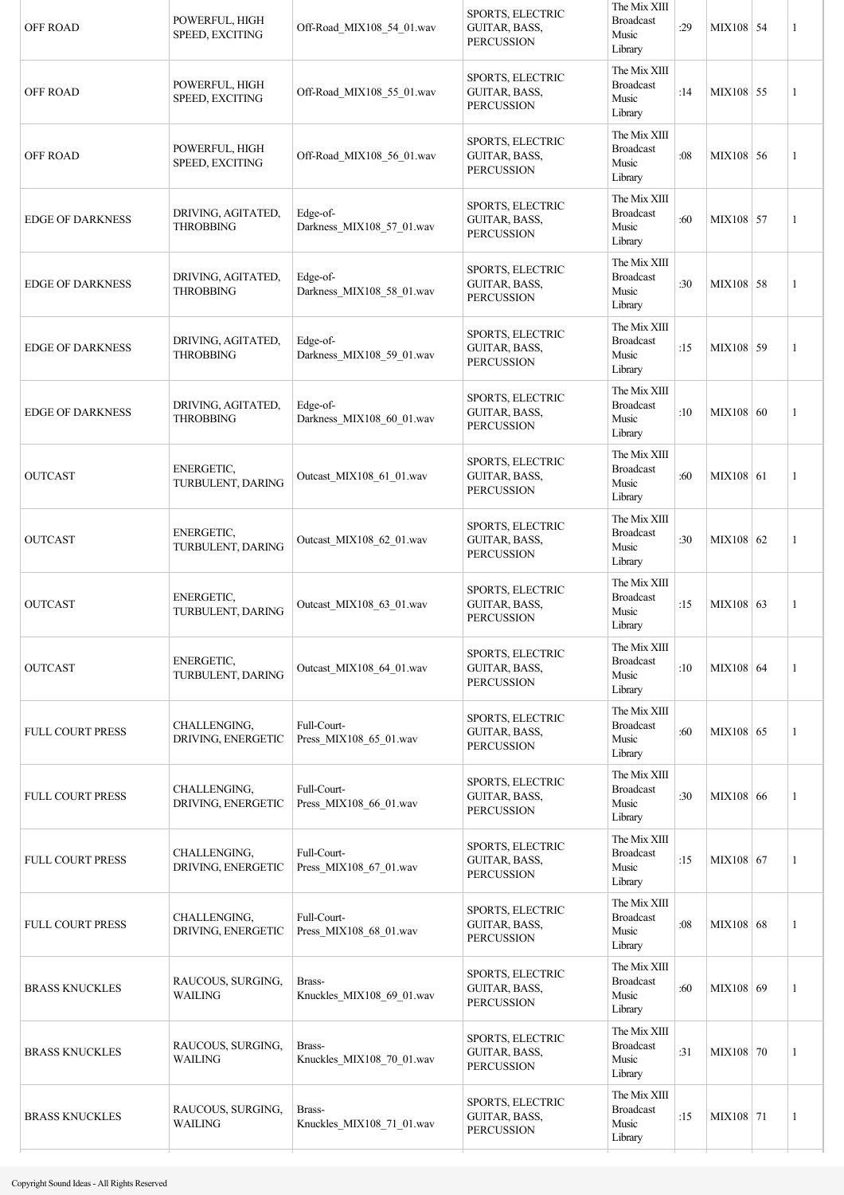| | | | | | | | | |
|---|---|---|---|---|---|---|---|---|
| OFF ROAD | POWERFUL, HIGH SPEED, EXCITING | Off-Road_MIX108_54_01.wav | SPORTS, ELECTRIC GUITAR, BASS, PERCUSSION | The Mix XIII Broadcast Music Library | :29 | MIX108 | 54 | 1 |
| OFF ROAD | POWERFUL, HIGH SPEED, EXCITING | Off-Road_MIX108_55_01.wav | SPORTS, ELECTRIC GUITAR, BASS, PERCUSSION | The Mix XIII Broadcast Music Library | :14 | MIX108 | 55 | 1 |
| OFF ROAD | POWERFUL, HIGH SPEED, EXCITING | Off-Road_MIX108_56_01.wav | SPORTS, ELECTRIC GUITAR, BASS, PERCUSSION | The Mix XIII Broadcast Music Library | :08 | MIX108 | 56 | 1 |
| EDGE OF DARKNESS | DRIVING, AGITATED, THROBBING | Edge-of-Darkness_MIX108_57_01.wav | SPORTS, ELECTRIC GUITAR, BASS, PERCUSSION | The Mix XIII Broadcast Music Library | :60 | MIX108 | 57 | 1 |
| EDGE OF DARKNESS | DRIVING, AGITATED, THROBBING | Edge-of-Darkness_MIX108_58_01.wav | SPORTS, ELECTRIC GUITAR, BASS, PERCUSSION | The Mix XIII Broadcast Music Library | :30 | MIX108 | 58 | 1 |
| EDGE OF DARKNESS | DRIVING, AGITATED, THROBBING | Edge-of-Darkness_MIX108_59_01.wav | SPORTS, ELECTRIC GUITAR, BASS, PERCUSSION | The Mix XIII Broadcast Music Library | :15 | MIX108 | 59 | 1 |
| EDGE OF DARKNESS | DRIVING, AGITATED, THROBBING | Edge-of-Darkness_MIX108_60_01.wav | SPORTS, ELECTRIC GUITAR, BASS, PERCUSSION | The Mix XIII Broadcast Music Library | :10 | MIX108 | 60 | 1 |
| OUTCAST | ENERGETIC, TURBULENT, DARING | Outcast_MIX108_61_01.wav | SPORTS, ELECTRIC GUITAR, BASS, PERCUSSION | The Mix XIII Broadcast Music Library | :60 | MIX108 | 61 | 1 |
| OUTCAST | ENERGETIC, TURBULENT, DARING | Outcast_MIX108_62_01.wav | SPORTS, ELECTRIC GUITAR, BASS, PERCUSSION | The Mix XIII Broadcast Music Library | :30 | MIX108 | 62 | 1 |
| OUTCAST | ENERGETIC, TURBULENT, DARING | Outcast_MIX108_63_01.wav | SPORTS, ELECTRIC GUITAR, BASS, PERCUSSION | The Mix XIII Broadcast Music Library | :15 | MIX108 | 63 | 1 |
| OUTCAST | ENERGETIC, TURBULENT, DARING | Outcast_MIX108_64_01.wav | SPORTS, ELECTRIC GUITAR, BASS, PERCUSSION | The Mix XIII Broadcast Music Library | :10 | MIX108 | 64 | 1 |
| FULL COURT PRESS | CHALLENGING, DRIVING, ENERGETIC | Full-Court-Press_MIX108_65_01.wav | SPORTS, ELECTRIC GUITAR, BASS, PERCUSSION | The Mix XIII Broadcast Music Library | :60 | MIX108 | 65 | 1 |
| FULL COURT PRESS | CHALLENGING, DRIVING, ENERGETIC | Full-Court-Press_MIX108_66_01.wav | SPORTS, ELECTRIC GUITAR, BASS, PERCUSSION | The Mix XIII Broadcast Music Library | :30 | MIX108 | 66 | 1 |
| FULL COURT PRESS | CHALLENGING, DRIVING, ENERGETIC | Full-Court-Press_MIX108_67_01.wav | SPORTS, ELECTRIC GUITAR, BASS, PERCUSSION | The Mix XIII Broadcast Music Library | :15 | MIX108 | 67 | 1 |
| FULL COURT PRESS | CHALLENGING, DRIVING, ENERGETIC | Full-Court-Press_MIX108_68_01.wav | SPORTS, ELECTRIC GUITAR, BASS, PERCUSSION | The Mix XIII Broadcast Music Library | :08 | MIX108 | 68 | 1 |
| BRASS KNUCKLES | RAUCOUS, SURGING, WAILING | Brass-Knuckles_MIX108_69_01.wav | SPORTS, ELECTRIC GUITAR, BASS, PERCUSSION | The Mix XIII Broadcast Music Library | :60 | MIX108 | 69 | 1 |
| BRASS KNUCKLES | RAUCOUS, SURGING, WAILING | Brass-Knuckles_MIX108_70_01.wav | SPORTS, ELECTRIC GUITAR, BASS, PERCUSSION | The Mix XIII Broadcast Music Library | :31 | MIX108 | 70 | 1 |
| BRASS KNUCKLES | RAUCOUS, SURGING, WAILING | Brass-Knuckles_MIX108_71_01.wav | SPORTS, ELECTRIC GUITAR, BASS, PERCUSSION | The Mix XIII Broadcast Music Library | :15 | MIX108 | 71 | 1 |

Copyright Sound Ideas - All Rights Reserved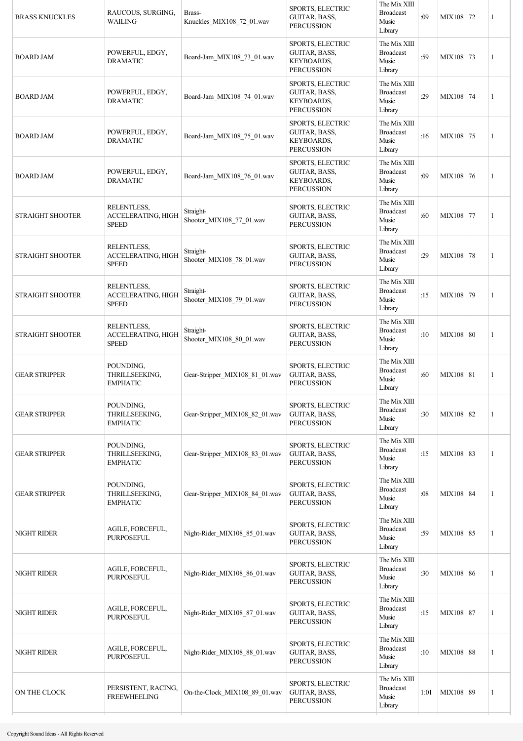| BRASS KNUCKLES | RAUCOUS, SURGING, WAILING | Brass-Knuckles_MIX108_72_01.wav | SPORTS, ELECTRIC GUITAR, BASS, PERCUSSION | The Mix XIII Broadcast Music Library | :09 | MIX108 | 72 | 1 |
|---|---|---|---|---|---|---|---|---|
| BOARD JAM | POWERFUL, EDGY, DRAMATIC | Board-Jam_MIX108_73_01.wav | SPORTS, ELECTRIC GUITAR, BASS, KEYBOARDS, PERCUSSION | The Mix XIII Broadcast Music Library | :59 | MIX108 | 73 | 1 |
| BOARD JAM | POWERFUL, EDGY, DRAMATIC | Board-Jam_MIX108_74_01.wav | SPORTS, ELECTRIC GUITAR, BASS, KEYBOARDS, PERCUSSION | The Mix XIII Broadcast Music Library | :29 | MIX108 | 74 | 1 |
| BOARD JAM | POWERFUL, EDGY, DRAMATIC | Board-Jam_MIX108_75_01.wav | SPORTS, ELECTRIC GUITAR, BASS, KEYBOARDS, PERCUSSION | The Mix XIII Broadcast Music Library | :16 | MIX108 | 75 | 1 |
| BOARD JAM | POWERFUL, EDGY, DRAMATIC | Board-Jam_MIX108_76_01.wav | SPORTS, ELECTRIC GUITAR, BASS, KEYBOARDS, PERCUSSION | The Mix XIII Broadcast Music Library | :09 | MIX108 | 76 | 1 |
| STRAIGHT SHOOTER | RELENTLESS, ACCELERATING, HIGH SPEED | Straight-Shooter_MIX108_77_01.wav | SPORTS, ELECTRIC GUITAR, BASS, PERCUSSION | The Mix XIII Broadcast Music Library | :60 | MIX108 | 77 | 1 |
| STRAIGHT SHOOTER | RELENTLESS, ACCELERATING, HIGH SPEED | Straight-Shooter_MIX108_78_01.wav | SPORTS, ELECTRIC GUITAR, BASS, PERCUSSION | The Mix XIII Broadcast Music Library | :29 | MIX108 | 78 | 1 |
| STRAIGHT SHOOTER | RELENTLESS, ACCELERATING, HIGH SPEED | Straight-Shooter_MIX108_79_01.wav | SPORTS, ELECTRIC GUITAR, BASS, PERCUSSION | The Mix XIII Broadcast Music Library | :15 | MIX108 | 79 | 1 |
| STRAIGHT SHOOTER | RELENTLESS, ACCELERATING, HIGH SPEED | Straight-Shooter_MIX108_80_01.wav | SPORTS, ELECTRIC GUITAR, BASS, PERCUSSION | The Mix XIII Broadcast Music Library | :10 | MIX108 | 80 | 1 |
| GEAR STRIPPER | POUNDING, THRILLSEEKING, EMPHATIC | Gear-Stripper_MIX108_81_01.wav | SPORTS, ELECTRIC GUITAR, BASS, PERCUSSION | The Mix XIII Broadcast Music Library | :60 | MIX108 | 81 | 1 |
| GEAR STRIPPER | POUNDING, THRILLSEEKING, EMPHATIC | Gear-Stripper_MIX108_82_01.wav | SPORTS, ELECTRIC GUITAR, BASS, PERCUSSION | The Mix XIII Broadcast Music Library | :30 | MIX108 | 82 | 1 |
| GEAR STRIPPER | POUNDING, THRILLSEEKING, EMPHATIC | Gear-Stripper_MIX108_83_01.wav | SPORTS, ELECTRIC GUITAR, BASS, PERCUSSION | The Mix XIII Broadcast Music Library | :15 | MIX108 | 83 | 1 |
| GEAR STRIPPER | POUNDING, THRILLSEEKING, EMPHATIC | Gear-Stripper_MIX108_84_01.wav | SPORTS, ELECTRIC GUITAR, BASS, PERCUSSION | The Mix XIII Broadcast Music Library | :08 | MIX108 | 84 | 1 |
| NIGHT RIDER | AGILE, FORCEFUL, PURPOSEFUL | Night-Rider_MIX108_85_01.wav | SPORTS, ELECTRIC GUITAR, BASS, PERCUSSION | The Mix XIII Broadcast Music Library | :59 | MIX108 | 85 | 1 |
| NIGHT RIDER | AGILE, FORCEFUL, PURPOSEFUL | Night-Rider_MIX108_86_01.wav | SPORTS, ELECTRIC GUITAR, BASS, PERCUSSION | The Mix XIII Broadcast Music Library | :30 | MIX108 | 86 | 1 |
| NIGHT RIDER | AGILE, FORCEFUL, PURPOSEFUL | Night-Rider_MIX108_87_01.wav | SPORTS, ELECTRIC GUITAR, BASS, PERCUSSION | The Mix XIII Broadcast Music Library | :15 | MIX108 | 87 | 1 |
| NIGHT RIDER | AGILE, FORCEFUL, PURPOSEFUL | Night-Rider_MIX108_88_01.wav | SPORTS, ELECTRIC GUITAR, BASS, PERCUSSION | The Mix XIII Broadcast Music Library | :10 | MIX108 | 88 | 1 |
| ON THE CLOCK | PERSISTENT, RACING, FREEWHEELING | On-the-Clock_MIX108_89_01.wav | SPORTS, ELECTRIC GUITAR, BASS, PERCUSSION | The Mix XIII Broadcast Music Library | 1:01 | MIX108 | 89 | 1 |

Copyright Sound Ideas - All Rights Reserved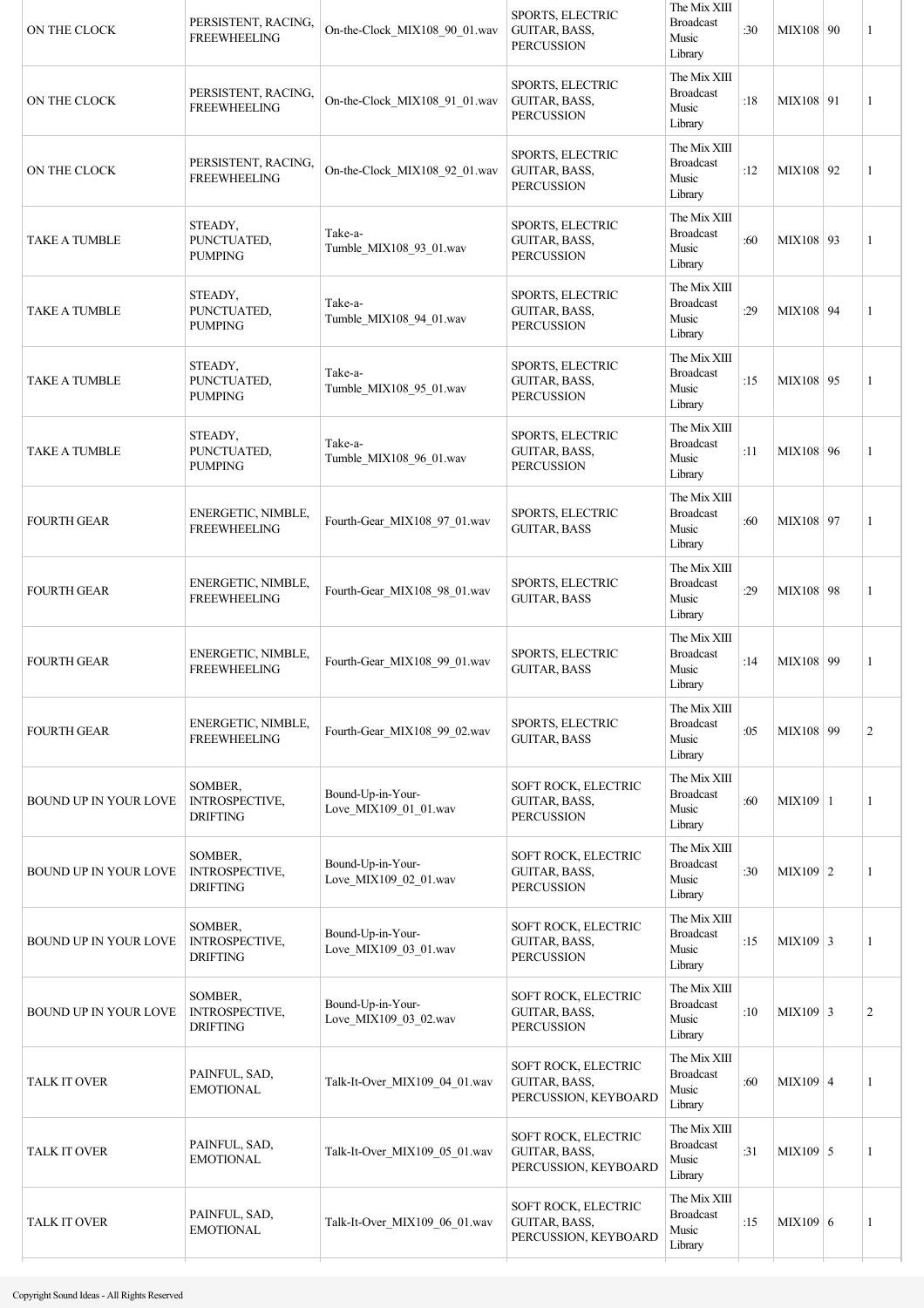| ON THE CLOCK | PERSISTENT, RACING, FREEWHEELING | On-the-Clock_MIX108_90_01.wav | SPORTS, ELECTRIC GUITAR, BASS, PERCUSSION | The Mix XIII Broadcast Music Library | :30 | MIX108 | 90 | 1 |
|---|---|---|---|---|---|---|---|---|
| ON THE CLOCK | PERSISTENT, RACING, FREEWHEELING | On-the-Clock_MIX108_91_01.wav | SPORTS, ELECTRIC GUITAR, BASS, PERCUSSION | The Mix XIII Broadcast Music Library | :18 | MIX108 | 91 | 1 |
| ON THE CLOCK | PERSISTENT, RACING, FREEWHEELING | On-the-Clock_MIX108_92_01.wav | SPORTS, ELECTRIC GUITAR, BASS, PERCUSSION | The Mix XIII Broadcast Music Library | :12 | MIX108 | 92 | 1 |
| TAKE A TUMBLE | STEADY, PUNCTUATED, PUMPING | Take-a-Tumble_MIX108_93_01.wav | SPORTS, ELECTRIC GUITAR, BASS, PERCUSSION | The Mix XIII Broadcast Music Library | :60 | MIX108 | 93 | 1 |
| TAKE A TUMBLE | STEADY, PUNCTUATED, PUMPING | Take-a-Tumble_MIX108_94_01.wav | SPORTS, ELECTRIC GUITAR, BASS, PERCUSSION | The Mix XIII Broadcast Music Library | :29 | MIX108 | 94 | 1 |
| TAKE A TUMBLE | STEADY, PUNCTUATED, PUMPING | Take-a-Tumble_MIX108_95_01.wav | SPORTS, ELECTRIC GUITAR, BASS, PERCUSSION | The Mix XIII Broadcast Music Library | :15 | MIX108 | 95 | 1 |
| TAKE A TUMBLE | STEADY, PUNCTUATED, PUMPING | Take-a-Tumble_MIX108_96_01.wav | SPORTS, ELECTRIC GUITAR, BASS, PERCUSSION | The Mix XIII Broadcast Music Library | :11 | MIX108 | 96 | 1 |
| FOURTH GEAR | ENERGETIC, NIMBLE, FREEWHEELING | Fourth-Gear_MIX108_97_01.wav | SPORTS, ELECTRIC GUITAR, BASS | The Mix XIII Broadcast Music Library | :60 | MIX108 | 97 | 1 |
| FOURTH GEAR | ENERGETIC, NIMBLE, FREEWHEELING | Fourth-Gear_MIX108_98_01.wav | SPORTS, ELECTRIC GUITAR, BASS | The Mix XIII Broadcast Music Library | :29 | MIX108 | 98 | 1 |
| FOURTH GEAR | ENERGETIC, NIMBLE, FREEWHEELING | Fourth-Gear_MIX108_99_01.wav | SPORTS, ELECTRIC GUITAR, BASS | The Mix XIII Broadcast Music Library | :14 | MIX108 | 99 | 1 |
| FOURTH GEAR | ENERGETIC, NIMBLE, FREEWHEELING | Fourth-Gear_MIX108_99_02.wav | SPORTS, ELECTRIC GUITAR, BASS | The Mix XIII Broadcast Music Library | :05 | MIX108 | 99 | 2 |
| BOUND UP IN YOUR LOVE | SOMBER, INTROSPECTIVE, DRIFTING | Bound-Up-in-Your-Love_MIX109_01_01.wav | SOFT ROCK, ELECTRIC GUITAR, BASS, PERCUSSION | The Mix XIII Broadcast Music Library | :60 | MIX109 | 1 | 1 |
| BOUND UP IN YOUR LOVE | SOMBER, INTROSPECTIVE, DRIFTING | Bound-Up-in-Your-Love_MIX109_02_01.wav | SOFT ROCK, ELECTRIC GUITAR, BASS, PERCUSSION | The Mix XIII Broadcast Music Library | :30 | MIX109 | 2 | 1 |
| BOUND UP IN YOUR LOVE | SOMBER, INTROSPECTIVE, DRIFTING | Bound-Up-in-Your-Love_MIX109_03_01.wav | SOFT ROCK, ELECTRIC GUITAR, BASS, PERCUSSION | The Mix XIII Broadcast Music Library | :15 | MIX109 | 3 | 1 |
| BOUND UP IN YOUR LOVE | SOMBER, INTROSPECTIVE, DRIFTING | Bound-Up-in-Your-Love_MIX109_03_02.wav | SOFT ROCK, ELECTRIC GUITAR, BASS, PERCUSSION | The Mix XIII Broadcast Music Library | :10 | MIX109 | 3 | 2 |
| TALK IT OVER | PAINFUL, SAD, EMOTIONAL | Talk-It-Over_MIX109_04_01.wav | SOFT ROCK, ELECTRIC GUITAR, BASS, PERCUSSION, KEYBOARD | The Mix XIII Broadcast Music Library | :60 | MIX109 | 4 | 1 |
| TALK IT OVER | PAINFUL, SAD, EMOTIONAL | Talk-It-Over_MIX109_05_01.wav | SOFT ROCK, ELECTRIC GUITAR, BASS, PERCUSSION, KEYBOARD | The Mix XIII Broadcast Music Library | :31 | MIX109 | 5 | 1 |
| TALK IT OVER | PAINFUL, SAD, EMOTIONAL | Talk-It-Over_MIX109_06_01.wav | SOFT ROCK, ELECTRIC GUITAR, BASS, PERCUSSION, KEYBOARD | The Mix XIII Broadcast Music Library | :15 | MIX109 | 6 | 1 |

Copyright Sound Ideas - All Rights Reserved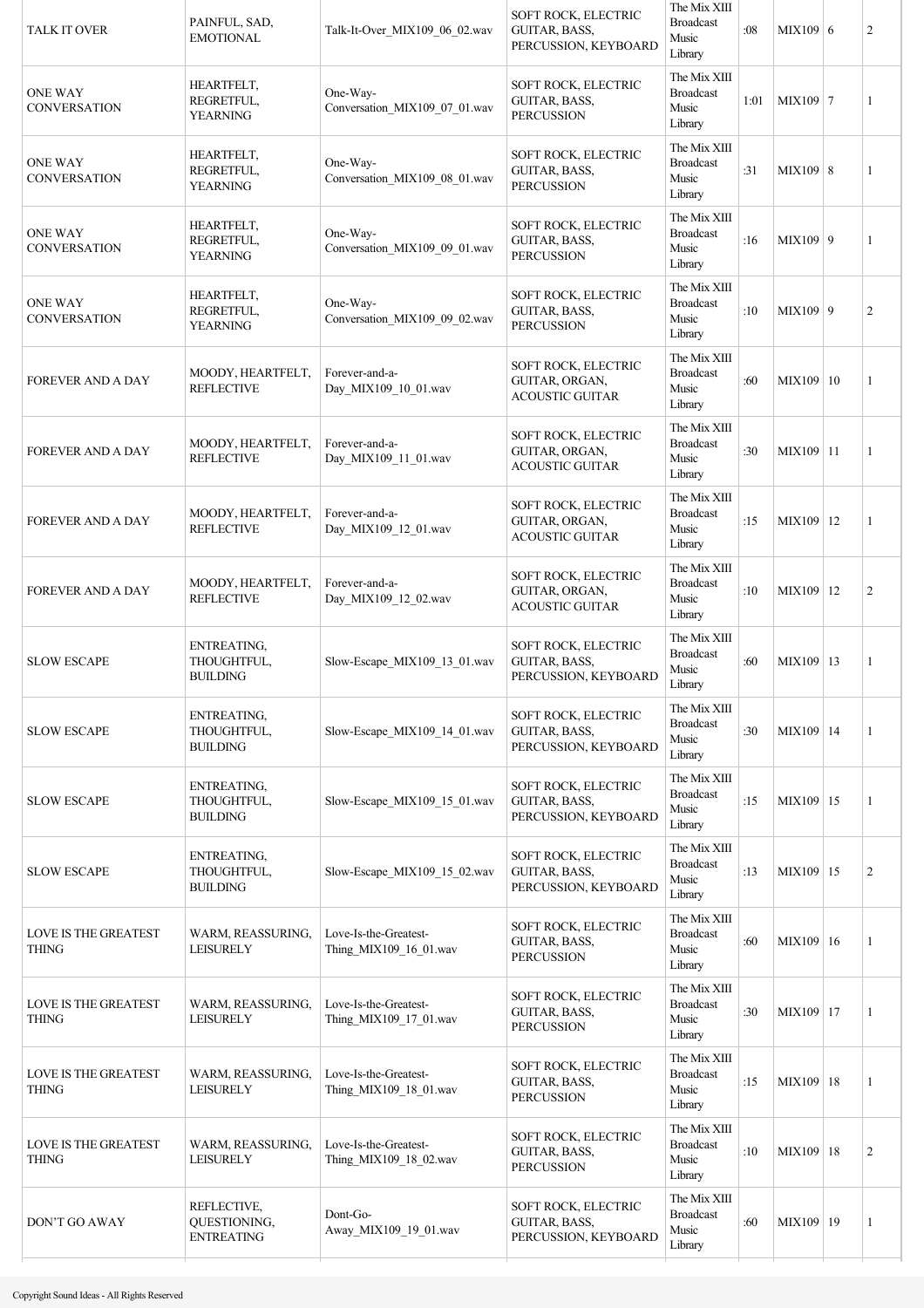| TALK IT OVER | PAINFUL, SAD, EMOTIONAL | Talk-It-Over_MIX109_06_02.wav | SOFT ROCK, ELECTRIC GUITAR, BASS, PERCUSSION, KEYBOARD | The Mix XIII Broadcast Music Library | :08 | MIX109 | 6 | 2 |
|---|---|---|---|---|---|---|---|---|
| ONE WAY CONVERSATION | HEARTFELT, REGRETFUL, YEARNING | One-Way-Conversation_MIX109_07_01.wav | SOFT ROCK, ELECTRIC GUITAR, BASS, PERCUSSION | The Mix XIII Broadcast Music Library | 1:01 | MIX109 | 7 | 1 |
| ONE WAY CONVERSATION | HEARTFELT, REGRETFUL, YEARNING | One-Way-Conversation_MIX109_08_01.wav | SOFT ROCK, ELECTRIC GUITAR, BASS, PERCUSSION | The Mix XIII Broadcast Music Library | :31 | MIX109 | 8 | 1 |
| ONE WAY CONVERSATION | HEARTFELT, REGRETFUL, YEARNING | One-Way-Conversation_MIX109_09_01.wav | SOFT ROCK, ELECTRIC GUITAR, BASS, PERCUSSION | The Mix XIII Broadcast Music Library | :16 | MIX109 | 9 | 1 |
| ONE WAY CONVERSATION | HEARTFELT, REGRETFUL, YEARNING | One-Way-Conversation_MIX109_09_02.wav | SOFT ROCK, ELECTRIC GUITAR, BASS, PERCUSSION | The Mix XIII Broadcast Music Library | :10 | MIX109 | 9 | 2 |
| FOREVER AND A DAY | MOODY, HEARTFELT, REFLECTIVE | Forever-and-a-Day_MIX109_10_01.wav | SOFT ROCK, ELECTRIC GUITAR, ORGAN, ACOUSTIC GUITAR | The Mix XIII Broadcast Music Library | :60 | MIX109 | 10 | 1 |
| FOREVER AND A DAY | MOODY, HEARTFELT, REFLECTIVE | Forever-and-a-Day_MIX109_11_01.wav | SOFT ROCK, ELECTRIC GUITAR, ORGAN, ACOUSTIC GUITAR | The Mix XIII Broadcast Music Library | :30 | MIX109 | 11 | 1 |
| FOREVER AND A DAY | MOODY, HEARTFELT, REFLECTIVE | Forever-and-a-Day_MIX109_12_01.wav | SOFT ROCK, ELECTRIC GUITAR, ORGAN, ACOUSTIC GUITAR | The Mix XIII Broadcast Music Library | :15 | MIX109 | 12 | 1 |
| FOREVER AND A DAY | MOODY, HEARTFELT, REFLECTIVE | Forever-and-a-Day_MIX109_12_02.wav | SOFT ROCK, ELECTRIC GUITAR, ORGAN, ACOUSTIC GUITAR | The Mix XIII Broadcast Music Library | :10 | MIX109 | 12 | 2 |
| SLOW ESCAPE | ENTREATING, THOUGHTFUL, BUILDING | Slow-Escape_MIX109_13_01.wav | SOFT ROCK, ELECTRIC GUITAR, BASS, PERCUSSION, KEYBOARD | The Mix XIII Broadcast Music Library | :60 | MIX109 | 13 | 1 |
| SLOW ESCAPE | ENTREATING, THOUGHTFUL, BUILDING | Slow-Escape_MIX109_14_01.wav | SOFT ROCK, ELECTRIC GUITAR, BASS, PERCUSSION, KEYBOARD | The Mix XIII Broadcast Music Library | :30 | MIX109 | 14 | 1 |
| SLOW ESCAPE | ENTREATING, THOUGHTFUL, BUILDING | Slow-Escape_MIX109_15_01.wav | SOFT ROCK, ELECTRIC GUITAR, BASS, PERCUSSION, KEYBOARD | The Mix XIII Broadcast Music Library | :15 | MIX109 | 15 | 1 |
| SLOW ESCAPE | ENTREATING, THOUGHTFUL, BUILDING | Slow-Escape_MIX109_15_02.wav | SOFT ROCK, ELECTRIC GUITAR, BASS, PERCUSSION, KEYBOARD | The Mix XIII Broadcast Music Library | :13 | MIX109 | 15 | 2 |
| LOVE IS THE GREATEST THING | WARM, REASSURING, LEISURELY | Love-Is-the-Greatest-Thing_MIX109_16_01.wav | SOFT ROCK, ELECTRIC GUITAR, BASS, PERCUSSION | The Mix XIII Broadcast Music Library | :60 | MIX109 | 16 | 1 |
| LOVE IS THE GREATEST THING | WARM, REASSURING, LEISURELY | Love-Is-the-Greatest-Thing_MIX109_17_01.wav | SOFT ROCK, ELECTRIC GUITAR, BASS, PERCUSSION | The Mix XIII Broadcast Music Library | :30 | MIX109 | 17 | 1 |
| LOVE IS THE GREATEST THING | WARM, REASSURING, LEISURELY | Love-Is-the-Greatest-Thing_MIX109_18_01.wav | SOFT ROCK, ELECTRIC GUITAR, BASS, PERCUSSION | The Mix XIII Broadcast Music Library | :15 | MIX109 | 18 | 1 |
| LOVE IS THE GREATEST THING | WARM, REASSURING, LEISURELY | Love-Is-the-Greatest-Thing_MIX109_18_02.wav | SOFT ROCK, ELECTRIC GUITAR, BASS, PERCUSSION | The Mix XIII Broadcast Music Library | :10 | MIX109 | 18 | 2 |
| DON'T GO AWAY | REFLECTIVE, QUESTIONING, ENTREATING | Dont-Go-Away_MIX109_19_01.wav | SOFT ROCK, ELECTRIC GUITAR, BASS, PERCUSSION, KEYBOARD | The Mix XIII Broadcast Music Library | :60 | MIX109 | 19 | 1 |

Copyright Sound Ideas - All Rights Reserved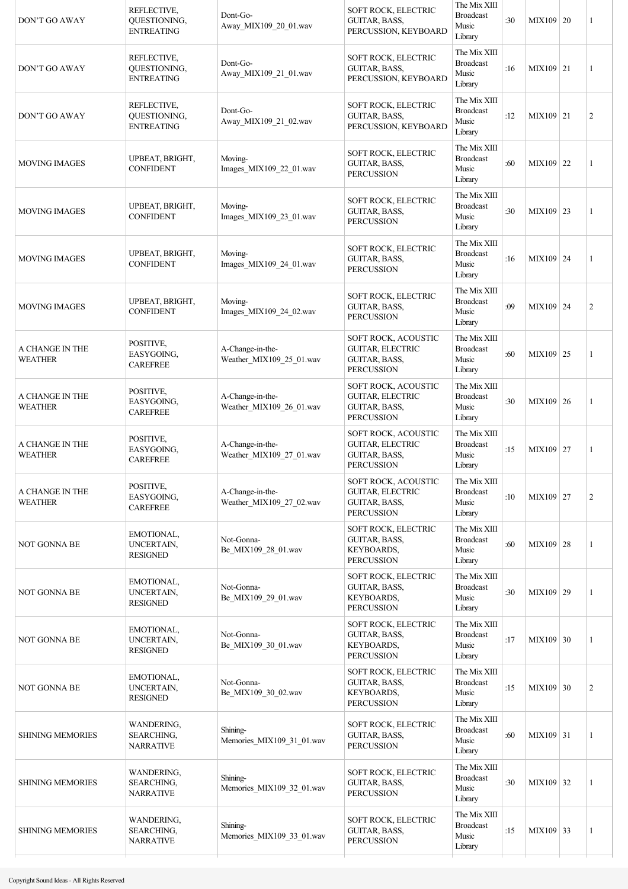| | | | | | | | | |
|---|---|---|---|---|---|---|---|---|
| DON'T GO AWAY | REFLECTIVE, QUESTIONING, ENTREATING | Dont-Go-Away_MIX109_20_01.wav | SOFT ROCK, ELECTRIC GUITAR, BASS, PERCUSSION, KEYBOARD | The Mix XIII Broadcast Music Library | :30 | MIX109 | 20 | 1 |
| DON'T GO AWAY | REFLECTIVE, QUESTIONING, ENTREATING | Dont-Go-Away_MIX109_21_01.wav | SOFT ROCK, ELECTRIC GUITAR, BASS, PERCUSSION, KEYBOARD | The Mix XIII Broadcast Music Library | :16 | MIX109 | 21 | 1 |
| DON'T GO AWAY | REFLECTIVE, QUESTIONING, ENTREATING | Dont-Go-Away_MIX109_21_02.wav | SOFT ROCK, ELECTRIC GUITAR, BASS, PERCUSSION, KEYBOARD | The Mix XIII Broadcast Music Library | :12 | MIX109 | 21 | 2 |
| MOVING IMAGES | UPBEAT, BRIGHT, CONFIDENT | Moving-Images_MIX109_22_01.wav | SOFT ROCK, ELECTRIC GUITAR, BASS, PERCUSSION | The Mix XIII Broadcast Music Library | :60 | MIX109 | 22 | 1 |
| MOVING IMAGES | UPBEAT, BRIGHT, CONFIDENT | Moving-Images_MIX109_23_01.wav | SOFT ROCK, ELECTRIC GUITAR, BASS, PERCUSSION | The Mix XIII Broadcast Music Library | :30 | MIX109 | 23 | 1 |
| MOVING IMAGES | UPBEAT, BRIGHT, CONFIDENT | Moving-Images_MIX109_24_01.wav | SOFT ROCK, ELECTRIC GUITAR, BASS, PERCUSSION | The Mix XIII Broadcast Music Library | :16 | MIX109 | 24 | 1 |
| MOVING IMAGES | UPBEAT, BRIGHT, CONFIDENT | Moving-Images_MIX109_24_02.wav | SOFT ROCK, ELECTRIC GUITAR, BASS, PERCUSSION | The Mix XIII Broadcast Music Library | :09 | MIX109 | 24 | 2 |
| A CHANGE IN THE WEATHER | POSITIVE, EASYGOING, CAREFREE | A-Change-in-the-Weather_MIX109_25_01.wav | SOFT ROCK, ACOUSTIC GUITAR, ELECTRIC GUITAR, BASS, PERCUSSION | The Mix XIII Broadcast Music Library | :60 | MIX109 | 25 | 1 |
| A CHANGE IN THE WEATHER | POSITIVE, EASYGOING, CAREFREE | A-Change-in-the-Weather_MIX109_26_01.wav | SOFT ROCK, ACOUSTIC GUITAR, ELECTRIC GUITAR, BASS, PERCUSSION | The Mix XIII Broadcast Music Library | :30 | MIX109 | 26 | 1 |
| A CHANGE IN THE WEATHER | POSITIVE, EASYGOING, CAREFREE | A-Change-in-the-Weather_MIX109_27_01.wav | SOFT ROCK, ACOUSTIC GUITAR, ELECTRIC GUITAR, BASS, PERCUSSION | The Mix XIII Broadcast Music Library | :15 | MIX109 | 27 | 1 |
| A CHANGE IN THE WEATHER | POSITIVE, EASYGOING, CAREFREE | A-Change-in-the-Weather_MIX109_27_02.wav | SOFT ROCK, ACOUSTIC GUITAR, ELECTRIC GUITAR, BASS, PERCUSSION | The Mix XIII Broadcast Music Library | :10 | MIX109 | 27 | 2 |
| NOT GONNA BE | EMOTIONAL, UNCERTAIN, RESIGNED | Not-Gonna-Be_MIX109_28_01.wav | SOFT ROCK, ELECTRIC GUITAR, BASS, KEYBOARDS, PERCUSSION | The Mix XIII Broadcast Music Library | :60 | MIX109 | 28 | 1 |
| NOT GONNA BE | EMOTIONAL, UNCERTAIN, RESIGNED | Not-Gonna-Be_MIX109_29_01.wav | SOFT ROCK, ELECTRIC GUITAR, BASS, KEYBOARDS, PERCUSSION | The Mix XIII Broadcast Music Library | :30 | MIX109 | 29 | 1 |
| NOT GONNA BE | EMOTIONAL, UNCERTAIN, RESIGNED | Not-Gonna-Be_MIX109_30_01.wav | SOFT ROCK, ELECTRIC GUITAR, BASS, KEYBOARDS, PERCUSSION | The Mix XIII Broadcast Music Library | :17 | MIX109 | 30 | 1 |
| NOT GONNA BE | EMOTIONAL, UNCERTAIN, RESIGNED | Not-Gonna-Be_MIX109_30_02.wav | SOFT ROCK, ELECTRIC GUITAR, BASS, KEYBOARDS, PERCUSSION | The Mix XIII Broadcast Music Library | :15 | MIX109 | 30 | 2 |
| SHINING MEMORIES | WANDERING, SEARCHING, NARRATIVE | Shining-Memories_MIX109_31_01.wav | SOFT ROCK, ELECTRIC GUITAR, BASS, PERCUSSION | The Mix XIII Broadcast Music Library | :60 | MIX109 | 31 | 1 |
| SHINING MEMORIES | WANDERING, SEARCHING, NARRATIVE | Shining-Memories_MIX109_32_01.wav | SOFT ROCK, ELECTRIC GUITAR, BASS, PERCUSSION | The Mix XIII Broadcast Music Library | :30 | MIX109 | 32 | 1 |
| SHINING MEMORIES | WANDERING, SEARCHING, NARRATIVE | Shining-Memories_MIX109_33_01.wav | SOFT ROCK, ELECTRIC GUITAR, BASS, PERCUSSION | The Mix XIII Broadcast Music Library | :15 | MIX109 | 33 | 1 |

Copyright Sound Ideas - All Rights Reserved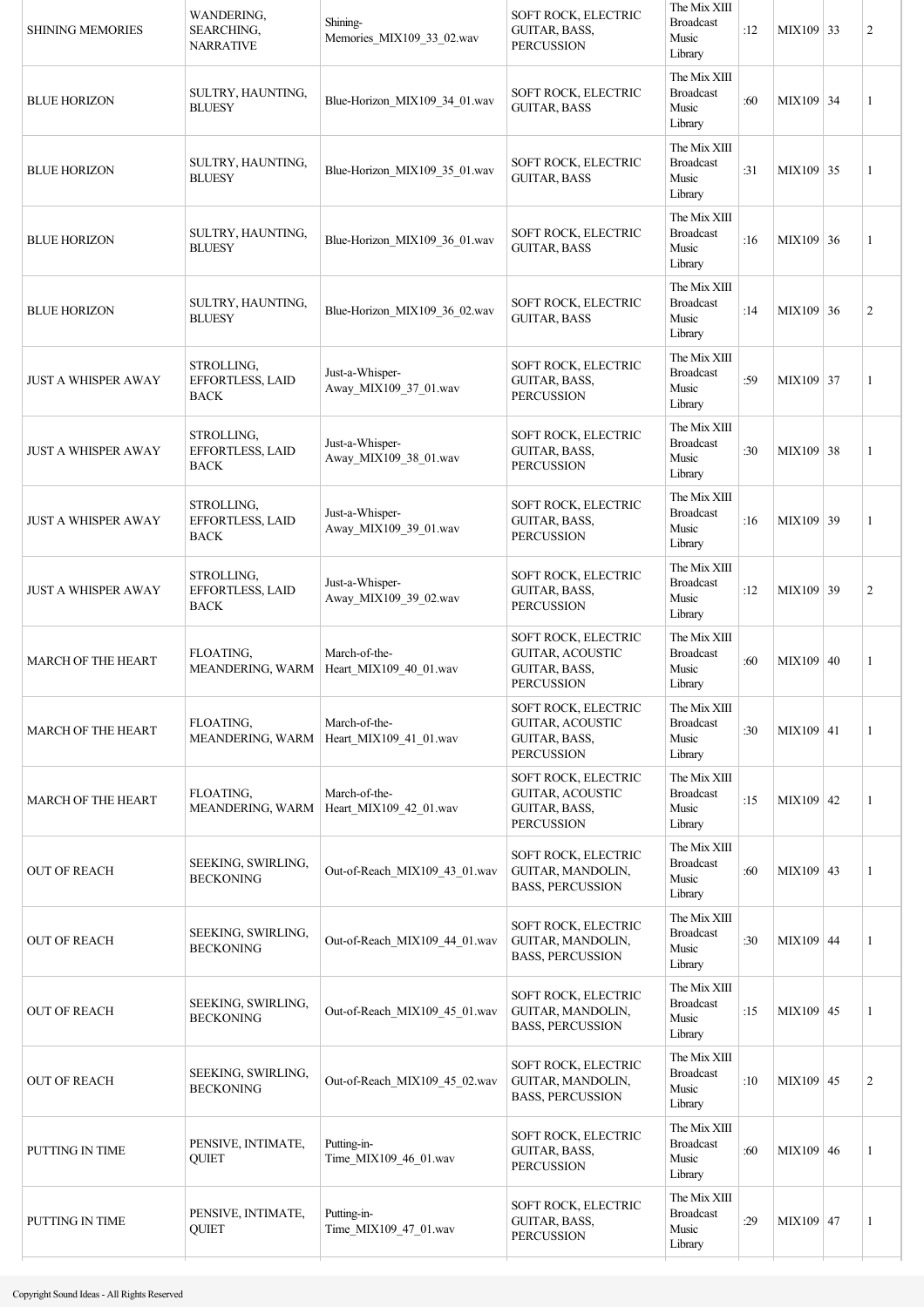| | | | | | | | |
|---|---|---|---|---|---|---|---|
| SHINING MEMORIES | WANDERING, SEARCHING, NARRATIVE | Shining-Memories_MIX109_33_02.wav | SOFT ROCK, ELECTRIC GUITAR, BASS, PERCUSSION | The Mix XIII Broadcast Music Library | :12 | MIX109 33 | 2 |
| BLUE HORIZON | SULTRY, HAUNTING, BLUESY | Blue-Horizon_MIX109_34_01.wav | SOFT ROCK, ELECTRIC GUITAR, BASS | The Mix XIII Broadcast Music Library | :60 | MIX109 34 | 1 |
| BLUE HORIZON | SULTRY, HAUNTING, BLUESY | Blue-Horizon_MIX109_35_01.wav | SOFT ROCK, ELECTRIC GUITAR, BASS | The Mix XIII Broadcast Music Library | :31 | MIX109 35 | 1 |
| BLUE HORIZON | SULTRY, HAUNTING, BLUESY | Blue-Horizon_MIX109_36_01.wav | SOFT ROCK, ELECTRIC GUITAR, BASS | The Mix XIII Broadcast Music Library | :16 | MIX109 36 | 1 |
| BLUE HORIZON | SULTRY, HAUNTING, BLUESY | Blue-Horizon_MIX109_36_02.wav | SOFT ROCK, ELECTRIC GUITAR, BASS | The Mix XIII Broadcast Music Library | :14 | MIX109 36 | 2 |
| JUST A WHISPER AWAY | STROLLING, EFFORTLESS, LAID BACK | Just-a-Whisper-Away_MIX109_37_01.wav | SOFT ROCK, ELECTRIC GUITAR, BASS, PERCUSSION | The Mix XIII Broadcast Music Library | :59 | MIX109 37 | 1 |
| JUST A WHISPER AWAY | STROLLING, EFFORTLESS, LAID BACK | Just-a-Whisper-Away_MIX109_38_01.wav | SOFT ROCK, ELECTRIC GUITAR, BASS, PERCUSSION | The Mix XIII Broadcast Music Library | :30 | MIX109 38 | 1 |
| JUST A WHISPER AWAY | STROLLING, EFFORTLESS, LAID BACK | Just-a-Whisper-Away_MIX109_39_01.wav | SOFT ROCK, ELECTRIC GUITAR, BASS, PERCUSSION | The Mix XIII Broadcast Music Library | :16 | MIX109 39 | 1 |
| JUST A WHISPER AWAY | STROLLING, EFFORTLESS, LAID BACK | Just-a-Whisper-Away_MIX109_39_02.wav | SOFT ROCK, ELECTRIC GUITAR, BASS, PERCUSSION | The Mix XIII Broadcast Music Library | :12 | MIX109 39 | 2 |
| MARCH OF THE HEART | FLOATING, MEANDERING, WARM | March-of-the-Heart_MIX109_40_01.wav | SOFT ROCK, ELECTRIC GUITAR, ACOUSTIC GUITAR, BASS, PERCUSSION | The Mix XIII Broadcast Music Library | :60 | MIX109 40 | 1 |
| MARCH OF THE HEART | FLOATING, MEANDERING, WARM | March-of-the-Heart_MIX109_41_01.wav | SOFT ROCK, ELECTRIC GUITAR, ACOUSTIC GUITAR, BASS, PERCUSSION | The Mix XIII Broadcast Music Library | :30 | MIX109 41 | 1 |
| MARCH OF THE HEART | FLOATING, MEANDERING, WARM | March-of-the-Heart_MIX109_42_01.wav | SOFT ROCK, ELECTRIC GUITAR, ACOUSTIC GUITAR, BASS, PERCUSSION | The Mix XIII Broadcast Music Library | :15 | MIX109 42 | 1 |
| OUT OF REACH | SEEKING, SWIRLING, BECKONING | Out-of-Reach_MIX109_43_01.wav | SOFT ROCK, ELECTRIC GUITAR, MANDOLIN, BASS, PERCUSSION | The Mix XIII Broadcast Music Library | :60 | MIX109 43 | 1 |
| OUT OF REACH | SEEKING, SWIRLING, BECKONING | Out-of-Reach_MIX109_44_01.wav | SOFT ROCK, ELECTRIC GUITAR, MANDOLIN, BASS, PERCUSSION | The Mix XIII Broadcast Music Library | :30 | MIX109 44 | 1 |
| OUT OF REACH | SEEKING, SWIRLING, BECKONING | Out-of-Reach_MIX109_45_01.wav | SOFT ROCK, ELECTRIC GUITAR, MANDOLIN, BASS, PERCUSSION | The Mix XIII Broadcast Music Library | :15 | MIX109 45 | 1 |
| OUT OF REACH | SEEKING, SWIRLING, BECKONING | Out-of-Reach_MIX109_45_02.wav | SOFT ROCK, ELECTRIC GUITAR, MANDOLIN, BASS, PERCUSSION | The Mix XIII Broadcast Music Library | :10 | MIX109 45 | 2 |
| PUTTING IN TIME | PENSIVE, INTIMATE, QUIET | Putting-in-Time_MIX109_46_01.wav | SOFT ROCK, ELECTRIC GUITAR, BASS, PERCUSSION | The Mix XIII Broadcast Music Library | :60 | MIX109 46 | 1 |
| PUTTING IN TIME | PENSIVE, INTIMATE, QUIET | Putting-in-Time_MIX109_47_01.wav | SOFT ROCK, ELECTRIC GUITAR, BASS, PERCUSSION | The Mix XIII Broadcast Music Library | :29 | MIX109 47 | 1 |

Copyright Sound Ideas - All Rights Reserved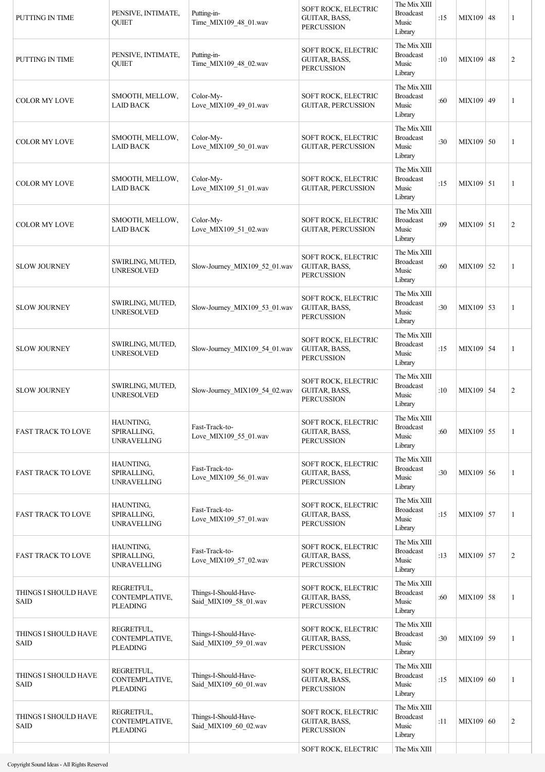| | | | | | | | | |
|---|---|---|---|---|---|---|---|---|
| PUTTING IN TIME | PENSIVE, INTIMATE, QUIET | Putting-in-Time_MIX109_48_01.wav | SOFT ROCK, ELECTRIC GUITAR, BASS, PERCUSSION | The Mix XIII Broadcast Music Library | :15 | MIX109 | 48 | 1 |
| PUTTING IN TIME | PENSIVE, INTIMATE, QUIET | Putting-in-Time_MIX109_48_02.wav | SOFT ROCK, ELECTRIC GUITAR, BASS, PERCUSSION | The Mix XIII Broadcast Music Library | :10 | MIX109 | 48 | 2 |
| COLOR MY LOVE | SMOOTH, MELLOW, LAID BACK | Color-My-Love_MIX109_49_01.wav | SOFT ROCK, ELECTRIC GUITAR, PERCUSSION | The Mix XIII Broadcast Music Library | :60 | MIX109 | 49 | 1 |
| COLOR MY LOVE | SMOOTH, MELLOW, LAID BACK | Color-My-Love_MIX109_50_01.wav | SOFT ROCK, ELECTRIC GUITAR, PERCUSSION | The Mix XIII Broadcast Music Library | :30 | MIX109 | 50 | 1 |
| COLOR MY LOVE | SMOOTH, MELLOW, LAID BACK | Color-My-Love_MIX109_51_01.wav | SOFT ROCK, ELECTRIC GUITAR, PERCUSSION | The Mix XIII Broadcast Music Library | :15 | MIX109 | 51 | 1 |
| COLOR MY LOVE | SMOOTH, MELLOW, LAID BACK | Color-My-Love_MIX109_51_02.wav | SOFT ROCK, ELECTRIC GUITAR, PERCUSSION | The Mix XIII Broadcast Music Library | :09 | MIX109 | 51 | 2 |
| SLOW JOURNEY | SWIRLING, MUTED, UNRESOLVED | Slow-Journey_MIX109_52_01.wav | SOFT ROCK, ELECTRIC GUITAR, BASS, PERCUSSION | The Mix XIII Broadcast Music Library | :60 | MIX109 | 52 | 1 |
| SLOW JOURNEY | SWIRLING, MUTED, UNRESOLVED | Slow-Journey_MIX109_53_01.wav | SOFT ROCK, ELECTRIC GUITAR, BASS, PERCUSSION | The Mix XIII Broadcast Music Library | :30 | MIX109 | 53 | 1 |
| SLOW JOURNEY | SWIRLING, MUTED, UNRESOLVED | Slow-Journey_MIX109_54_01.wav | SOFT ROCK, ELECTRIC GUITAR, BASS, PERCUSSION | The Mix XIII Broadcast Music Library | :15 | MIX109 | 54 | 1 |
| SLOW JOURNEY | SWIRLING, MUTED, UNRESOLVED | Slow-Journey_MIX109_54_02.wav | SOFT ROCK, ELECTRIC GUITAR, BASS, PERCUSSION | The Mix XIII Broadcast Music Library | :10 | MIX109 | 54 | 2 |
| FAST TRACK TO LOVE | HAUNTING, SPIRALLING, UNRAVELLING | Fast-Track-to-Love_MIX109_55_01.wav | SOFT ROCK, ELECTRIC GUITAR, BASS, PERCUSSION | The Mix XIII Broadcast Music Library | :60 | MIX109 | 55 | 1 |
| FAST TRACK TO LOVE | HAUNTING, SPIRALLING, UNRAVELLING | Fast-Track-to-Love_MIX109_56_01.wav | SOFT ROCK, ELECTRIC GUITAR, BASS, PERCUSSION | The Mix XIII Broadcast Music Library | :30 | MIX109 | 56 | 1 |
| FAST TRACK TO LOVE | HAUNTING, SPIRALLING, UNRAVELLING | Fast-Track-to-Love_MIX109_57_01.wav | SOFT ROCK, ELECTRIC GUITAR, BASS, PERCUSSION | The Mix XIII Broadcast Music Library | :15 | MIX109 | 57 | 1 |
| FAST TRACK TO LOVE | HAUNTING, SPIRALLING, UNRAVELLING | Fast-Track-to-Love_MIX109_57_02.wav | SOFT ROCK, ELECTRIC GUITAR, BASS, PERCUSSION | The Mix XIII Broadcast Music Library | :13 | MIX109 | 57 | 2 |
| THINGS I SHOULD HAVE SAID | REGRETFUL, CONTEMPLATIVE, PLEADING | Things-I-Should-Have-Said_MIX109_58_01.wav | SOFT ROCK, ELECTRIC GUITAR, BASS, PERCUSSION | The Mix XIII Broadcast Music Library | :60 | MIX109 | 58 | 1 |
| THINGS I SHOULD HAVE SAID | REGRETFUL, CONTEMPLATIVE, PLEADING | Things-I-Should-Have-Said_MIX109_59_01.wav | SOFT ROCK, ELECTRIC GUITAR, BASS, PERCUSSION | The Mix XIII Broadcast Music Library | :30 | MIX109 | 59 | 1 |
| THINGS I SHOULD HAVE SAID | REGRETFUL, CONTEMPLATIVE, PLEADING | Things-I-Should-Have-Said_MIX109_60_01.wav | SOFT ROCK, ELECTRIC GUITAR, BASS, PERCUSSION | The Mix XIII Broadcast Music Library | :15 | MIX109 | 60 | 1 |
| THINGS I SHOULD HAVE SAID | REGRETFUL, CONTEMPLATIVE, PLEADING | Things-I-Should-Have-Said_MIX109_60_02.wav | SOFT ROCK, ELECTRIC GUITAR, BASS, PERCUSSION | The Mix XIII Broadcast Music Library | :11 | MIX109 | 60 | 2 |
| | | | SOFT ROCK, ELECTRIC | The Mix XIII | | | | |

Copyright Sound Ideas - All Rights Reserved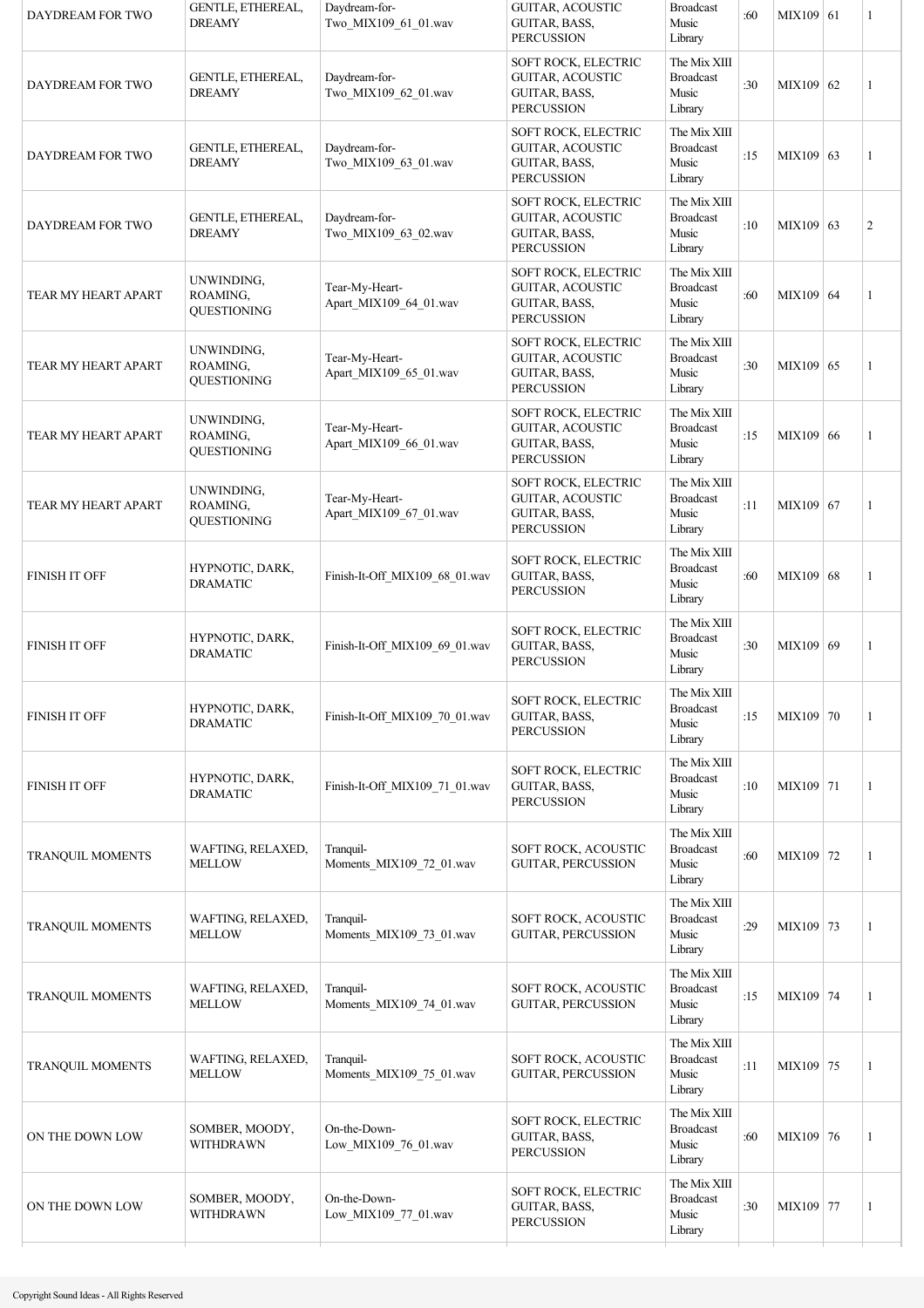| DAYDREAM FOR TWO | GENTLE, ETHEREAL, DREAMY | Daydream-for-Two_MIX109_61_01.wav | GUITAR, ACOUSTIC GUITAR, BASS, PERCUSSION | Broadcast Music Library | :60 | MIX109 | 61 | 1 |
|---|---|---|---|---|---|---|---|---|
| DAYDREAM FOR TWO | GENTLE, ETHEREAL, DREAMY | Daydream-for-Two_MIX109_62_01.wav | SOFT ROCK, ELECTRIC GUITAR, ACOUSTIC GUITAR, BASS, PERCUSSION | The Mix XIII Broadcast Music Library | :30 | MIX109 | 62 | 1 |
| DAYDREAM FOR TWO | GENTLE, ETHEREAL, DREAMY | Daydream-for-Two_MIX109_63_01.wav | SOFT ROCK, ELECTRIC GUITAR, ACOUSTIC GUITAR, BASS, PERCUSSION | The Mix XIII Broadcast Music Library | :15 | MIX109 | 63 | 1 |
| DAYDREAM FOR TWO | GENTLE, ETHEREAL, DREAMY | Daydream-for-Two_MIX109_63_02.wav | SOFT ROCK, ELECTRIC GUITAR, ACOUSTIC GUITAR, BASS, PERCUSSION | The Mix XIII Broadcast Music Library | :10 | MIX109 | 63 | 2 |
| TEAR MY HEART APART | UNWINDING, ROAMING, QUESTIONING | Tear-My-Heart-Apart_MIX109_64_01.wav | SOFT ROCK, ELECTRIC GUITAR, ACOUSTIC GUITAR, BASS, PERCUSSION | The Mix XIII Broadcast Music Library | :60 | MIX109 | 64 | 1 |
| TEAR MY HEART APART | UNWINDING, ROAMING, QUESTIONING | Tear-My-Heart-Apart_MIX109_65_01.wav | SOFT ROCK, ELECTRIC GUITAR, ACOUSTIC GUITAR, BASS, PERCUSSION | The Mix XIII Broadcast Music Library | :30 | MIX109 | 65 | 1 |
| TEAR MY HEART APART | UNWINDING, ROAMING, QUESTIONING | Tear-My-Heart-Apart_MIX109_66_01.wav | SOFT ROCK, ELECTRIC GUITAR, ACOUSTIC GUITAR, BASS, PERCUSSION | The Mix XIII Broadcast Music Library | :15 | MIX109 | 66 | 1 |
| TEAR MY HEART APART | UNWINDING, ROAMING, QUESTIONING | Tear-My-Heart-Apart_MIX109_67_01.wav | SOFT ROCK, ELECTRIC GUITAR, ACOUSTIC GUITAR, BASS, PERCUSSION | The Mix XIII Broadcast Music Library | :11 | MIX109 | 67 | 1 |
| FINISH IT OFF | HYPNOTIC, DARK, DRAMATIC | Finish-It-Off_MIX109_68_01.wav | SOFT ROCK, ELECTRIC GUITAR, BASS, PERCUSSION | The Mix XIII Broadcast Music Library | :60 | MIX109 | 68 | 1 |
| FINISH IT OFF | HYPNOTIC, DARK, DRAMATIC | Finish-It-Off_MIX109_69_01.wav | SOFT ROCK, ELECTRIC GUITAR, BASS, PERCUSSION | The Mix XIII Broadcast Music Library | :30 | MIX109 | 69 | 1 |
| FINISH IT OFF | HYPNOTIC, DARK, DRAMATIC | Finish-It-Off_MIX109_70_01.wav | SOFT ROCK, ELECTRIC GUITAR, BASS, PERCUSSION | The Mix XIII Broadcast Music Library | :15 | MIX109 | 70 | 1 |
| FINISH IT OFF | HYPNOTIC, DARK, DRAMATIC | Finish-It-Off_MIX109_71_01.wav | SOFT ROCK, ELECTRIC GUITAR, BASS, PERCUSSION | The Mix XIII Broadcast Music Library | :10 | MIX109 | 71 | 1 |
| TRANQUIL MOMENTS | WAFTING, RELAXED, MELLOW | Tranquil-Moments_MIX109_72_01.wav | SOFT ROCK, ACOUSTIC GUITAR, PERCUSSION | The Mix XIII Broadcast Music Library | :60 | MIX109 | 72 | 1 |
| TRANQUIL MOMENTS | WAFTING, RELAXED, MELLOW | Tranquil-Moments_MIX109_73_01.wav | SOFT ROCK, ACOUSTIC GUITAR, PERCUSSION | The Mix XIII Broadcast Music Library | :29 | MIX109 | 73 | 1 |
| TRANQUIL MOMENTS | WAFTING, RELAXED, MELLOW | Tranquil-Moments_MIX109_74_01.wav | SOFT ROCK, ACOUSTIC GUITAR, PERCUSSION | The Mix XIII Broadcast Music Library | :15 | MIX109 | 74 | 1 |
| TRANQUIL MOMENTS | WAFTING, RELAXED, MELLOW | Tranquil-Moments_MIX109_75_01.wav | SOFT ROCK, ACOUSTIC GUITAR, PERCUSSION | The Mix XIII Broadcast Music Library | :11 | MIX109 | 75 | 1 |
| ON THE DOWN LOW | SOMBER, MOODY, WITHDRAWN | On-the-Down-Low_MIX109_76_01.wav | SOFT ROCK, ELECTRIC GUITAR, BASS, PERCUSSION | The Mix XIII Broadcast Music Library | :60 | MIX109 | 76 | 1 |
| ON THE DOWN LOW | SOMBER, MOODY, WITHDRAWN | On-the-Down-Low_MIX109_77_01.wav | SOFT ROCK, ELECTRIC GUITAR, BASS, PERCUSSION | The Mix XIII Broadcast Music Library | :30 | MIX109 | 77 | 1 |

Copyright Sound Ideas - All Rights Reserved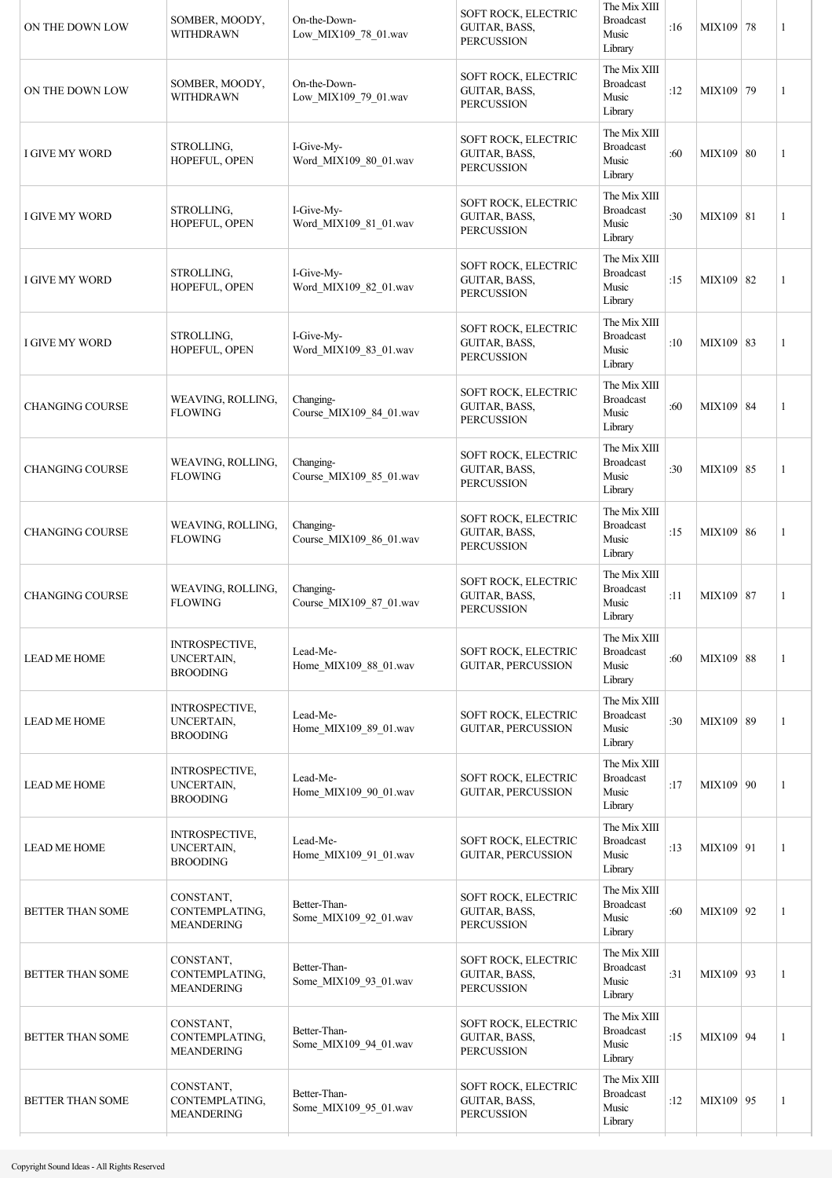| ON THE DOWN LOW | SOMBER, MOODY, WITHDRAWN | On-the-Down-Low_MIX109_78_01.wav | SOFT ROCK, ELECTRIC GUITAR, BASS, PERCUSSION | The Mix XIII Broadcast Music Library | :16 | MIX109 | 78 | 1 |
|---|---|---|---|---|---|---|---|---|
| ON THE DOWN LOW | SOMBER, MOODY, WITHDRAWN | On-the-Down-Low_MIX109_79_01.wav | SOFT ROCK, ELECTRIC GUITAR, BASS, PERCUSSION | The Mix XIII Broadcast Music Library | :12 | MIX109 | 79 | 1 |
| I GIVE MY WORD | STROLLING, HOPEFUL, OPEN | I-Give-My-Word_MIX109_80_01.wav | SOFT ROCK, ELECTRIC GUITAR, BASS, PERCUSSION | The Mix XIII Broadcast Music Library | :60 | MIX109 | 80 | 1 |
| I GIVE MY WORD | STROLLING, HOPEFUL, OPEN | I-Give-My-Word_MIX109_81_01.wav | SOFT ROCK, ELECTRIC GUITAR, BASS, PERCUSSION | The Mix XIII Broadcast Music Library | :30 | MIX109 | 81 | 1 |
| I GIVE MY WORD | STROLLING, HOPEFUL, OPEN | I-Give-My-Word_MIX109_82_01.wav | SOFT ROCK, ELECTRIC GUITAR, BASS, PERCUSSION | The Mix XIII Broadcast Music Library | :15 | MIX109 | 82 | 1 |
| I GIVE MY WORD | STROLLING, HOPEFUL, OPEN | I-Give-My-Word_MIX109_83_01.wav | SOFT ROCK, ELECTRIC GUITAR, BASS, PERCUSSION | The Mix XIII Broadcast Music Library | :10 | MIX109 | 83 | 1 |
| CHANGING COURSE | WEAVING, ROLLING, FLOWING | Changing-Course_MIX109_84_01.wav | SOFT ROCK, ELECTRIC GUITAR, BASS, PERCUSSION | The Mix XIII Broadcast Music Library | :60 | MIX109 | 84 | 1 |
| CHANGING COURSE | WEAVING, ROLLING, FLOWING | Changing-Course_MIX109_85_01.wav | SOFT ROCK, ELECTRIC GUITAR, BASS, PERCUSSION | The Mix XIII Broadcast Music Library | :30 | MIX109 | 85 | 1 |
| CHANGING COURSE | WEAVING, ROLLING, FLOWING | Changing-Course_MIX109_86_01.wav | SOFT ROCK, ELECTRIC GUITAR, BASS, PERCUSSION | The Mix XIII Broadcast Music Library | :15 | MIX109 | 86 | 1 |
| CHANGING COURSE | WEAVING, ROLLING, FLOWING | Changing-Course_MIX109_87_01.wav | SOFT ROCK, ELECTRIC GUITAR, BASS, PERCUSSION | The Mix XIII Broadcast Music Library | :11 | MIX109 | 87 | 1 |
| LEAD ME HOME | INTROSPECTIVE, UNCERTAIN, BROODING | Lead-Me-Home_MIX109_88_01.wav | SOFT ROCK, ELECTRIC GUITAR, PERCUSSION | The Mix XIII Broadcast Music Library | :60 | MIX109 | 88 | 1 |
| LEAD ME HOME | INTROSPECTIVE, UNCERTAIN, BROODING | Lead-Me-Home_MIX109_89_01.wav | SOFT ROCK, ELECTRIC GUITAR, PERCUSSION | The Mix XIII Broadcast Music Library | :30 | MIX109 | 89 | 1 |
| LEAD ME HOME | INTROSPECTIVE, UNCERTAIN, BROODING | Lead-Me-Home_MIX109_90_01.wav | SOFT ROCK, ELECTRIC GUITAR, PERCUSSION | The Mix XIII Broadcast Music Library | :17 | MIX109 | 90 | 1 |
| LEAD ME HOME | INTROSPECTIVE, UNCERTAIN, BROODING | Lead-Me-Home_MIX109_91_01.wav | SOFT ROCK, ELECTRIC GUITAR, PERCUSSION | The Mix XIII Broadcast Music Library | :13 | MIX109 | 91 | 1 |
| BETTER THAN SOME | CONSTANT, CONTEMPLATING, MEANDERING | Better-Than-Some_MIX109_92_01.wav | SOFT ROCK, ELECTRIC GUITAR, BASS, PERCUSSION | The Mix XIII Broadcast Music Library | :60 | MIX109 | 92 | 1 |
| BETTER THAN SOME | CONSTANT, CONTEMPLATING, MEANDERING | Better-Than-Some_MIX109_93_01.wav | SOFT ROCK, ELECTRIC GUITAR, BASS, PERCUSSION | The Mix XIII Broadcast Music Library | :31 | MIX109 | 93 | 1 |
| BETTER THAN SOME | CONSTANT, CONTEMPLATING, MEANDERING | Better-Than-Some_MIX109_94_01.wav | SOFT ROCK, ELECTRIC GUITAR, BASS, PERCUSSION | The Mix XIII Broadcast Music Library | :15 | MIX109 | 94 | 1 |
| BETTER THAN SOME | CONSTANT, CONTEMPLATING, MEANDERING | Better-Than-Some_MIX109_95_01.wav | SOFT ROCK, ELECTRIC GUITAR, BASS, PERCUSSION | The Mix XIII Broadcast Music Library | :12 | MIX109 | 95 | 1 |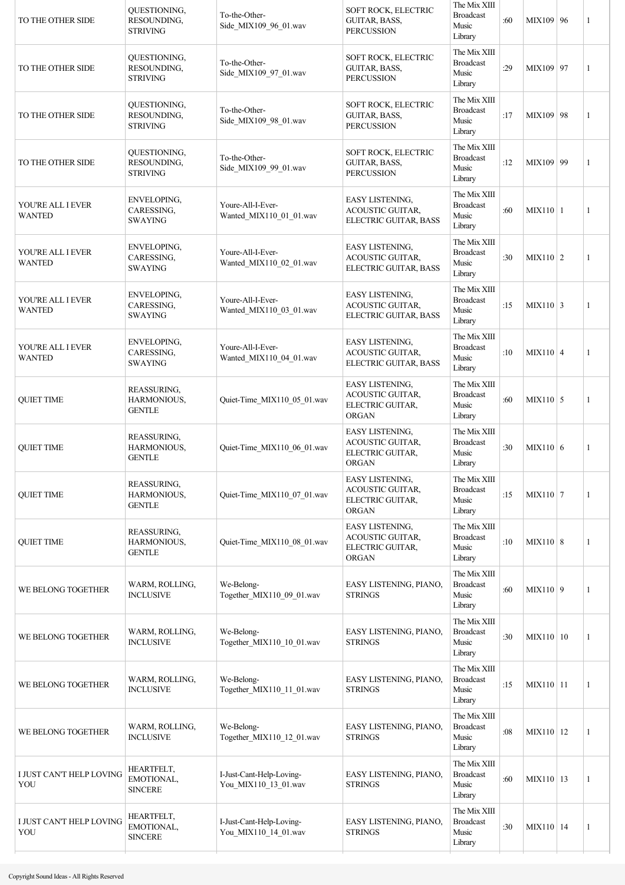| | | | | | | | | |
|---|---|---|---|---|---|---|---|---|
| TO THE OTHER SIDE | QUESTIONING, RESOUNDING, STRIVING | To-the-Other-Side_MIX109_96_01.wav | SOFT ROCK, ELECTRIC GUITAR, BASS, PERCUSSION | The Mix XIII Broadcast Music Library | :60 | MIX109 | 96 | 1 |
| TO THE OTHER SIDE | QUESTIONING, RESOUNDING, STRIVING | To-the-Other-Side_MIX109_97_01.wav | SOFT ROCK, ELECTRIC GUITAR, BASS, PERCUSSION | The Mix XIII Broadcast Music Library | :29 | MIX109 | 97 | 1 |
| TO THE OTHER SIDE | QUESTIONING, RESOUNDING, STRIVING | To-the-Other-Side_MIX109_98_01.wav | SOFT ROCK, ELECTRIC GUITAR, BASS, PERCUSSION | The Mix XIII Broadcast Music Library | :17 | MIX109 | 98 | 1 |
| TO THE OTHER SIDE | QUESTIONING, RESOUNDING, STRIVING | To-the-Other-Side_MIX109_99_01.wav | SOFT ROCK, ELECTRIC GUITAR, BASS, PERCUSSION | The Mix XIII Broadcast Music Library | :12 | MIX109 | 99 | 1 |
| YOU'RE ALL I EVER WANTED | ENVELOPING, CARESSING, SWAYING | Youre-All-I-Ever-Wanted_MIX110_01_01.wav | EASY LISTENING, ACOUSTIC GUITAR, ELECTRIC GUITAR, BASS | The Mix XIII Broadcast Music Library | :60 | MIX110 | 1 | 1 |
| YOU'RE ALL I EVER WANTED | ENVELOPING, CARESSING, SWAYING | Youre-All-I-Ever-Wanted_MIX110_02_01.wav | EASY LISTENING, ACOUSTIC GUITAR, ELECTRIC GUITAR, BASS | The Mix XIII Broadcast Music Library | :30 | MIX110 | 2 | 1 |
| YOU'RE ALL I EVER WANTED | ENVELOPING, CARESSING, SWAYING | Youre-All-I-Ever-Wanted_MIX110_03_01.wav | EASY LISTENING, ACOUSTIC GUITAR, ELECTRIC GUITAR, BASS | The Mix XIII Broadcast Music Library | :15 | MIX110 | 3 | 1 |
| YOU'RE ALL I EVER WANTED | ENVELOPING, CARESSING, SWAYING | Youre-All-I-Ever-Wanted_MIX110_04_01.wav | EASY LISTENING, ACOUSTIC GUITAR, ELECTRIC GUITAR, BASS | The Mix XIII Broadcast Music Library | :10 | MIX110 | 4 | 1 |
| QUIET TIME | REASSURING, HARMONIOUS, GENTLE | Quiet-Time_MIX110_05_01.wav | EASY LISTENING, ACOUSTIC GUITAR, ELECTRIC GUITAR, ORGAN | The Mix XIII Broadcast Music Library | :60 | MIX110 | 5 | 1 |
| QUIET TIME | REASSURING, HARMONIOUS, GENTLE | Quiet-Time_MIX110_06_01.wav | EASY LISTENING, ACOUSTIC GUITAR, ELECTRIC GUITAR, ORGAN | The Mix XIII Broadcast Music Library | :30 | MIX110 | 6 | 1 |
| QUIET TIME | REASSURING, HARMONIOUS, GENTLE | Quiet-Time_MIX110_07_01.wav | EASY LISTENING, ACOUSTIC GUITAR, ELECTRIC GUITAR, ORGAN | The Mix XIII Broadcast Music Library | :15 | MIX110 | 7 | 1 |
| QUIET TIME | REASSURING, HARMONIOUS, GENTLE | Quiet-Time_MIX110_08_01.wav | EASY LISTENING, ACOUSTIC GUITAR, ELECTRIC GUITAR, ORGAN | The Mix XIII Broadcast Music Library | :10 | MIX110 | 8 | 1 |
| WE BELONG TOGETHER | WARM, ROLLING, INCLUSIVE | We-Belong-Together_MIX110_09_01.wav | EASY LISTENING, PIANO, STRINGS | The Mix XIII Broadcast Music Library | :60 | MIX110 | 9 | 1 |
| WE BELONG TOGETHER | WARM, ROLLING, INCLUSIVE | We-Belong-Together_MIX110_10_01.wav | EASY LISTENING, PIANO, STRINGS | The Mix XIII Broadcast Music Library | :30 | MIX110 | 10 | 1 |
| WE BELONG TOGETHER | WARM, ROLLING, INCLUSIVE | We-Belong-Together_MIX110_11_01.wav | EASY LISTENING, PIANO, STRINGS | The Mix XIII Broadcast Music Library | :15 | MIX110 | 11 | 1 |
| WE BELONG TOGETHER | WARM, ROLLING, INCLUSIVE | We-Belong-Together_MIX110_12_01.wav | EASY LISTENING, PIANO, STRINGS | The Mix XIII Broadcast Music Library | :08 | MIX110 | 12 | 1 |
| I JUST CAN'T HELP LOVING YOU | HEARTFELT, EMOTIONAL, SINCERE | I-Just-Cant-Help-Loving-You_MIX110_13_01.wav | EASY LISTENING, PIANO, STRINGS | The Mix XIII Broadcast Music Library | :60 | MIX110 | 13 | 1 |
| I JUST CAN'T HELP LOVING YOU | HEARTFELT, EMOTIONAL, SINCERE | I-Just-Cant-Help-Loving-You_MIX110_14_01.wav | EASY LISTENING, PIANO, STRINGS | The Mix XIII Broadcast Music Library | :30 | MIX110 | 14 | 1 |

Copyright Sound Ideas - All Rights Reserved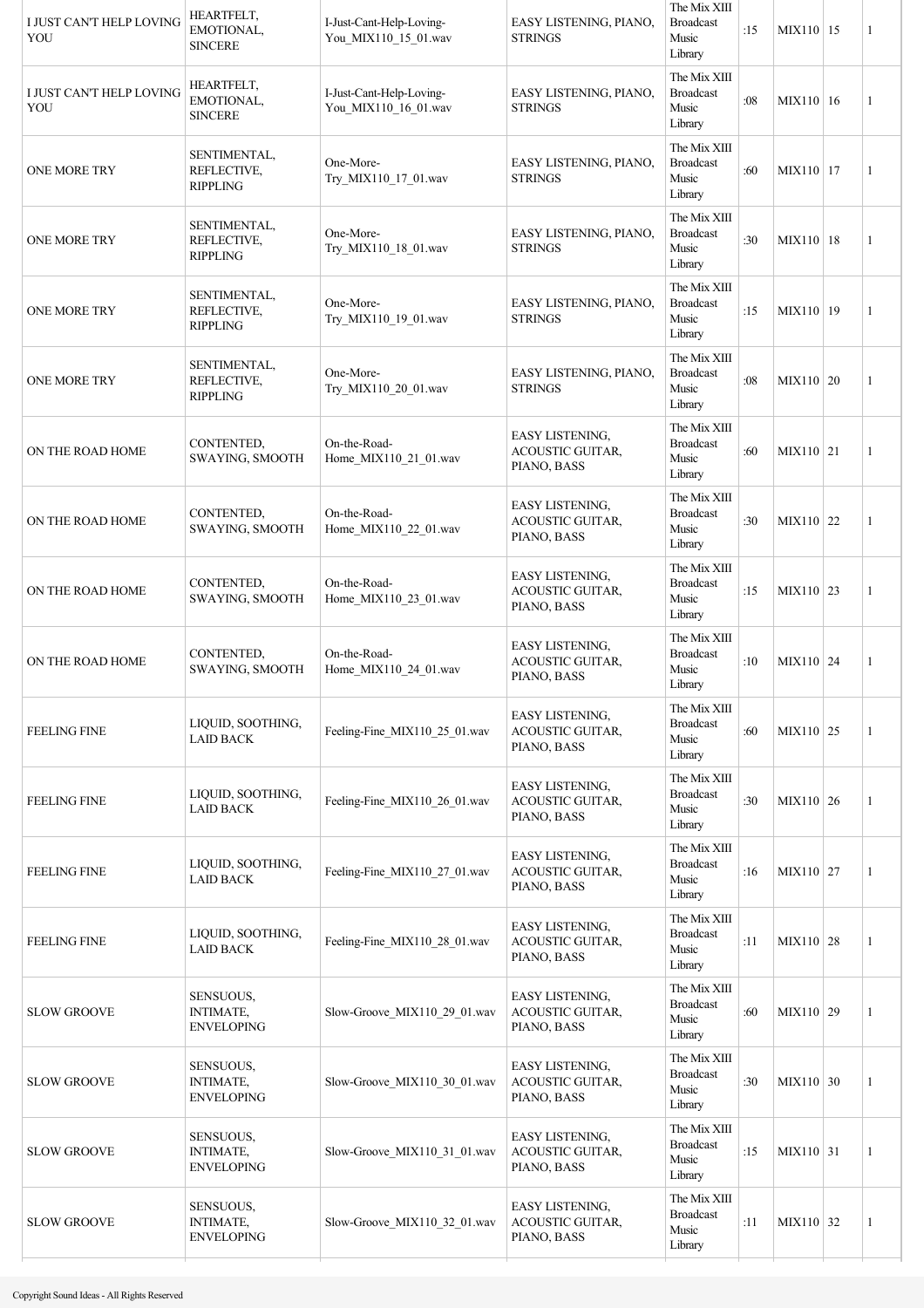| | | | | | | | | |
|---|---|---|---|---|---|---|---|---|
| I JUST CAN'T HELP LOVING YOU | HEARTFELT, EMOTIONAL, SINCERE | I-Just-Cant-Help-Loving-You_MIX110_15_01.wav | EASY LISTENING, PIANO, STRINGS | The Mix XIII Broadcast Music Library | :15 | MIX110 | 15 | 1 |
| I JUST CAN'T HELP LOVING YOU | HEARTFELT, EMOTIONAL, SINCERE | I-Just-Cant-Help-Loving-You_MIX110_16_01.wav | EASY LISTENING, PIANO, STRINGS | The Mix XIII Broadcast Music Library | :08 | MIX110 | 16 | 1 |
| ONE MORE TRY | SENTIMENTAL, REFLECTIVE, RIPPLING | One-More-Try_MIX110_17_01.wav | EASY LISTENING, PIANO, STRINGS | The Mix XIII Broadcast Music Library | :60 | MIX110 | 17 | 1 |
| ONE MORE TRY | SENTIMENTAL, REFLECTIVE, RIPPLING | One-More-Try_MIX110_18_01.wav | EASY LISTENING, PIANO, STRINGS | The Mix XIII Broadcast Music Library | :30 | MIX110 | 18 | 1 |
| ONE MORE TRY | SENTIMENTAL, REFLECTIVE, RIPPLING | One-More-Try_MIX110_19_01.wav | EASY LISTENING, PIANO, STRINGS | The Mix XIII Broadcast Music Library | :15 | MIX110 | 19 | 1 |
| ONE MORE TRY | SENTIMENTAL, REFLECTIVE, RIPPLING | One-More-Try_MIX110_20_01.wav | EASY LISTENING, PIANO, STRINGS | The Mix XIII Broadcast Music Library | :08 | MIX110 | 20 | 1 |
| ON THE ROAD HOME | CONTENTED, SWAYING, SMOOTH | On-the-Road-Home_MIX110_21_01.wav | EASY LISTENING, ACOUSTIC GUITAR, PIANO, BASS | The Mix XIII Broadcast Music Library | :60 | MIX110 | 21 | 1 |
| ON THE ROAD HOME | CONTENTED, SWAYING, SMOOTH | On-the-Road-Home_MIX110_22_01.wav | EASY LISTENING, ACOUSTIC GUITAR, PIANO, BASS | The Mix XIII Broadcast Music Library | :30 | MIX110 | 22 | 1 |
| ON THE ROAD HOME | CONTENTED, SWAYING, SMOOTH | On-the-Road-Home_MIX110_23_01.wav | EASY LISTENING, ACOUSTIC GUITAR, PIANO, BASS | The Mix XIII Broadcast Music Library | :15 | MIX110 | 23 | 1 |
| ON THE ROAD HOME | CONTENTED, SWAYING, SMOOTH | On-the-Road-Home_MIX110_24_01.wav | EASY LISTENING, ACOUSTIC GUITAR, PIANO, BASS | The Mix XIII Broadcast Music Library | :10 | MIX110 | 24 | 1 |
| FEELING FINE | LIQUID, SOOTHING, LAID BACK | Feeling-Fine_MIX110_25_01.wav | EASY LISTENING, ACOUSTIC GUITAR, PIANO, BASS | The Mix XIII Broadcast Music Library | :60 | MIX110 | 25 | 1 |
| FEELING FINE | LIQUID, SOOTHING, LAID BACK | Feeling-Fine_MIX110_26_01.wav | EASY LISTENING, ACOUSTIC GUITAR, PIANO, BASS | The Mix XIII Broadcast Music Library | :30 | MIX110 | 26 | 1 |
| FEELING FINE | LIQUID, SOOTHING, LAID BACK | Feeling-Fine_MIX110_27_01.wav | EASY LISTENING, ACOUSTIC GUITAR, PIANO, BASS | The Mix XIII Broadcast Music Library | :16 | MIX110 | 27 | 1 |
| FEELING FINE | LIQUID, SOOTHING, LAID BACK | Feeling-Fine_MIX110_28_01.wav | EASY LISTENING, ACOUSTIC GUITAR, PIANO, BASS | The Mix XIII Broadcast Music Library | :11 | MIX110 | 28 | 1 |
| SLOW GROOVE | SENSUOUS, INTIMATE, ENVELOPING | Slow-Groove_MIX110_29_01.wav | EASY LISTENING, ACOUSTIC GUITAR, PIANO, BASS | The Mix XIII Broadcast Music Library | :60 | MIX110 | 29 | 1 |
| SLOW GROOVE | SENSUOUS, INTIMATE, ENVELOPING | Slow-Groove_MIX110_30_01.wav | EASY LISTENING, ACOUSTIC GUITAR, PIANO, BASS | The Mix XIII Broadcast Music Library | :30 | MIX110 | 30 | 1 |
| SLOW GROOVE | SENSUOUS, INTIMATE, ENVELOPING | Slow-Groove_MIX110_31_01.wav | EASY LISTENING, ACOUSTIC GUITAR, PIANO, BASS | The Mix XIII Broadcast Music Library | :15 | MIX110 | 31 | 1 |
| SLOW GROOVE | SENSUOUS, INTIMATE, ENVELOPING | Slow-Groove_MIX110_32_01.wav | EASY LISTENING, ACOUSTIC GUITAR, PIANO, BASS | The Mix XIII Broadcast Music Library | :11 | MIX110 | 32 | 1 |

Copyright Sound Ideas - All Rights Reserved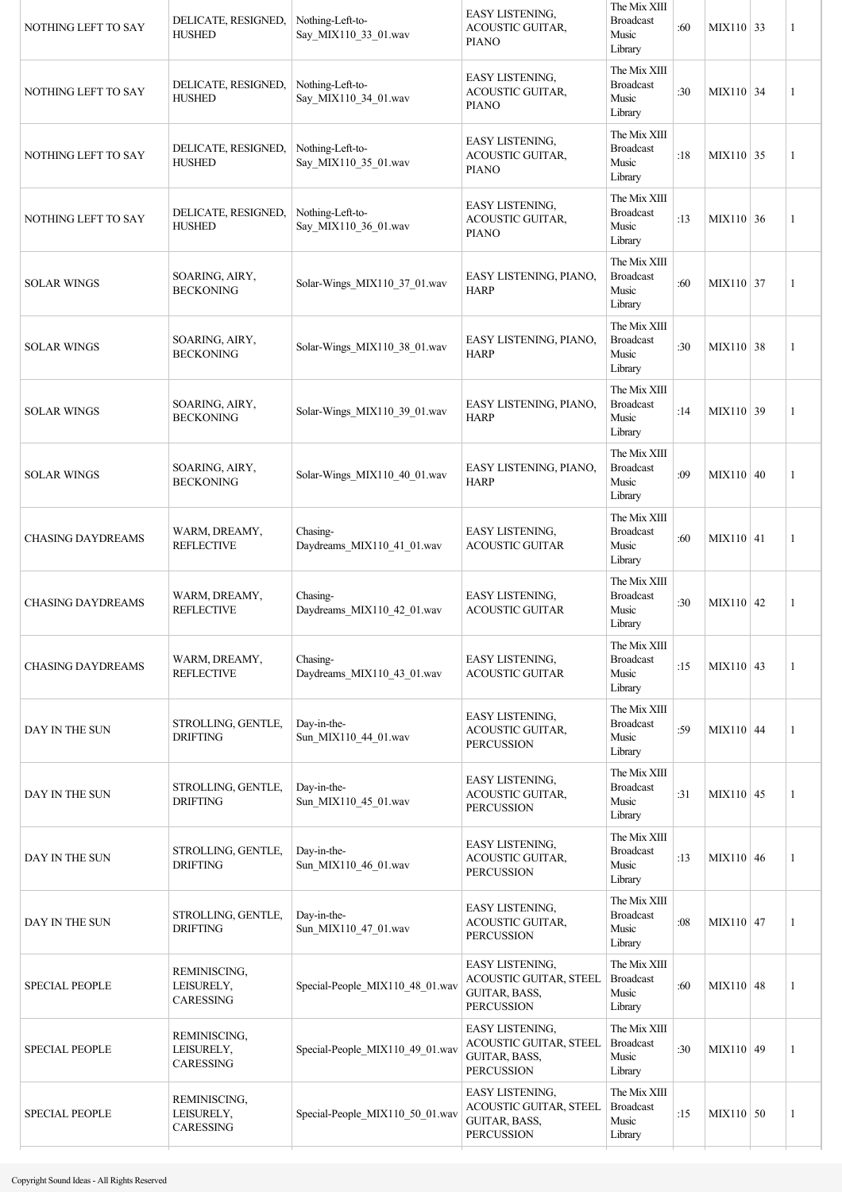| | | | | | | | | |
|---|---|---|---|---|---|---|---|---|
| NOTHING LEFT TO SAY | DELICATE, RESIGNED, HUSHED | Nothing-Left-to-Say_MIX110_33_01.wav | EASY LISTENING, ACOUSTIC GUITAR, PIANO | The Mix XIII Broadcast Music Library | :60 | MIX110 | 33 | 1 |
| NOTHING LEFT TO SAY | DELICATE, RESIGNED, HUSHED | Nothing-Left-to-Say_MIX110_34_01.wav | EASY LISTENING, ACOUSTIC GUITAR, PIANO | The Mix XIII Broadcast Music Library | :30 | MIX110 | 34 | 1 |
| NOTHING LEFT TO SAY | DELICATE, RESIGNED, HUSHED | Nothing-Left-to-Say_MIX110_35_01.wav | EASY LISTENING, ACOUSTIC GUITAR, PIANO | The Mix XIII Broadcast Music Library | :18 | MIX110 | 35 | 1 |
| NOTHING LEFT TO SAY | DELICATE, RESIGNED, HUSHED | Nothing-Left-to-Say_MIX110_36_01.wav | EASY LISTENING, ACOUSTIC GUITAR, PIANO | The Mix XIII Broadcast Music Library | :13 | MIX110 | 36 | 1 |
| SOLAR WINGS | SOARING, AIRY, BECKONING | Solar-Wings_MIX110_37_01.wav | EASY LISTENING, PIANO, HARP | The Mix XIII Broadcast Music Library | :60 | MIX110 | 37 | 1 |
| SOLAR WINGS | SOARING, AIRY, BECKONING | Solar-Wings_MIX110_38_01.wav | EASY LISTENING, PIANO, HARP | The Mix XIII Broadcast Music Library | :30 | MIX110 | 38 | 1 |
| SOLAR WINGS | SOARING, AIRY, BECKONING | Solar-Wings_MIX110_39_01.wav | EASY LISTENING, PIANO, HARP | The Mix XIII Broadcast Music Library | :14 | MIX110 | 39 | 1 |
| SOLAR WINGS | SOARING, AIRY, BECKONING | Solar-Wings_MIX110_40_01.wav | EASY LISTENING, PIANO, HARP | The Mix XIII Broadcast Music Library | :09 | MIX110 | 40 | 1 |
| CHASING DAYDREAMS | WARM, DREAMY, REFLECTIVE | Chasing-Daydreams_MIX110_41_01.wav | EASY LISTENING, ACOUSTIC GUITAR | The Mix XIII Broadcast Music Library | :60 | MIX110 | 41 | 1 |
| CHASING DAYDREAMS | WARM, DREAMY, REFLECTIVE | Chasing-Daydreams_MIX110_42_01.wav | EASY LISTENING, ACOUSTIC GUITAR | The Mix XIII Broadcast Music Library | :30 | MIX110 | 42 | 1 |
| CHASING DAYDREAMS | WARM, DREAMY, REFLECTIVE | Chasing-Daydreams_MIX110_43_01.wav | EASY LISTENING, ACOUSTIC GUITAR | The Mix XIII Broadcast Music Library | :15 | MIX110 | 43 | 1 |
| DAY IN THE SUN | STROLLING, GENTLE, DRIFTING | Day-in-the-Sun_MIX110_44_01.wav | EASY LISTENING, ACOUSTIC GUITAR, PERCUSSION | The Mix XIII Broadcast Music Library | :59 | MIX110 | 44 | 1 |
| DAY IN THE SUN | STROLLING, GENTLE, DRIFTING | Day-in-the-Sun_MIX110_45_01.wav | EASY LISTENING, ACOUSTIC GUITAR, PERCUSSION | The Mix XIII Broadcast Music Library | :31 | MIX110 | 45 | 1 |
| DAY IN THE SUN | STROLLING, GENTLE, DRIFTING | Day-in-the-Sun_MIX110_46_01.wav | EASY LISTENING, ACOUSTIC GUITAR, PERCUSSION | The Mix XIII Broadcast Music Library | :13 | MIX110 | 46 | 1 |
| DAY IN THE SUN | STROLLING, GENTLE, DRIFTING | Day-in-the-Sun_MIX110_47_01.wav | EASY LISTENING, ACOUSTIC GUITAR, PERCUSSION | The Mix XIII Broadcast Music Library | :08 | MIX110 | 47 | 1 |
| SPECIAL PEOPLE | REMINISCING, LEISURELY, CARESSING | Special-People_MIX110_48_01.wav | EASY LISTENING, ACOUSTIC GUITAR, STEEL GUITAR, BASS, PERCUSSION | The Mix XIII Broadcast Music Library | :60 | MIX110 | 48 | 1 |
| SPECIAL PEOPLE | REMINISCING, LEISURELY, CARESSING | Special-People_MIX110_49_01.wav | EASY LISTENING, ACOUSTIC GUITAR, STEEL GUITAR, BASS, PERCUSSION | The Mix XIII Broadcast Music Library | :30 | MIX110 | 49 | 1 |
| SPECIAL PEOPLE | REMINISCING, LEISURELY, CARESSING | Special-People_MIX110_50_01.wav | EASY LISTENING, ACOUSTIC GUITAR, STEEL GUITAR, BASS, PERCUSSION | The Mix XIII Broadcast Music Library | :15 | MIX110 | 50 | 1 |

Copyright Sound Ideas - All Rights Reserved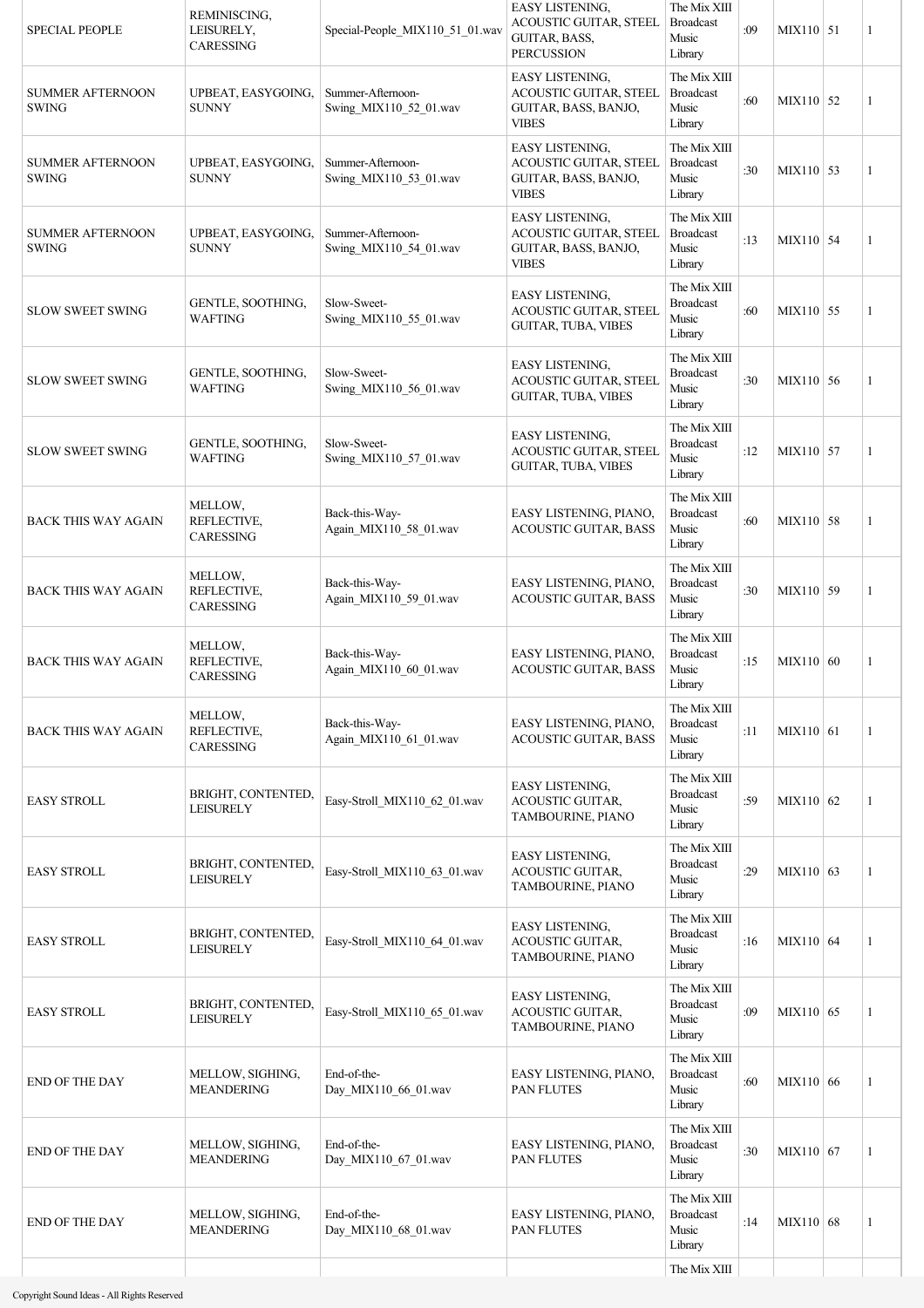| | | | | | | | | |
|---|---|---|---|---|---|---|---|---|
| SPECIAL PEOPLE | REMINISCING, LEISURELY, CARESSING | Special-People_MIX110_51_01.wav | EASY LISTENING, ACOUSTIC GUITAR, STEEL GUITAR, BASS, PERCUSSION | The Mix XIII Broadcast Music Library | :09 | MIX110 | 51 | 1 |
| SUMMER AFTERNOON SWING | UPBEAT, EASYGOING, SUNNY | Summer-Afternoon-Swing_MIX110_52_01.wav | EASY LISTENING, ACOUSTIC GUITAR, STEEL GUITAR, BASS, BANJO, VIBES | The Mix XIII Broadcast Music Library | :60 | MIX110 | 52 | 1 |
| SUMMER AFTERNOON SWING | UPBEAT, EASYGOING, SUNNY | Summer-Afternoon-Swing_MIX110_53_01.wav | EASY LISTENING, ACOUSTIC GUITAR, STEEL GUITAR, BASS, BANJO, VIBES | The Mix XIII Broadcast Music Library | :30 | MIX110 | 53 | 1 |
| SUMMER AFTERNOON SWING | UPBEAT, EASYGOING, SUNNY | Summer-Afternoon-Swing_MIX110_54_01.wav | EASY LISTENING, ACOUSTIC GUITAR, STEEL GUITAR, BASS, BANJO, VIBES | The Mix XIII Broadcast Music Library | :13 | MIX110 | 54 | 1 |
| SLOW SWEET SWING | GENTLE, SOOTHING, WAFTING | Slow-Sweet-Swing_MIX110_55_01.wav | EASY LISTENING, ACOUSTIC GUITAR, STEEL GUITAR, TUBA, VIBES | The Mix XIII Broadcast Music Library | :60 | MIX110 | 55 | 1 |
| SLOW SWEET SWING | GENTLE, SOOTHING, WAFTING | Slow-Sweet-Swing_MIX110_56_01.wav | EASY LISTENING, ACOUSTIC GUITAR, STEEL GUITAR, TUBA, VIBES | The Mix XIII Broadcast Music Library | :30 | MIX110 | 56 | 1 |
| SLOW SWEET SWING | GENTLE, SOOTHING, WAFTING | Slow-Sweet-Swing_MIX110_57_01.wav | EASY LISTENING, ACOUSTIC GUITAR, STEEL GUITAR, TUBA, VIBES | The Mix XIII Broadcast Music Library | :12 | MIX110 | 57 | 1 |
| BACK THIS WAY AGAIN | MELLOW, REFLECTIVE, CARESSING | Back-this-Way-Again_MIX110_58_01.wav | EASY LISTENING, PIANO, ACOUSTIC GUITAR, BASS | The Mix XIII Broadcast Music Library | :60 | MIX110 | 58 | 1 |
| BACK THIS WAY AGAIN | MELLOW, REFLECTIVE, CARESSING | Back-this-Way-Again_MIX110_59_01.wav | EASY LISTENING, PIANO, ACOUSTIC GUITAR, BASS | The Mix XIII Broadcast Music Library | :30 | MIX110 | 59 | 1 |
| BACK THIS WAY AGAIN | MELLOW, REFLECTIVE, CARESSING | Back-this-Way-Again_MIX110_60_01.wav | EASY LISTENING, PIANO, ACOUSTIC GUITAR, BASS | The Mix XIII Broadcast Music Library | :15 | MIX110 | 60 | 1 |
| BACK THIS WAY AGAIN | MELLOW, REFLECTIVE, CARESSING | Back-this-Way-Again_MIX110_61_01.wav | EASY LISTENING, PIANO, ACOUSTIC GUITAR, BASS | The Mix XIII Broadcast Music Library | :11 | MIX110 | 61 | 1 |
| EASY STROLL | BRIGHT, CONTENTED, LEISURELY | Easy-Stroll_MIX110_62_01.wav | EASY LISTENING, ACOUSTIC GUITAR, TAMBOURINE, PIANO | The Mix XIII Broadcast Music Library | :59 | MIX110 | 62 | 1 |
| EASY STROLL | BRIGHT, CONTENTED, LEISURELY | Easy-Stroll_MIX110_63_01.wav | EASY LISTENING, ACOUSTIC GUITAR, TAMBOURINE, PIANO | The Mix XIII Broadcast Music Library | :29 | MIX110 | 63 | 1 |
| EASY STROLL | BRIGHT, CONTENTED, LEISURELY | Easy-Stroll_MIX110_64_01.wav | EASY LISTENING, ACOUSTIC GUITAR, TAMBOURINE, PIANO | The Mix XIII Broadcast Music Library | :16 | MIX110 | 64 | 1 |
| EASY STROLL | BRIGHT, CONTENTED, LEISURELY | Easy-Stroll_MIX110_65_01.wav | EASY LISTENING, ACOUSTIC GUITAR, TAMBOURINE, PIANO | The Mix XIII Broadcast Music Library | :09 | MIX110 | 65 | 1 |
| END OF THE DAY | MELLOW, SIGHING, MEANDERING | End-of-the-Day_MIX110_66_01.wav | EASY LISTENING, PIANO, PAN FLUTES | The Mix XIII Broadcast Music Library | :60 | MIX110 | 66 | 1 |
| END OF THE DAY | MELLOW, SIGHING, MEANDERING | End-of-the-Day_MIX110_67_01.wav | EASY LISTENING, PIANO, PAN FLUTES | The Mix XIII Broadcast Music Library | :30 | MIX110 | 67 | 1 |
| END OF THE DAY | MELLOW, SIGHING, MEANDERING | End-of-the-Day_MIX110_68_01.wav | EASY LISTENING, PIANO, PAN FLUTES | The Mix XIII Broadcast Music Library | :14 | MIX110 | 68 | 1 |
| | | | | The Mix XIII | | | | |

Copyright Sound Ideas - All Rights Reserved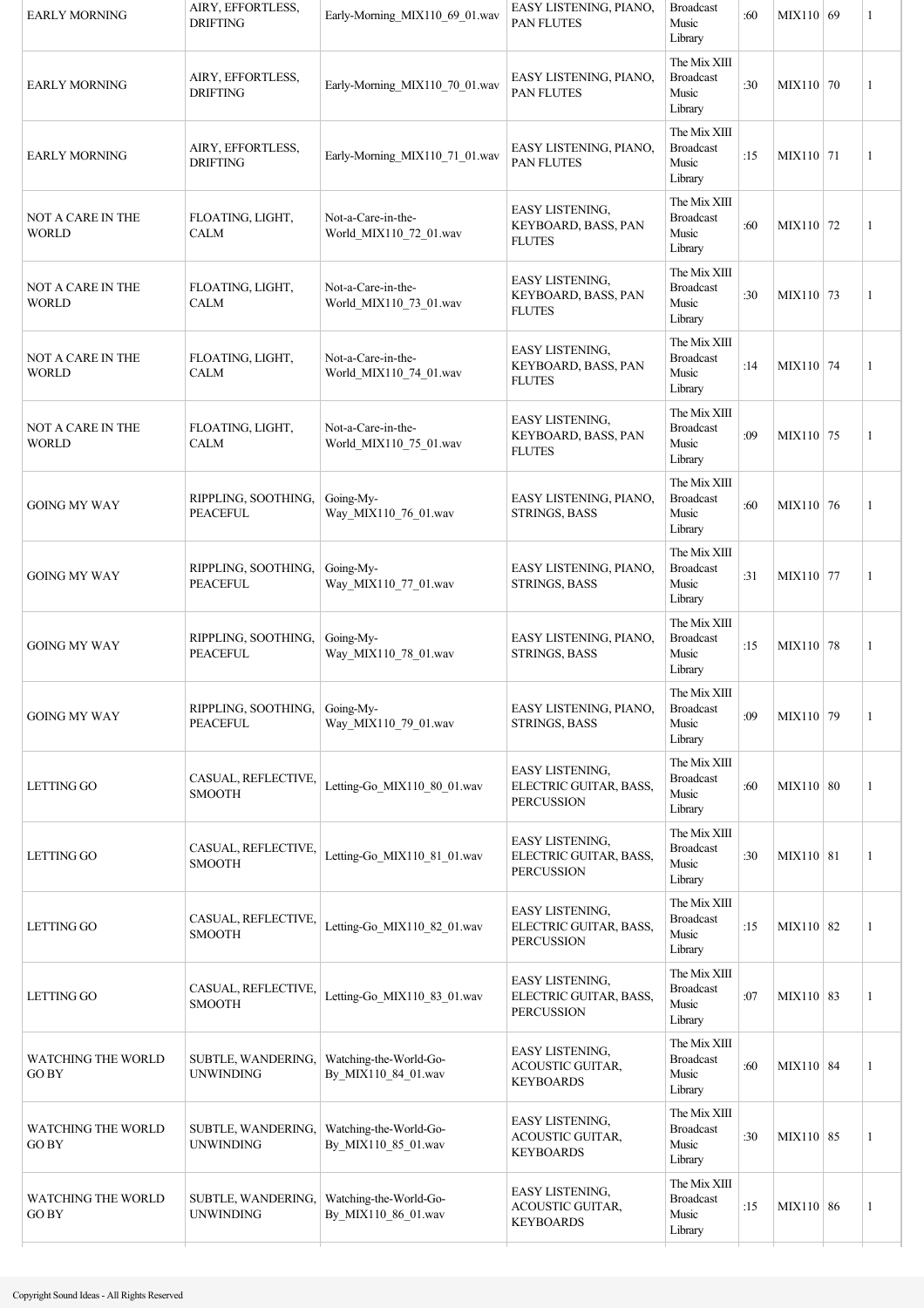| | | | | | | | | |
|---|---|---|---|---|---|---|---|---|
| EARLY MORNING | AIRY, EFFORTLESS, DRIFTING | Early-Morning_MIX110_69_01.wav | EASY LISTENING, PIANO, PAN FLUTES | Broadcast Music Library | :60 | MIX110 | 69 | 1 |
| EARLY MORNING | AIRY, EFFORTLESS, DRIFTING | Early-Morning_MIX110_70_01.wav | EASY LISTENING, PIANO, PAN FLUTES | The Mix XIII Broadcast Music Library | :30 | MIX110 | 70 | 1 |
| EARLY MORNING | AIRY, EFFORTLESS, DRIFTING | Early-Morning_MIX110_71_01.wav | EASY LISTENING, PIANO, PAN FLUTES | The Mix XIII Broadcast Music Library | :15 | MIX110 | 71 | 1 |
| NOT A CARE IN THE WORLD | FLOATING, LIGHT, CALM | Not-a-Care-in-the-World_MIX110_72_01.wav | EASY LISTENING, KEYBOARD, BASS, PAN FLUTES | The Mix XIII Broadcast Music Library | :60 | MIX110 | 72 | 1 |
| NOT A CARE IN THE WORLD | FLOATING, LIGHT, CALM | Not-a-Care-in-the-World_MIX110_73_01.wav | EASY LISTENING, KEYBOARD, BASS, PAN FLUTES | The Mix XIII Broadcast Music Library | :30 | MIX110 | 73 | 1 |
| NOT A CARE IN THE WORLD | FLOATING, LIGHT, CALM | Not-a-Care-in-the-World_MIX110_74_01.wav | EASY LISTENING, KEYBOARD, BASS, PAN FLUTES | The Mix XIII Broadcast Music Library | :14 | MIX110 | 74 | 1 |
| NOT A CARE IN THE WORLD | FLOATING, LIGHT, CALM | Not-a-Care-in-the-World_MIX110_75_01.wav | EASY LISTENING, KEYBOARD, BASS, PAN FLUTES | The Mix XIII Broadcast Music Library | :09 | MIX110 | 75 | 1 |
| GOING MY WAY | RIPPLING, SOOTHING, PEACEFUL | Going-My-Way_MIX110_76_01.wav | EASY LISTENING, PIANO, STRINGS, BASS | The Mix XIII Broadcast Music Library | :60 | MIX110 | 76 | 1 |
| GOING MY WAY | RIPPLING, SOOTHING, PEACEFUL | Going-My-Way_MIX110_77_01.wav | EASY LISTENING, PIANO, STRINGS, BASS | The Mix XIII Broadcast Music Library | :31 | MIX110 | 77 | 1 |
| GOING MY WAY | RIPPLING, SOOTHING, PEACEFUL | Going-My-Way_MIX110_78_01.wav | EASY LISTENING, PIANO, STRINGS, BASS | The Mix XIII Broadcast Music Library | :15 | MIX110 | 78 | 1 |
| GOING MY WAY | RIPPLING, SOOTHING, PEACEFUL | Going-My-Way_MIX110_79_01.wav | EASY LISTENING, PIANO, STRINGS, BASS | The Mix XIII Broadcast Music Library | :09 | MIX110 | 79 | 1 |
| LETTING GO | CASUAL, REFLECTIVE, SMOOTH | Letting-Go_MIX110_80_01.wav | EASY LISTENING, ELECTRIC GUITAR, BASS, PERCUSSION | The Mix XIII Broadcast Music Library | :60 | MIX110 | 80 | 1 |
| LETTING GO | CASUAL, REFLECTIVE, SMOOTH | Letting-Go_MIX110_81_01.wav | EASY LISTENING, ELECTRIC GUITAR, BASS, PERCUSSION | The Mix XIII Broadcast Music Library | :30 | MIX110 | 81 | 1 |
| LETTING GO | CASUAL, REFLECTIVE, SMOOTH | Letting-Go_MIX110_82_01.wav | EASY LISTENING, ELECTRIC GUITAR, BASS, PERCUSSION | The Mix XIII Broadcast Music Library | :15 | MIX110 | 82 | 1 |
| LETTING GO | CASUAL, REFLECTIVE, SMOOTH | Letting-Go_MIX110_83_01.wav | EASY LISTENING, ELECTRIC GUITAR, BASS, PERCUSSION | The Mix XIII Broadcast Music Library | :07 | MIX110 | 83 | 1 |
| WATCHING THE WORLD GO BY | SUBTLE, WANDERING, UNWINDING | Watching-the-World-Go-By_MIX110_84_01.wav | EASY LISTENING, ACOUSTIC GUITAR, KEYBOARDS | The Mix XIII Broadcast Music Library | :60 | MIX110 | 84 | 1 |
| WATCHING THE WORLD GO BY | SUBTLE, WANDERING, UNWINDING | Watching-the-World-Go-By_MIX110_85_01.wav | EASY LISTENING, ACOUSTIC GUITAR, KEYBOARDS | The Mix XIII Broadcast Music Library | :30 | MIX110 | 85 | 1 |
| WATCHING THE WORLD GO BY | SUBTLE, WANDERING, UNWINDING | Watching-the-World-Go-By_MIX110_86_01.wav | EASY LISTENING, ACOUSTIC GUITAR, KEYBOARDS | The Mix XIII Broadcast Music Library | :15 | MIX110 | 86 | 1 |

Copyright Sound Ideas - All Rights Reserved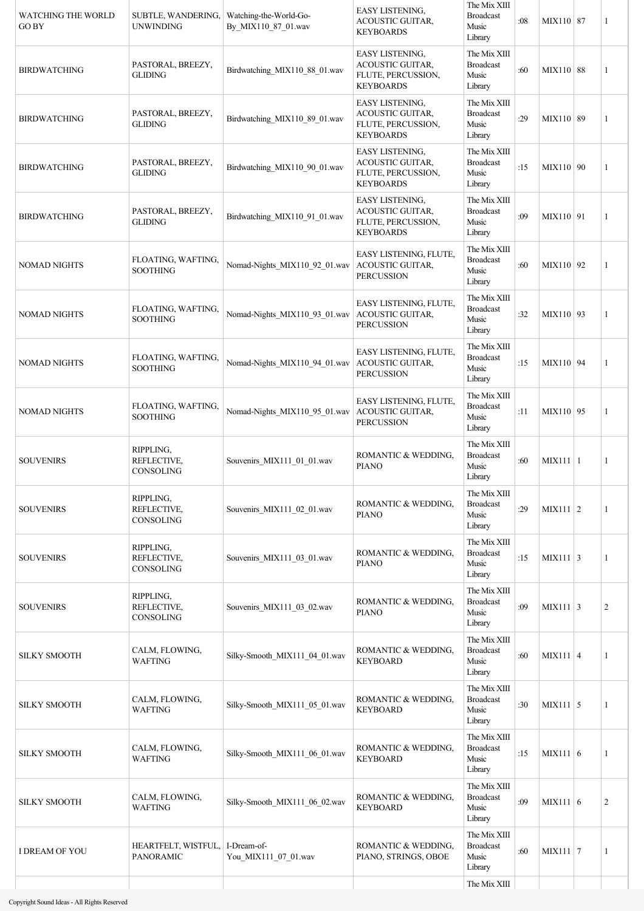| | | | | | | | | |
|---|---|---|---|---|---|---|---|---|
| WATCHING THE WORLD GO BY | SUBTLE, WANDERING, UNWINDING | Watching-the-World-Go-By_MIX110_87_01.wav | EASY LISTENING, ACOUSTIC GUITAR, KEYBOARDS | The Mix XIII Broadcast Music Library | :08 | MIX110 | 87 | 1 |
| BIRDWATCHING | PASTORAL, BREEZY, GLIDING | Birdwatching_MIX110_88_01.wav | EASY LISTENING, ACOUSTIC GUITAR, FLUTE, PERCUSSION, KEYBOARDS | The Mix XIII Broadcast Music Library | :60 | MIX110 | 88 | 1 |
| BIRDWATCHING | PASTORAL, BREEZY, GLIDING | Birdwatching_MIX110_89_01.wav | EASY LISTENING, ACOUSTIC GUITAR, FLUTE, PERCUSSION, KEYBOARDS | The Mix XIII Broadcast Music Library | :29 | MIX110 | 89 | 1 |
| BIRDWATCHING | PASTORAL, BREEZY, GLIDING | Birdwatching_MIX110_90_01.wav | EASY LISTENING, ACOUSTIC GUITAR, FLUTE, PERCUSSION, KEYBOARDS | The Mix XIII Broadcast Music Library | :15 | MIX110 | 90 | 1 |
| BIRDWATCHING | PASTORAL, BREEZY, GLIDING | Birdwatching_MIX110_91_01.wav | EASY LISTENING, ACOUSTIC GUITAR, FLUTE, PERCUSSION, KEYBOARDS | The Mix XIII Broadcast Music Library | :09 | MIX110 | 91 | 1 |
| NOMAD NIGHTS | FLOATING, WAFTING, SOOTHING | Nomad-Nights_MIX110_92_01.wav | EASY LISTENING, FLUTE, ACOUSTIC GUITAR, PERCUSSION | The Mix XIII Broadcast Music Library | :60 | MIX110 | 92 | 1 |
| NOMAD NIGHTS | FLOATING, WAFTING, SOOTHING | Nomad-Nights_MIX110_93_01.wav | EASY LISTENING, FLUTE, ACOUSTIC GUITAR, PERCUSSION | The Mix XIII Broadcast Music Library | :32 | MIX110 | 93 | 1 |
| NOMAD NIGHTS | FLOATING, WAFTING, SOOTHING | Nomad-Nights_MIX110_94_01.wav | EASY LISTENING, FLUTE, ACOUSTIC GUITAR, PERCUSSION | The Mix XIII Broadcast Music Library | :15 | MIX110 | 94 | 1 |
| NOMAD NIGHTS | FLOATING, WAFTING, SOOTHING | Nomad-Nights_MIX110_95_01.wav | EASY LISTENING, FLUTE, ACOUSTIC GUITAR, PERCUSSION | The Mix XIII Broadcast Music Library | :11 | MIX110 | 95 | 1 |
| SOUVENIRS | RIPPLING, REFLECTIVE, CONSOLING | Souvenirs_MIX111_01_01.wav | ROMANTIC & WEDDING, PIANO | The Mix XIII Broadcast Music Library | :60 | MIX111 | 1 | 1 |
| SOUVENIRS | RIPPLING, REFLECTIVE, CONSOLING | Souvenirs_MIX111_02_01.wav | ROMANTIC & WEDDING, PIANO | The Mix XIII Broadcast Music Library | :29 | MIX111 | 2 | 1 |
| SOUVENIRS | RIPPLING, REFLECTIVE, CONSOLING | Souvenirs_MIX111_03_01.wav | ROMANTIC & WEDDING, PIANO | The Mix XIII Broadcast Music Library | :15 | MIX111 | 3 | 1 |
| SOUVENIRS | RIPPLING, REFLECTIVE, CONSOLING | Souvenirs_MIX111_03_02.wav | ROMANTIC & WEDDING, PIANO | The Mix XIII Broadcast Music Library | :09 | MIX111 | 3 | 2 |
| SILKY SMOOTH | CALM, FLOWING, WAFTING | Silky-Smooth_MIX111_04_01.wav | ROMANTIC & WEDDING, KEYBOARD | The Mix XIII Broadcast Music Library | :60 | MIX111 | 4 | 1 |
| SILKY SMOOTH | CALM, FLOWING, WAFTING | Silky-Smooth_MIX111_05_01.wav | ROMANTIC & WEDDING, KEYBOARD | The Mix XIII Broadcast Music Library | :30 | MIX111 | 5 | 1 |
| SILKY SMOOTH | CALM, FLOWING, WAFTING | Silky-Smooth_MIX111_06_01.wav | ROMANTIC & WEDDING, KEYBOARD | The Mix XIII Broadcast Music Library | :15 | MIX111 | 6 | 1 |
| SILKY SMOOTH | CALM, FLOWING, WAFTING | Silky-Smooth_MIX111_06_02.wav | ROMANTIC & WEDDING, KEYBOARD | The Mix XIII Broadcast Music Library | :09 | MIX111 | 6 | 2 |
| I DREAM OF YOU | HEARTFELT, WISTFUL, PANORAMIC | I-Dream-of-You_MIX111_07_01.wav | ROMANTIC & WEDDING, PIANO, STRINGS, OBOE | The Mix XIII Broadcast Music Library | :60 | MIX111 | 7 | 1 |
| | | | | The Mix XIII | | | | |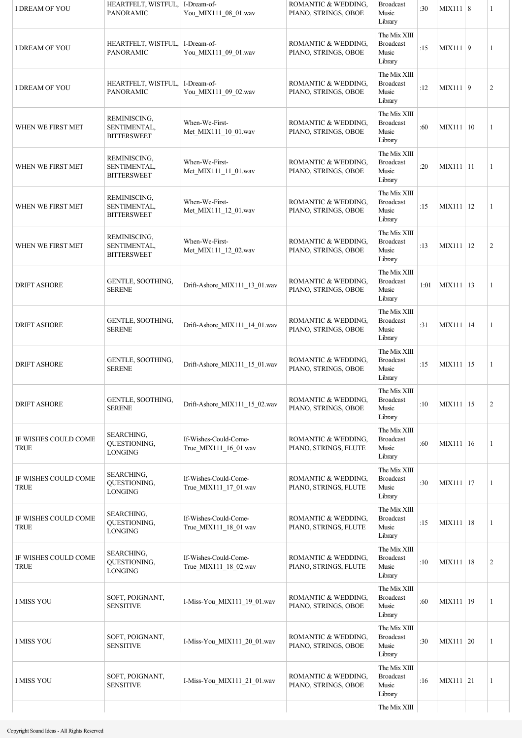| I DREAM OF YOU | HEARTFELT, WISTFUL, PANORAMIC | I-Dream-of-You_MIX111_08_01.wav | ROMANTIC & WEDDING, PIANO, STRINGS, OBOE | Broadcast Music Library | :30 | MIX111 | 8 | 1 |
|---|---|---|---|---|---|---|---|---|
| I DREAM OF YOU | HEARTFELT, WISTFUL, PANORAMIC | I-Dream-of-You_MIX111_09_01.wav | ROMANTIC & WEDDING, PIANO, STRINGS, OBOE | The Mix XIII Broadcast Music Library | :15 | MIX111 | 9 | 1 |
| I DREAM OF YOU | HEARTFELT, WISTFUL, PANORAMIC | I-Dream-of-You_MIX111_09_02.wav | ROMANTIC & WEDDING, PIANO, STRINGS, OBOE | The Mix XIII Broadcast Music Library | :12 | MIX111 | 9 | 2 |
| WHEN WE FIRST MET | REMINISCING, SENTIMENTAL, BITTERSWEET | When-We-First-Met_MIX111_10_01.wav | ROMANTIC & WEDDING, PIANO, STRINGS, OBOE | The Mix XIII Broadcast Music Library | :60 | MIX111 | 10 | 1 |
| WHEN WE FIRST MET | REMINISCING, SENTIMENTAL, BITTERSWEET | When-We-First-Met_MIX111_11_01.wav | ROMANTIC & WEDDING, PIANO, STRINGS, OBOE | The Mix XIII Broadcast Music Library | :20 | MIX111 | 11 | 1 |
| WHEN WE FIRST MET | REMINISCING, SENTIMENTAL, BITTERSWEET | When-We-First-Met_MIX111_12_01.wav | ROMANTIC & WEDDING, PIANO, STRINGS, OBOE | The Mix XIII Broadcast Music Library | :15 | MIX111 | 12 | 1 |
| WHEN WE FIRST MET | REMINISCING, SENTIMENTAL, BITTERSWEET | When-We-First-Met_MIX111_12_02.wav | ROMANTIC & WEDDING, PIANO, STRINGS, OBOE | The Mix XIII Broadcast Music Library | :13 | MIX111 | 12 | 2 |
| DRIFT ASHORE | GENTLE, SOOTHING, SERENE | Drift-Ashore_MIX111_13_01.wav | ROMANTIC & WEDDING, PIANO, STRINGS, OBOE | The Mix XIII Broadcast Music Library | 1:01 | MIX111 | 13 | 1 |
| DRIFT ASHORE | GENTLE, SOOTHING, SERENE | Drift-Ashore_MIX111_14_01.wav | ROMANTIC & WEDDING, PIANO, STRINGS, OBOE | The Mix XIII Broadcast Music Library | :31 | MIX111 | 14 | 1 |
| DRIFT ASHORE | GENTLE, SOOTHING, SERENE | Drift-Ashore_MIX111_15_01.wav | ROMANTIC & WEDDING, PIANO, STRINGS, OBOE | The Mix XIII Broadcast Music Library | :15 | MIX111 | 15 | 1 |
| DRIFT ASHORE | GENTLE, SOOTHING, SERENE | Drift-Ashore_MIX111_15_02.wav | ROMANTIC & WEDDING, PIANO, STRINGS, OBOE | The Mix XIII Broadcast Music Library | :10 | MIX111 | 15 | 2 |
| IF WISHES COULD COME TRUE | SEARCHING, QUESTIONING, LONGING | If-Wishes-Could-Come-True_MIX111_16_01.wav | ROMANTIC & WEDDING, PIANO, STRINGS, FLUTE | The Mix XIII Broadcast Music Library | :60 | MIX111 | 16 | 1 |
| IF WISHES COULD COME TRUE | SEARCHING, QUESTIONING, LONGING | If-Wishes-Could-Come-True_MIX111_17_01.wav | ROMANTIC & WEDDING, PIANO, STRINGS, FLUTE | The Mix XIII Broadcast Music Library | :30 | MIX111 | 17 | 1 |
| IF WISHES COULD COME TRUE | SEARCHING, QUESTIONING, LONGING | If-Wishes-Could-Come-True_MIX111_18_01.wav | ROMANTIC & WEDDING, PIANO, STRINGS, FLUTE | The Mix XIII Broadcast Music Library | :15 | MIX111 | 18 | 1 |
| IF WISHES COULD COME TRUE | SEARCHING, QUESTIONING, LONGING | If-Wishes-Could-Come-True_MIX111_18_02.wav | ROMANTIC & WEDDING, PIANO, STRINGS, FLUTE | The Mix XIII Broadcast Music Library | :10 | MIX111 | 18 | 2 |
| I MISS YOU | SOFT, POIGNANT, SENSITIVE | I-Miss-You_MIX111_19_01.wav | ROMANTIC & WEDDING, PIANO, STRINGS, OBOE | The Mix XIII Broadcast Music Library | :60 | MIX111 | 19 | 1 |
| I MISS YOU | SOFT, POIGNANT, SENSITIVE | I-Miss-You_MIX111_20_01.wav | ROMANTIC & WEDDING, PIANO, STRINGS, OBOE | The Mix XIII Broadcast Music Library | :30 | MIX111 | 20 | 1 |
| I MISS YOU | SOFT, POIGNANT, SENSITIVE | I-Miss-You_MIX111_21_01.wav | ROMANTIC & WEDDING, PIANO, STRINGS, OBOE | The Mix XIII Broadcast Music Library | :16 | MIX111 | 21 | 1 |
| | | | | The Mix XIII | | | | |

Copyright Sound Ideas - All Rights Reserved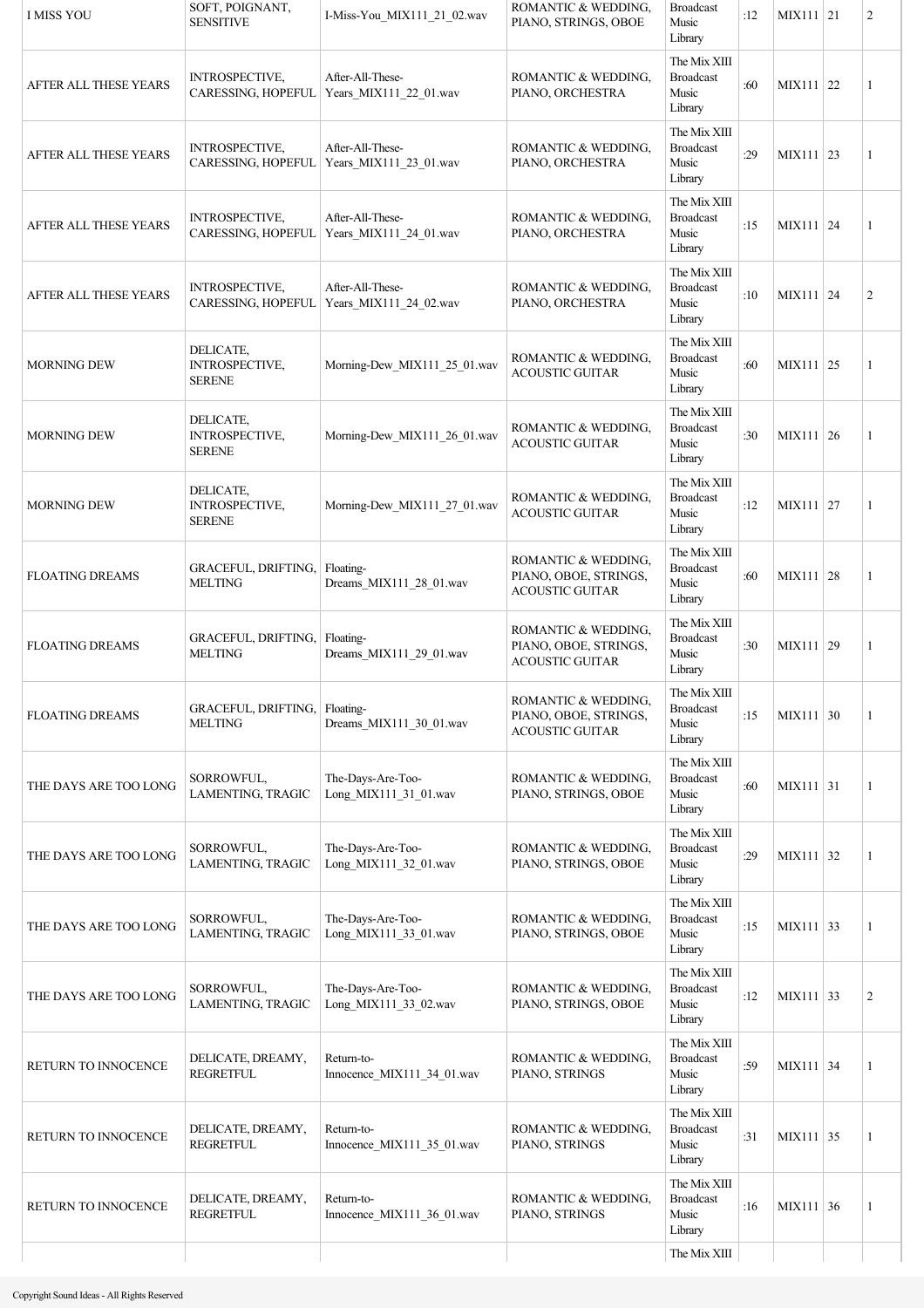| I MISS YOU | SOFT, POIGNANT, SENSITIVE | I-Miss-You_MIX111_21_02.wav | ROMANTIC & WEDDING, PIANO, STRINGS, OBOE | Broadcast Music Library | :12 | MIX111 | 21 | 2 |
|---|---|---|---|---|---|---|---|---|
| AFTER ALL THESE YEARS | INTROSPECTIVE, CARESSING, HOPEFUL | After-All-These-Years_MIX111_22_01.wav | ROMANTIC & WEDDING, PIANO, ORCHESTRA | The Mix XIII Broadcast Music Library | :60 | MIX111 | 22 | 1 |
| AFTER ALL THESE YEARS | INTROSPECTIVE, CARESSING, HOPEFUL | After-All-These-Years_MIX111_23_01.wav | ROMANTIC & WEDDING, PIANO, ORCHESTRA | The Mix XIII Broadcast Music Library | :29 | MIX111 | 23 | 1 |
| AFTER ALL THESE YEARS | INTROSPECTIVE, CARESSING, HOPEFUL | After-All-These-Years_MIX111_24_01.wav | ROMANTIC & WEDDING, PIANO, ORCHESTRA | The Mix XIII Broadcast Music Library | :15 | MIX111 | 24 | 1 |
| AFTER ALL THESE YEARS | INTROSPECTIVE, CARESSING, HOPEFUL | After-All-These-Years_MIX111_24_02.wav | ROMANTIC & WEDDING, PIANO, ORCHESTRA | The Mix XIII Broadcast Music Library | :10 | MIX111 | 24 | 2 |
| MORNING DEW | DELICATE, INTROSPECTIVE, SERENE | Morning-Dew_MIX111_25_01.wav | ROMANTIC & WEDDING, ACOUSTIC GUITAR | The Mix XIII Broadcast Music Library | :60 | MIX111 | 25 | 1 |
| MORNING DEW | DELICATE, INTROSPECTIVE, SERENE | Morning-Dew_MIX111_26_01.wav | ROMANTIC & WEDDING, ACOUSTIC GUITAR | The Mix XIII Broadcast Music Library | :30 | MIX111 | 26 | 1 |
| MORNING DEW | DELICATE, INTROSPECTIVE, SERENE | Morning-Dew_MIX111_27_01.wav | ROMANTIC & WEDDING, ACOUSTIC GUITAR | The Mix XIII Broadcast Music Library | :12 | MIX111 | 27 | 1 |
| FLOATING DREAMS | GRACEFUL, DRIFTING, MELTING | Floating-Dreams_MIX111_28_01.wav | ROMANTIC & WEDDING, PIANO, OBOE, STRINGS, ACOUSTIC GUITAR | The Mix XIII Broadcast Music Library | :60 | MIX111 | 28 | 1 |
| FLOATING DREAMS | GRACEFUL, DRIFTING, MELTING | Floating-Dreams_MIX111_29_01.wav | ROMANTIC & WEDDING, PIANO, OBOE, STRINGS, ACOUSTIC GUITAR | The Mix XIII Broadcast Music Library | :30 | MIX111 | 29 | 1 |
| FLOATING DREAMS | GRACEFUL, DRIFTING, MELTING | Floating-Dreams_MIX111_30_01.wav | ROMANTIC & WEDDING, PIANO, OBOE, STRINGS, ACOUSTIC GUITAR | The Mix XIII Broadcast Music Library | :15 | MIX111 | 30 | 1 |
| THE DAYS ARE TOO LONG | SORROWFUL, LAMENTING, TRAGIC | The-Days-Are-Too-Long_MIX111_31_01.wav | ROMANTIC & WEDDING, PIANO, STRINGS, OBOE | The Mix XIII Broadcast Music Library | :60 | MIX111 | 31 | 1 |
| THE DAYS ARE TOO LONG | SORROWFUL, LAMENTING, TRAGIC | The-Days-Are-Too-Long_MIX111_32_01.wav | ROMANTIC & WEDDING, PIANO, STRINGS, OBOE | The Mix XIII Broadcast Music Library | :29 | MIX111 | 32 | 1 |
| THE DAYS ARE TOO LONG | SORROWFUL, LAMENTING, TRAGIC | The-Days-Are-Too-Long_MIX111_33_01.wav | ROMANTIC & WEDDING, PIANO, STRINGS, OBOE | The Mix XIII Broadcast Music Library | :15 | MIX111 | 33 | 1 |
| THE DAYS ARE TOO LONG | SORROWFUL, LAMENTING, TRAGIC | The-Days-Are-Too-Long_MIX111_33_02.wav | ROMANTIC & WEDDING, PIANO, STRINGS, OBOE | The Mix XIII Broadcast Music Library | :12 | MIX111 | 33 | 2 |
| RETURN TO INNOCENCE | DELICATE, DREAMY, REGRETFUL | Return-to-Innocence_MIX111_34_01.wav | ROMANTIC & WEDDING, PIANO, STRINGS | The Mix XIII Broadcast Music Library | :59 | MIX111 | 34 | 1 |
| RETURN TO INNOCENCE | DELICATE, DREAMY, REGRETFUL | Return-to-Innocence_MIX111_35_01.wav | ROMANTIC & WEDDING, PIANO, STRINGS | The Mix XIII Broadcast Music Library | :31 | MIX111 | 35 | 1 |
| RETURN TO INNOCENCE | DELICATE, DREAMY, REGRETFUL | Return-to-Innocence_MIX111_36_01.wav | ROMANTIC & WEDDING, PIANO, STRINGS | The Mix XIII Broadcast Music Library | :16 | MIX111 | 36 | 1 |
| | | | | The Mix XIII | | | | |

Copyright Sound Ideas - All Rights Reserved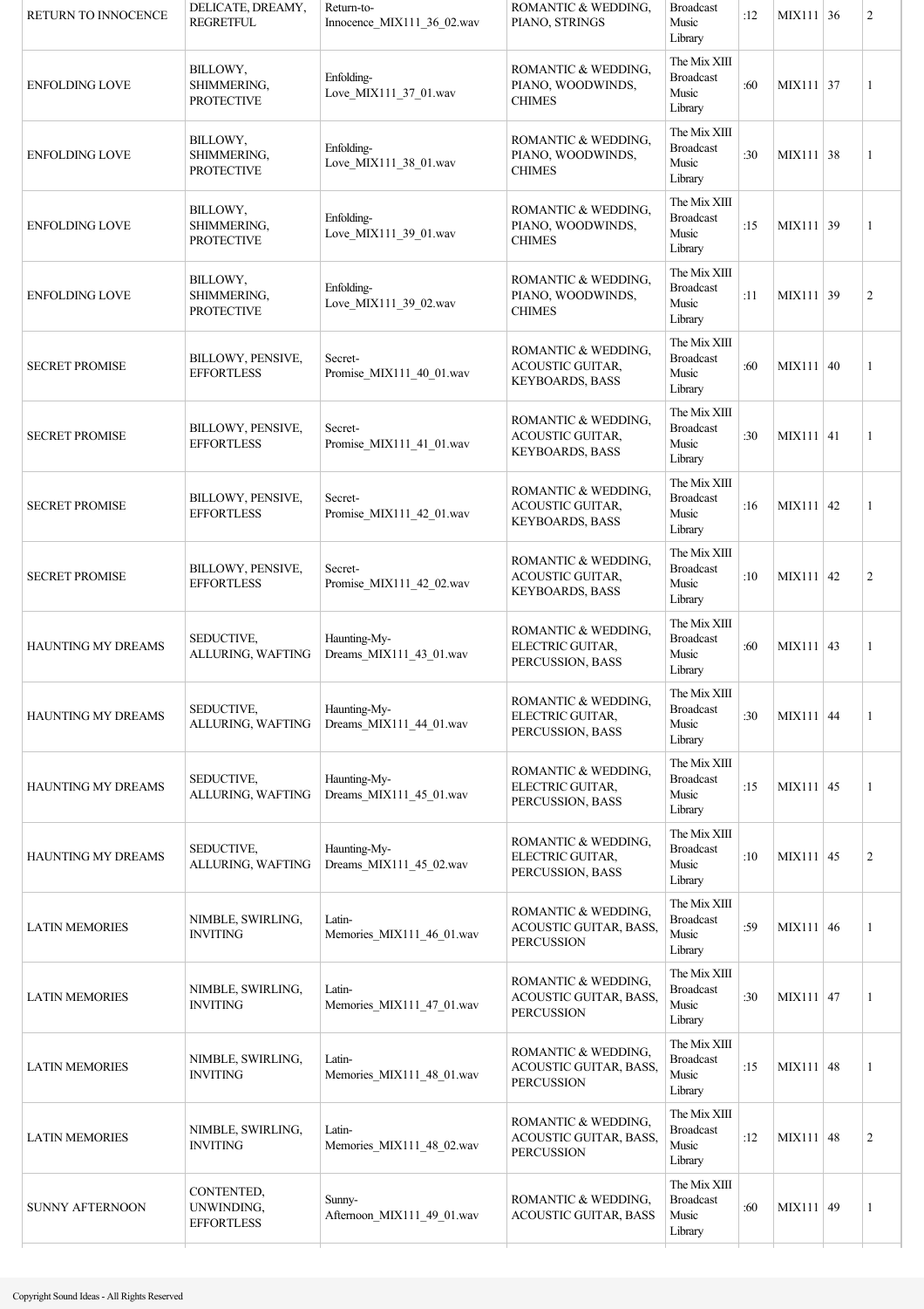| RETURN TO INNOCENCE | DELICATE, DREAMY, REGRETFUL | Return-to-Innocence_MIX111_36_02.wav | ROMANTIC & WEDDING, PIANO, STRINGS | Broadcast Music Library | :12 | MIX111 | 36 | 2 |
|---|---|---|---|---|---|---|---|---|
| ENFOLDING LOVE | BILLOWY, SHIMMERING, PROTECTIVE | Enfolding-Love_MIX111_37_01.wav | ROMANTIC & WEDDING, PIANO, WOODWINDS, CHIMES | The Mix XIII Broadcast Music Library | :60 | MIX111 | 37 | 1 |
| ENFOLDING LOVE | BILLOWY, SHIMMERING, PROTECTIVE | Enfolding-Love_MIX111_38_01.wav | ROMANTIC & WEDDING, PIANO, WOODWINDS, CHIMES | The Mix XIII Broadcast Music Library | :30 | MIX111 | 38 | 1 |
| ENFOLDING LOVE | BILLOWY, SHIMMERING, PROTECTIVE | Enfolding-Love_MIX111_39_01.wav | ROMANTIC & WEDDING, PIANO, WOODWINDS, CHIMES | The Mix XIII Broadcast Music Library | :15 | MIX111 | 39 | 1 |
| ENFOLDING LOVE | BILLOWY, SHIMMERING, PROTECTIVE | Enfolding-Love_MIX111_39_02.wav | ROMANTIC & WEDDING, PIANO, WOODWINDS, CHIMES | The Mix XIII Broadcast Music Library | :11 | MIX111 | 39 | 2 |
| SECRET PROMISE | BILLOWY, PENSIVE, EFFORTLESS | Secret-Promise_MIX111_40_01.wav | ROMANTIC & WEDDING, ACOUSTIC GUITAR, KEYBOARDS, BASS | The Mix XIII Broadcast Music Library | :60 | MIX111 | 40 | 1 |
| SECRET PROMISE | BILLOWY, PENSIVE, EFFORTLESS | Secret-Promise_MIX111_41_01.wav | ROMANTIC & WEDDING, ACOUSTIC GUITAR, KEYBOARDS, BASS | The Mix XIII Broadcast Music Library | :30 | MIX111 | 41 | 1 |
| SECRET PROMISE | BILLOWY, PENSIVE, EFFORTLESS | Secret-Promise_MIX111_42_01.wav | ROMANTIC & WEDDING, ACOUSTIC GUITAR, KEYBOARDS, BASS | The Mix XIII Broadcast Music Library | :16 | MIX111 | 42 | 1 |
| SECRET PROMISE | BILLOWY, PENSIVE, EFFORTLESS | Secret-Promise_MIX111_42_02.wav | ROMANTIC & WEDDING, ACOUSTIC GUITAR, KEYBOARDS, BASS | The Mix XIII Broadcast Music Library | :10 | MIX111 | 42 | 2 |
| HAUNTING MY DREAMS | SEDUCTIVE, ALLURING, WAFTING | Haunting-My-Dreams_MIX111_43_01.wav | ROMANTIC & WEDDING, ELECTRIC GUITAR, PERCUSSION, BASS | The Mix XIII Broadcast Music Library | :60 | MIX111 | 43 | 1 |
| HAUNTING MY DREAMS | SEDUCTIVE, ALLURING, WAFTING | Haunting-My-Dreams_MIX111_44_01.wav | ROMANTIC & WEDDING, ELECTRIC GUITAR, PERCUSSION, BASS | The Mix XIII Broadcast Music Library | :30 | MIX111 | 44 | 1 |
| HAUNTING MY DREAMS | SEDUCTIVE, ALLURING, WAFTING | Haunting-My-Dreams_MIX111_45_01.wav | ROMANTIC & WEDDING, ELECTRIC GUITAR, PERCUSSION, BASS | The Mix XIII Broadcast Music Library | :15 | MIX111 | 45 | 1 |
| HAUNTING MY DREAMS | SEDUCTIVE, ALLURING, WAFTING | Haunting-My-Dreams_MIX111_45_02.wav | ROMANTIC & WEDDING, ELECTRIC GUITAR, PERCUSSION, BASS | The Mix XIII Broadcast Music Library | :10 | MIX111 | 45 | 2 |
| LATIN MEMORIES | NIMBLE, SWIRLING, INVITING | Latin-Memories_MIX111_46_01.wav | ROMANTIC & WEDDING, ACOUSTIC GUITAR, BASS, PERCUSSION | The Mix XIII Broadcast Music Library | :59 | MIX111 | 46 | 1 |
| LATIN MEMORIES | NIMBLE, SWIRLING, INVITING | Latin-Memories_MIX111_47_01.wav | ROMANTIC & WEDDING, ACOUSTIC GUITAR, BASS, PERCUSSION | The Mix XIII Broadcast Music Library | :30 | MIX111 | 47 | 1 |
| LATIN MEMORIES | NIMBLE, SWIRLING, INVITING | Latin-Memories_MIX111_48_01.wav | ROMANTIC & WEDDING, ACOUSTIC GUITAR, BASS, PERCUSSION | The Mix XIII Broadcast Music Library | :15 | MIX111 | 48 | 1 |
| LATIN MEMORIES | NIMBLE, SWIRLING, INVITING | Latin-Memories_MIX111_48_02.wav | ROMANTIC & WEDDING, ACOUSTIC GUITAR, BASS, PERCUSSION | The Mix XIII Broadcast Music Library | :12 | MIX111 | 48 | 2 |
| SUNNY AFTERNOON | CONTENTED, UNWINDING, EFFORTLESS | Sunny-Afternoon_MIX111_49_01.wav | ROMANTIC & WEDDING, ACOUSTIC GUITAR, BASS | The Mix XIII Broadcast Music Library | :60 | MIX111 | 49 | 1 |

Copyright Sound Ideas - All Rights Reserved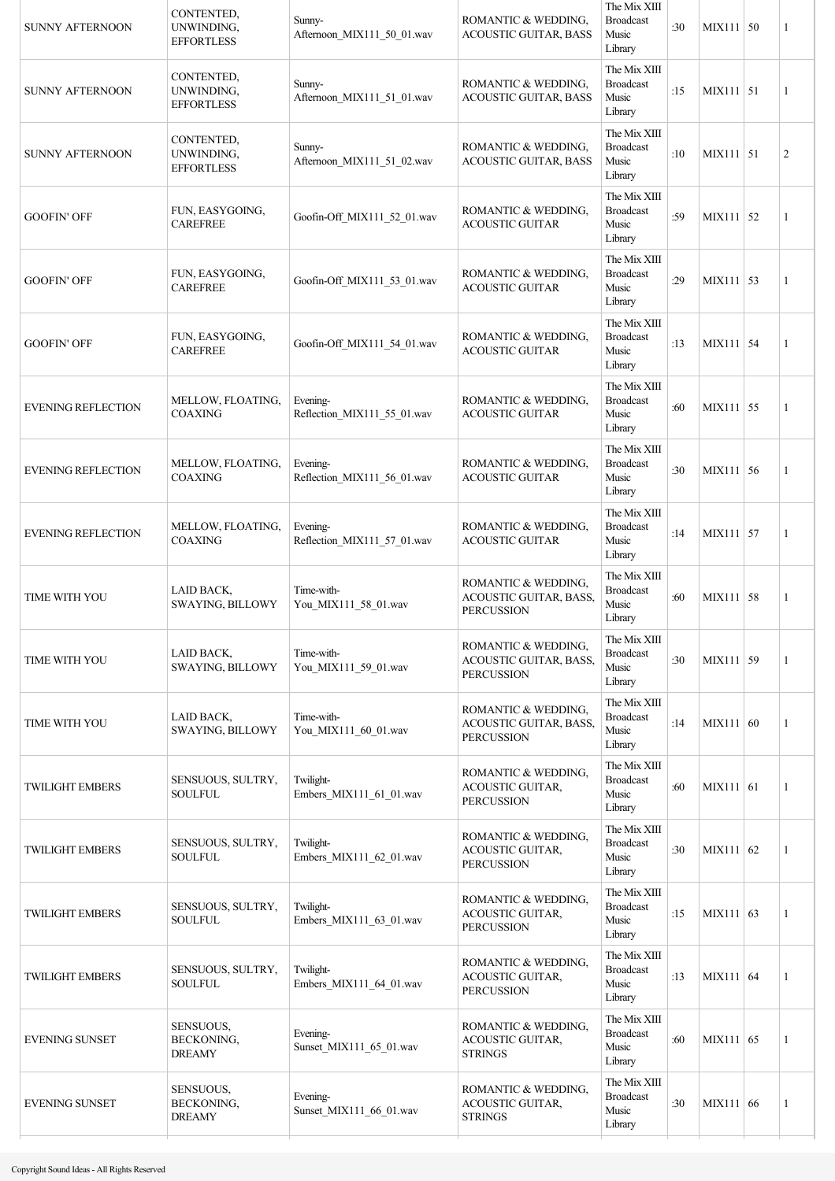| | | | | | | | | |
|---|---|---|---|---|---|---|---|---|
| SUNNY AFTERNOON | CONTENTED, UNWINDING, EFFORTLESS | Sunny-Afternoon_MIX111_50_01.wav | ROMANTIC & WEDDING, ACOUSTIC GUITAR, BASS | The Mix XIII Broadcast Music Library | :30 | MIX111 | 50 | 1 |
| SUNNY AFTERNOON | CONTENTED, UNWINDING, EFFORTLESS | Sunny-Afternoon_MIX111_51_01.wav | ROMANTIC & WEDDING, ACOUSTIC GUITAR, BASS | The Mix XIII Broadcast Music Library | :15 | MIX111 | 51 | 1 |
| SUNNY AFTERNOON | CONTENTED, UNWINDING, EFFORTLESS | Sunny-Afternoon_MIX111_51_02.wav | ROMANTIC & WEDDING, ACOUSTIC GUITAR, BASS | The Mix XIII Broadcast Music Library | :10 | MIX111 | 51 | 2 |
| GOOFIN' OFF | FUN, EASYGOING, CAREFREE | Goofin-Off_MIX111_52_01.wav | ROMANTIC & WEDDING, ACOUSTIC GUITAR | The Mix XIII Broadcast Music Library | :59 | MIX111 | 52 | 1 |
| GOOFIN' OFF | FUN, EASYGOING, CAREFREE | Goofin-Off_MIX111_53_01.wav | ROMANTIC & WEDDING, ACOUSTIC GUITAR | The Mix XIII Broadcast Music Library | :29 | MIX111 | 53 | 1 |
| GOOFIN' OFF | FUN, EASYGOING, CAREFREE | Goofin-Off_MIX111_54_01.wav | ROMANTIC & WEDDING, ACOUSTIC GUITAR | The Mix XIII Broadcast Music Library | :13 | MIX111 | 54 | 1 |
| EVENING REFLECTION | MELLOW, FLOATING, COAXING | Evening-Reflection_MIX111_55_01.wav | ROMANTIC & WEDDING, ACOUSTIC GUITAR | The Mix XIII Broadcast Music Library | :60 | MIX111 | 55 | 1 |
| EVENING REFLECTION | MELLOW, FLOATING, COAXING | Evening-Reflection_MIX111_56_01.wav | ROMANTIC & WEDDING, ACOUSTIC GUITAR | The Mix XIII Broadcast Music Library | :30 | MIX111 | 56 | 1 |
| EVENING REFLECTION | MELLOW, FLOATING, COAXING | Evening-Reflection_MIX111_57_01.wav | ROMANTIC & WEDDING, ACOUSTIC GUITAR | The Mix XIII Broadcast Music Library | :14 | MIX111 | 57 | 1 |
| TIME WITH YOU | LAID BACK, SWAYING, BILLOWY | Time-with-You_MIX111_58_01.wav | ROMANTIC & WEDDING, ACOUSTIC GUITAR, BASS, PERCUSSION | The Mix XIII Broadcast Music Library | :60 | MIX111 | 58 | 1 |
| TIME WITH YOU | LAID BACK, SWAYING, BILLOWY | Time-with-You_MIX111_59_01.wav | ROMANTIC & WEDDING, ACOUSTIC GUITAR, BASS, PERCUSSION | The Mix XIII Broadcast Music Library | :30 | MIX111 | 59 | 1 |
| TIME WITH YOU | LAID BACK, SWAYING, BILLOWY | Time-with-You_MIX111_60_01.wav | ROMANTIC & WEDDING, ACOUSTIC GUITAR, BASS, PERCUSSION | The Mix XIII Broadcast Music Library | :14 | MIX111 | 60 | 1 |
| TWILIGHT EMBERS | SENSUOUS, SULTRY, SOULFUL | Twilight-Embers_MIX111_61_01.wav | ROMANTIC & WEDDING, ACOUSTIC GUITAR, PERCUSSION | The Mix XIII Broadcast Music Library | :60 | MIX111 | 61 | 1 |
| TWILIGHT EMBERS | SENSUOUS, SULTRY, SOULFUL | Twilight-Embers_MIX111_62_01.wav | ROMANTIC & WEDDING, ACOUSTIC GUITAR, PERCUSSION | The Mix XIII Broadcast Music Library | :30 | MIX111 | 62 | 1 |
| TWILIGHT EMBERS | SENSUOUS, SULTRY, SOULFUL | Twilight-Embers_MIX111_63_01.wav | ROMANTIC & WEDDING, ACOUSTIC GUITAR, PERCUSSION | The Mix XIII Broadcast Music Library | :15 | MIX111 | 63 | 1 |
| TWILIGHT EMBERS | SENSUOUS, SULTRY, SOULFUL | Twilight-Embers_MIX111_64_01.wav | ROMANTIC & WEDDING, ACOUSTIC GUITAR, PERCUSSION | The Mix XIII Broadcast Music Library | :13 | MIX111 | 64 | 1 |
| EVENING SUNSET | SENSUOUS, BECKONING, DREAMY | Evening-Sunset_MIX111_65_01.wav | ROMANTIC & WEDDING, ACOUSTIC GUITAR, STRINGS | The Mix XIII Broadcast Music Library | :60 | MIX111 | 65 | 1 |
| EVENING SUNSET | SENSUOUS, BECKONING, DREAMY | Evening-Sunset_MIX111_66_01.wav | ROMANTIC & WEDDING, ACOUSTIC GUITAR, STRINGS | The Mix XIII Broadcast Music Library | :30 | MIX111 | 66 | 1 |

Copyright Sound Ideas - All Rights Reserved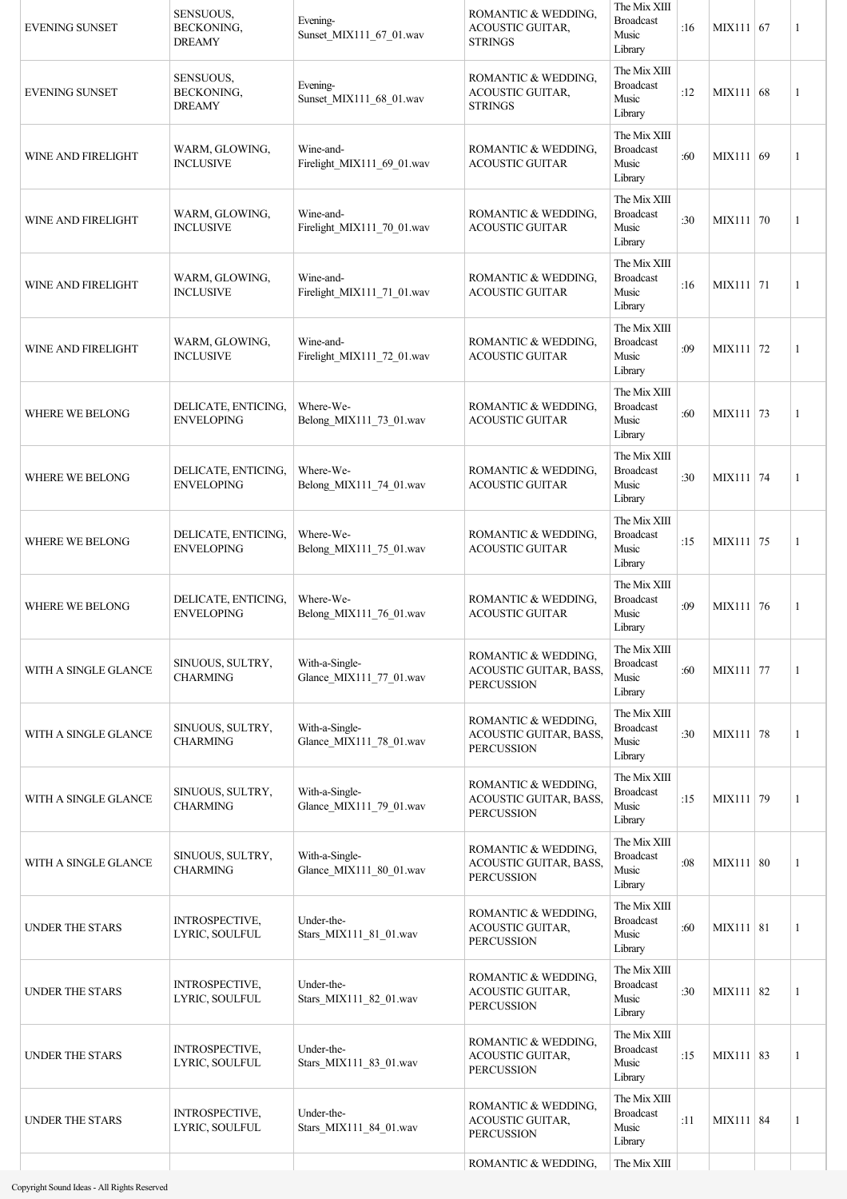| | | | | | | | | |
|---|---|---|---|---|---|---|---|---|
| EVENING SUNSET | SENSUOUS, BECKONING, DREAMY | Evening-Sunset_MIX111_67_01.wav | ROMANTIC & WEDDING, ACOUSTIC GUITAR, STRINGS | The Mix XIII Broadcast Music Library | :16 | MIX111 | 67 | 1 |
| EVENING SUNSET | SENSUOUS, BECKONING, DREAMY | Evening-Sunset_MIX111_68_01.wav | ROMANTIC & WEDDING, ACOUSTIC GUITAR, STRINGS | The Mix XIII Broadcast Music Library | :12 | MIX111 | 68 | 1 |
| WINE AND FIRELIGHT | WARM, GLOWING, INCLUSIVE | Wine-and-Firelight_MIX111_69_01.wav | ROMANTIC & WEDDING, ACOUSTIC GUITAR | The Mix XIII Broadcast Music Library | :60 | MIX111 | 69 | 1 |
| WINE AND FIRELIGHT | WARM, GLOWING, INCLUSIVE | Wine-and-Firelight_MIX111_70_01.wav | ROMANTIC & WEDDING, ACOUSTIC GUITAR | The Mix XIII Broadcast Music Library | :30 | MIX111 | 70 | 1 |
| WINE AND FIRELIGHT | WARM, GLOWING, INCLUSIVE | Wine-and-Firelight_MIX111_71_01.wav | ROMANTIC & WEDDING, ACOUSTIC GUITAR | The Mix XIII Broadcast Music Library | :16 | MIX111 | 71 | 1 |
| WINE AND FIRELIGHT | WARM, GLOWING, INCLUSIVE | Wine-and-Firelight_MIX111_72_01.wav | ROMANTIC & WEDDING, ACOUSTIC GUITAR | The Mix XIII Broadcast Music Library | :09 | MIX111 | 72 | 1 |
| WHERE WE BELONG | DELICATE, ENTICING, ENVELOPING | Where-We-Belong_MIX111_73_01.wav | ROMANTIC & WEDDING, ACOUSTIC GUITAR | The Mix XIII Broadcast Music Library | :60 | MIX111 | 73 | 1 |
| WHERE WE BELONG | DELICATE, ENTICING, ENVELOPING | Where-We-Belong_MIX111_74_01.wav | ROMANTIC & WEDDING, ACOUSTIC GUITAR | The Mix XIII Broadcast Music Library | :30 | MIX111 | 74 | 1 |
| WHERE WE BELONG | DELICATE, ENTICING, ENVELOPING | Where-We-Belong_MIX111_75_01.wav | ROMANTIC & WEDDING, ACOUSTIC GUITAR | The Mix XIII Broadcast Music Library | :15 | MIX111 | 75 | 1 |
| WHERE WE BELONG | DELICATE, ENTICING, ENVELOPING | Where-We-Belong_MIX111_76_01.wav | ROMANTIC & WEDDING, ACOUSTIC GUITAR | The Mix XIII Broadcast Music Library | :09 | MIX111 | 76 | 1 |
| WITH A SINGLE GLANCE | SINUOUS, SULTRY, CHARMING | With-a-Single-Glance_MIX111_77_01.wav | ROMANTIC & WEDDING, ACOUSTIC GUITAR, BASS, PERCUSSION | The Mix XIII Broadcast Music Library | :60 | MIX111 | 77 | 1 |
| WITH A SINGLE GLANCE | SINUOUS, SULTRY, CHARMING | With-a-Single-Glance_MIX111_78_01.wav | ROMANTIC & WEDDING, ACOUSTIC GUITAR, BASS, PERCUSSION | The Mix XIII Broadcast Music Library | :30 | MIX111 | 78 | 1 |
| WITH A SINGLE GLANCE | SINUOUS, SULTRY, CHARMING | With-a-Single-Glance_MIX111_79_01.wav | ROMANTIC & WEDDING, ACOUSTIC GUITAR, BASS, PERCUSSION | The Mix XIII Broadcast Music Library | :15 | MIX111 | 79 | 1 |
| WITH A SINGLE GLANCE | SINUOUS, SULTRY, CHARMING | With-a-Single-Glance_MIX111_80_01.wav | ROMANTIC & WEDDING, ACOUSTIC GUITAR, BASS, PERCUSSION | The Mix XIII Broadcast Music Library | :08 | MIX111 | 80 | 1 |
| UNDER THE STARS | INTROSPECTIVE, LYRIC, SOULFUL | Under-the-Stars_MIX111_81_01.wav | ROMANTIC & WEDDING, ACOUSTIC GUITAR, PERCUSSION | The Mix XIII Broadcast Music Library | :60 | MIX111 | 81 | 1 |
| UNDER THE STARS | INTROSPECTIVE, LYRIC, SOULFUL | Under-the-Stars_MIX111_82_01.wav | ROMANTIC & WEDDING, ACOUSTIC GUITAR, PERCUSSION | The Mix XIII Broadcast Music Library | :30 | MIX111 | 82 | 1 |
| UNDER THE STARS | INTROSPECTIVE, LYRIC, SOULFUL | Under-the-Stars_MIX111_83_01.wav | ROMANTIC & WEDDING, ACOUSTIC GUITAR, PERCUSSION | The Mix XIII Broadcast Music Library | :15 | MIX111 | 83 | 1 |
| UNDER THE STARS | INTROSPECTIVE, LYRIC, SOULFUL | Under-the-Stars_MIX111_84_01.wav | ROMANTIC & WEDDING, ACOUSTIC GUITAR, PERCUSSION | The Mix XIII Broadcast Music Library | :11 | MIX111 | 84 | 1 |
| | | | ROMANTIC & WEDDING, | The Mix XIII | | | | |

Copyright Sound Ideas - All Rights Reserved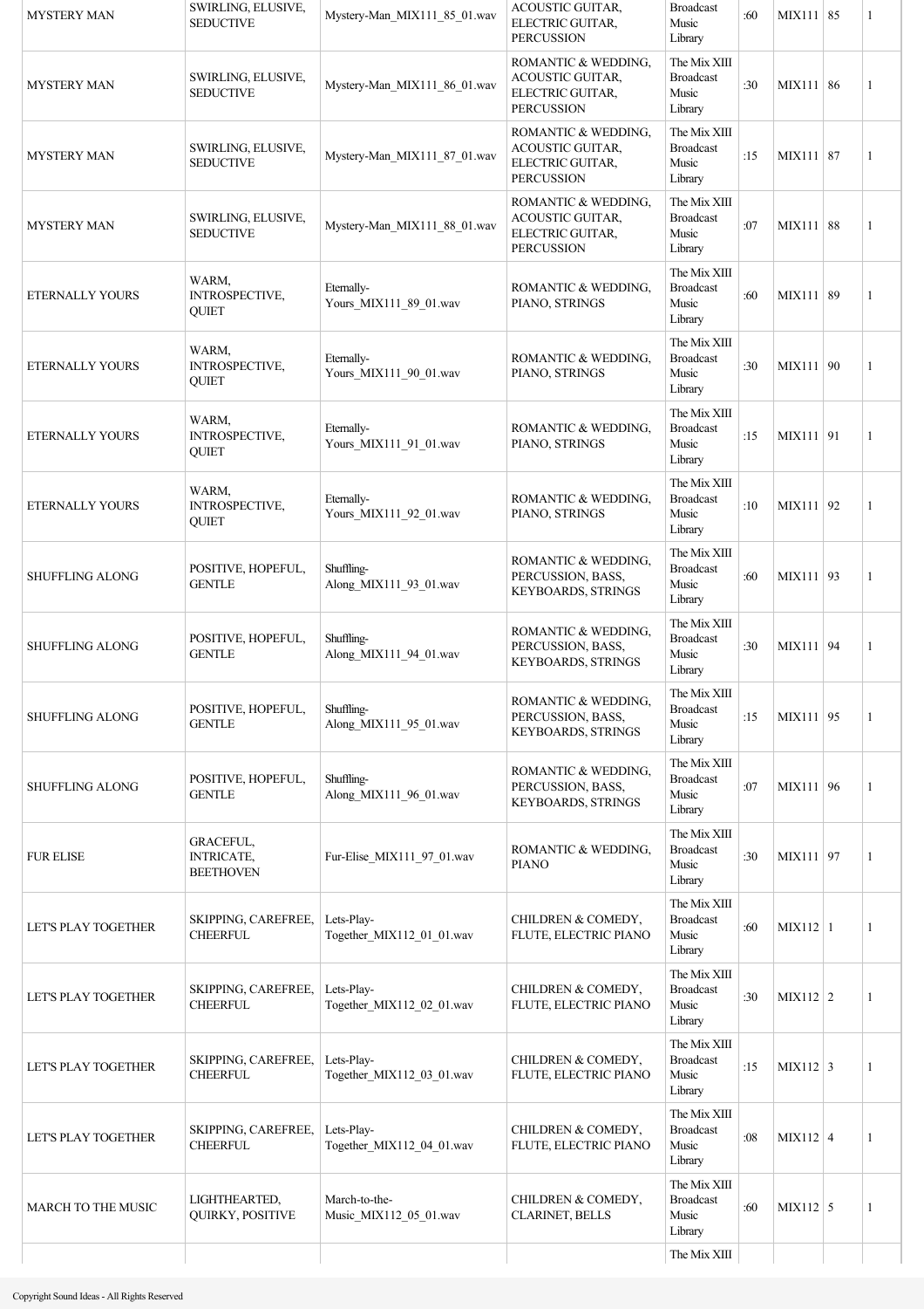| MYSTERY MAN | SWIRLING, ELUSIVE, SEDUCTIVE | Mystery-Man_MIX111_85_01.wav | ACOUSTIC GUITAR, ELECTRIC GUITAR, PERCUSSION | Broadcast Music Library | :60 | MIX111 | 85 | 1 |
|---|---|---|---|---|---|---|---|---|
| MYSTERY MAN | SWIRLING, ELUSIVE, SEDUCTIVE | Mystery-Man_MIX111_86_01.wav | ROMANTIC & WEDDING, ACOUSTIC GUITAR, ELECTRIC GUITAR, PERCUSSION | The Mix XIII Broadcast Music Library | :30 | MIX111 | 86 | 1 |
| MYSTERY MAN | SWIRLING, ELUSIVE, SEDUCTIVE | Mystery-Man_MIX111_87_01.wav | ROMANTIC & WEDDING, ACOUSTIC GUITAR, ELECTRIC GUITAR, PERCUSSION | The Mix XIII Broadcast Music Library | :15 | MIX111 | 87 | 1 |
| MYSTERY MAN | SWIRLING, ELUSIVE, SEDUCTIVE | Mystery-Man_MIX111_88_01.wav | ROMANTIC & WEDDING, ACOUSTIC GUITAR, ELECTRIC GUITAR, PERCUSSION | The Mix XIII Broadcast Music Library | :07 | MIX111 | 88 | 1 |
| ETERNALLY YOURS | WARM, INTROSPECTIVE, QUIET | Eternally-Yours_MIX111_89_01.wav | ROMANTIC & WEDDING, PIANO, STRINGS | The Mix XIII Broadcast Music Library | :60 | MIX111 | 89 | 1 |
| ETERNALLY YOURS | WARM, INTROSPECTIVE, QUIET | Eternally-Yours_MIX111_90_01.wav | ROMANTIC & WEDDING, PIANO, STRINGS | The Mix XIII Broadcast Music Library | :30 | MIX111 | 90 | 1 |
| ETERNALLY YOURS | WARM, INTROSPECTIVE, QUIET | Eternally-Yours_MIX111_91_01.wav | ROMANTIC & WEDDING, PIANO, STRINGS | The Mix XIII Broadcast Music Library | :15 | MIX111 | 91 | 1 |
| ETERNALLY YOURS | WARM, INTROSPECTIVE, QUIET | Eternally-Yours_MIX111_92_01.wav | ROMANTIC & WEDDING, PIANO, STRINGS | The Mix XIII Broadcast Music Library | :10 | MIX111 | 92 | 1 |
| SHUFFLING ALONG | POSITIVE, HOPEFUL, GENTLE | Shuffling-Along_MIX111_93_01.wav | ROMANTIC & WEDDING, PERCUSSION, BASS, KEYBOARDS, STRINGS | The Mix XIII Broadcast Music Library | :60 | MIX111 | 93 | 1 |
| SHUFFLING ALONG | POSITIVE, HOPEFUL, GENTLE | Shuffling-Along_MIX111_94_01.wav | ROMANTIC & WEDDING, PERCUSSION, BASS, KEYBOARDS, STRINGS | The Mix XIII Broadcast Music Library | :30 | MIX111 | 94 | 1 |
| SHUFFLING ALONG | POSITIVE, HOPEFUL, GENTLE | Shuffling-Along_MIX111_95_01.wav | ROMANTIC & WEDDING, PERCUSSION, BASS, KEYBOARDS, STRINGS | The Mix XIII Broadcast Music Library | :15 | MIX111 | 95 | 1 |
| SHUFFLING ALONG | POSITIVE, HOPEFUL, GENTLE | Shuffling-Along_MIX111_96_01.wav | ROMANTIC & WEDDING, PERCUSSION, BASS, KEYBOARDS, STRINGS | The Mix XIII Broadcast Music Library | :07 | MIX111 | 96 | 1 |
| FUR ELISE | GRACEFUL, INTRICATE, BEETHOVEN | Fur-Elise_MIX111_97_01.wav | ROMANTIC & WEDDING, PIANO | The Mix XIII Broadcast Music Library | :30 | MIX111 | 97 | 1 |
| LET'S PLAY TOGETHER | SKIPPING, CAREFREE, CHEERFUL | Lets-Play-Together_MIX112_01_01.wav | CHILDREN & COMEDY, FLUTE, ELECTRIC PIANO | The Mix XIII Broadcast Music Library | :60 | MIX112 | 1 | 1 |
| LET'S PLAY TOGETHER | SKIPPING, CAREFREE, CHEERFUL | Lets-Play-Together_MIX112_02_01.wav | CHILDREN & COMEDY, FLUTE, ELECTRIC PIANO | The Mix XIII Broadcast Music Library | :30 | MIX112 | 2 | 1 |
| LET'S PLAY TOGETHER | SKIPPING, CAREFREE, CHEERFUL | Lets-Play-Together_MIX112_03_01.wav | CHILDREN & COMEDY, FLUTE, ELECTRIC PIANO | The Mix XIII Broadcast Music Library | :15 | MIX112 | 3 | 1 |
| LET'S PLAY TOGETHER | SKIPPING, CAREFREE, CHEERFUL | Lets-Play-Together_MIX112_04_01.wav | CHILDREN & COMEDY, FLUTE, ELECTRIC PIANO | The Mix XIII Broadcast Music Library | :08 | MIX112 | 4 | 1 |
| MARCH TO THE MUSIC | LIGHTHEARTED, QUIRKY, POSITIVE | March-to-the-Music_MIX112_05_01.wav | CHILDREN & COMEDY, CLARINET, BELLS | The Mix XIII Broadcast Music Library | :60 | MIX112 | 5 | 1 |
| | | | | The Mix XIII | | | | |

Copyright Sound Ideas - All Rights Reserved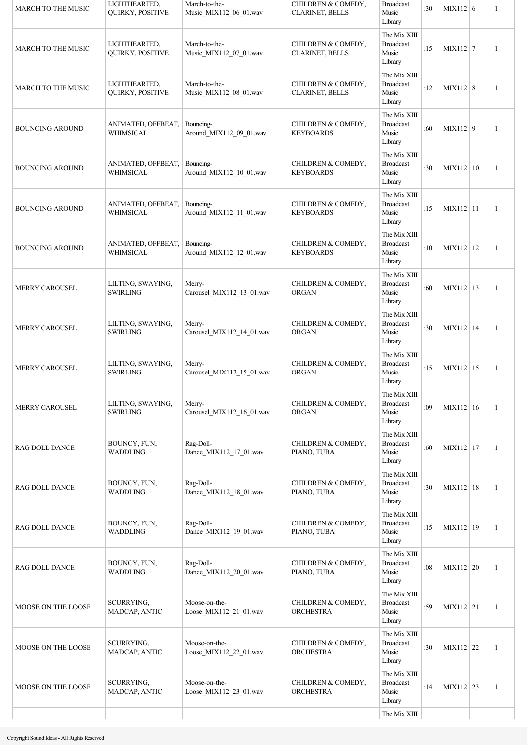| | | | | | | | | |
|---|---|---|---|---|---|---|---|---|
| MARCH TO THE MUSIC | LIGHTHEARTED, QUIRKY, POSITIVE | March-to-the-Music_MIX112_06_01.wav | CHILDREN & COMEDY, CLARINET, BELLS | Broadcast Music Library | :30 | MIX112 | 6 | 1 |
| MARCH TO THE MUSIC | LIGHTHEARTED, QUIRKY, POSITIVE | March-to-the-Music_MIX112_07_01.wav | CHILDREN & COMEDY, CLARINET, BELLS | The Mix XIII Broadcast Music Library | :15 | MIX112 | 7 | 1 |
| MARCH TO THE MUSIC | LIGHTHEARTED, QUIRKY, POSITIVE | March-to-the-Music_MIX112_08_01.wav | CHILDREN & COMEDY, CLARINET, BELLS | The Mix XIII Broadcast Music Library | :12 | MIX112 | 8 | 1 |
| BOUNCING AROUND | ANIMATED, OFFBEAT, WHIMSICAL | Bouncing-Around_MIX112_09_01.wav | CHILDREN & COMEDY, KEYBOARDS | The Mix XIII Broadcast Music Library | :60 | MIX112 | 9 | 1 |
| BOUNCING AROUND | ANIMATED, OFFBEAT, WHIMSICAL | Bouncing-Around_MIX112_10_01.wav | CHILDREN & COMEDY, KEYBOARDS | The Mix XIII Broadcast Music Library | :30 | MIX112 | 10 | 1 |
| BOUNCING AROUND | ANIMATED, OFFBEAT, WHIMSICAL | Bouncing-Around_MIX112_11_01.wav | CHILDREN & COMEDY, KEYBOARDS | The Mix XIII Broadcast Music Library | :15 | MIX112 | 11 | 1 |
| BOUNCING AROUND | ANIMATED, OFFBEAT, WHIMSICAL | Bouncing-Around_MIX112_12_01.wav | CHILDREN & COMEDY, KEYBOARDS | The Mix XIII Broadcast Music Library | :10 | MIX112 | 12 | 1 |
| MERRY CAROUSEL | LILTING, SWAYING, SWIRLING | Merry-Carousel_MIX112_13_01.wav | CHILDREN & COMEDY, ORGAN | The Mix XIII Broadcast Music Library | :60 | MIX112 | 13 | 1 |
| MERRY CAROUSEL | LILTING, SWAYING, SWIRLING | Merry-Carousel_MIX112_14_01.wav | CHILDREN & COMEDY, ORGAN | The Mix XIII Broadcast Music Library | :30 | MIX112 | 14 | 1 |
| MERRY CAROUSEL | LILTING, SWAYING, SWIRLING | Merry-Carousel_MIX112_15_01.wav | CHILDREN & COMEDY, ORGAN | The Mix XIII Broadcast Music Library | :15 | MIX112 | 15 | 1 |
| MERRY CAROUSEL | LILTING, SWAYING, SWIRLING | Merry-Carousel_MIX112_16_01.wav | CHILDREN & COMEDY, ORGAN | The Mix XIII Broadcast Music Library | :09 | MIX112 | 16 | 1 |
| RAG DOLL DANCE | BOUNCY, FUN, WADDLING | Rag-Doll-Dance_MIX112_17_01.wav | CHILDREN & COMEDY, PIANO, TUBA | The Mix XIII Broadcast Music Library | :60 | MIX112 | 17 | 1 |
| RAG DOLL DANCE | BOUNCY, FUN, WADDLING | Rag-Doll-Dance_MIX112_18_01.wav | CHILDREN & COMEDY, PIANO, TUBA | The Mix XIII Broadcast Music Library | :30 | MIX112 | 18 | 1 |
| RAG DOLL DANCE | BOUNCY, FUN, WADDLING | Rag-Doll-Dance_MIX112_19_01.wav | CHILDREN & COMEDY, PIANO, TUBA | The Mix XIII Broadcast Music Library | :15 | MIX112 | 19 | 1 |
| RAG DOLL DANCE | BOUNCY, FUN, WADDLING | Rag-Doll-Dance_MIX112_20_01.wav | CHILDREN & COMEDY, PIANO, TUBA | The Mix XIII Broadcast Music Library | :08 | MIX112 | 20 | 1 |
| MOOSE ON THE LOOSE | SCURRYING, MADCAP, ANTIC | Moose-on-the-Loose_MIX112_21_01.wav | CHILDREN & COMEDY, ORCHESTRA | The Mix XIII Broadcast Music Library | :59 | MIX112 | 21 | 1 |
| MOOSE ON THE LOOSE | SCURRYING, MADCAP, ANTIC | Moose-on-the-Loose_MIX112_22_01.wav | CHILDREN & COMEDY, ORCHESTRA | The Mix XIII Broadcast Music Library | :30 | MIX112 | 22 | 1 |
| MOOSE ON THE LOOSE | SCURRYING, MADCAP, ANTIC | Moose-on-the-Loose_MIX112_23_01.wav | CHILDREN & COMEDY, ORCHESTRA | The Mix XIII Broadcast Music Library | :14 | MIX112 | 23 | 1 |
| | | | | The Mix XIII | | | | |

Copyright Sound Ideas - All Rights Reserved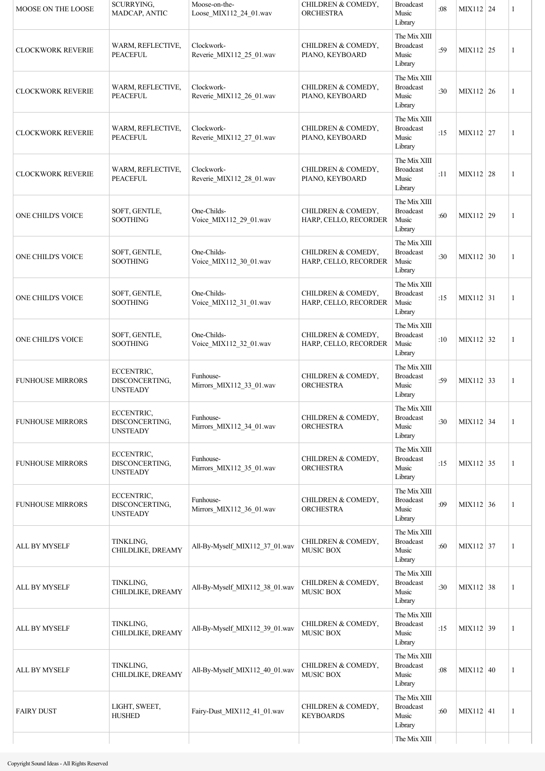| MOOSE ON THE LOOSE | SCURRYING, MADCAP, ANTIC | Moose-on-the-Loose_MIX112_24_01.wav | CHILDREN & COMEDY, ORCHESTRA | Broadcast Music Library | :08 | MIX112 | 24 | 1 |
|---|---|---|---|---|---|---|---|---|
| CLOCKWORK REVERIE | WARM, REFLECTIVE, PEACEFUL | Clockwork-Reverie_MIX112_25_01.wav | CHILDREN & COMEDY, PIANO, KEYBOARD | The Mix XIII Broadcast Music Library | :59 | MIX112 | 25 | 1 |
| CLOCKWORK REVERIE | WARM, REFLECTIVE, PEACEFUL | Clockwork-Reverie_MIX112_26_01.wav | CHILDREN & COMEDY, PIANO, KEYBOARD | The Mix XIII Broadcast Music Library | :30 | MIX112 | 26 | 1 |
| CLOCKWORK REVERIE | WARM, REFLECTIVE, PEACEFUL | Clockwork-Reverie_MIX112_27_01.wav | CHILDREN & COMEDY, PIANO, KEYBOARD | The Mix XIII Broadcast Music Library | :15 | MIX112 | 27 | 1 |
| CLOCKWORK REVERIE | WARM, REFLECTIVE, PEACEFUL | Clockwork-Reverie_MIX112_28_01.wav | CHILDREN & COMEDY, PIANO, KEYBOARD | The Mix XIII Broadcast Music Library | :11 | MIX112 | 28 | 1 |
| ONE CHILD'S VOICE | SOFT, GENTLE, SOOTHING | One-Childs-Voice_MIX112_29_01.wav | CHILDREN & COMEDY, HARP, CELLO, RECORDER | The Mix XIII Broadcast Music Library | :60 | MIX112 | 29 | 1 |
| ONE CHILD'S VOICE | SOFT, GENTLE, SOOTHING | One-Childs-Voice_MIX112_30_01.wav | CHILDREN & COMEDY, HARP, CELLO, RECORDER | The Mix XIII Broadcast Music Library | :30 | MIX112 | 30 | 1 |
| ONE CHILD'S VOICE | SOFT, GENTLE, SOOTHING | One-Childs-Voice_MIX112_31_01.wav | CHILDREN & COMEDY, HARP, CELLO, RECORDER | The Mix XIII Broadcast Music Library | :15 | MIX112 | 31 | 1 |
| ONE CHILD'S VOICE | SOFT, GENTLE, SOOTHING | One-Childs-Voice_MIX112_32_01.wav | CHILDREN & COMEDY, HARP, CELLO, RECORDER | The Mix XIII Broadcast Music Library | :10 | MIX112 | 32 | 1 |
| FUNHOUSE MIRRORS | ECCENTRIC, DISCONCERTING, UNSTEADY | Funhouse-Mirrors_MIX112_33_01.wav | CHILDREN & COMEDY, ORCHESTRA | The Mix XIII Broadcast Music Library | :59 | MIX112 | 33 | 1 |
| FUNHOUSE MIRRORS | ECCENTRIC, DISCONCERTING, UNSTEADY | Funhouse-Mirrors_MIX112_34_01.wav | CHILDREN & COMEDY, ORCHESTRA | The Mix XIII Broadcast Music Library | :30 | MIX112 | 34 | 1 |
| FUNHOUSE MIRRORS | ECCENTRIC, DISCONCERTING, UNSTEADY | Funhouse-Mirrors_MIX112_35_01.wav | CHILDREN & COMEDY, ORCHESTRA | The Mix XIII Broadcast Music Library | :15 | MIX112 | 35 | 1 |
| FUNHOUSE MIRRORS | ECCENTRIC, DISCONCERTING, UNSTEADY | Funhouse-Mirrors_MIX112_36_01.wav | CHILDREN & COMEDY, ORCHESTRA | The Mix XIII Broadcast Music Library | :09 | MIX112 | 36 | 1 |
| ALL BY MYSELF | TINKLING, CHILDLIKE, DREAMY | All-By-Myself_MIX112_37_01.wav | CHILDREN & COMEDY, MUSIC BOX | The Mix XIII Broadcast Music Library | :60 | MIX112 | 37 | 1 |
| ALL BY MYSELF | TINKLING, CHILDLIKE, DREAMY | All-By-Myself_MIX112_38_01.wav | CHILDREN & COMEDY, MUSIC BOX | The Mix XIII Broadcast Music Library | :30 | MIX112 | 38 | 1 |
| ALL BY MYSELF | TINKLING, CHILDLIKE, DREAMY | All-By-Myself_MIX112_39_01.wav | CHILDREN & COMEDY, MUSIC BOX | The Mix XIII Broadcast Music Library | :15 | MIX112 | 39 | 1 |
| ALL BY MYSELF | TINKLING, CHILDLIKE, DREAMY | All-By-Myself_MIX112_40_01.wav | CHILDREN & COMEDY, MUSIC BOX | The Mix XIII Broadcast Music Library | :08 | MIX112 | 40 | 1 |
| FAIRY DUST | LIGHT, SWEET, HUSHED | Fairy-Dust_MIX112_41_01.wav | CHILDREN & COMEDY, KEYBOARDS | The Mix XIII Broadcast Music Library | :60 | MIX112 | 41 | 1 |
| | | | | The Mix XIII | | | | |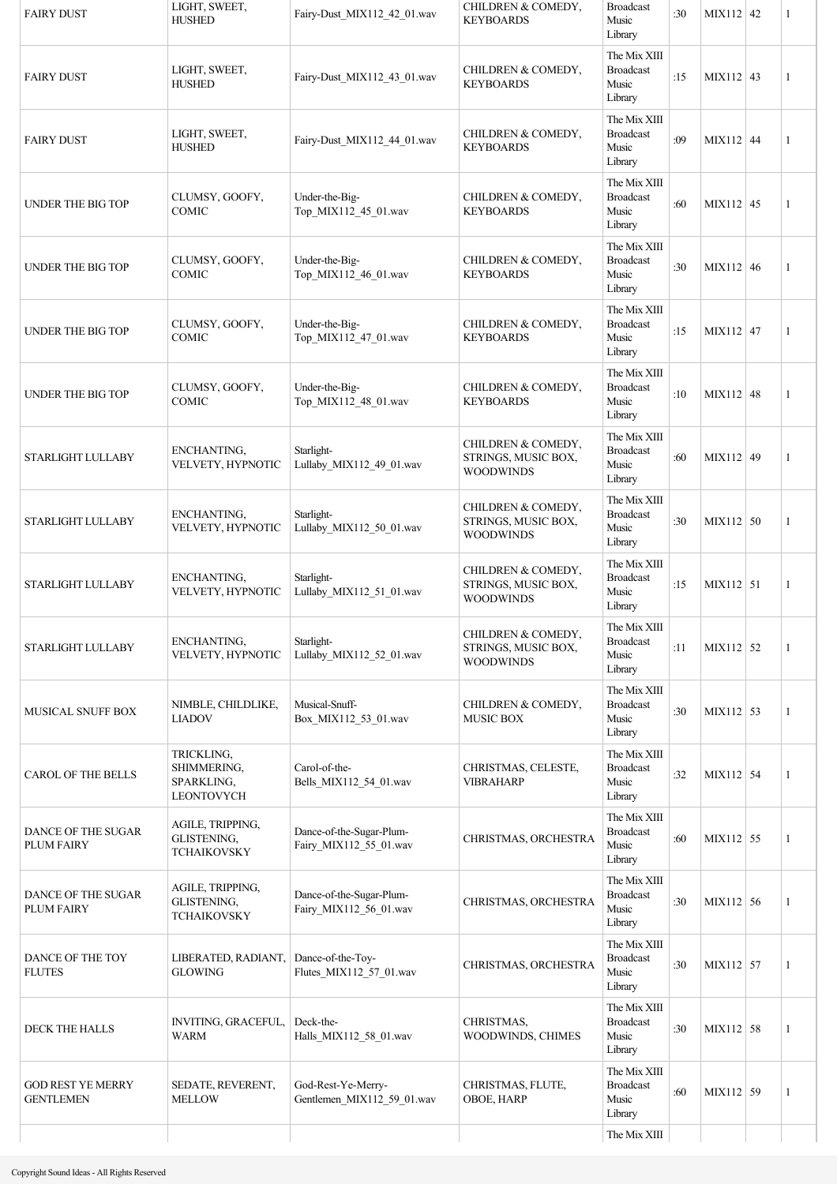| | | | | | | | | |
|---|---|---|---|---|---|---|---|---|
| FAIRY DUST | LIGHT, SWEET, HUSHED | Fairy-Dust_MIX112_42_01.wav | CHILDREN & COMEDY, KEYBOARDS | Broadcast Music Library | :30 | MIX112 | 42 | 1 |
| FAIRY DUST | LIGHT, SWEET, HUSHED | Fairy-Dust_MIX112_43_01.wav | CHILDREN & COMEDY, KEYBOARDS | The Mix XIII Broadcast Music Library | :15 | MIX112 | 43 | 1 |
| FAIRY DUST | LIGHT, SWEET, HUSHED | Fairy-Dust_MIX112_44_01.wav | CHILDREN & COMEDY, KEYBOARDS | The Mix XIII Broadcast Music Library | :09 | MIX112 | 44 | 1 |
| UNDER THE BIG TOP | CLUMSY, GOOFY, COMIC | Under-the-Big-Top_MIX112_45_01.wav | CHILDREN & COMEDY, KEYBOARDS | The Mix XIII Broadcast Music Library | :60 | MIX112 | 45 | 1 |
| UNDER THE BIG TOP | CLUMSY, GOOFY, COMIC | Under-the-Big-Top_MIX112_46_01.wav | CHILDREN & COMEDY, KEYBOARDS | The Mix XIII Broadcast Music Library | :30 | MIX112 | 46 | 1 |
| UNDER THE BIG TOP | CLUMSY, GOOFY, COMIC | Under-the-Big-Top_MIX112_47_01.wav | CHILDREN & COMEDY, KEYBOARDS | The Mix XIII Broadcast Music Library | :15 | MIX112 | 47 | 1 |
| UNDER THE BIG TOP | CLUMSY, GOOFY, COMIC | Under-the-Big-Top_MIX112_48_01.wav | CHILDREN & COMEDY, KEYBOARDS | The Mix XIII Broadcast Music Library | :10 | MIX112 | 48 | 1 |
| STARLIGHT LULLABY | ENCHANTING, VELVETY, HYPNOTIC | Starlight-Lullaby_MIX112_49_01.wav | CHILDREN & COMEDY, STRINGS, MUSIC BOX, WOODWINDS | The Mix XIII Broadcast Music Library | :60 | MIX112 | 49 | 1 |
| STARLIGHT LULLABY | ENCHANTING, VELVETY, HYPNOTIC | Starlight-Lullaby_MIX112_50_01.wav | CHILDREN & COMEDY, STRINGS, MUSIC BOX, WOODWINDS | The Mix XIII Broadcast Music Library | :30 | MIX112 | 50 | 1 |
| STARLIGHT LULLABY | ENCHANTING, VELVETY, HYPNOTIC | Starlight-Lullaby_MIX112_51_01.wav | CHILDREN & COMEDY, STRINGS, MUSIC BOX, WOODWINDS | The Mix XIII Broadcast Music Library | :15 | MIX112 | 51 | 1 |
| STARLIGHT LULLABY | ENCHANTING, VELVETY, HYPNOTIC | Starlight-Lullaby_MIX112_52_01.wav | CHILDREN & COMEDY, STRINGS, MUSIC BOX, WOODWINDS | The Mix XIII Broadcast Music Library | :11 | MIX112 | 52 | 1 |
| MUSICAL SNUFF BOX | NIMBLE, CHILDLIKE, LIADOV | Musical-Snuff-Box_MIX112_53_01.wav | CHILDREN & COMEDY, MUSIC BOX | The Mix XIII Broadcast Music Library | :30 | MIX112 | 53 | 1 |
| CAROL OF THE BELLS | TRICKLING, SHIMMERING, SPARKLING, LEONTOVYCH | Carol-of-the-Bells_MIX112_54_01.wav | CHRISTMAS, CELESTE, VIBRAHARP | The Mix XIII Broadcast Music Library | :32 | MIX112 | 54 | 1 |
| DANCE OF THE SUGAR PLUM FAIRY | AGILE, TRIPPING, GLISTENING, TCHAIKOVSKY | Dance-of-the-Sugar-Plum-Fairy_MIX112_55_01.wav | CHRISTMAS, ORCHESTRA | The Mix XIII Broadcast Music Library | :60 | MIX112 | 55 | 1 |
| DANCE OF THE SUGAR PLUM FAIRY | AGILE, TRIPPING, GLISTENING, TCHAIKOVSKY | Dance-of-the-Sugar-Plum-Fairy_MIX112_56_01.wav | CHRISTMAS, ORCHESTRA | The Mix XIII Broadcast Music Library | :30 | MIX112 | 56 | 1 |
| DANCE OF THE TOY FLUTES | LIBERATED, RADIANT, GLOWING | Dance-of-the-Toy-Flutes_MIX112_57_01.wav | CHRISTMAS, ORCHESTRA | The Mix XIII Broadcast Music Library | :30 | MIX112 | 57 | 1 |
| DECK THE HALLS | INVITING, GRACEFUL, WARM | Deck-the-Halls_MIX112_58_01.wav | CHRISTMAS, WOODWINDS, CHIMES | The Mix XIII Broadcast Music Library | :30 | MIX112 | 58 | 1 |
| GOD REST YE MERRY GENTLEMEN | SEDATE, REVERENT, MELLOW | God-Rest-Ye-Merry-Gentlemen_MIX112_59_01.wav | CHRISTMAS, FLUTE, OBOE, HARP | The Mix XIII Broadcast Music Library | :60 | MIX112 | 59 | 1 |
| | | | | The Mix XIII | | | | |

Copyright Sound Ideas - All Rights Reserved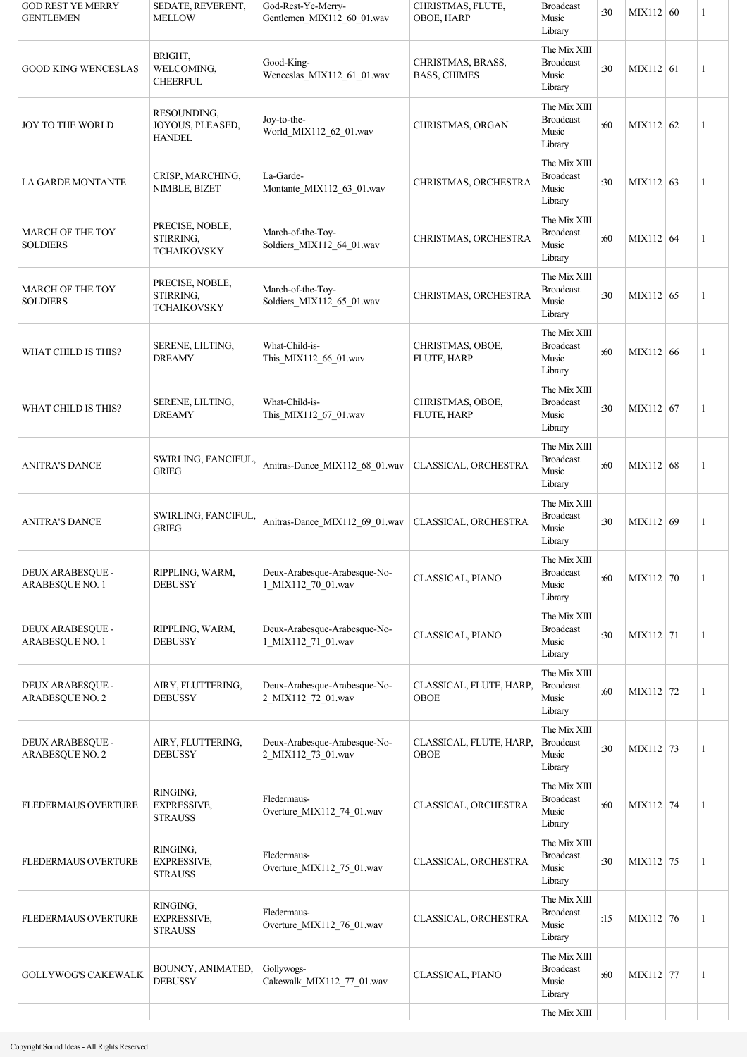| GOD REST YE MERRY GENTLEMEN | SEDATE, REVERENT, MELLOW | God-Rest-Ye-Merry-Gentlemen_MIX112_60_01.wav | CHRISTMAS, FLUTE, OBOE, HARP | Broadcast Music Library | :30 | MIX112 | 60 | 1 |
|---|---|---|---|---|---|---|---|---|
| GOOD KING WENCESLAS | BRIGHT, WELCOMING, CHEERFUL | Good-King-Wenceslas_MIX112_61_01.wav | CHRISTMAS, BRASS, BASS, CHIMES | The Mix XIII Broadcast Music Library | :30 | MIX112 | 61 | 1 |
| JOY TO THE WORLD | RESOUNDING, JOYOUS, PLEASED, HANDEL | Joy-to-the-World_MIX112_62_01.wav | CHRISTMAS, ORGAN | The Mix XIII Broadcast Music Library | :60 | MIX112 | 62 | 1 |
| LA GARDE MONTANTE | CRISP, MARCHING, NIMBLE, BIZET | La-Garde-Montante_MIX112_63_01.wav | CHRISTMAS, ORCHESTRA | The Mix XIII Broadcast Music Library | :30 | MIX112 | 63 | 1 |
| MARCH OF THE TOY SOLDIERS | PRECISE, NOBLE, STIRRING, TCHAIKOVSKY | March-of-the-Toy-Soldiers_MIX112_64_01.wav | CHRISTMAS, ORCHESTRA | The Mix XIII Broadcast Music Library | :60 | MIX112 | 64 | 1 |
| MARCH OF THE TOY SOLDIERS | PRECISE, NOBLE, STIRRING, TCHAIKOVSKY | March-of-the-Toy-Soldiers_MIX112_65_01.wav | CHRISTMAS, ORCHESTRA | The Mix XIII Broadcast Music Library | :30 | MIX112 | 65 | 1 |
| WHAT CHILD IS THIS? | SERENE, LILTING, DREAMY | What-Child-is-This_MIX112_66_01.wav | CHRISTMAS, OBOE, FLUTE, HARP | The Mix XIII Broadcast Music Library | :60 | MIX112 | 66 | 1 |
| WHAT CHILD IS THIS? | SERENE, LILTING, DREAMY | What-Child-is-This_MIX112_67_01.wav | CHRISTMAS, OBOE, FLUTE, HARP | The Mix XIII Broadcast Music Library | :30 | MIX112 | 67 | 1 |
| ANITRA'S DANCE | SWIRLING, FANCIFUL, GRIEG | Anitras-Dance_MIX112_68_01.wav | CLASSICAL, ORCHESTRA | The Mix XIII Broadcast Music Library | :60 | MIX112 | 68 | 1 |
| ANITRA'S DANCE | SWIRLING, FANCIFUL, GRIEG | Anitras-Dance_MIX112_69_01.wav | CLASSICAL, ORCHESTRA | The Mix XIII Broadcast Music Library | :30 | MIX112 | 69 | 1 |
| DEUX ARABESQUE - ARABESQUE NO. 1 | RIPPLING, WARM, DEBUSSY | Deux-Arabesque-Arabesque-No-1_MIX112_70_01.wav | CLASSICAL, PIANO | The Mix XIII Broadcast Music Library | :60 | MIX112 | 70 | 1 |
| DEUX ARABESQUE - ARABESQUE NO. 1 | RIPPLING, WARM, DEBUSSY | Deux-Arabesque-Arabesque-No-1_MIX112_71_01.wav | CLASSICAL, PIANO | The Mix XIII Broadcast Music Library | :30 | MIX112 | 71 | 1 |
| DEUX ARABESQUE - ARABESQUE NO. 2 | AIRY, FLUTTERING, DEBUSSY | Deux-Arabesque-Arabesque-No-2_MIX112_72_01.wav | CLASSICAL, FLUTE, HARP, OBOE | The Mix XIII Broadcast Music Library | :60 | MIX112 | 72 | 1 |
| DEUX ARABESQUE - ARABESQUE NO. 2 | AIRY, FLUTTERING, DEBUSSY | Deux-Arabesque-Arabesque-No-2_MIX112_73_01.wav | CLASSICAL, FLUTE, HARP, OBOE | The Mix XIII Broadcast Music Library | :30 | MIX112 | 73 | 1 |
| FLEDERMAUS OVERTURE | RINGING, EXPRESSIVE, STRAUSS | Fledermaus-Overture_MIX112_74_01.wav | CLASSICAL, ORCHESTRA | The Mix XIII Broadcast Music Library | :60 | MIX112 | 74 | 1 |
| FLEDERMAUS OVERTURE | RINGING, EXPRESSIVE, STRAUSS | Fledermaus-Overture_MIX112_75_01.wav | CLASSICAL, ORCHESTRA | The Mix XIII Broadcast Music Library | :30 | MIX112 | 75 | 1 |
| FLEDERMAUS OVERTURE | RINGING, EXPRESSIVE, STRAUSS | Fledermaus-Overture_MIX112_76_01.wav | CLASSICAL, ORCHESTRA | The Mix XIII Broadcast Music Library | :15 | MIX112 | 76 | 1 |
| GOLLYWOG'S CAKEWALK | BOUNCY, ANIMATED, DEBUSSY | Gollywogs-Cakewalk_MIX112_77_01.wav | CLASSICAL, PIANO | The Mix XIII Broadcast Music Library | :60 | MIX112 | 77 | 1 |
| | | | | The Mix XIII | | | | |

Copyright Sound Ideas - All Rights Reserved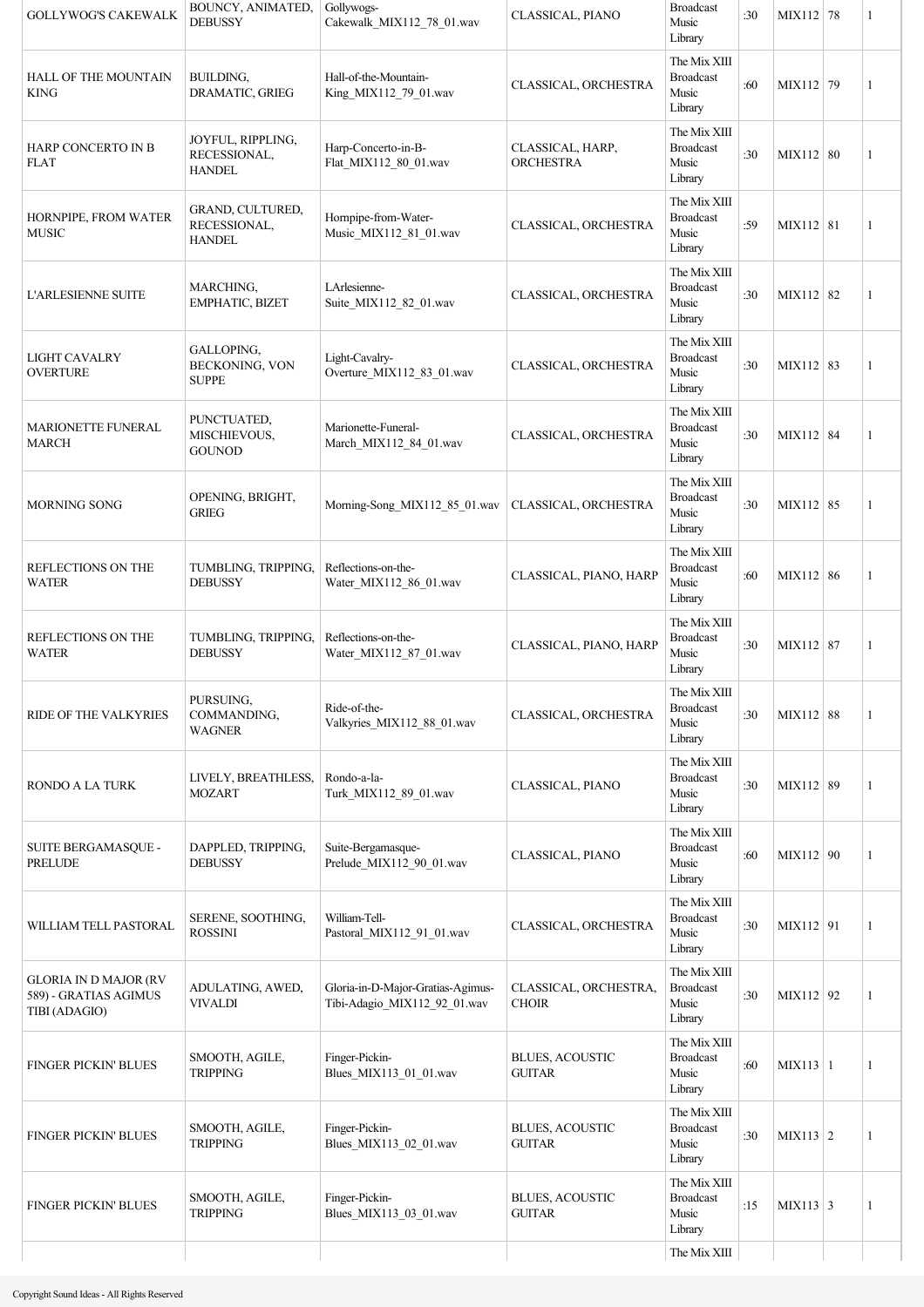| GOLLYWOG'S CAKEWALK | BOUNCY, ANIMATED, DEBUSSY | Gollywogs-Cakewalk_MIX112_78_01.wav | CLASSICAL, PIANO | Broadcast Music Library | :30 | MIX112 | 78 | 1 |
|---|---|---|---|---|---|---|---|---|
| HALL OF THE MOUNTAIN KING | BUILDING, DRAMATIC, GRIEG | Hall-of-the-Mountain-King_MIX112_79_01.wav | CLASSICAL, ORCHESTRA | The Mix XIII Broadcast Music Library | :60 | MIX112 | 79 | 1 |
| HARP CONCERTO IN B FLAT | JOYFUL, RIPPLING, RECESSIONAL, HANDEL | Harp-Concerto-in-B-Flat_MIX112_80_01.wav | CLASSICAL, HARP, ORCHESTRA | The Mix XIII Broadcast Music Library | :30 | MIX112 | 80 | 1 |
| HORNPIPE, FROM WATER MUSIC | GRAND, CULTURED, RECESSIONAL, HANDEL | Hornpipe-from-Water-Music_MIX112_81_01.wav | CLASSICAL, ORCHESTRA | The Mix XIII Broadcast Music Library | :59 | MIX112 | 81 | 1 |
| L'ARLESIENNE SUITE | MARCHING, EMPHATIC, BIZET | LArlesienne-Suite_MIX112_82_01.wav | CLASSICAL, ORCHESTRA | The Mix XIII Broadcast Music Library | :30 | MIX112 | 82 | 1 |
| LIGHT CAVALRY OVERTURE | GALLOPING, BECKONING, VON SUPPE | Light-Cavalry-Overture_MIX112_83_01.wav | CLASSICAL, ORCHESTRA | The Mix XIII Broadcast Music Library | :30 | MIX112 | 83 | 1 |
| MARIONETTE FUNERAL MARCH | PUNCTUATED, MISCHIEVOUS, GOUNOD | Marionette-Funeral-March_MIX112_84_01.wav | CLASSICAL, ORCHESTRA | The Mix XIII Broadcast Music Library | :30 | MIX112 | 84 | 1 |
| MORNING SONG | OPENING, BRIGHT, GRIEG | Morning-Song_MIX112_85_01.wav | CLASSICAL, ORCHESTRA | The Mix XIII Broadcast Music Library | :30 | MIX112 | 85 | 1 |
| REFLECTIONS ON THE WATER | TUMBLING, TRIPPING, DEBUSSY | Reflections-on-the-Water_MIX112_86_01.wav | CLASSICAL, PIANO, HARP | The Mix XIII Broadcast Music Library | :60 | MIX112 | 86 | 1 |
| REFLECTIONS ON THE WATER | TUMBLING, TRIPPING, DEBUSSY | Reflections-on-the-Water_MIX112_87_01.wav | CLASSICAL, PIANO, HARP | The Mix XIII Broadcast Music Library | :30 | MIX112 | 87 | 1 |
| RIDE OF THE VALKYRIES | PURSUING, COMMANDING, WAGNER | Ride-of-the-Valkyries_MIX112_88_01.wav | CLASSICAL, ORCHESTRA | The Mix XIII Broadcast Music Library | :30 | MIX112 | 88 | 1 |
| RONDO A LA TURK | LIVELY, BREATHLESS, MOZART | Rondo-a-la-Turk_MIX112_89_01.wav | CLASSICAL, PIANO | The Mix XIII Broadcast Music Library | :30 | MIX112 | 89 | 1 |
| SUITE BERGAMASQUE - PRELUDE | DAPPLED, TRIPPING, DEBUSSY | Suite-Bergamasque-Prelude_MIX112_90_01.wav | CLASSICAL, PIANO | The Mix XIII Broadcast Music Library | :60 | MIX112 | 90 | 1 |
| WILLIAM TELL PASTORAL | SERENE, SOOTHING, ROSSINI | William-Tell-Pastoral_MIX112_91_01.wav | CLASSICAL, ORCHESTRA | The Mix XIII Broadcast Music Library | :30 | MIX112 | 91 | 1 |
| GLORIA IN D MAJOR (RV 589) - GRATIAS AGIMUS TIBI (ADAGIO) | ADULATING, AWED, VIVALDI | Gloria-in-D-Major-Gratias-Agimus-Tibi-Adagio_MIX112_92_01.wav | CLASSICAL, ORCHESTRA, CHOIR | The Mix XIII Broadcast Music Library | :30 | MIX112 | 92 | 1 |
| FINGER PICKIN' BLUES | SMOOTH, AGILE, TRIPPING | Finger-Pickin-Blues_MIX113_01_01.wav | BLUES, ACOUSTIC GUITAR | The Mix XIII Broadcast Music Library | :60 | MIX113 | 1 | 1 |
| FINGER PICKIN' BLUES | SMOOTH, AGILE, TRIPPING | Finger-Pickin-Blues_MIX113_02_01.wav | BLUES, ACOUSTIC GUITAR | The Mix XIII Broadcast Music Library | :30 | MIX113 | 2 | 1 |
| FINGER PICKIN' BLUES | SMOOTH, AGILE, TRIPPING | Finger-Pickin-Blues_MIX113_03_01.wav | BLUES, ACOUSTIC GUITAR | The Mix XIII Broadcast Music Library | :15 | MIX113 | 3 | 1 |
| | | | | The Mix XIII | | | | |

Copyright Sound Ideas - All Rights Reserved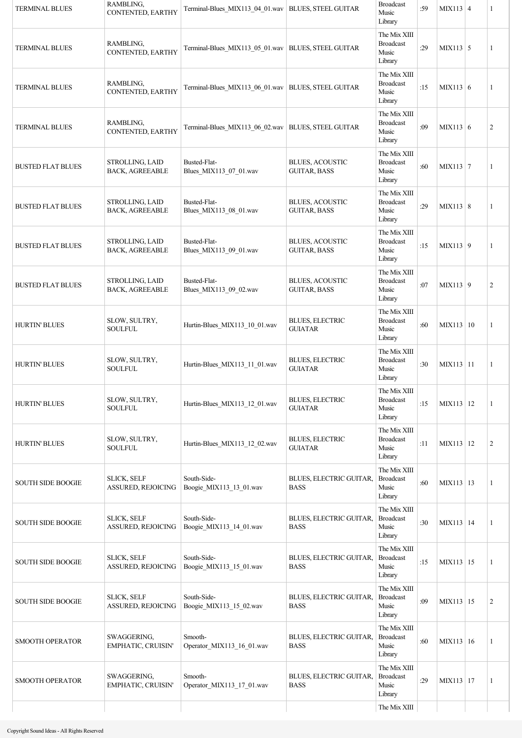| TERMINAL BLUES | RAMBLING, CONTENTED, EARTHY | Terminal-Blues_MIX113_04_01.wav | BLUES, STEEL GUITAR | Broadcast Music Library | :59 | MIX113 | 4 | 1 |
|---|---|---|---|---|---|---|---|---|
| TERMINAL BLUES | RAMBLING, CONTENTED, EARTHY | Terminal-Blues_MIX113_05_01.wav | BLUES, STEEL GUITAR | The Mix XIII Broadcast Music Library | :29 | MIX113 | 5 | 1 |
| TERMINAL BLUES | RAMBLING, CONTENTED, EARTHY | Terminal-Blues_MIX113_06_01.wav | BLUES, STEEL GUITAR | The Mix XIII Broadcast Music Library | :15 | MIX113 | 6 | 1 |
| TERMINAL BLUES | RAMBLING, CONTENTED, EARTHY | Terminal-Blues_MIX113_06_02.wav | BLUES, STEEL GUITAR | The Mix XIII Broadcast Music Library | :09 | MIX113 | 6 | 2 |
| BUSTED FLAT BLUES | STROLLING, LAID BACK, AGREEABLE | Busted-Flat-Blues_MIX113_07_01.wav | BLUES, ACOUSTIC GUITAR, BASS | The Mix XIII Broadcast Music Library | :60 | MIX113 | 7 | 1 |
| BUSTED FLAT BLUES | STROLLING, LAID BACK, AGREEABLE | Busted-Flat-Blues_MIX113_08_01.wav | BLUES, ACOUSTIC GUITAR, BASS | The Mix XIII Broadcast Music Library | :29 | MIX113 | 8 | 1 |
| BUSTED FLAT BLUES | STROLLING, LAID BACK, AGREEABLE | Busted-Flat-Blues_MIX113_09_01.wav | BLUES, ACOUSTIC GUITAR, BASS | The Mix XIII Broadcast Music Library | :15 | MIX113 | 9 | 1 |
| BUSTED FLAT BLUES | STROLLING, LAID BACK, AGREEABLE | Busted-Flat-Blues_MIX113_09_02.wav | BLUES, ACOUSTIC GUITAR, BASS | The Mix XIII Broadcast Music Library | :07 | MIX113 | 9 | 2 |
| HURTIN' BLUES | SLOW, SULTRY, SOULFUL | Hurtin-Blues_MIX113_10_01.wav | BLUES, ELECTRIC GUIATAR | The Mix XIII Broadcast Music Library | :60 | MIX113 | 10 | 1 |
| HURTIN' BLUES | SLOW, SULTRY, SOULFUL | Hurtin-Blues_MIX113_11_01.wav | BLUES, ELECTRIC GUIATAR | The Mix XIII Broadcast Music Library | :30 | MIX113 | 11 | 1 |
| HURTIN' BLUES | SLOW, SULTRY, SOULFUL | Hurtin-Blues_MIX113_12_01.wav | BLUES, ELECTRIC GUIATAR | The Mix XIII Broadcast Music Library | :15 | MIX113 | 12 | 1 |
| HURTIN' BLUES | SLOW, SULTRY, SOULFUL | Hurtin-Blues_MIX113_12_02.wav | BLUES, ELECTRIC GUIATAR | The Mix XIII Broadcast Music Library | :11 | MIX113 | 12 | 2 |
| SOUTH SIDE BOOGIE | SLICK, SELF ASSURED, REJOICING | South-Side-Boogie_MIX113_13_01.wav | BLUES, ELECTRIC GUITAR, BASS | The Mix XIII Broadcast Music Library | :60 | MIX113 | 13 | 1 |
| SOUTH SIDE BOOGIE | SLICK, SELF ASSURED, REJOICING | South-Side-Boogie_MIX113_14_01.wav | BLUES, ELECTRIC GUITAR, BASS | The Mix XIII Broadcast Music Library | :30 | MIX113 | 14 | 1 |
| SOUTH SIDE BOOGIE | SLICK, SELF ASSURED, REJOICING | South-Side-Boogie_MIX113_15_01.wav | BLUES, ELECTRIC GUITAR, BASS | The Mix XIII Broadcast Music Library | :15 | MIX113 | 15 | 1 |
| SOUTH SIDE BOOGIE | SLICK, SELF ASSURED, REJOICING | South-Side-Boogie_MIX113_15_02.wav | BLUES, ELECTRIC GUITAR, BASS | The Mix XIII Broadcast Music Library | :09 | MIX113 | 15 | 2 |
| SMOOTH OPERATOR | SWAGGERING, EMPHATIC, CRUISIN' | Smooth-Operator_MIX113_16_01.wav | BLUES, ELECTRIC GUITAR, BASS | The Mix XIII Broadcast Music Library | :60 | MIX113 | 16 | 1 |
| SMOOTH OPERATOR | SWAGGERING, EMPHATIC, CRUISIN' | Smooth-Operator_MIX113_17_01.wav | BLUES, ELECTRIC GUITAR, BASS | The Mix XIII Broadcast Music Library | :29 | MIX113 | 17 | 1 |
| | | | | The Mix XIII | | | | |

Copyright Sound Ideas - All Rights Reserved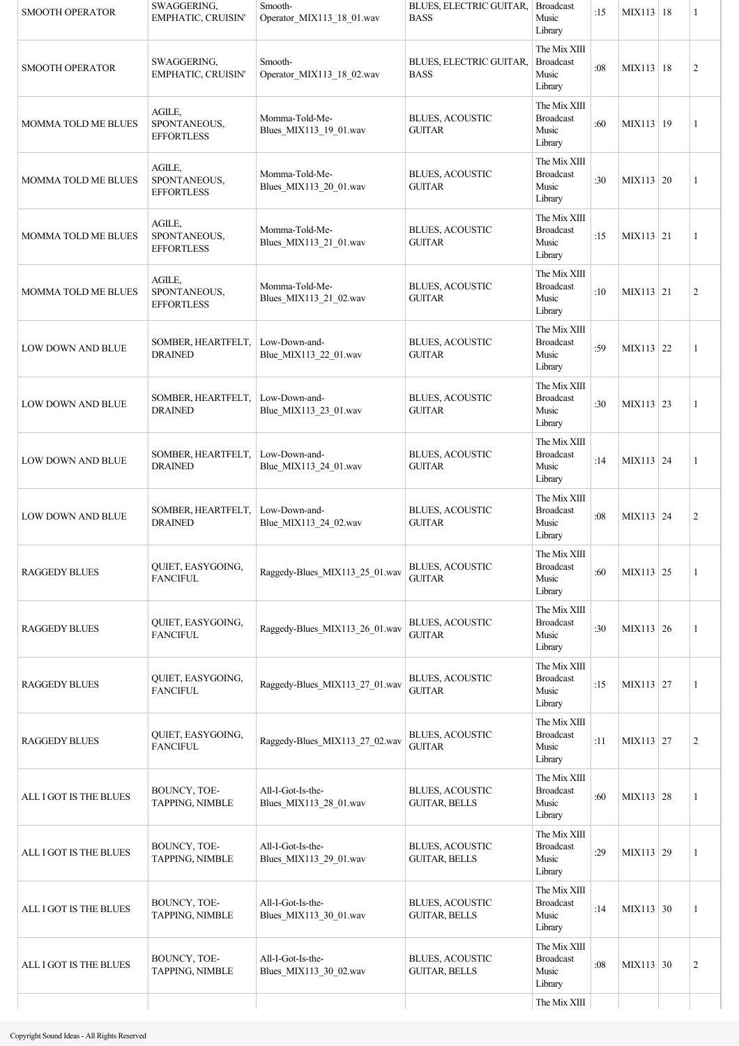| SMOOTH OPERATOR | SWAGGERING, EMPHATIC, CRUISIN' | Smooth-Operator_MIX113_18_01.wav | BLUES, ELECTRIC GUITAR, BASS | Broadcast Music Library | :15 | MIX113 | 18 | 1 |
|---|---|---|---|---|---|---|---|---|
| SMOOTH OPERATOR | SWAGGERING, EMPHATIC, CRUISIN' | Smooth-Operator_MIX113_18_02.wav | BLUES, ELECTRIC GUITAR, BASS | The Mix XIII Broadcast Music Library | :08 | MIX113 | 18 | 2 |
| MOMMA TOLD ME BLUES | AGILE, SPONTANEOUS, EFFORTLESS | Momma-Told-Me-Blues_MIX113_19_01.wav | BLUES, ACOUSTIC GUITAR | The Mix XIII Broadcast Music Library | :60 | MIX113 | 19 | 1 |
| MOMMA TOLD ME BLUES | AGILE, SPONTANEOUS, EFFORTLESS | Momma-Told-Me-Blues_MIX113_20_01.wav | BLUES, ACOUSTIC GUITAR | The Mix XIII Broadcast Music Library | :30 | MIX113 | 20 | 1 |
| MOMMA TOLD ME BLUES | AGILE, SPONTANEOUS, EFFORTLESS | Momma-Told-Me-Blues_MIX113_21_01.wav | BLUES, ACOUSTIC GUITAR | The Mix XIII Broadcast Music Library | :15 | MIX113 | 21 | 1 |
| MOMMA TOLD ME BLUES | AGILE, SPONTANEOUS, EFFORTLESS | Momma-Told-Me-Blues_MIX113_21_02.wav | BLUES, ACOUSTIC GUITAR | The Mix XIII Broadcast Music Library | :10 | MIX113 | 21 | 2 |
| LOW DOWN AND BLUE | SOMBER, HEARTFELT, DRAINED | Low-Down-and-Blue_MIX113_22_01.wav | BLUES, ACOUSTIC GUITAR | The Mix XIII Broadcast Music Library | :59 | MIX113 | 22 | 1 |
| LOW DOWN AND BLUE | SOMBER, HEARTFELT, DRAINED | Low-Down-and-Blue_MIX113_23_01.wav | BLUES, ACOUSTIC GUITAR | The Mix XIII Broadcast Music Library | :30 | MIX113 | 23 | 1 |
| LOW DOWN AND BLUE | SOMBER, HEARTFELT, DRAINED | Low-Down-and-Blue_MIX113_24_01.wav | BLUES, ACOUSTIC GUITAR | The Mix XIII Broadcast Music Library | :14 | MIX113 | 24 | 1 |
| LOW DOWN AND BLUE | SOMBER, HEARTFELT, DRAINED | Low-Down-and-Blue_MIX113_24_02.wav | BLUES, ACOUSTIC GUITAR | The Mix XIII Broadcast Music Library | :08 | MIX113 | 24 | 2 |
| RAGGEDY BLUES | QUIET, EASYGOING, FANCIFUL | Raggedy-Blues_MIX113_25_01.wav | BLUES, ACOUSTIC GUITAR | The Mix XIII Broadcast Music Library | :60 | MIX113 | 25 | 1 |
| RAGGEDY BLUES | QUIET, EASYGOING, FANCIFUL | Raggedy-Blues_MIX113_26_01.wav | BLUES, ACOUSTIC GUITAR | The Mix XIII Broadcast Music Library | :30 | MIX113 | 26 | 1 |
| RAGGEDY BLUES | QUIET, EASYGOING, FANCIFUL | Raggedy-Blues_MIX113_27_01.wav | BLUES, ACOUSTIC GUITAR | The Mix XIII Broadcast Music Library | :15 | MIX113 | 27 | 1 |
| RAGGEDY BLUES | QUIET, EASYGOING, FANCIFUL | Raggedy-Blues_MIX113_27_02.wav | BLUES, ACOUSTIC GUITAR | The Mix XIII Broadcast Music Library | :11 | MIX113 | 27 | 2 |
| ALL I GOT IS THE BLUES | BOUNCY, TOE-TAPPING, NIMBLE | All-I-Got-Is-the-Blues_MIX113_28_01.wav | BLUES, ACOUSTIC GUITAR, BELLS | The Mix XIII Broadcast Music Library | :60 | MIX113 | 28 | 1 |
| ALL I GOT IS THE BLUES | BOUNCY, TOE-TAPPING, NIMBLE | All-I-Got-Is-the-Blues_MIX113_29_01.wav | BLUES, ACOUSTIC GUITAR, BELLS | The Mix XIII Broadcast Music Library | :29 | MIX113 | 29 | 1 |
| ALL I GOT IS THE BLUES | BOUNCY, TOE-TAPPING, NIMBLE | All-I-Got-Is-the-Blues_MIX113_30_01.wav | BLUES, ACOUSTIC GUITAR, BELLS | The Mix XIII Broadcast Music Library | :14 | MIX113 | 30 | 1 |
| ALL I GOT IS THE BLUES | BOUNCY, TOE-TAPPING, NIMBLE | All-I-Got-Is-the-Blues_MIX113_30_02.wav | BLUES, ACOUSTIC GUITAR, BELLS | The Mix XIII Broadcast Music Library | :08 | MIX113 | 30 | 2 |
| | | | | The Mix XIII | | | | |

Copyright Sound Ideas - All Rights Reserved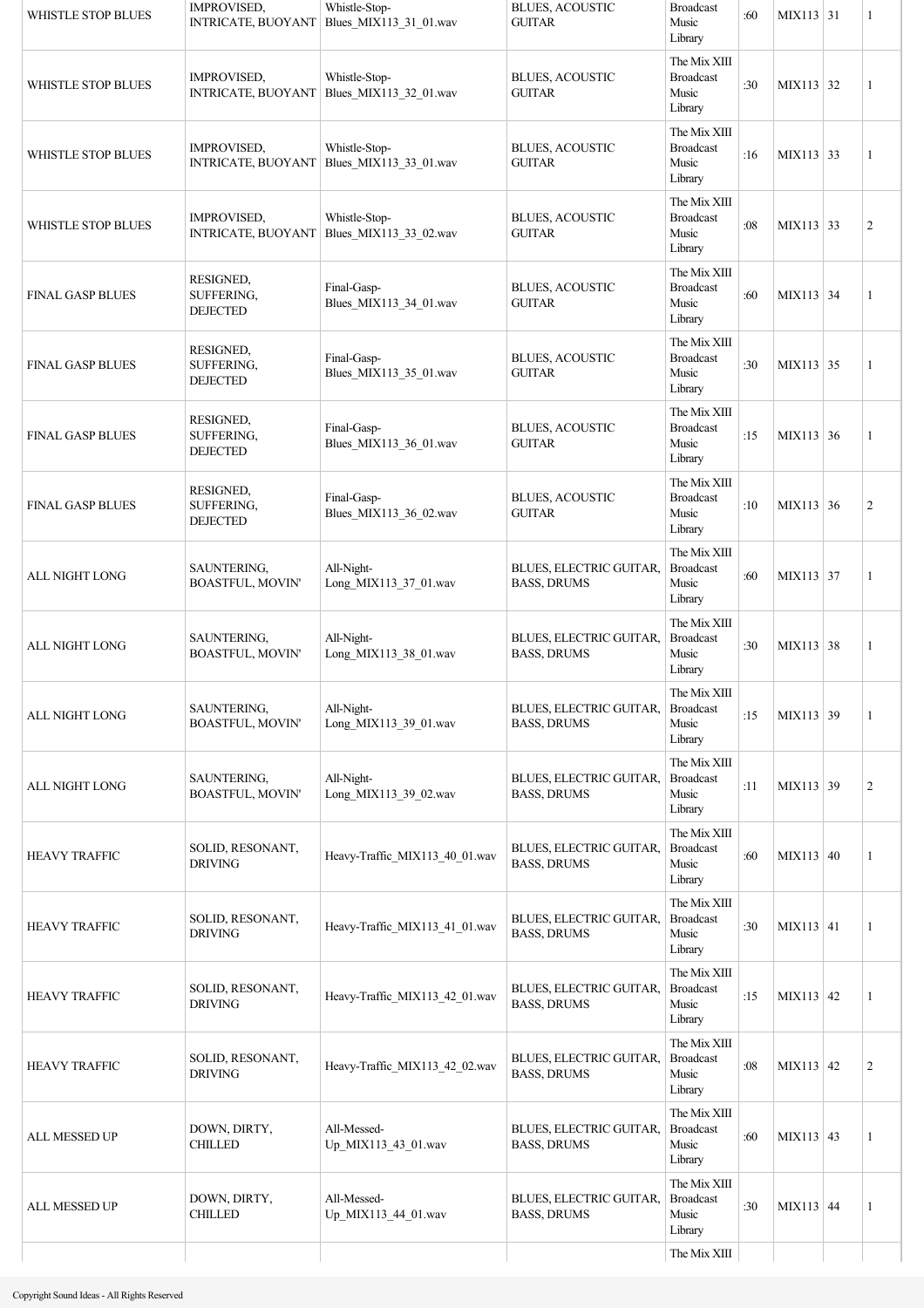| WHISTLE STOP BLUES | IMPROVISED, INTRICATE, BUOYANT | Whistle-Stop-Blues_MIX113_31_01.wav | BLUES, ACOUSTIC GUITAR | Broadcast Music Library | :60 | MIX113 | 31 | 1 |
|---|---|---|---|---|---|---|---|---|
| WHISTLE STOP BLUES | IMPROVISED, INTRICATE, BUOYANT | Whistle-Stop-Blues_MIX113_32_01.wav | BLUES, ACOUSTIC GUITAR | The Mix XIII Broadcast Music Library | :30 | MIX113 | 32 | 1 |
| WHISTLE STOP BLUES | IMPROVISED, INTRICATE, BUOYANT | Whistle-Stop-Blues_MIX113_33_01.wav | BLUES, ACOUSTIC GUITAR | The Mix XIII Broadcast Music Library | :16 | MIX113 | 33 | 1 |
| WHISTLE STOP BLUES | IMPROVISED, INTRICATE, BUOYANT | Whistle-Stop-Blues_MIX113_33_02.wav | BLUES, ACOUSTIC GUITAR | The Mix XIII Broadcast Music Library | :08 | MIX113 | 33 | 2 |
| FINAL GASP BLUES | RESIGNED, SUFFERING, DEJECTED | Final-Gasp-Blues_MIX113_34_01.wav | BLUES, ACOUSTIC GUITAR | The Mix XIII Broadcast Music Library | :60 | MIX113 | 34 | 1 |
| FINAL GASP BLUES | RESIGNED, SUFFERING, DEJECTED | Final-Gasp-Blues_MIX113_35_01.wav | BLUES, ACOUSTIC GUITAR | The Mix XIII Broadcast Music Library | :30 | MIX113 | 35 | 1 |
| FINAL GASP BLUES | RESIGNED, SUFFERING, DEJECTED | Final-Gasp-Blues_MIX113_36_01.wav | BLUES, ACOUSTIC GUITAR | The Mix XIII Broadcast Music Library | :15 | MIX113 | 36 | 1 |
| FINAL GASP BLUES | RESIGNED, SUFFERING, DEJECTED | Final-Gasp-Blues_MIX113_36_02.wav | BLUES, ACOUSTIC GUITAR | The Mix XIII Broadcast Music Library | :10 | MIX113 | 36 | 2 |
| ALL NIGHT LONG | SAUNTERING, BOASTFUL, MOVIN' | All-Night-Long_MIX113_37_01.wav | BLUES, ELECTRIC GUITAR, BASS, DRUMS | The Mix XIII Broadcast Music Library | :60 | MIX113 | 37 | 1 |
| ALL NIGHT LONG | SAUNTERING, BOASTFUL, MOVIN' | All-Night-Long_MIX113_38_01.wav | BLUES, ELECTRIC GUITAR, BASS, DRUMS | The Mix XIII Broadcast Music Library | :30 | MIX113 | 38 | 1 |
| ALL NIGHT LONG | SAUNTERING, BOASTFUL, MOVIN' | All-Night-Long_MIX113_39_01.wav | BLUES, ELECTRIC GUITAR, BASS, DRUMS | The Mix XIII Broadcast Music Library | :15 | MIX113 | 39 | 1 |
| ALL NIGHT LONG | SAUNTERING, BOASTFUL, MOVIN' | All-Night-Long_MIX113_39_02.wav | BLUES, ELECTRIC GUITAR, BASS, DRUMS | The Mix XIII Broadcast Music Library | :11 | MIX113 | 39 | 2 |
| HEAVY TRAFFIC | SOLID, RESONANT, DRIVING | Heavy-Traffic_MIX113_40_01.wav | BLUES, ELECTRIC GUITAR, BASS, DRUMS | The Mix XIII Broadcast Music Library | :60 | MIX113 | 40 | 1 |
| HEAVY TRAFFIC | SOLID, RESONANT, DRIVING | Heavy-Traffic_MIX113_41_01.wav | BLUES, ELECTRIC GUITAR, BASS, DRUMS | The Mix XIII Broadcast Music Library | :30 | MIX113 | 41 | 1 |
| HEAVY TRAFFIC | SOLID, RESONANT, DRIVING | Heavy-Traffic_MIX113_42_01.wav | BLUES, ELECTRIC GUITAR, BASS, DRUMS | The Mix XIII Broadcast Music Library | :15 | MIX113 | 42 | 1 |
| HEAVY TRAFFIC | SOLID, RESONANT, DRIVING | Heavy-Traffic_MIX113_42_02.wav | BLUES, ELECTRIC GUITAR, BASS, DRUMS | The Mix XIII Broadcast Music Library | :08 | MIX113 | 42 | 2 |
| ALL MESSED UP | DOWN, DIRTY, CHILLED | All-Messed-Up_MIX113_43_01.wav | BLUES, ELECTRIC GUITAR, BASS, DRUMS | The Mix XIII Broadcast Music Library | :60 | MIX113 | 43 | 1 |
| ALL MESSED UP | DOWN, DIRTY, CHILLED | All-Messed-Up_MIX113_44_01.wav | BLUES, ELECTRIC GUITAR, BASS, DRUMS | The Mix XIII Broadcast Music Library | :30 | MIX113 | 44 | 1 |
| | | | | The Mix XIII | | | | |

Copyright Sound Ideas - All Rights Reserved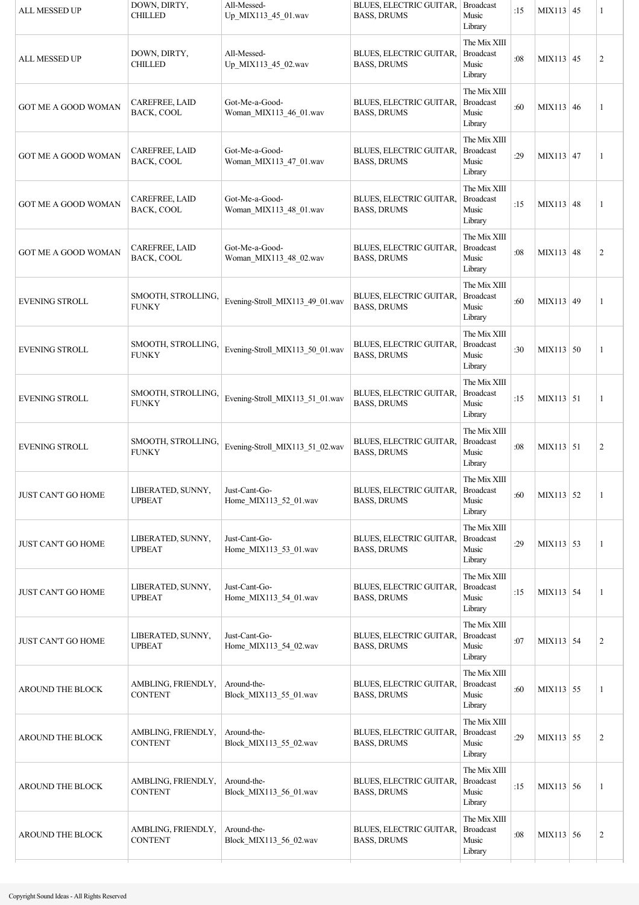| ALL MESSED UP | DOWN, DIRTY, CHILLED | All-Messed-Up_MIX113_45_01.wav | BLUES, ELECTRIC GUITAR, BASS, DRUMS | Broadcast Music Library | :15 | MIX113 | 45 | 1 |
|---|---|---|---|---|---|---|---|---|
| ALL MESSED UP | DOWN, DIRTY, CHILLED | All-Messed-Up_MIX113_45_02.wav | BLUES, ELECTRIC GUITAR, BASS, DRUMS | The Mix XIII Broadcast Music Library | :08 | MIX113 | 45 | 2 |
| GOT ME A GOOD WOMAN | CAREFREE, LAID BACK, COOL | Got-Me-a-Good-Woman_MIX113_46_01.wav | BLUES, ELECTRIC GUITAR, BASS, DRUMS | The Mix XIII Broadcast Music Library | :60 | MIX113 | 46 | 1 |
| GOT ME A GOOD WOMAN | CAREFREE, LAID BACK, COOL | Got-Me-a-Good-Woman_MIX113_47_01.wav | BLUES, ELECTRIC GUITAR, BASS, DRUMS | The Mix XIII Broadcast Music Library | :29 | MIX113 | 47 | 1 |
| GOT ME A GOOD WOMAN | CAREFREE, LAID BACK, COOL | Got-Me-a-Good-Woman_MIX113_48_01.wav | BLUES, ELECTRIC GUITAR, BASS, DRUMS | The Mix XIII Broadcast Music Library | :15 | MIX113 | 48 | 1 |
| GOT ME A GOOD WOMAN | CAREFREE, LAID BACK, COOL | Got-Me-a-Good-Woman_MIX113_48_02.wav | BLUES, ELECTRIC GUITAR, BASS, DRUMS | The Mix XIII Broadcast Music Library | :08 | MIX113 | 48 | 2 |
| EVENING STROLL | SMOOTH, STROLLING, FUNKY | Evening-Stroll_MIX113_49_01.wav | BLUES, ELECTRIC GUITAR, BASS, DRUMS | The Mix XIII Broadcast Music Library | :60 | MIX113 | 49 | 1 |
| EVENING STROLL | SMOOTH, STROLLING, FUNKY | Evening-Stroll_MIX113_50_01.wav | BLUES, ELECTRIC GUITAR, BASS, DRUMS | The Mix XIII Broadcast Music Library | :30 | MIX113 | 50 | 1 |
| EVENING STROLL | SMOOTH, STROLLING, FUNKY | Evening-Stroll_MIX113_51_01.wav | BLUES, ELECTRIC GUITAR, BASS, DRUMS | The Mix XIII Broadcast Music Library | :15 | MIX113 | 51 | 1 |
| EVENING STROLL | SMOOTH, STROLLING, FUNKY | Evening-Stroll_MIX113_51_02.wav | BLUES, ELECTRIC GUITAR, BASS, DRUMS | The Mix XIII Broadcast Music Library | :08 | MIX113 | 51 | 2 |
| JUST CAN'T GO HOME | LIBERATED, SUNNY, UPBEAT | Just-Cant-Go-Home_MIX113_52_01.wav | BLUES, ELECTRIC GUITAR, BASS, DRUMS | The Mix XIII Broadcast Music Library | :60 | MIX113 | 52 | 1 |
| JUST CAN'T GO HOME | LIBERATED, SUNNY, UPBEAT | Just-Cant-Go-Home_MIX113_53_01.wav | BLUES, ELECTRIC GUITAR, BASS, DRUMS | The Mix XIII Broadcast Music Library | :29 | MIX113 | 53 | 1 |
| JUST CAN'T GO HOME | LIBERATED, SUNNY, UPBEAT | Just-Cant-Go-Home_MIX113_54_01.wav | BLUES, ELECTRIC GUITAR, BASS, DRUMS | The Mix XIII Broadcast Music Library | :15 | MIX113 | 54 | 1 |
| JUST CAN'T GO HOME | LIBERATED, SUNNY, UPBEAT | Just-Cant-Go-Home_MIX113_54_02.wav | BLUES, ELECTRIC GUITAR, BASS, DRUMS | The Mix XIII Broadcast Music Library | :07 | MIX113 | 54 | 2 |
| AROUND THE BLOCK | AMBLING, FRIENDLY, CONTENT | Around-the-Block_MIX113_55_01.wav | BLUES, ELECTRIC GUITAR, BASS, DRUMS | The Mix XIII Broadcast Music Library | :60 | MIX113 | 55 | 1 |
| AROUND THE BLOCK | AMBLING, FRIENDLY, CONTENT | Around-the-Block_MIX113_55_02.wav | BLUES, ELECTRIC GUITAR, BASS, DRUMS | The Mix XIII Broadcast Music Library | :29 | MIX113 | 55 | 2 |
| AROUND THE BLOCK | AMBLING, FRIENDLY, CONTENT | Around-the-Block_MIX113_56_01.wav | BLUES, ELECTRIC GUITAR, BASS, DRUMS | The Mix XIII Broadcast Music Library | :15 | MIX113 | 56 | 1 |
| AROUND THE BLOCK | AMBLING, FRIENDLY, CONTENT | Around-the-Block_MIX113_56_02.wav | BLUES, ELECTRIC GUITAR, BASS, DRUMS | The Mix XIII Broadcast Music Library | :08 | MIX113 | 56 | 2 |

Copyright Sound Ideas - All Rights Reserved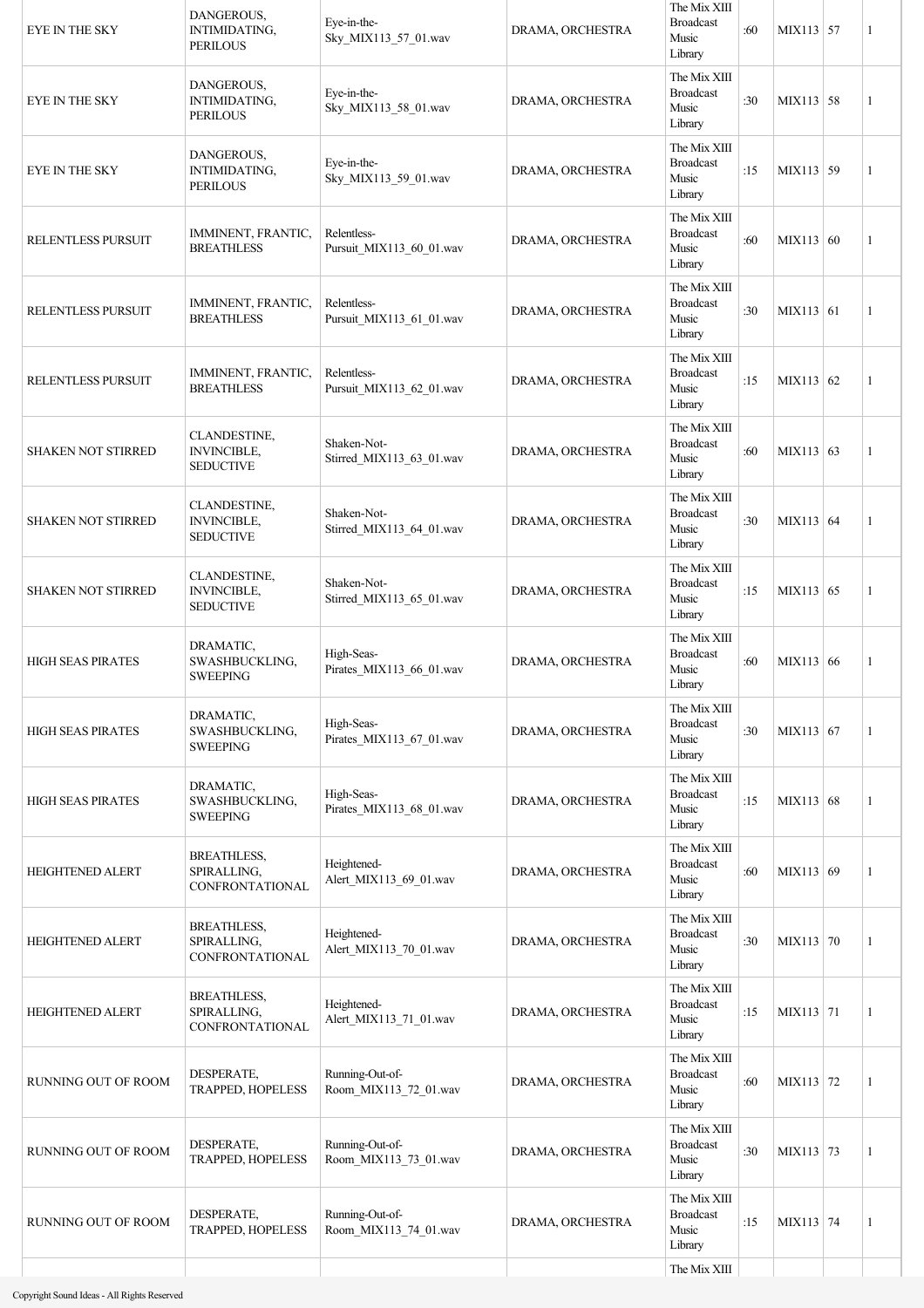| EYE IN THE SKY | DANGEROUS, INTIMIDATING, PERILOUS | Eye-in-the-Sky_MIX113_57_01.wav | DRAMA, ORCHESTRA | The Mix XIII Broadcast Music Library | :60 | MIX113 | 57 | 1 |
|---|---|---|---|---|---|---|---|---|
| EYE IN THE SKY | DANGEROUS, INTIMIDATING, PERILOUS | Eye-in-the-Sky_MIX113_58_01.wav | DRAMA, ORCHESTRA | The Mix XIII Broadcast Music Library | :30 | MIX113 | 58 | 1 |
| EYE IN THE SKY | DANGEROUS, INTIMIDATING, PERILOUS | Eye-in-the-Sky_MIX113_59_01.wav | DRAMA, ORCHESTRA | The Mix XIII Broadcast Music Library | :15 | MIX113 | 59 | 1 |
| RELENTLESS PURSUIT | IMMINENT, FRANTIC, BREATHLESS | Relentless-Pursuit_MIX113_60_01.wav | DRAMA, ORCHESTRA | The Mix XIII Broadcast Music Library | :60 | MIX113 | 60 | 1 |
| RELENTLESS PURSUIT | IMMINENT, FRANTIC, BREATHLESS | Relentless-Pursuit_MIX113_61_01.wav | DRAMA, ORCHESTRA | The Mix XIII Broadcast Music Library | :30 | MIX113 | 61 | 1 |
| RELENTLESS PURSUIT | IMMINENT, FRANTIC, BREATHLESS | Relentless-Pursuit_MIX113_62_01.wav | DRAMA, ORCHESTRA | The Mix XIII Broadcast Music Library | :15 | MIX113 | 62 | 1 |
| SHAKEN NOT STIRRED | CLANDESTINE, INVINCIBLE, SEDUCTIVE | Shaken-Not-Stirred_MIX113_63_01.wav | DRAMA, ORCHESTRA | The Mix XIII Broadcast Music Library | :60 | MIX113 | 63 | 1 |
| SHAKEN NOT STIRRED | CLANDESTINE, INVINCIBLE, SEDUCTIVE | Shaken-Not-Stirred_MIX113_64_01.wav | DRAMA, ORCHESTRA | The Mix XIII Broadcast Music Library | :30 | MIX113 | 64 | 1 |
| SHAKEN NOT STIRRED | CLANDESTINE, INVINCIBLE, SEDUCTIVE | Shaken-Not-Stirred_MIX113_65_01.wav | DRAMA, ORCHESTRA | The Mix XIII Broadcast Music Library | :15 | MIX113 | 65 | 1 |
| HIGH SEAS PIRATES | DRAMATIC, SWASHBUCKLING, SWEEPING | High-Seas-Pirates_MIX113_66_01.wav | DRAMA, ORCHESTRA | The Mix XIII Broadcast Music Library | :60 | MIX113 | 66 | 1 |
| HIGH SEAS PIRATES | DRAMATIC, SWASHBUCKLING, SWEEPING | High-Seas-Pirates_MIX113_67_01.wav | DRAMA, ORCHESTRA | The Mix XIII Broadcast Music Library | :30 | MIX113 | 67 | 1 |
| HIGH SEAS PIRATES | DRAMATIC, SWASHBUCKLING, SWEEPING | High-Seas-Pirates_MIX113_68_01.wav | DRAMA, ORCHESTRA | The Mix XIII Broadcast Music Library | :15 | MIX113 | 68 | 1 |
| HEIGHTENED ALERT | BREATHLESS, SPIRALLING, CONFRONTATIONAL | Heightened-Alert_MIX113_69_01.wav | DRAMA, ORCHESTRA | The Mix XIII Broadcast Music Library | :60 | MIX113 | 69 | 1 |
| HEIGHTENED ALERT | BREATHLESS, SPIRALLING, CONFRONTATIONAL | Heightened-Alert_MIX113_70_01.wav | DRAMA, ORCHESTRA | The Mix XIII Broadcast Music Library | :30 | MIX113 | 70 | 1 |
| HEIGHTENED ALERT | BREATHLESS, SPIRALLING, CONFRONTATIONAL | Heightened-Alert_MIX113_71_01.wav | DRAMA, ORCHESTRA | The Mix XIII Broadcast Music Library | :15 | MIX113 | 71 | 1 |
| RUNNING OUT OF ROOM | DESPERATE, TRAPPED, HOPELESS | Running-Out-of-Room_MIX113_72_01.wav | DRAMA, ORCHESTRA | The Mix XIII Broadcast Music Library | :60 | MIX113 | 72 | 1 |
| RUNNING OUT OF ROOM | DESPERATE, TRAPPED, HOPELESS | Running-Out-of-Room_MIX113_73_01.wav | DRAMA, ORCHESTRA | The Mix XIII Broadcast Music Library | :30 | MIX113 | 73 | 1 |
| RUNNING OUT OF ROOM | DESPERATE, TRAPPED, HOPELESS | Running-Out-of-Room_MIX113_74_01.wav | DRAMA, ORCHESTRA | The Mix XIII Broadcast Music Library | :15 | MIX113 | 74 | 1 |
| | | | | The Mix XIII | | | | |

Copyright Sound Ideas - All Rights Reserved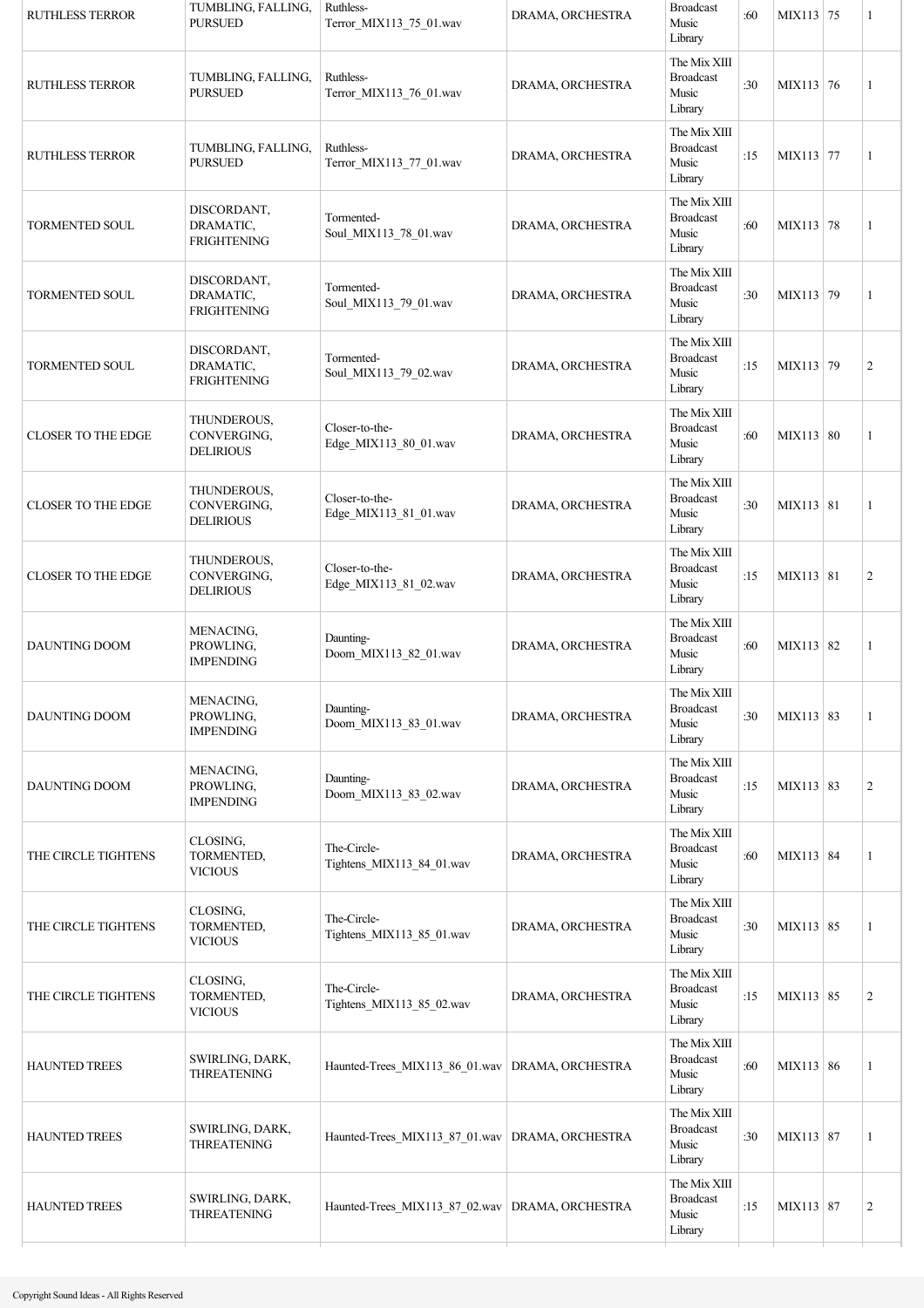| RUTHLESS TERROR | TUMBLING, FALLING, PURSUED | Ruthless-Terror_MIX113_75_01.wav | DRAMA, ORCHESTRA | Broadcast Music Library | :60 | MIX113 | 75 | 1 |
|---|---|---|---|---|---|---|---|---|
| RUTHLESS TERROR | TUMBLING, FALLING, PURSUED | Ruthless-Terror_MIX113_76_01.wav | DRAMA, ORCHESTRA | The Mix XIII Broadcast Music Library | :30 | MIX113 | 76 | 1 |
| RUTHLESS TERROR | TUMBLING, FALLING, PURSUED | Ruthless-Terror_MIX113_77_01.wav | DRAMA, ORCHESTRA | The Mix XIII Broadcast Music Library | :15 | MIX113 | 77 | 1 |
| TORMENTED SOUL | DISCORDANT, DRAMATIC, FRIGHTENING | Tormented-Soul_MIX113_78_01.wav | DRAMA, ORCHESTRA | The Mix XIII Broadcast Music Library | :60 | MIX113 | 78 | 1 |
| TORMENTED SOUL | DISCORDANT, DRAMATIC, FRIGHTENING | Tormented-Soul_MIX113_79_01.wav | DRAMA, ORCHESTRA | The Mix XIII Broadcast Music Library | :30 | MIX113 | 79 | 1 |
| TORMENTED SOUL | DISCORDANT, DRAMATIC, FRIGHTENING | Tormented-Soul_MIX113_79_02.wav | DRAMA, ORCHESTRA | The Mix XIII Broadcast Music Library | :15 | MIX113 | 79 | 2 |
| CLOSER TO THE EDGE | THUNDEROUS, CONVERGING, DELIRIOUS | Closer-to-the-Edge_MIX113_80_01.wav | DRAMA, ORCHESTRA | The Mix XIII Broadcast Music Library | :60 | MIX113 | 80 | 1 |
| CLOSER TO THE EDGE | THUNDEROUS, CONVERGING, DELIRIOUS | Closer-to-the-Edge_MIX113_81_01.wav | DRAMA, ORCHESTRA | The Mix XIII Broadcast Music Library | :30 | MIX113 | 81 | 1 |
| CLOSER TO THE EDGE | THUNDEROUS, CONVERGING, DELIRIOUS | Closer-to-the-Edge_MIX113_81_02.wav | DRAMA, ORCHESTRA | The Mix XIII Broadcast Music Library | :15 | MIX113 | 81 | 2 |
| DAUNTING DOOM | MENACING, PROWLING, IMPENDING | Daunting-Doom_MIX113_82_01.wav | DRAMA, ORCHESTRA | The Mix XIII Broadcast Music Library | :60 | MIX113 | 82 | 1 |
| DAUNTING DOOM | MENACING, PROWLING, IMPENDING | Daunting-Doom_MIX113_83_01.wav | DRAMA, ORCHESTRA | The Mix XIII Broadcast Music Library | :30 | MIX113 | 83 | 1 |
| DAUNTING DOOM | MENACING, PROWLING, IMPENDING | Daunting-Doom_MIX113_83_02.wav | DRAMA, ORCHESTRA | The Mix XIII Broadcast Music Library | :15 | MIX113 | 83 | 2 |
| THE CIRCLE TIGHTENS | CLOSING, TORMENTED, VICIOUS | The-Circle-Tightens_MIX113_84_01.wav | DRAMA, ORCHESTRA | The Mix XIII Broadcast Music Library | :60 | MIX113 | 84 | 1 |
| THE CIRCLE TIGHTENS | CLOSING, TORMENTED, VICIOUS | The-Circle-Tightens_MIX113_85_01.wav | DRAMA, ORCHESTRA | The Mix XIII Broadcast Music Library | :30 | MIX113 | 85 | 1 |
| THE CIRCLE TIGHTENS | CLOSING, TORMENTED, VICIOUS | The-Circle-Tightens_MIX113_85_02.wav | DRAMA, ORCHESTRA | The Mix XIII Broadcast Music Library | :15 | MIX113 | 85 | 2 |
| HAUNTED TREES | SWIRLING, DARK, THREATENING | Haunted-Trees_MIX113_86_01.wav | DRAMA, ORCHESTRA | The Mix XIII Broadcast Music Library | :60 | MIX113 | 86 | 1 |
| HAUNTED TREES | SWIRLING, DARK, THREATENING | Haunted-Trees_MIX113_87_01.wav | DRAMA, ORCHESTRA | The Mix XIII Broadcast Music Library | :30 | MIX113 | 87 | 1 |
| HAUNTED TREES | SWIRLING, DARK, THREATENING | Haunted-Trees_MIX113_87_02.wav | DRAMA, ORCHESTRA | The Mix XIII Broadcast Music Library | :15 | MIX113 | 87 | 2 |

Copyright Sound Ideas - All Rights Reserved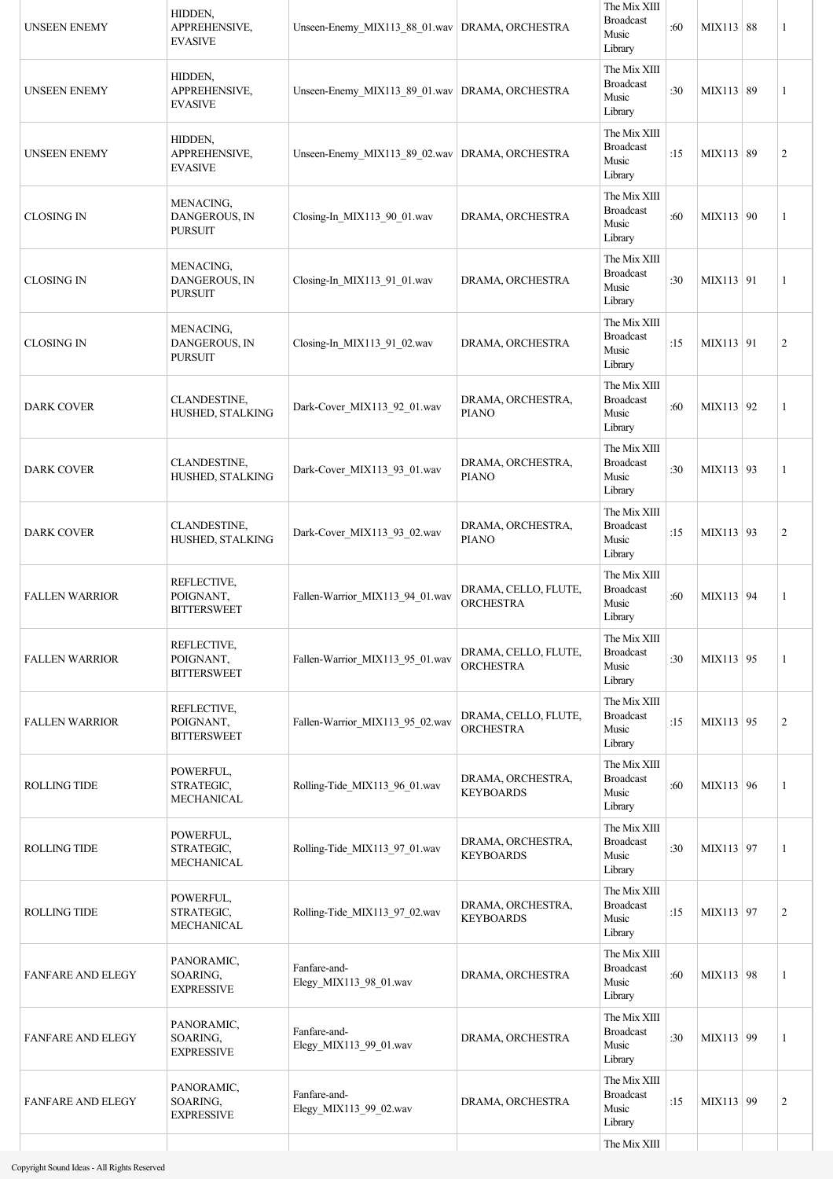| | | | | | | | | |
|---|---|---|---|---|---|---|---|---|
| UNSEEN ENEMY | HIDDEN, APPREHENSIVE, EVASIVE | Unseen-Enemy_MIX113_88_01.wav | DRAMA, ORCHESTRA | The Mix XIII Broadcast Music Library | :60 | MIX113 | 88 | 1 |
| UNSEEN ENEMY | HIDDEN, APPREHENSIVE, EVASIVE | Unseen-Enemy_MIX113_89_01.wav | DRAMA, ORCHESTRA | The Mix XIII Broadcast Music Library | :30 | MIX113 | 89 | 1 |
| UNSEEN ENEMY | HIDDEN, APPREHENSIVE, EVASIVE | Unseen-Enemy_MIX113_89_02.wav | DRAMA, ORCHESTRA | The Mix XIII Broadcast Music Library | :15 | MIX113 | 89 | 2 |
| CLOSING IN | MENACING, DANGEROUS, IN PURSUIT | Closing-In_MIX113_90_01.wav | DRAMA, ORCHESTRA | The Mix XIII Broadcast Music Library | :60 | MIX113 | 90 | 1 |
| CLOSING IN | MENACING, DANGEROUS, IN PURSUIT | Closing-In_MIX113_91_01.wav | DRAMA, ORCHESTRA | The Mix XIII Broadcast Music Library | :30 | MIX113 | 91 | 1 |
| CLOSING IN | MENACING, DANGEROUS, IN PURSUIT | Closing-In_MIX113_91_02.wav | DRAMA, ORCHESTRA | The Mix XIII Broadcast Music Library | :15 | MIX113 | 91 | 2 |
| DARK COVER | CLANDESTINE, HUSHED, STALKING | Dark-Cover_MIX113_92_01.wav | DRAMA, ORCHESTRA, PIANO | The Mix XIII Broadcast Music Library | :60 | MIX113 | 92 | 1 |
| DARK COVER | CLANDESTINE, HUSHED, STALKING | Dark-Cover_MIX113_93_01.wav | DRAMA, ORCHESTRA, PIANO | The Mix XIII Broadcast Music Library | :30 | MIX113 | 93 | 1 |
| DARK COVER | CLANDESTINE, HUSHED, STALKING | Dark-Cover_MIX113_93_02.wav | DRAMA, ORCHESTRA, PIANO | The Mix XIII Broadcast Music Library | :15 | MIX113 | 93 | 2 |
| FALLEN WARRIOR | REFLECTIVE, POIGNANT, BITTERSWEET | Fallen-Warrior_MIX113_94_01.wav | DRAMA, CELLO, FLUTE, ORCHESTRA | The Mix XIII Broadcast Music Library | :60 | MIX113 | 94 | 1 |
| FALLEN WARRIOR | REFLECTIVE, POIGNANT, BITTERSWEET | Fallen-Warrior_MIX113_95_01.wav | DRAMA, CELLO, FLUTE, ORCHESTRA | The Mix XIII Broadcast Music Library | :30 | MIX113 | 95 | 1 |
| FALLEN WARRIOR | REFLECTIVE, POIGNANT, BITTERSWEET | Fallen-Warrior_MIX113_95_02.wav | DRAMA, CELLO, FLUTE, ORCHESTRA | The Mix XIII Broadcast Music Library | :15 | MIX113 | 95 | 2 |
| ROLLING TIDE | POWERFUL, STRATEGIC, MECHANICAL | Rolling-Tide_MIX113_96_01.wav | DRAMA, ORCHESTRA, KEYBOARDS | The Mix XIII Broadcast Music Library | :60 | MIX113 | 96 | 1 |
| ROLLING TIDE | POWERFUL, STRATEGIC, MECHANICAL | Rolling-Tide_MIX113_97_01.wav | DRAMA, ORCHESTRA, KEYBOARDS | The Mix XIII Broadcast Music Library | :30 | MIX113 | 97 | 1 |
| ROLLING TIDE | POWERFUL, STRATEGIC, MECHANICAL | Rolling-Tide_MIX113_97_02.wav | DRAMA, ORCHESTRA, KEYBOARDS | The Mix XIII Broadcast Music Library | :15 | MIX113 | 97 | 2 |
| FANFARE AND ELEGY | PANORAMIC, SOARING, EXPRESSIVE | Fanfare-and-Elegy_MIX113_98_01.wav | DRAMA, ORCHESTRA | The Mix XIII Broadcast Music Library | :60 | MIX113 | 98 | 1 |
| FANFARE AND ELEGY | PANORAMIC, SOARING, EXPRESSIVE | Fanfare-and-Elegy_MIX113_99_01.wav | DRAMA, ORCHESTRA | The Mix XIII Broadcast Music Library | :30 | MIX113 | 99 | 1 |
| FANFARE AND ELEGY | PANORAMIC, SOARING, EXPRESSIVE | Fanfare-and-Elegy_MIX113_99_02.wav | DRAMA, ORCHESTRA | The Mix XIII Broadcast Music Library | :15 | MIX113 | 99 | 2 |
| | | | | The Mix XIII | | | | |

Copyright Sound Ideas - All Rights Reserved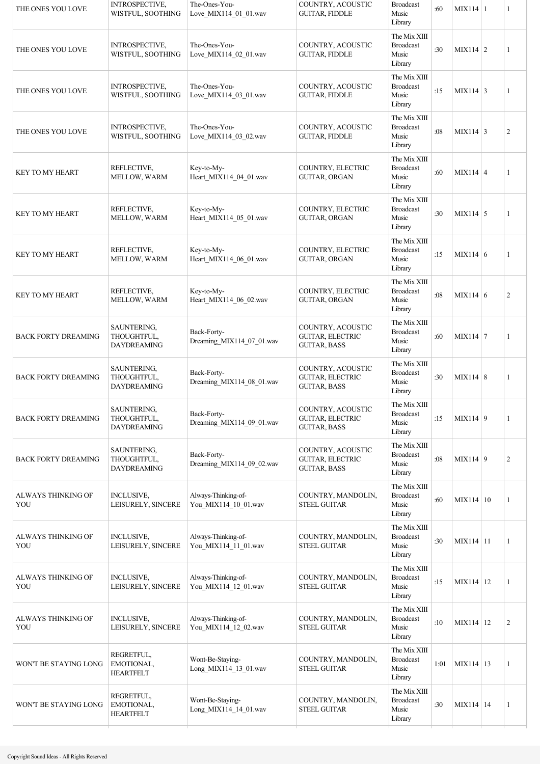| THE ONES YOU LOVE | INTROSPECTIVE, WISTFUL, SOOTHING | The-Ones-You-Love_MIX114_01_01.wav | COUNTRY, ACOUSTIC GUITAR, FIDDLE | Broadcast Music Library | :60 | MIX114 | 1 | 1 |
|---|---|---|---|---|---|---|---|---|
| THE ONES YOU LOVE | INTROSPECTIVE, WISTFUL, SOOTHING | The-Ones-You-Love_MIX114_02_01.wav | COUNTRY, ACOUSTIC GUITAR, FIDDLE | The Mix XIII Broadcast Music Library | :30 | MIX114 | 2 | 1 |
| THE ONES YOU LOVE | INTROSPECTIVE, WISTFUL, SOOTHING | The-Ones-You-Love_MIX114_03_01.wav | COUNTRY, ACOUSTIC GUITAR, FIDDLE | The Mix XIII Broadcast Music Library | :15 | MIX114 | 3 | 1 |
| THE ONES YOU LOVE | INTROSPECTIVE, WISTFUL, SOOTHING | The-Ones-You-Love_MIX114_03_02.wav | COUNTRY, ACOUSTIC GUITAR, FIDDLE | The Mix XIII Broadcast Music Library | :08 | MIX114 | 3 | 2 |
| KEY TO MY HEART | REFLECTIVE, MELLOW, WARM | Key-to-My-Heart_MIX114_04_01.wav | COUNTRY, ELECTRIC GUITAR, ORGAN | The Mix XIII Broadcast Music Library | :60 | MIX114 | 4 | 1 |
| KEY TO MY HEART | REFLECTIVE, MELLOW, WARM | Key-to-My-Heart_MIX114_05_01.wav | COUNTRY, ELECTRIC GUITAR, ORGAN | The Mix XIII Broadcast Music Library | :30 | MIX114 | 5 | 1 |
| KEY TO MY HEART | REFLECTIVE, MELLOW, WARM | Key-to-My-Heart_MIX114_06_01.wav | COUNTRY, ELECTRIC GUITAR, ORGAN | The Mix XIII Broadcast Music Library | :15 | MIX114 | 6 | 1 |
| KEY TO MY HEART | REFLECTIVE, MELLOW, WARM | Key-to-My-Heart_MIX114_06_02.wav | COUNTRY, ELECTRIC GUITAR, ORGAN | The Mix XIII Broadcast Music Library | :08 | MIX114 | 6 | 2 |
| BACK FORTY DREAMING | SAUNTERING, THOUGHTFUL, DAYDREAMING | Back-Forty-Dreaming_MIX114_07_01.wav | COUNTRY, ACOUSTIC GUITAR, ELECTRIC GUITAR, BASS | The Mix XIII Broadcast Music Library | :60 | MIX114 | 7 | 1 |
| BACK FORTY DREAMING | SAUNTERING, THOUGHTFUL, DAYDREAMING | Back-Forty-Dreaming_MIX114_08_01.wav | COUNTRY, ACOUSTIC GUITAR, ELECTRIC GUITAR, BASS | The Mix XIII Broadcast Music Library | :30 | MIX114 | 8 | 1 |
| BACK FORTY DREAMING | SAUNTERING, THOUGHTFUL, DAYDREAMING | Back-Forty-Dreaming_MIX114_09_01.wav | COUNTRY, ACOUSTIC GUITAR, ELECTRIC GUITAR, BASS | The Mix XIII Broadcast Music Library | :15 | MIX114 | 9 | 1 |
| BACK FORTY DREAMING | SAUNTERING, THOUGHTFUL, DAYDREAMING | Back-Forty-Dreaming_MIX114_09_02.wav | COUNTRY, ACOUSTIC GUITAR, ELECTRIC GUITAR, BASS | The Mix XIII Broadcast Music Library | :08 | MIX114 | 9 | 2 |
| ALWAYS THINKING OF YOU | INCLUSIVE, LEISURELY, SINCERE | Always-Thinking-of-You_MIX114_10_01.wav | COUNTRY, MANDOLIN, STEEL GUITAR | The Mix XIII Broadcast Music Library | :60 | MIX114 | 10 | 1 |
| ALWAYS THINKING OF YOU | INCLUSIVE, LEISURELY, SINCERE | Always-Thinking-of-You_MIX114_11_01.wav | COUNTRY, MANDOLIN, STEEL GUITAR | The Mix XIII Broadcast Music Library | :30 | MIX114 | 11 | 1 |
| ALWAYS THINKING OF YOU | INCLUSIVE, LEISURELY, SINCERE | Always-Thinking-of-You_MIX114_12_01.wav | COUNTRY, MANDOLIN, STEEL GUITAR | The Mix XIII Broadcast Music Library | :15 | MIX114 | 12 | 1 |
| ALWAYS THINKING OF YOU | INCLUSIVE, LEISURELY, SINCERE | Always-Thinking-of-You_MIX114_12_02.wav | COUNTRY, MANDOLIN, STEEL GUITAR | The Mix XIII Broadcast Music Library | :10 | MIX114 | 12 | 2 |
| WON'T BE STAYING LONG | REGRETFUL, EMOTIONAL, HEARTFELT | Wont-Be-Staying-Long_MIX114_13_01.wav | COUNTRY, MANDOLIN, STEEL GUITAR | The Mix XIII Broadcast Music Library | 1:01 | MIX114 | 13 | 1 |
| WON'T BE STAYING LONG | REGRETFUL, EMOTIONAL, HEARTFELT | Wont-Be-Staying-Long_MIX114_14_01.wav | COUNTRY, MANDOLIN, STEEL GUITAR | The Mix XIII Broadcast Music Library | :30 | MIX114 | 14 | 1 |

Copyright Sound Ideas - All Rights Reserved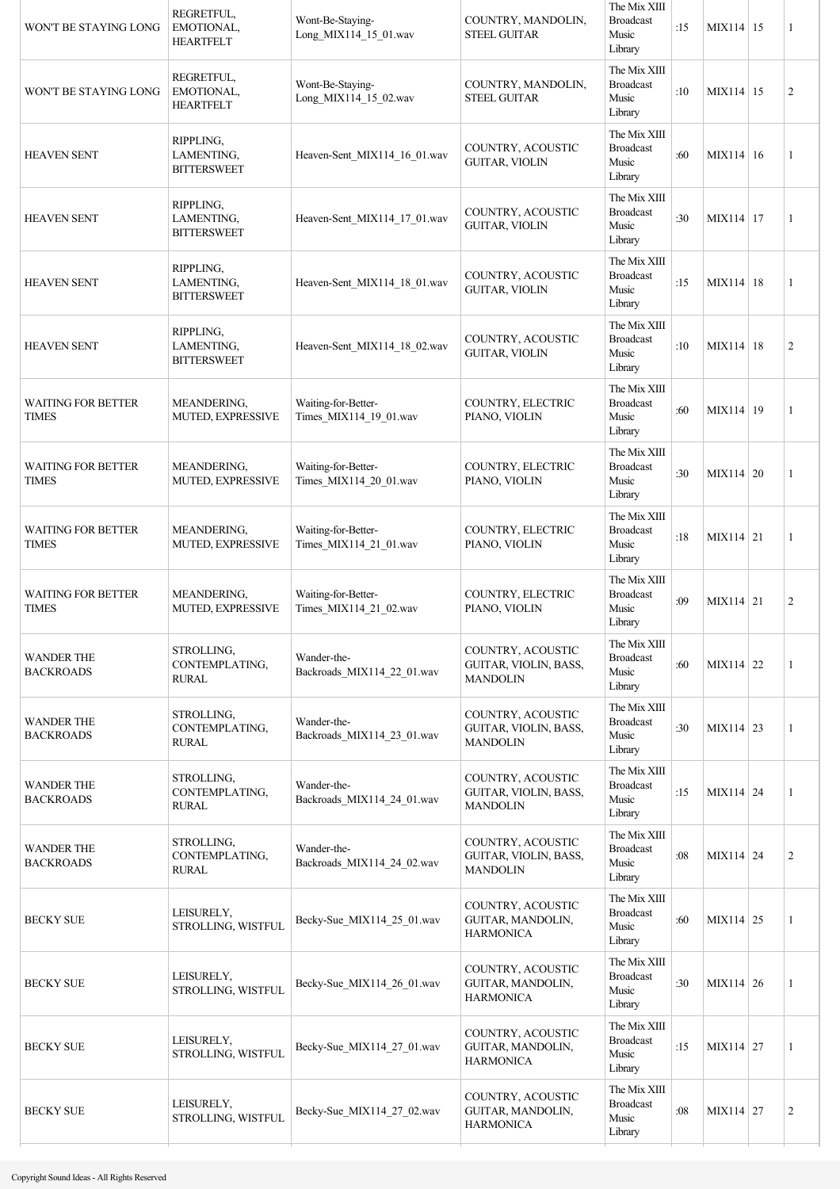| | | | | | | | | |
|---|---|---|---|---|---|---|---|---|
| WON'T BE STAYING LONG | REGRETFUL, EMOTIONAL, HEARTFELT | Wont-Be-Staying-Long_MIX114_15_01.wav | COUNTRY, MANDOLIN, STEEL GUITAR | The Mix XIII Broadcast Music Library | :15 | MIX114 | 15 | 1 |
| WON'T BE STAYING LONG | REGRETFUL, EMOTIONAL, HEARTFELT | Wont-Be-Staying-Long_MIX114_15_02.wav | COUNTRY, MANDOLIN, STEEL GUITAR | The Mix XIII Broadcast Music Library | :10 | MIX114 | 15 | 2 |
| HEAVEN SENT | RIPPLING, LAMENTING, BITTERSWEET | Heaven-Sent_MIX114_16_01.wav | COUNTRY, ACOUSTIC GUITAR, VIOLIN | The Mix XIII Broadcast Music Library | :60 | MIX114 | 16 | 1 |
| HEAVEN SENT | RIPPLING, LAMENTING, BITTERSWEET | Heaven-Sent_MIX114_17_01.wav | COUNTRY, ACOUSTIC GUITAR, VIOLIN | The Mix XIII Broadcast Music Library | :30 | MIX114 | 17 | 1 |
| HEAVEN SENT | RIPPLING, LAMENTING, BITTERSWEET | Heaven-Sent_MIX114_18_01.wav | COUNTRY, ACOUSTIC GUITAR, VIOLIN | The Mix XIII Broadcast Music Library | :15 | MIX114 | 18 | 1 |
| HEAVEN SENT | RIPPLING, LAMENTING, BITTERSWEET | Heaven-Sent_MIX114_18_02.wav | COUNTRY, ACOUSTIC GUITAR, VIOLIN | The Mix XIII Broadcast Music Library | :10 | MIX114 | 18 | 2 |
| WAITING FOR BETTER TIMES | MEANDERING, MUTED, EXPRESSIVE | Waiting-for-Better-Times_MIX114_19_01.wav | COUNTRY, ELECTRIC PIANO, VIOLIN | The Mix XIII Broadcast Music Library | :60 | MIX114 | 19 | 1 |
| WAITING FOR BETTER TIMES | MEANDERING, MUTED, EXPRESSIVE | Waiting-for-Better-Times_MIX114_20_01.wav | COUNTRY, ELECTRIC PIANO, VIOLIN | The Mix XIII Broadcast Music Library | :30 | MIX114 | 20 | 1 |
| WAITING FOR BETTER TIMES | MEANDERING, MUTED, EXPRESSIVE | Waiting-for-Better-Times_MIX114_21_01.wav | COUNTRY, ELECTRIC PIANO, VIOLIN | The Mix XIII Broadcast Music Library | :18 | MIX114 | 21 | 1 |
| WAITING FOR BETTER TIMES | MEANDERING, MUTED, EXPRESSIVE | Waiting-for-Better-Times_MIX114_21_02.wav | COUNTRY, ELECTRIC PIANO, VIOLIN | The Mix XIII Broadcast Music Library | :09 | MIX114 | 21 | 2 |
| WANDER THE BACKROADS | STROLLING, CONTEMPLATING, RURAL | Wander-the-Backroads_MIX114_22_01.wav | COUNTRY, ACOUSTIC GUITAR, VIOLIN, BASS, MANDOLIN | The Mix XIII Broadcast Music Library | :60 | MIX114 | 22 | 1 |
| WANDER THE BACKROADS | STROLLING, CONTEMPLATING, RURAL | Wander-the-Backroads_MIX114_23_01.wav | COUNTRY, ACOUSTIC GUITAR, VIOLIN, BASS, MANDOLIN | The Mix XIII Broadcast Music Library | :30 | MIX114 | 23 | 1 |
| WANDER THE BACKROADS | STROLLING, CONTEMPLATING, RURAL | Wander-the-Backroads_MIX114_24_01.wav | COUNTRY, ACOUSTIC GUITAR, VIOLIN, BASS, MANDOLIN | The Mix XIII Broadcast Music Library | :15 | MIX114 | 24 | 1 |
| WANDER THE BACKROADS | STROLLING, CONTEMPLATING, RURAL | Wander-the-Backroads_MIX114_24_02.wav | COUNTRY, ACOUSTIC GUITAR, VIOLIN, BASS, MANDOLIN | The Mix XIII Broadcast Music Library | :08 | MIX114 | 24 | 2 |
| BECKY SUE | LEISURELY, STROLLING, WISTFUL | Becky-Sue_MIX114_25_01.wav | COUNTRY, ACOUSTIC GUITAR, MANDOLIN, HARMONICA | The Mix XIII Broadcast Music Library | :60 | MIX114 | 25 | 1 |
| BECKY SUE | LEISURELY, STROLLING, WISTFUL | Becky-Sue_MIX114_26_01.wav | COUNTRY, ACOUSTIC GUITAR, MANDOLIN, HARMONICA | The Mix XIII Broadcast Music Library | :30 | MIX114 | 26 | 1 |
| BECKY SUE | LEISURELY, STROLLING, WISTFUL | Becky-Sue_MIX114_27_01.wav | COUNTRY, ACOUSTIC GUITAR, MANDOLIN, HARMONICA | The Mix XIII Broadcast Music Library | :15 | MIX114 | 27 | 1 |
| BECKY SUE | LEISURELY, STROLLING, WISTFUL | Becky-Sue_MIX114_27_02.wav | COUNTRY, ACOUSTIC GUITAR, MANDOLIN, HARMONICA | The Mix XIII Broadcast Music Library | :08 | MIX114 | 27 | 2 |

Copyright Sound Ideas - All Rights Reserved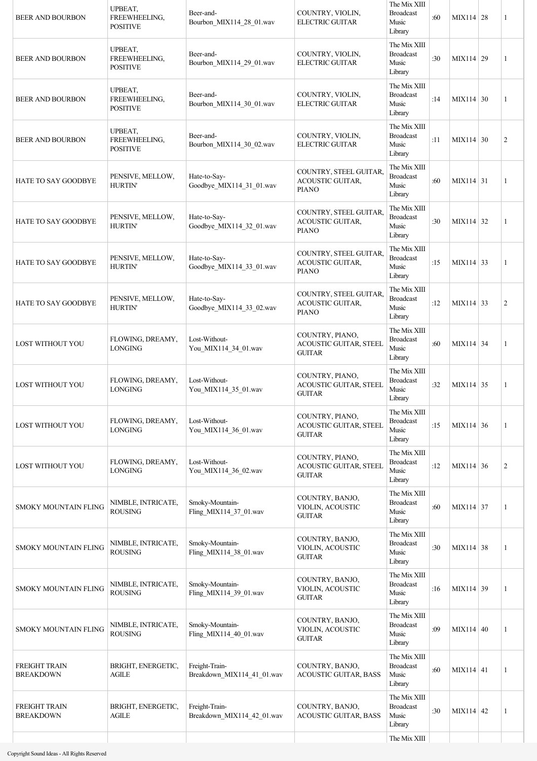| | | | | | | | | |
|---|---|---|---|---|---|---|---|---|
| BEER AND BOURBON | UPBEAT, FREEWHEELING, POSITIVE | Beer-and-Bourbon_MIX114_28_01.wav | COUNTRY, VIOLIN, ELECTRIC GUITAR | The Mix XIII Broadcast Music Library | :60 | MIX114 | 28 | 1 |
| BEER AND BOURBON | UPBEAT, FREEWHEELING, POSITIVE | Beer-and-Bourbon_MIX114_29_01.wav | COUNTRY, VIOLIN, ELECTRIC GUITAR | The Mix XIII Broadcast Music Library | :30 | MIX114 | 29 | 1 |
| BEER AND BOURBON | UPBEAT, FREEWHEELING, POSITIVE | Beer-and-Bourbon_MIX114_30_01.wav | COUNTRY, VIOLIN, ELECTRIC GUITAR | The Mix XIII Broadcast Music Library | :14 | MIX114 | 30 | 1 |
| BEER AND BOURBON | UPBEAT, FREEWHEELING, POSITIVE | Beer-and-Bourbon_MIX114_30_02.wav | COUNTRY, VIOLIN, ELECTRIC GUITAR | The Mix XIII Broadcast Music Library | :11 | MIX114 | 30 | 2 |
| HATE TO SAY GOODBYE | PENSIVE, MELLOW, HURTIN' | Hate-to-Say-Goodbye_MIX114_31_01.wav | COUNTRY, STEEL GUITAR, ACOUSTIC GUITAR, PIANO | The Mix XIII Broadcast Music Library | :60 | MIX114 | 31 | 1 |
| HATE TO SAY GOODBYE | PENSIVE, MELLOW, HURTIN' | Hate-to-Say-Goodbye_MIX114_32_01.wav | COUNTRY, STEEL GUITAR, ACOUSTIC GUITAR, PIANO | The Mix XIII Broadcast Music Library | :30 | MIX114 | 32 | 1 |
| HATE TO SAY GOODBYE | PENSIVE, MELLOW, HURTIN' | Hate-to-Say-Goodbye_MIX114_33_01.wav | COUNTRY, STEEL GUITAR, ACOUSTIC GUITAR, PIANO | The Mix XIII Broadcast Music Library | :15 | MIX114 | 33 | 1 |
| HATE TO SAY GOODBYE | PENSIVE, MELLOW, HURTIN' | Hate-to-Say-Goodbye_MIX114_33_02.wav | COUNTRY, STEEL GUITAR, ACOUSTIC GUITAR, PIANO | The Mix XIII Broadcast Music Library | :12 | MIX114 | 33 | 2 |
| LOST WITHOUT YOU | FLOWING, DREAMY, LONGING | Lost-Without-You_MIX114_34_01.wav | COUNTRY, PIANO, ACOUSTIC GUITAR, STEEL GUITAR | The Mix XIII Broadcast Music Library | :60 | MIX114 | 34 | 1 |
| LOST WITHOUT YOU | FLOWING, DREAMY, LONGING | Lost-Without-You_MIX114_35_01.wav | COUNTRY, PIANO, ACOUSTIC GUITAR, STEEL GUITAR | The Mix XIII Broadcast Music Library | :32 | MIX114 | 35 | 1 |
| LOST WITHOUT YOU | FLOWING, DREAMY, LONGING | Lost-Without-You_MIX114_36_01.wav | COUNTRY, PIANO, ACOUSTIC GUITAR, STEEL GUITAR | The Mix XIII Broadcast Music Library | :15 | MIX114 | 36 | 1 |
| LOST WITHOUT YOU | FLOWING, DREAMY, LONGING | Lost-Without-You_MIX114_36_02.wav | COUNTRY, PIANO, ACOUSTIC GUITAR, STEEL GUITAR | The Mix XIII Broadcast Music Library | :12 | MIX114 | 36 | 2 |
| SMOKY MOUNTAIN FLING | NIMBLE, INTRICATE, ROUSING | Smoky-Mountain-Fling_MIX114_37_01.wav | COUNTRY, BANJO, VIOLIN, ACOUSTIC GUITAR | The Mix XIII Broadcast Music Library | :60 | MIX114 | 37 | 1 |
| SMOKY MOUNTAIN FLING | NIMBLE, INTRICATE, ROUSING | Smoky-Mountain-Fling_MIX114_38_01.wav | COUNTRY, BANJO, VIOLIN, ACOUSTIC GUITAR | The Mix XIII Broadcast Music Library | :30 | MIX114 | 38 | 1 |
| SMOKY MOUNTAIN FLING | NIMBLE, INTRICATE, ROUSING | Smoky-Mountain-Fling_MIX114_39_01.wav | COUNTRY, BANJO, VIOLIN, ACOUSTIC GUITAR | The Mix XIII Broadcast Music Library | :16 | MIX114 | 39 | 1 |
| SMOKY MOUNTAIN FLING | NIMBLE, INTRICATE, ROUSING | Smoky-Mountain-Fling_MIX114_40_01.wav | COUNTRY, BANJO, VIOLIN, ACOUSTIC GUITAR | The Mix XIII Broadcast Music Library | :09 | MIX114 | 40 | 1 |
| FREIGHT TRAIN BREAKDOWN | BRIGHT, ENERGETIC, AGILE | Freight-Train-Breakdown_MIX114_41_01.wav | COUNTRY, BANJO, ACOUSTIC GUITAR, BASS | The Mix XIII Broadcast Music Library | :60 | MIX114 | 41 | 1 |
| FREIGHT TRAIN BREAKDOWN | BRIGHT, ENERGETIC, AGILE | Freight-Train-Breakdown_MIX114_42_01.wav | COUNTRY, BANJO, ACOUSTIC GUITAR, BASS | The Mix XIII Broadcast Music Library | :30 | MIX114 | 42 | 1 |
| | | | | The Mix XIII | | | | |

Copyright Sound Ideas - All Rights Reserved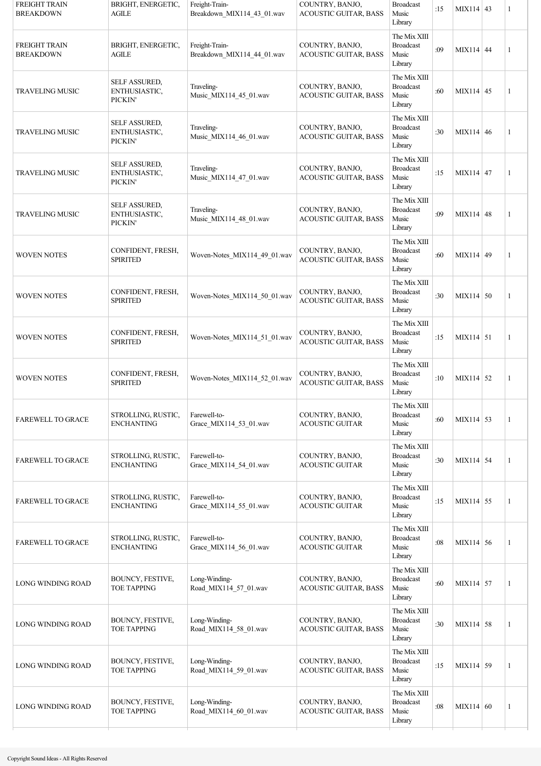| | | | | | | | | |
|---|---|---|---|---|---|---|---|---|
| FREIGHT TRAIN BREAKDOWN | BRIGHT, ENERGETIC, AGILE | Freight-Train-Breakdown_MIX114_43_01.wav | COUNTRY, BANJO, ACOUSTIC GUITAR, BASS | Broadcast Music Library | :15 | MIX114 | 43 | 1 |
| FREIGHT TRAIN BREAKDOWN | BRIGHT, ENERGETIC, AGILE | Freight-Train-Breakdown_MIX114_44_01.wav | COUNTRY, BANJO, ACOUSTIC GUITAR, BASS | The Mix XIII Broadcast Music Library | :09 | MIX114 | 44 | 1 |
| TRAVELING MUSIC | SELF ASSURED, ENTHUSIASTIC, PICKIN' | Traveling-Music_MIX114_45_01.wav | COUNTRY, BANJO, ACOUSTIC GUITAR, BASS | The Mix XIII Broadcast Music Library | :60 | MIX114 | 45 | 1 |
| TRAVELING MUSIC | SELF ASSURED, ENTHUSIASTIC, PICKIN' | Traveling-Music_MIX114_46_01.wav | COUNTRY, BANJO, ACOUSTIC GUITAR, BASS | The Mix XIII Broadcast Music Library | :30 | MIX114 | 46 | 1 |
| TRAVELING MUSIC | SELF ASSURED, ENTHUSIASTIC, PICKIN' | Traveling-Music_MIX114_47_01.wav | COUNTRY, BANJO, ACOUSTIC GUITAR, BASS | The Mix XIII Broadcast Music Library | :15 | MIX114 | 47 | 1 |
| TRAVELING MUSIC | SELF ASSURED, ENTHUSIASTIC, PICKIN' | Traveling-Music_MIX114_48_01.wav | COUNTRY, BANJO, ACOUSTIC GUITAR, BASS | The Mix XIII Broadcast Music Library | :09 | MIX114 | 48 | 1 |
| WOVEN NOTES | CONFIDENT, FRESH, SPIRITED | Woven-Notes_MIX114_49_01.wav | COUNTRY, BANJO, ACOUSTIC GUITAR, BASS | The Mix XIII Broadcast Music Library | :60 | MIX114 | 49 | 1 |
| WOVEN NOTES | CONFIDENT, FRESH, SPIRITED | Woven-Notes_MIX114_50_01.wav | COUNTRY, BANJO, ACOUSTIC GUITAR, BASS | The Mix XIII Broadcast Music Library | :30 | MIX114 | 50 | 1 |
| WOVEN NOTES | CONFIDENT, FRESH, SPIRITED | Woven-Notes_MIX114_51_01.wav | COUNTRY, BANJO, ACOUSTIC GUITAR, BASS | The Mix XIII Broadcast Music Library | :15 | MIX114 | 51 | 1 |
| WOVEN NOTES | CONFIDENT, FRESH, SPIRITED | Woven-Notes_MIX114_52_01.wav | COUNTRY, BANJO, ACOUSTIC GUITAR, BASS | The Mix XIII Broadcast Music Library | :10 | MIX114 | 52 | 1 |
| FAREWELL TO GRACE | STROLLING, RUSTIC, ENCHANTING | Farewell-to-Grace_MIX114_53_01.wav | COUNTRY, BANJO, ACOUSTIC GUITAR | The Mix XIII Broadcast Music Library | :60 | MIX114 | 53 | 1 |
| FAREWELL TO GRACE | STROLLING, RUSTIC, ENCHANTING | Farewell-to-Grace_MIX114_54_01.wav | COUNTRY, BANJO, ACOUSTIC GUITAR | The Mix XIII Broadcast Music Library | :30 | MIX114 | 54 | 1 |
| FAREWELL TO GRACE | STROLLING, RUSTIC, ENCHANTING | Farewell-to-Grace_MIX114_55_01.wav | COUNTRY, BANJO, ACOUSTIC GUITAR | The Mix XIII Broadcast Music Library | :15 | MIX114 | 55 | 1 |
| FAREWELL TO GRACE | STROLLING, RUSTIC, ENCHANTING | Farewell-to-Grace_MIX114_56_01.wav | COUNTRY, BANJO, ACOUSTIC GUITAR | The Mix XIII Broadcast Music Library | :08 | MIX114 | 56 | 1 |
| LONG WINDING ROAD | BOUNCY, FESTIVE, TOE TAPPING | Long-Winding-Road_MIX114_57_01.wav | COUNTRY, BANJO, ACOUSTIC GUITAR, BASS | The Mix XIII Broadcast Music Library | :60 | MIX114 | 57 | 1 |
| LONG WINDING ROAD | BOUNCY, FESTIVE, TOE TAPPING | Long-Winding-Road_MIX114_58_01.wav | COUNTRY, BANJO, ACOUSTIC GUITAR, BASS | The Mix XIII Broadcast Music Library | :30 | MIX114 | 58 | 1 |
| LONG WINDING ROAD | BOUNCY, FESTIVE, TOE TAPPING | Long-Winding-Road_MIX114_59_01.wav | COUNTRY, BANJO, ACOUSTIC GUITAR, BASS | The Mix XIII Broadcast Music Library | :15 | MIX114 | 59 | 1 |
| LONG WINDING ROAD | BOUNCY, FESTIVE, TOE TAPPING | Long-Winding-Road_MIX114_60_01.wav | COUNTRY, BANJO, ACOUSTIC GUITAR, BASS | The Mix XIII Broadcast Music Library | :08 | MIX114 | 60 | 1 |

Copyright Sound Ideas - All Rights Reserved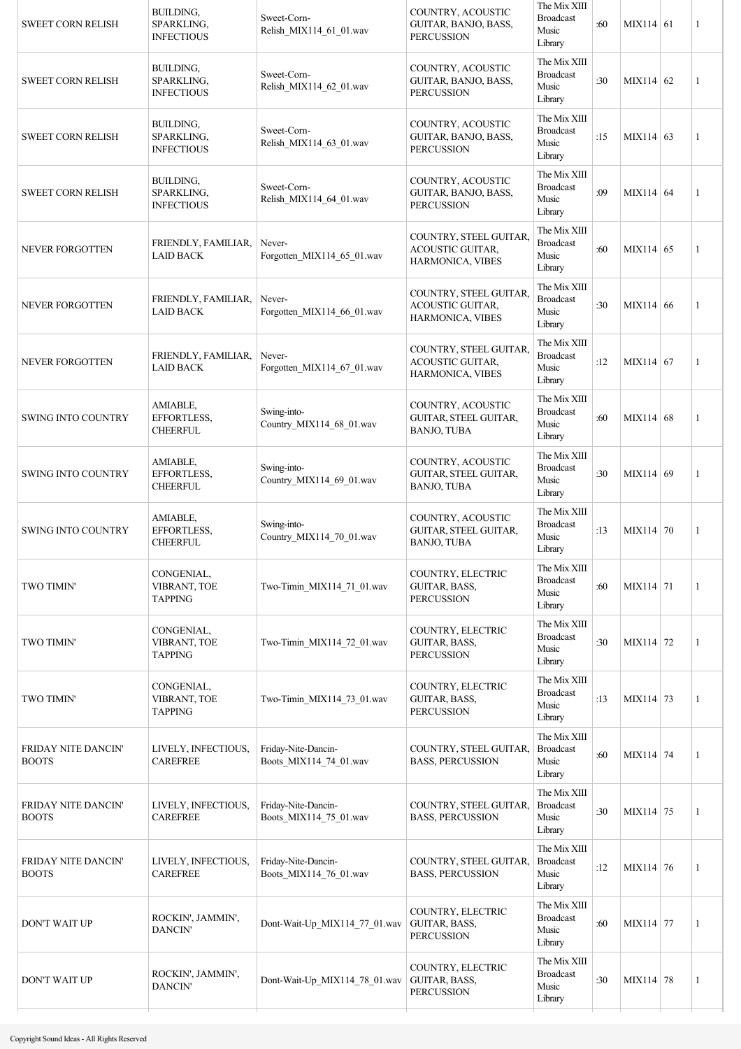| SWEET CORN RELISH | BUILDING, SPARKLING, INFECTIOUS | Sweet-Corn-Relish_MIX114_61_01.wav | COUNTRY, ACOUSTIC GUITAR, BANJO, BASS, PERCUSSION | The Mix XIII Broadcast Music Library | :60 | MIX114 | 61 | 1 |
|---|---|---|---|---|---|---|---|---|
| SWEET CORN RELISH | BUILDING, SPARKLING, INFECTIOUS | Sweet-Corn-Relish_MIX114_62_01.wav | COUNTRY, ACOUSTIC GUITAR, BANJO, BASS, PERCUSSION | The Mix XIII Broadcast Music Library | :30 | MIX114 | 62 | 1 |
| SWEET CORN RELISH | BUILDING, SPARKLING, INFECTIOUS | Sweet-Corn-Relish_MIX114_63_01.wav | COUNTRY, ACOUSTIC GUITAR, BANJO, BASS, PERCUSSION | The Mix XIII Broadcast Music Library | :15 | MIX114 | 63 | 1 |
| SWEET CORN RELISH | BUILDING, SPARKLING, INFECTIOUS | Sweet-Corn-Relish_MIX114_64_01.wav | COUNTRY, ACOUSTIC GUITAR, BANJO, BASS, PERCUSSION | The Mix XIII Broadcast Music Library | :09 | MIX114 | 64 | 1 |
| NEVER FORGOTTEN | FRIENDLY, FAMILIAR, LAID BACK | Never-Forgotten_MIX114_65_01.wav | COUNTRY, STEEL GUITAR, ACOUSTIC GUITAR, HARMONICA, VIBES | The Mix XIII Broadcast Music Library | :60 | MIX114 | 65 | 1 |
| NEVER FORGOTTEN | FRIENDLY, FAMILIAR, LAID BACK | Never-Forgotten_MIX114_66_01.wav | COUNTRY, STEEL GUITAR, ACOUSTIC GUITAR, HARMONICA, VIBES | The Mix XIII Broadcast Music Library | :30 | MIX114 | 66 | 1 |
| NEVER FORGOTTEN | FRIENDLY, FAMILIAR, LAID BACK | Never-Forgotten_MIX114_67_01.wav | COUNTRY, STEEL GUITAR, ACOUSTIC GUITAR, HARMONICA, VIBES | The Mix XIII Broadcast Music Library | :12 | MIX114 | 67 | 1 |
| SWING INTO COUNTRY | AMIABLE, EFFORTLESS, CHEERFUL | Swing-into-Country_MIX114_68_01.wav | COUNTRY, ACOUSTIC GUITAR, STEEL GUITAR, BANJO, TUBA | The Mix XIII Broadcast Music Library | :60 | MIX114 | 68 | 1 |
| SWING INTO COUNTRY | AMIABLE, EFFORTLESS, CHEERFUL | Swing-into-Country_MIX114_69_01.wav | COUNTRY, ACOUSTIC GUITAR, STEEL GUITAR, BANJO, TUBA | The Mix XIII Broadcast Music Library | :30 | MIX114 | 69 | 1 |
| SWING INTO COUNTRY | AMIABLE, EFFORTLESS, CHEERFUL | Swing-into-Country_MIX114_70_01.wav | COUNTRY, ACOUSTIC GUITAR, STEEL GUITAR, BANJO, TUBA | The Mix XIII Broadcast Music Library | :13 | MIX114 | 70 | 1 |
| TWO TIMIN' | CONGENIAL, VIBRANT, TOE TAPPING | Two-Timin_MIX114_71_01.wav | COUNTRY, ELECTRIC GUITAR, BASS, PERCUSSION | The Mix XIII Broadcast Music Library | :60 | MIX114 | 71 | 1 |
| TWO TIMIN' | CONGENIAL, VIBRANT, TOE TAPPING | Two-Timin_MIX114_72_01.wav | COUNTRY, ELECTRIC GUITAR, BASS, PERCUSSION | The Mix XIII Broadcast Music Library | :30 | MIX114 | 72 | 1 |
| TWO TIMIN' | CONGENIAL, VIBRANT, TOE TAPPING | Two-Timin_MIX114_73_01.wav | COUNTRY, ELECTRIC GUITAR, BASS, PERCUSSION | The Mix XIII Broadcast Music Library | :13 | MIX114 | 73 | 1 |
| FRIDAY NITE DANCIN' BOOTS | LIVELY, INFECTIOUS, CAREFREE | Friday-Nite-Dancin-Boots_MIX114_74_01.wav | COUNTRY, STEEL GUITAR, BASS, PERCUSSION | The Mix XIII Broadcast Music Library | :60 | MIX114 | 74 | 1 |
| FRIDAY NITE DANCIN' BOOTS | LIVELY, INFECTIOUS, CAREFREE | Friday-Nite-Dancin-Boots_MIX114_75_01.wav | COUNTRY, STEEL GUITAR, BASS, PERCUSSION | The Mix XIII Broadcast Music Library | :30 | MIX114 | 75 | 1 |
| FRIDAY NITE DANCIN' BOOTS | LIVELY, INFECTIOUS, CAREFREE | Friday-Nite-Dancin-Boots_MIX114_76_01.wav | COUNTRY, STEEL GUITAR, BASS, PERCUSSION | The Mix XIII Broadcast Music Library | :12 | MIX114 | 76 | 1 |
| DON'T WAIT UP | ROCKIN', JAMMIN', DANCIN' | Dont-Wait-Up_MIX114_77_01.wav | COUNTRY, ELECTRIC GUITAR, BASS, PERCUSSION | The Mix XIII Broadcast Music Library | :60 | MIX114 | 77 | 1 |
| DON'T WAIT UP | ROCKIN', JAMMIN', DANCIN' | Dont-Wait-Up_MIX114_78_01.wav | COUNTRY, ELECTRIC GUITAR, BASS, PERCUSSION | The Mix XIII Broadcast Music Library | :30 | MIX114 | 78 | 1 |

Copyright Sound Ideas - All Rights Reserved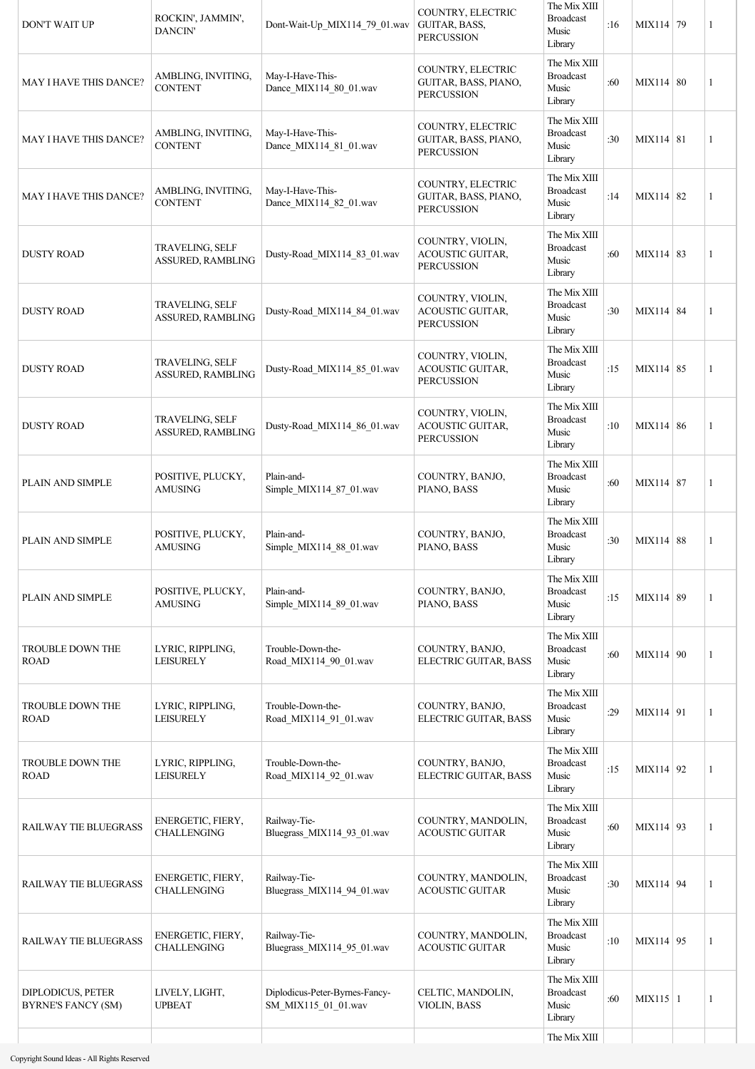| | | | | | | | | |
|---|---|---|---|---|---|---|---|---|
| DON'T WAIT UP | ROCKIN', JAMMIN', DANCIN' | Dont-Wait-Up_MIX114_79_01.wav | COUNTRY, ELECTRIC GUITAR, BASS, PERCUSSION | The Mix XIII Broadcast Music Library | :16 | MIX114 | 79 | 1 |
| MAY I HAVE THIS DANCE? | AMBLING, INVITING, CONTENT | May-I-Have-This-Dance_MIX114_80_01.wav | COUNTRY, ELECTRIC GUITAR, BASS, PIANO, PERCUSSION | The Mix XIII Broadcast Music Library | :60 | MIX114 | 80 | 1 |
| MAY I HAVE THIS DANCE? | AMBLING, INVITING, CONTENT | May-I-Have-This-Dance_MIX114_81_01.wav | COUNTRY, ELECTRIC GUITAR, BASS, PIANO, PERCUSSION | The Mix XIII Broadcast Music Library | :30 | MIX114 | 81 | 1 |
| MAY I HAVE THIS DANCE? | AMBLING, INVITING, CONTENT | May-I-Have-This-Dance_MIX114_82_01.wav | COUNTRY, ELECTRIC GUITAR, BASS, PIANO, PERCUSSION | The Mix XIII Broadcast Music Library | :14 | MIX114 | 82 | 1 |
| DUSTY ROAD | TRAVELING, SELF ASSURED, RAMBLING | Dusty-Road_MIX114_83_01.wav | COUNTRY, VIOLIN, ACOUSTIC GUITAR, PERCUSSION | The Mix XIII Broadcast Music Library | :60 | MIX114 | 83 | 1 |
| DUSTY ROAD | TRAVELING, SELF ASSURED, RAMBLING | Dusty-Road_MIX114_84_01.wav | COUNTRY, VIOLIN, ACOUSTIC GUITAR, PERCUSSION | The Mix XIII Broadcast Music Library | :30 | MIX114 | 84 | 1 |
| DUSTY ROAD | TRAVELING, SELF ASSURED, RAMBLING | Dusty-Road_MIX114_85_01.wav | COUNTRY, VIOLIN, ACOUSTIC GUITAR, PERCUSSION | The Mix XIII Broadcast Music Library | :15 | MIX114 | 85 | 1 |
| DUSTY ROAD | TRAVELING, SELF ASSURED, RAMBLING | Dusty-Road_MIX114_86_01.wav | COUNTRY, VIOLIN, ACOUSTIC GUITAR, PERCUSSION | The Mix XIII Broadcast Music Library | :10 | MIX114 | 86 | 1 |
| PLAIN AND SIMPLE | POSITIVE, PLUCKY, AMUSING | Plain-and-Simple_MIX114_87_01.wav | COUNTRY, BANJO, PIANO, BASS | The Mix XIII Broadcast Music Library | :60 | MIX114 | 87 | 1 |
| PLAIN AND SIMPLE | POSITIVE, PLUCKY, AMUSING | Plain-and-Simple_MIX114_88_01.wav | COUNTRY, BANJO, PIANO, BASS | The Mix XIII Broadcast Music Library | :30 | MIX114 | 88 | 1 |
| PLAIN AND SIMPLE | POSITIVE, PLUCKY, AMUSING | Plain-and-Simple_MIX114_89_01.wav | COUNTRY, BANJO, PIANO, BASS | The Mix XIII Broadcast Music Library | :15 | MIX114 | 89 | 1 |
| TROUBLE DOWN THE ROAD | LYRIC, RIPPLING, LEISURELY | Trouble-Down-the-Road_MIX114_90_01.wav | COUNTRY, BANJO, ELECTRIC GUITAR, BASS | The Mix XIII Broadcast Music Library | :60 | MIX114 | 90 | 1 |
| TROUBLE DOWN THE ROAD | LYRIC, RIPPLING, LEISURELY | Trouble-Down-the-Road_MIX114_91_01.wav | COUNTRY, BANJO, ELECTRIC GUITAR, BASS | The Mix XIII Broadcast Music Library | :29 | MIX114 | 91 | 1 |
| TROUBLE DOWN THE ROAD | LYRIC, RIPPLING, LEISURELY | Trouble-Down-the-Road_MIX114_92_01.wav | COUNTRY, BANJO, ELECTRIC GUITAR, BASS | The Mix XIII Broadcast Music Library | :15 | MIX114 | 92 | 1 |
| RAILWAY TIE BLUEGRASS | ENERGETIC, FIERY, CHALLENGING | Railway-Tie-Bluegrass_MIX114_93_01.wav | COUNTRY, MANDOLIN, ACOUSTIC GUITAR | The Mix XIII Broadcast Music Library | :60 | MIX114 | 93 | 1 |
| RAILWAY TIE BLUEGRASS | ENERGETIC, FIERY, CHALLENGING | Railway-Tie-Bluegrass_MIX114_94_01.wav | COUNTRY, MANDOLIN, ACOUSTIC GUITAR | The Mix XIII Broadcast Music Library | :30 | MIX114 | 94 | 1 |
| RAILWAY TIE BLUEGRASS | ENERGETIC, FIERY, CHALLENGING | Railway-Tie-Bluegrass_MIX114_95_01.wav | COUNTRY, MANDOLIN, ACOUSTIC GUITAR | The Mix XIII Broadcast Music Library | :10 | MIX114 | 95 | 1 |
| DIPLODICUS, PETER BYRNE'S FANCY (SM) | LIVELY, LIGHT, UPBEAT | Diplodicus-Peter-Byrnes-Fancy-SM_MIX115_01_01.wav | CELTIC, MANDOLIN, VIOLIN, BASS | The Mix XIII Broadcast Music Library | :60 | MIX115 | 1 | 1 |
| | | | | The Mix XIII | | | | |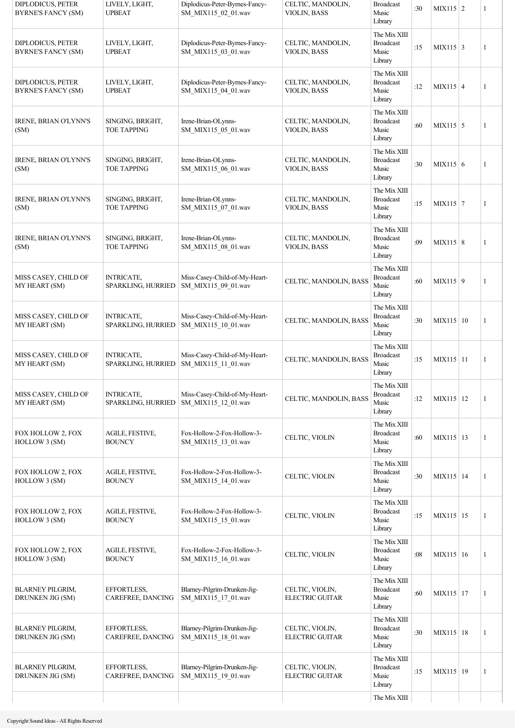| | | | | | | | | |
|---|---|---|---|---|---|---|---|---|
| DIPLODICUS, PETER BYRNE'S FANCY (SM) | LIVELY, LIGHT, UPBEAT | Diplodicus-Peter-Byrnes-Fancy-SM_MIX115_02_01.wav | CELTIC, MANDOLIN, VIOLIN, BASS | Broadcast Music Library | :30 | MIX115 | 2 | 1 |
| DIPLODICUS, PETER BYRNE'S FANCY (SM) | LIVELY, LIGHT, UPBEAT | Diplodicus-Peter-Byrnes-Fancy-SM_MIX115_03_01.wav | CELTIC, MANDOLIN, VIOLIN, BASS | The Mix XIII Broadcast Music Library | :15 | MIX115 | 3 | 1 |
| DIPLODICUS, PETER BYRNE'S FANCY (SM) | LIVELY, LIGHT, UPBEAT | Diplodicus-Peter-Byrnes-Fancy-SM_MIX115_04_01.wav | CELTIC, MANDOLIN, VIOLIN, BASS | The Mix XIII Broadcast Music Library | :12 | MIX115 | 4 | 1 |
| IRENE, BRIAN O'LYNN'S (SM) | SINGING, BRIGHT, TOE TAPPING | Irene-Brian-OLynns-SM_MIX115_05_01.wav | CELTIC, MANDOLIN, VIOLIN, BASS | The Mix XIII Broadcast Music Library | :60 | MIX115 | 5 | 1 |
| IRENE, BRIAN O'LYNN'S (SM) | SINGING, BRIGHT, TOE TAPPING | Irene-Brian-OLynns-SM_MIX115_06_01.wav | CELTIC, MANDOLIN, VIOLIN, BASS | The Mix XIII Broadcast Music Library | :30 | MIX115 | 6 | 1 |
| IRENE, BRIAN O'LYNN'S (SM) | SINGING, BRIGHT, TOE TAPPING | Irene-Brian-OLynns-SM_MIX115_07_01.wav | CELTIC, MANDOLIN, VIOLIN, BASS | The Mix XIII Broadcast Music Library | :15 | MIX115 | 7 | 1 |
| IRENE, BRIAN O'LYNN'S (SM) | SINGING, BRIGHT, TOE TAPPING | Irene-Brian-OLynns-SM_MIX115_08_01.wav | CELTIC, MANDOLIN, VIOLIN, BASS | The Mix XIII Broadcast Music Library | :09 | MIX115 | 8 | 1 |
| MISS CASEY, CHILD OF MY HEART (SM) | INTRICATE, SPARKLING, HURRIED | Miss-Casey-Child-of-My-Heart-SM_MIX115_09_01.wav | CELTIC, MANDOLIN, BASS | The Mix XIII Broadcast Music Library | :60 | MIX115 | 9 | 1 |
| MISS CASEY, CHILD OF MY HEART (SM) | INTRICATE, SPARKLING, HURRIED | Miss-Casey-Child-of-My-Heart-SM_MIX115_10_01.wav | CELTIC, MANDOLIN, BASS | The Mix XIII Broadcast Music Library | :30 | MIX115 | 10 | 1 |
| MISS CASEY, CHILD OF MY HEART (SM) | INTRICATE, SPARKLING, HURRIED | Miss-Casey-Child-of-My-Heart-SM_MIX115_11_01.wav | CELTIC, MANDOLIN, BASS | The Mix XIII Broadcast Music Library | :15 | MIX115 | 11 | 1 |
| MISS CASEY, CHILD OF MY HEART (SM) | INTRICATE, SPARKLING, HURRIED | Miss-Casey-Child-of-My-Heart-SM_MIX115_12_01.wav | CELTIC, MANDOLIN, BASS | The Mix XIII Broadcast Music Library | :12 | MIX115 | 12 | 1 |
| FOX HOLLOW 2, FOX HOLLOW 3 (SM) | AGILE, FESTIVE, BOUNCY | Fox-Hollow-2-Fox-Hollow-3-SM_MIX115_13_01.wav | CELTIC, VIOLIN | The Mix XIII Broadcast Music Library | :60 | MIX115 | 13 | 1 |
| FOX HOLLOW 2, FOX HOLLOW 3 (SM) | AGILE, FESTIVE, BOUNCY | Fox-Hollow-2-Fox-Hollow-3-SM_MIX115_14_01.wav | CELTIC, VIOLIN | The Mix XIII Broadcast Music Library | :30 | MIX115 | 14 | 1 |
| FOX HOLLOW 2, FOX HOLLOW 3 (SM) | AGILE, FESTIVE, BOUNCY | Fox-Hollow-2-Fox-Hollow-3-SM_MIX115_15_01.wav | CELTIC, VIOLIN | The Mix XIII Broadcast Music Library | :15 | MIX115 | 15 | 1 |
| FOX HOLLOW 2, FOX HOLLOW 3 (SM) | AGILE, FESTIVE, BOUNCY | Fox-Hollow-2-Fox-Hollow-3-SM_MIX115_16_01.wav | CELTIC, VIOLIN | The Mix XIII Broadcast Music Library | :08 | MIX115 | 16 | 1 |
| BLARNEY PILGRIM, DRUNKEN JIG (SM) | EFFORTLESS, CAREFREE, DANCING | Blarney-Pilgrim-Drunken-Jig-SM_MIX115_17_01.wav | CELTIC, VIOLIN, ELECTRIC GUITAR | The Mix XIII Broadcast Music Library | :60 | MIX115 | 17 | 1 |
| BLARNEY PILGRIM, DRUNKEN JIG (SM) | EFFORTLESS, CAREFREE, DANCING | Blarney-Pilgrim-Drunken-Jig-SM_MIX115_18_01.wav | CELTIC, VIOLIN, ELECTRIC GUITAR | The Mix XIII Broadcast Music Library | :30 | MIX115 | 18 | 1 |
| BLARNEY PILGRIM, DRUNKEN JIG (SM) | EFFORTLESS, CAREFREE, DANCING | Blarney-Pilgrim-Drunken-Jig-SM_MIX115_19_01.wav | CELTIC, VIOLIN, ELECTRIC GUITAR | The Mix XIII Broadcast Music Library | :15 | MIX115 | 19 | 1 |
| | | | | The Mix XIII | | | | |

Copyright Sound Ideas - All Rights Reserved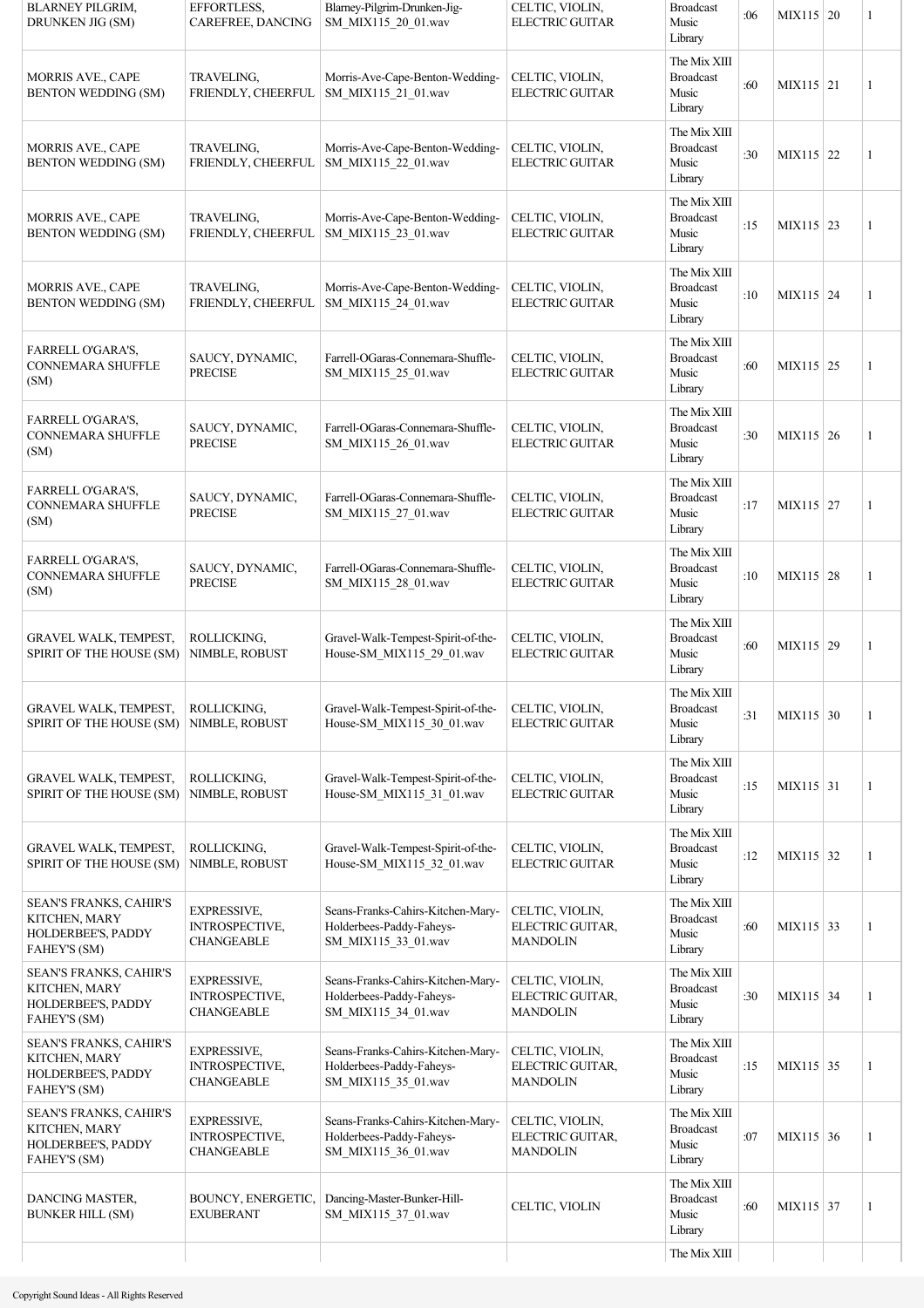| | | | | | | | | |
|---|---|---|---|---|---|---|---|---|
| BLARNEY PILGRIM, DRUNKEN JIG (SM) | EFFORTLESS, CAREFREE, DANCING | Blarney-Pilgrim-Drunken-Jig-SM_MIX115_20_01.wav | CELTIC, VIOLIN, ELECTRIC GUITAR | Broadcast Music Library | :06 | MIX115 | 20 | 1 |
| MORRIS AVE., CAPE BENTON WEDDING (SM) | TRAVELING, FRIENDLY, CHEERFUL | Morris-Ave-Cape-Benton-Wedding-SM_MIX115_21_01.wav | CELTIC, VIOLIN, ELECTRIC GUITAR | The Mix XIII Broadcast Music Library | :60 | MIX115 | 21 | 1 |
| MORRIS AVE., CAPE BENTON WEDDING (SM) | TRAVELING, FRIENDLY, CHEERFUL | Morris-Ave-Cape-Benton-Wedding-SM_MIX115_22_01.wav | CELTIC, VIOLIN, ELECTRIC GUITAR | The Mix XIII Broadcast Music Library | :30 | MIX115 | 22 | 1 |
| MORRIS AVE., CAPE BENTON WEDDING (SM) | TRAVELING, FRIENDLY, CHEERFUL | Morris-Ave-Cape-Benton-Wedding-SM_MIX115_23_01.wav | CELTIC, VIOLIN, ELECTRIC GUITAR | The Mix XIII Broadcast Music Library | :15 | MIX115 | 23 | 1 |
| MORRIS AVE., CAPE BENTON WEDDING (SM) | TRAVELING, FRIENDLY, CHEERFUL | Morris-Ave-Cape-Benton-Wedding-SM_MIX115_24_01.wav | CELTIC, VIOLIN, ELECTRIC GUITAR | The Mix XIII Broadcast Music Library | :10 | MIX115 | 24 | 1 |
| FARRELL O'GARA'S, CONNEMARA SHUFFLE (SM) | SAUCY, DYNAMIC, PRECISE | Farrell-OGaras-Connemara-Shuffle-SM_MIX115_25_01.wav | CELTIC, VIOLIN, ELECTRIC GUITAR | The Mix XIII Broadcast Music Library | :60 | MIX115 | 25 | 1 |
| FARRELL O'GARA'S, CONNEMARA SHUFFLE (SM) | SAUCY, DYNAMIC, PRECISE | Farrell-OGaras-Connemara-Shuffle-SM_MIX115_26_01.wav | CELTIC, VIOLIN, ELECTRIC GUITAR | The Mix XIII Broadcast Music Library | :30 | MIX115 | 26 | 1 |
| FARRELL O'GARA'S, CONNEMARA SHUFFLE (SM) | SAUCY, DYNAMIC, PRECISE | Farrell-OGaras-Connemara-Shuffle-SM_MIX115_27_01.wav | CELTIC, VIOLIN, ELECTRIC GUITAR | The Mix XIII Broadcast Music Library | :17 | MIX115 | 27 | 1 |
| FARRELL O'GARA'S, CONNEMARA SHUFFLE (SM) | SAUCY, DYNAMIC, PRECISE | Farrell-OGaras-Connemara-Shuffle-SM_MIX115_28_01.wav | CELTIC, VIOLIN, ELECTRIC GUITAR | The Mix XIII Broadcast Music Library | :10 | MIX115 | 28 | 1 |
| GRAVEL WALK, TEMPEST, SPIRIT OF THE HOUSE (SM) | ROLLICKING, NIMBLE, ROBUST | Gravel-Walk-Tempest-Spirit-of-the-House-SM_MIX115_29_01.wav | CELTIC, VIOLIN, ELECTRIC GUITAR | The Mix XIII Broadcast Music Library | :60 | MIX115 | 29 | 1 |
| GRAVEL WALK, TEMPEST, SPIRIT OF THE HOUSE (SM) | ROLLICKING, NIMBLE, ROBUST | Gravel-Walk-Tempest-Spirit-of-the-House-SM_MIX115_30_01.wav | CELTIC, VIOLIN, ELECTRIC GUITAR | The Mix XIII Broadcast Music Library | :31 | MIX115 | 30 | 1 |
| GRAVEL WALK, TEMPEST, SPIRIT OF THE HOUSE (SM) | ROLLICKING, NIMBLE, ROBUST | Gravel-Walk-Tempest-Spirit-of-the-House-SM_MIX115_31_01.wav | CELTIC, VIOLIN, ELECTRIC GUITAR | The Mix XIII Broadcast Music Library | :15 | MIX115 | 31 | 1 |
| GRAVEL WALK, TEMPEST, SPIRIT OF THE HOUSE (SM) | ROLLICKING, NIMBLE, ROBUST | Gravel-Walk-Tempest-Spirit-of-the-House-SM_MIX115_32_01.wav | CELTIC, VIOLIN, ELECTRIC GUITAR | The Mix XIII Broadcast Music Library | :12 | MIX115 | 32 | 1 |
| SEAN'S FRANKS, CAHIR'S KITCHEN, MARY HOLDERBEE'S, PADDY FAHEY'S (SM) | EXPRESSIVE, INTROSPECTIVE, CHANGEABLE | Seans-Franks-Cahirs-Kitchen-Mary-Holderbees-Paddy-Faheys-SM_MIX115_33_01.wav | CELTIC, VIOLIN, ELECTRIC GUITAR, MANDOLIN | The Mix XIII Broadcast Music Library | :60 | MIX115 | 33 | 1 |
| SEAN'S FRANKS, CAHIR'S KITCHEN, MARY HOLDERBEE'S, PADDY FAHEY'S (SM) | EXPRESSIVE, INTROSPECTIVE, CHANGEABLE | Seans-Franks-Cahirs-Kitchen-Mary-Holderbees-Paddy-Faheys-SM_MIX115_34_01.wav | CELTIC, VIOLIN, ELECTRIC GUITAR, MANDOLIN | The Mix XIII Broadcast Music Library | :30 | MIX115 | 34 | 1 |
| SEAN'S FRANKS, CAHIR'S KITCHEN, MARY HOLDERBEE'S, PADDY FAHEY'S (SM) | EXPRESSIVE, INTROSPECTIVE, CHANGEABLE | Seans-Franks-Cahirs-Kitchen-Mary-Holderbees-Paddy-Faheys-SM_MIX115_35_01.wav | CELTIC, VIOLIN, ELECTRIC GUITAR, MANDOLIN | The Mix XIII Broadcast Music Library | :15 | MIX115 | 35 | 1 |
| SEAN'S FRANKS, CAHIR'S KITCHEN, MARY HOLDERBEE'S, PADDY FAHEY'S (SM) | EXPRESSIVE, INTROSPECTIVE, CHANGEABLE | Seans-Franks-Cahirs-Kitchen-Mary-Holderbees-Paddy-Faheys-SM_MIX115_36_01.wav | CELTIC, VIOLIN, ELECTRIC GUITAR, MANDOLIN | The Mix XIII Broadcast Music Library | :07 | MIX115 | 36 | 1 |
| DANCING MASTER, BUNKER HILL (SM) | BOUNCY, ENERGETIC, EXUBERANT | Dancing-Master-Bunker-Hill-SM_MIX115_37_01.wav | CELTIC, VIOLIN | The Mix XIII Broadcast Music Library | :60 | MIX115 | 37 | 1 |
| | | | | The Mix XIII | | | | |

Copyright Sound Ideas - All Rights Reserved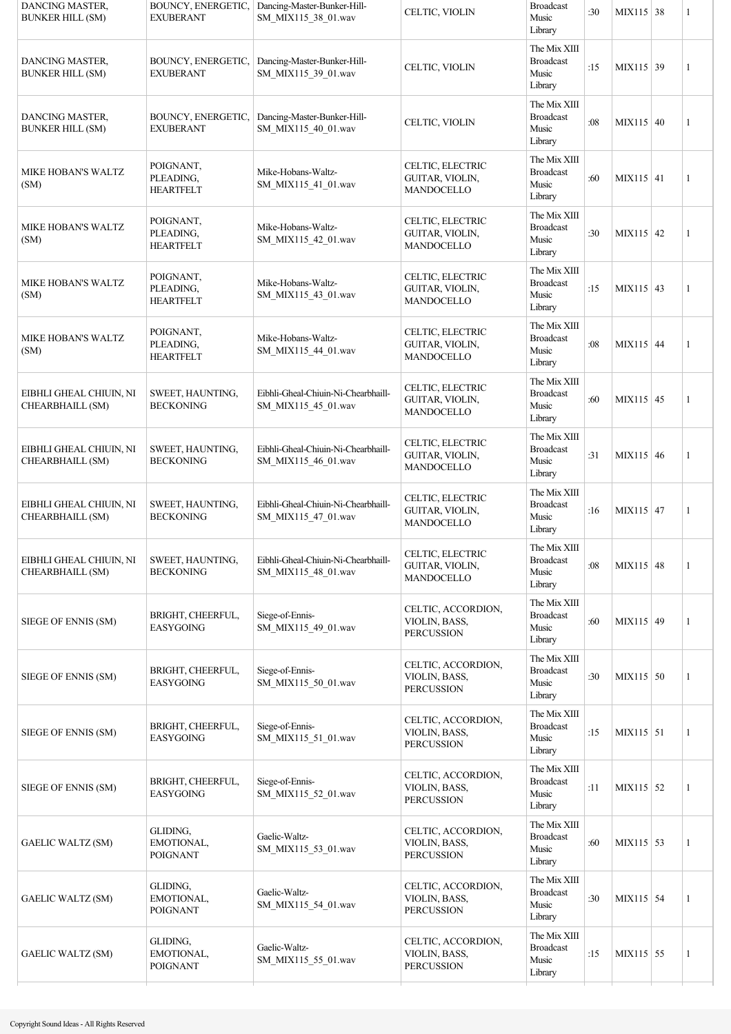| | | | | | | | | |
|---|---|---|---|---|---|---|---|---|
| DANCING MASTER, BUNKER HILL (SM) | BOUNCY, ENERGETIC, EXUBERANT | Dancing-Master-Bunker-Hill-SM_MIX115_38_01.wav | CELTIC, VIOLIN | Broadcast Music Library | :30 | MIX115 | 38 | 1 |
| DANCING MASTER, BUNKER HILL (SM) | BOUNCY, ENERGETIC, EXUBERANT | Dancing-Master-Bunker-Hill-SM_MIX115_39_01.wav | CELTIC, VIOLIN | The Mix XIII Broadcast Music Library | :15 | MIX115 | 39 | 1 |
| DANCING MASTER, BUNKER HILL (SM) | BOUNCY, ENERGETIC, EXUBERANT | Dancing-Master-Bunker-Hill-SM_MIX115_40_01.wav | CELTIC, VIOLIN | The Mix XIII Broadcast Music Library | :08 | MIX115 | 40 | 1 |
| MIKE HOBAN'S WALTZ (SM) | POIGNANT, PLEADING, HEARTFELT | Mike-Hobans-Waltz-SM_MIX115_41_01.wav | CELTIC, ELECTRIC GUITAR, VIOLIN, MANDOCELLO | The Mix XIII Broadcast Music Library | :60 | MIX115 | 41 | 1 |
| MIKE HOBAN'S WALTZ (SM) | POIGNANT, PLEADING, HEARTFELT | Mike-Hobans-Waltz-SM_MIX115_42_01.wav | CELTIC, ELECTRIC GUITAR, VIOLIN, MANDOCELLO | The Mix XIII Broadcast Music Library | :30 | MIX115 | 42 | 1 |
| MIKE HOBAN'S WALTZ (SM) | POIGNANT, PLEADING, HEARTFELT | Mike-Hobans-Waltz-SM_MIX115_43_01.wav | CELTIC, ELECTRIC GUITAR, VIOLIN, MANDOCELLO | The Mix XIII Broadcast Music Library | :15 | MIX115 | 43 | 1 |
| MIKE HOBAN'S WALTZ (SM) | POIGNANT, PLEADING, HEARTFELT | Mike-Hobans-Waltz-SM_MIX115_44_01.wav | CELTIC, ELECTRIC GUITAR, VIOLIN, MANDOCELLO | The Mix XIII Broadcast Music Library | :08 | MIX115 | 44 | 1 |
| EIBHLI GHEAL CHIUIN, NI CHEARBHAILL (SM) | SWEET, HAUNTING, BECKONING | Eibhli-Gheal-Chiuin-Ni-Chearbhaill-SM_MIX115_45_01.wav | CELTIC, ELECTRIC GUITAR, VIOLIN, MANDOCELLO | The Mix XIII Broadcast Music Library | :60 | MIX115 | 45 | 1 |
| EIBHLI GHEAL CHIUIN, NI CHEARBHAILL (SM) | SWEET, HAUNTING, BECKONING | Eibhli-Gheal-Chiuin-Ni-Chearbhaill-SM_MIX115_46_01.wav | CELTIC, ELECTRIC GUITAR, VIOLIN, MANDOCELLO | The Mix XIII Broadcast Music Library | :31 | MIX115 | 46 | 1 |
| EIBHLI GHEAL CHIUIN, NI CHEARBHAILL (SM) | SWEET, HAUNTING, BECKONING | Eibhli-Gheal-Chiuin-Ni-Chearbhaill-SM_MIX115_47_01.wav | CELTIC, ELECTRIC GUITAR, VIOLIN, MANDOCELLO | The Mix XIII Broadcast Music Library | :16 | MIX115 | 47 | 1 |
| EIBHLI GHEAL CHIUIN, NI CHEARBHAILL (SM) | SWEET, HAUNTING, BECKONING | Eibhli-Gheal-Chiuin-Ni-Chearbhaill-SM_MIX115_48_01.wav | CELTIC, ELECTRIC GUITAR, VIOLIN, MANDOCELLO | The Mix XIII Broadcast Music Library | :08 | MIX115 | 48 | 1 |
| SIEGE OF ENNIS (SM) | BRIGHT, CHEERFUL, EASYGOING | Siege-of-Ennis-SM_MIX115_49_01.wav | CELTIC, ACCORDION, VIOLIN, BASS, PERCUSSION | The Mix XIII Broadcast Music Library | :60 | MIX115 | 49 | 1 |
| SIEGE OF ENNIS (SM) | BRIGHT, CHEERFUL, EASYGOING | Siege-of-Ennis-SM_MIX115_50_01.wav | CELTIC, ACCORDION, VIOLIN, BASS, PERCUSSION | The Mix XIII Broadcast Music Library | :30 | MIX115 | 50 | 1 |
| SIEGE OF ENNIS (SM) | BRIGHT, CHEERFUL, EASYGOING | Siege-of-Ennis-SM_MIX115_51_01.wav | CELTIC, ACCORDION, VIOLIN, BASS, PERCUSSION | The Mix XIII Broadcast Music Library | :15 | MIX115 | 51 | 1 |
| SIEGE OF ENNIS (SM) | BRIGHT, CHEERFUL, EASYGOING | Siege-of-Ennis-SM_MIX115_52_01.wav | CELTIC, ACCORDION, VIOLIN, BASS, PERCUSSION | The Mix XIII Broadcast Music Library | :11 | MIX115 | 52 | 1 |
| GAELIC WALTZ (SM) | GLIDING, EMOTIONAL, POIGNANT | Gaelic-Waltz-SM_MIX115_53_01.wav | CELTIC, ACCORDION, VIOLIN, BASS, PERCUSSION | The Mix XIII Broadcast Music Library | :60 | MIX115 | 53 | 1 |
| GAELIC WALTZ (SM) | GLIDING, EMOTIONAL, POIGNANT | Gaelic-Waltz-SM_MIX115_54_01.wav | CELTIC, ACCORDION, VIOLIN, BASS, PERCUSSION | The Mix XIII Broadcast Music Library | :30 | MIX115 | 54 | 1 |
| GAELIC WALTZ (SM) | GLIDING, EMOTIONAL, POIGNANT | Gaelic-Waltz-SM_MIX115_55_01.wav | CELTIC, ACCORDION, VIOLIN, BASS, PERCUSSION | The Mix XIII Broadcast Music Library | :15 | MIX115 | 55 | 1 |

Copyright Sound Ideas - All Rights Reserved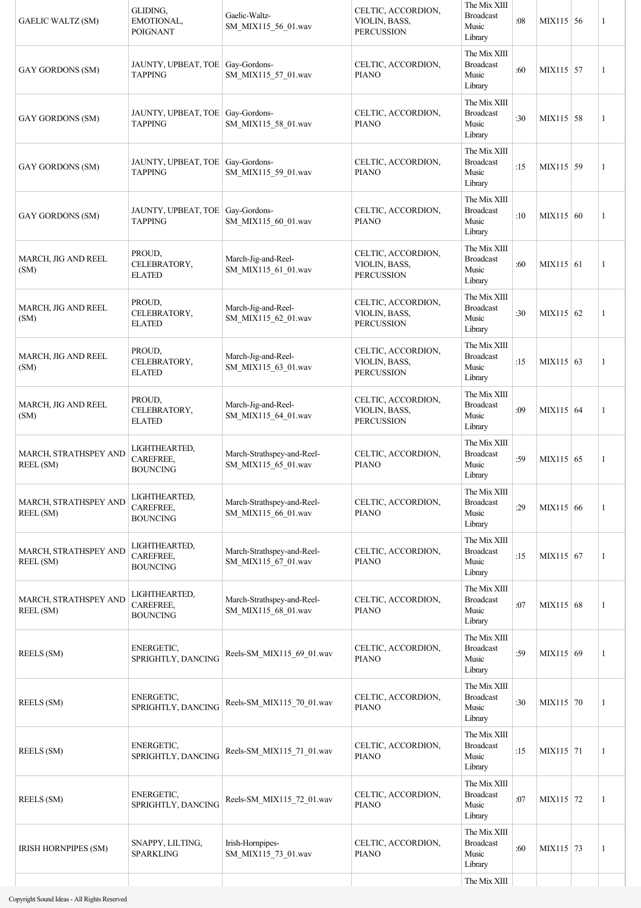| | | | | | | | | |
|---|---|---|---|---|---|---|---|---|
| GAELIC WALTZ (SM) | GLIDING, EMOTIONAL, POIGNANT | Gaelic-Waltz-SM_MIX115_56_01.wav | CELTIC, ACCORDION, VIOLIN, BASS, PERCUSSION | The Mix XIII Broadcast Music Library | :08 | MIX115 | 56 | 1 |
| GAY GORDONS (SM) | JAUNTY, UPBEAT, TOE TAPPING | Gay-Gordons-SM_MIX115_57_01.wav | CELTIC, ACCORDION, PIANO | The Mix XIII Broadcast Music Library | :60 | MIX115 | 57 | 1 |
| GAY GORDONS (SM) | JAUNTY, UPBEAT, TOE TAPPING | Gay-Gordons-SM_MIX115_58_01.wav | CELTIC, ACCORDION, PIANO | The Mix XIII Broadcast Music Library | :30 | MIX115 | 58 | 1 |
| GAY GORDONS (SM) | JAUNTY, UPBEAT, TOE TAPPING | Gay-Gordons-SM_MIX115_59_01.wav | CELTIC, ACCORDION, PIANO | The Mix XIII Broadcast Music Library | :15 | MIX115 | 59 | 1 |
| GAY GORDONS (SM) | JAUNTY, UPBEAT, TOE TAPPING | Gay-Gordons-SM_MIX115_60_01.wav | CELTIC, ACCORDION, PIANO | The Mix XIII Broadcast Music Library | :10 | MIX115 | 60 | 1 |
| MARCH, JIG AND REEL (SM) | PROUD, CELEBRATORY, ELATED | March-Jig-and-Reel-SM_MIX115_61_01.wav | CELTIC, ACCORDION, VIOLIN, BASS, PERCUSSION | The Mix XIII Broadcast Music Library | :60 | MIX115 | 61 | 1 |
| MARCH, JIG AND REEL (SM) | PROUD, CELEBRATORY, ELATED | March-Jig-and-Reel-SM_MIX115_62_01.wav | CELTIC, ACCORDION, VIOLIN, BASS, PERCUSSION | The Mix XIII Broadcast Music Library | :30 | MIX115 | 62 | 1 |
| MARCH, JIG AND REEL (SM) | PROUD, CELEBRATORY, ELATED | March-Jig-and-Reel-SM_MIX115_63_01.wav | CELTIC, ACCORDION, VIOLIN, BASS, PERCUSSION | The Mix XIII Broadcast Music Library | :15 | MIX115 | 63 | 1 |
| MARCH, JIG AND REEL (SM) | PROUD, CELEBRATORY, ELATED | March-Jig-and-Reel-SM_MIX115_64_01.wav | CELTIC, ACCORDION, VIOLIN, BASS, PERCUSSION | The Mix XIII Broadcast Music Library | :09 | MIX115 | 64 | 1 |
| MARCH, STRATHSPEY AND REEL (SM) | LIGHTHEARTED, CAREFREE, BOUNCING | March-Strathspey-and-Reel-SM_MIX115_65_01.wav | CELTIC, ACCORDION, PIANO | The Mix XIII Broadcast Music Library | :59 | MIX115 | 65 | 1 |
| MARCH, STRATHSPEY AND REEL (SM) | LIGHTHEARTED, CAREFREE, BOUNCING | March-Strathspey-and-Reel-SM_MIX115_66_01.wav | CELTIC, ACCORDION, PIANO | The Mix XIII Broadcast Music Library | :29 | MIX115 | 66 | 1 |
| MARCH, STRATHSPEY AND REEL (SM) | LIGHTHEARTED, CAREFREE, BOUNCING | March-Strathspey-and-Reel-SM_MIX115_67_01.wav | CELTIC, ACCORDION, PIANO | The Mix XIII Broadcast Music Library | :15 | MIX115 | 67 | 1 |
| MARCH, STRATHSPEY AND REEL (SM) | LIGHTHEARTED, CAREFREE, BOUNCING | March-Strathspey-and-Reel-SM_MIX115_68_01.wav | CELTIC, ACCORDION, PIANO | The Mix XIII Broadcast Music Library | :07 | MIX115 | 68 | 1 |
| REELS (SM) | ENERGETIC, SPRIGHTLY, DANCING | Reels-SM_MIX115_69_01.wav | CELTIC, ACCORDION, PIANO | The Mix XIII Broadcast Music Library | :59 | MIX115 | 69 | 1 |
| REELS (SM) | ENERGETIC, SPRIGHTLY, DANCING | Reels-SM_MIX115_70_01.wav | CELTIC, ACCORDION, PIANO | The Mix XIII Broadcast Music Library | :30 | MIX115 | 70 | 1 |
| REELS (SM) | ENERGETIC, SPRIGHTLY, DANCING | Reels-SM_MIX115_71_01.wav | CELTIC, ACCORDION, PIANO | The Mix XIII Broadcast Music Library | :15 | MIX115 | 71 | 1 |
| REELS (SM) | ENERGETIC, SPRIGHTLY, DANCING | Reels-SM_MIX115_72_01.wav | CELTIC, ACCORDION, PIANO | The Mix XIII Broadcast Music Library | :07 | MIX115 | 72 | 1 |
| IRISH HORNPIPES (SM) | SNAPPY, LILTING, SPARKLING | Irish-Hornpipes-SM_MIX115_73_01.wav | CELTIC, ACCORDION, PIANO | The Mix XIII Broadcast Music Library | :60 | MIX115 | 73 | 1 |
| | | | | The Mix XIII | | | | |

Copyright Sound Ideas - All Rights Reserved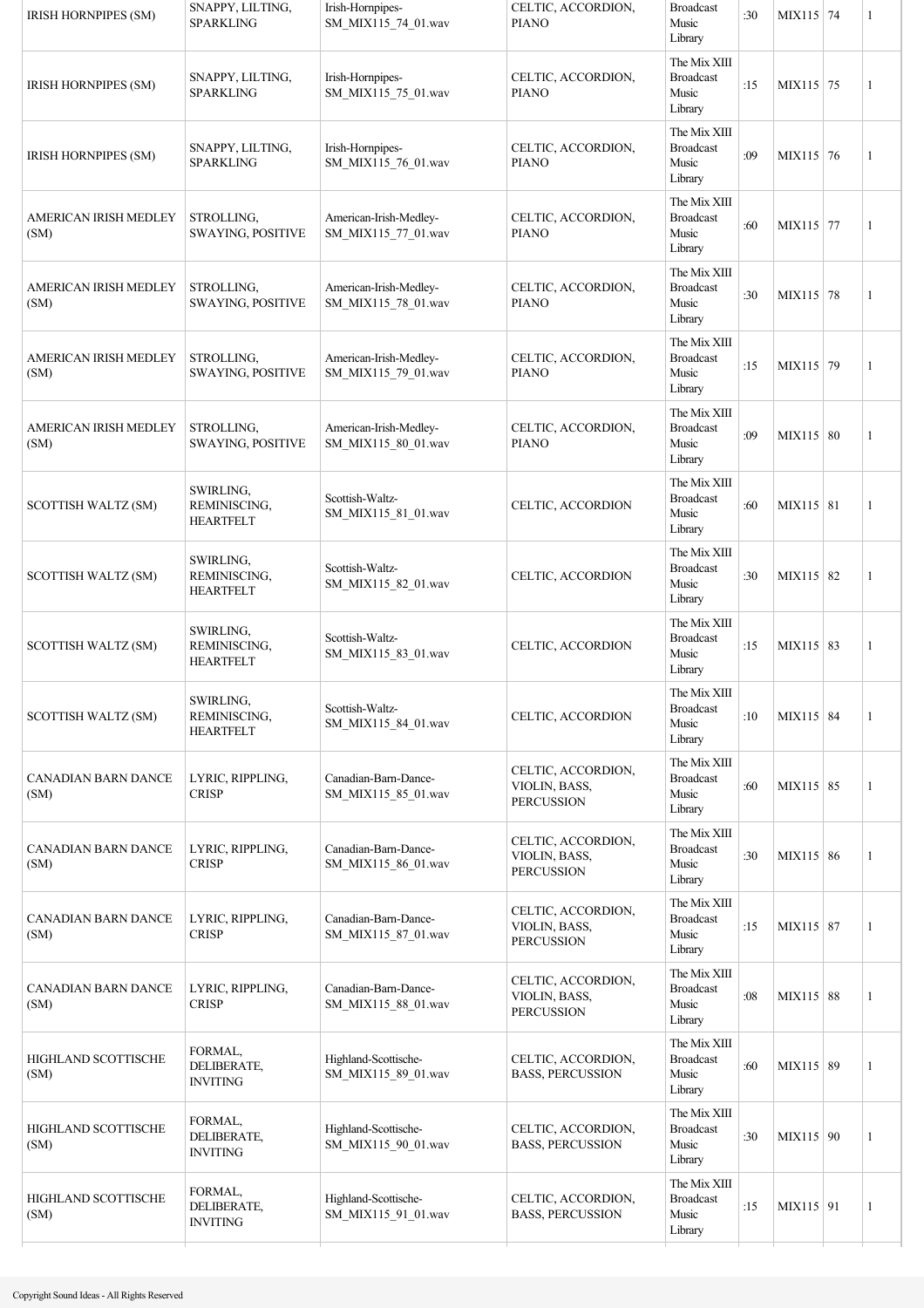| | | | | | | | | |
|---|---|---|---|---|---|---|---|---|
| IRISH HORNPIPES (SM) | SNAPPY, LILTING, SPARKLING | Irish-Hornpipes-SM_MIX115_74_01.wav | CELTIC, ACCORDION, PIANO | Broadcast Music Library | :30 | MIX115 | 74 | 1 |
| IRISH HORNPIPES (SM) | SNAPPY, LILTING, SPARKLING | Irish-Hornpipes-SM_MIX115_75_01.wav | CELTIC, ACCORDION, PIANO | The Mix XIII Broadcast Music Library | :15 | MIX115 | 75 | 1 |
| IRISH HORNPIPES (SM) | SNAPPY, LILTING, SPARKLING | Irish-Hornpipes-SM_MIX115_76_01.wav | CELTIC, ACCORDION, PIANO | The Mix XIII Broadcast Music Library | :09 | MIX115 | 76 | 1 |
| AMERICAN IRISH MEDLEY (SM) | STROLLING, SWAYING, POSITIVE | American-Irish-Medley-SM_MIX115_77_01.wav | CELTIC, ACCORDION, PIANO | The Mix XIII Broadcast Music Library | :60 | MIX115 | 77 | 1 |
| AMERICAN IRISH MEDLEY (SM) | STROLLING, SWAYING, POSITIVE | American-Irish-Medley-SM_MIX115_78_01.wav | CELTIC, ACCORDION, PIANO | The Mix XIII Broadcast Music Library | :30 | MIX115 | 78 | 1 |
| AMERICAN IRISH MEDLEY (SM) | STROLLING, SWAYING, POSITIVE | American-Irish-Medley-SM_MIX115_79_01.wav | CELTIC, ACCORDION, PIANO | The Mix XIII Broadcast Music Library | :15 | MIX115 | 79 | 1 |
| AMERICAN IRISH MEDLEY (SM) | STROLLING, SWAYING, POSITIVE | American-Irish-Medley-SM_MIX115_80_01.wav | CELTIC, ACCORDION, PIANO | The Mix XIII Broadcast Music Library | :09 | MIX115 | 80 | 1 |
| SCOTTISH WALTZ (SM) | SWIRLING, REMINISCING, HEARTFELT | Scottish-Waltz-SM_MIX115_81_01.wav | CELTIC, ACCORDION | The Mix XIII Broadcast Music Library | :60 | MIX115 | 81 | 1 |
| SCOTTISH WALTZ (SM) | SWIRLING, REMINISCING, HEARTFELT | Scottish-Waltz-SM_MIX115_82_01.wav | CELTIC, ACCORDION | The Mix XIII Broadcast Music Library | :30 | MIX115 | 82 | 1 |
| SCOTTISH WALTZ (SM) | SWIRLING, REMINISCING, HEARTFELT | Scottish-Waltz-SM_MIX115_83_01.wav | CELTIC, ACCORDION | The Mix XIII Broadcast Music Library | :15 | MIX115 | 83 | 1 |
| SCOTTISH WALTZ (SM) | SWIRLING, REMINISCING, HEARTFELT | Scottish-Waltz-SM_MIX115_84_01.wav | CELTIC, ACCORDION | The Mix XIII Broadcast Music Library | :10 | MIX115 | 84 | 1 |
| CANADIAN BARN DANCE (SM) | LYRIC, RIPPLING, CRISP | Canadian-Barn-Dance-SM_MIX115_85_01.wav | CELTIC, ACCORDION, VIOLIN, BASS, PERCUSSION | The Mix XIII Broadcast Music Library | :60 | MIX115 | 85 | 1 |
| CANADIAN BARN DANCE (SM) | LYRIC, RIPPLING, CRISP | Canadian-Barn-Dance-SM_MIX115_86_01.wav | CELTIC, ACCORDION, VIOLIN, BASS, PERCUSSION | The Mix XIII Broadcast Music Library | :30 | MIX115 | 86 | 1 |
| CANADIAN BARN DANCE (SM) | LYRIC, RIPPLING, CRISP | Canadian-Barn-Dance-SM_MIX115_87_01.wav | CELTIC, ACCORDION, VIOLIN, BASS, PERCUSSION | The Mix XIII Broadcast Music Library | :15 | MIX115 | 87 | 1 |
| CANADIAN BARN DANCE (SM) | LYRIC, RIPPLING, CRISP | Canadian-Barn-Dance-SM_MIX115_88_01.wav | CELTIC, ACCORDION, VIOLIN, BASS, PERCUSSION | The Mix XIII Broadcast Music Library | :08 | MIX115 | 88 | 1 |
| HIGHLAND SCOTTISCHE (SM) | FORMAL, DELIBERATE, INVITING | Highland-Scottische-SM_MIX115_89_01.wav | CELTIC, ACCORDION, BASS, PERCUSSION | The Mix XIII Broadcast Music Library | :60 | MIX115 | 89 | 1 |
| HIGHLAND SCOTTISCHE (SM) | FORMAL, DELIBERATE, INVITING | Highland-Scottische-SM_MIX115_90_01.wav | CELTIC, ACCORDION, BASS, PERCUSSION | The Mix XIII Broadcast Music Library | :30 | MIX115 | 90 | 1 |
| HIGHLAND SCOTTISCHE (SM) | FORMAL, DELIBERATE, INVITING | Highland-Scottische-SM_MIX115_91_01.wav | CELTIC, ACCORDION, BASS, PERCUSSION | The Mix XIII Broadcast Music Library | :15 | MIX115 | 91 | 1 |

Copyright Sound Ideas - All Rights Reserved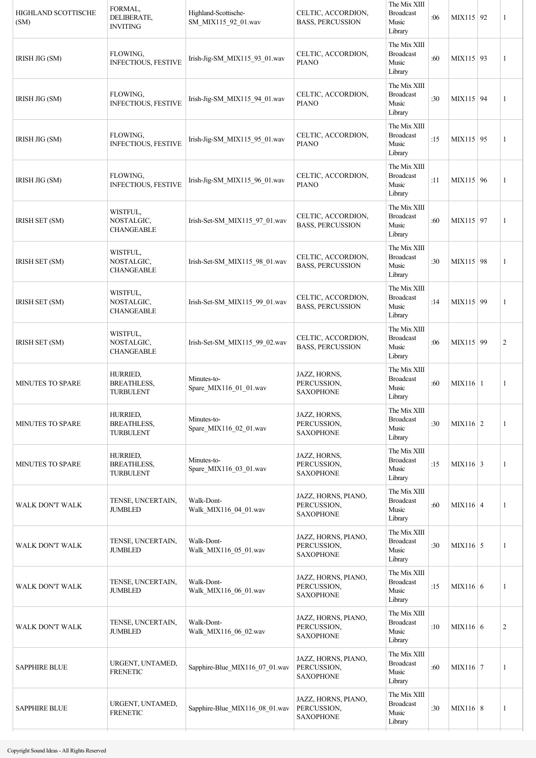| HIGHLAND SCOTTISCHE (SM) | FORMAL, DELIBERATE, INVITING | Highland-Scottische-SM_MIX115_92_01.wav | CELTIC, ACCORDION, BASS, PERCUSSION | The Mix XIII Broadcast Music Library | :06 | MIX115 | 92 | 1 |
|---|---|---|---|---|---|---|---|---|
| IRISH JIG (SM) | FLOWING, INFECTIOUS, FESTIVE | Irish-Jig-SM_MIX115_93_01.wav | CELTIC, ACCORDION, PIANO | The Mix XIII Broadcast Music Library | :60 | MIX115 | 93 | 1 |
| IRISH JIG (SM) | FLOWING, INFECTIOUS, FESTIVE | Irish-Jig-SM_MIX115_94_01.wav | CELTIC, ACCORDION, PIANO | The Mix XIII Broadcast Music Library | :30 | MIX115 | 94 | 1 |
| IRISH JIG (SM) | FLOWING, INFECTIOUS, FESTIVE | Irish-Jig-SM_MIX115_95_01.wav | CELTIC, ACCORDION, PIANO | The Mix XIII Broadcast Music Library | :15 | MIX115 | 95 | 1 |
| IRISH JIG (SM) | FLOWING, INFECTIOUS, FESTIVE | Irish-Jig-SM_MIX115_96_01.wav | CELTIC, ACCORDION, PIANO | The Mix XIII Broadcast Music Library | :11 | MIX115 | 96 | 1 |
| IRISH SET (SM) | WISTFUL, NOSTALGIC, CHANGEABLE | Irish-Set-SM_MIX115_97_01.wav | CELTIC, ACCORDION, BASS, PERCUSSION | The Mix XIII Broadcast Music Library | :60 | MIX115 | 97 | 1 |
| IRISH SET (SM) | WISTFUL, NOSTALGIC, CHANGEABLE | Irish-Set-SM_MIX115_98_01.wav | CELTIC, ACCORDION, BASS, PERCUSSION | The Mix XIII Broadcast Music Library | :30 | MIX115 | 98 | 1 |
| IRISH SET (SM) | WISTFUL, NOSTALGIC, CHANGEABLE | Irish-Set-SM_MIX115_99_01.wav | CELTIC, ACCORDION, BASS, PERCUSSION | The Mix XIII Broadcast Music Library | :14 | MIX115 | 99 | 1 |
| IRISH SET (SM) | WISTFUL, NOSTALGIC, CHANGEABLE | Irish-Set-SM_MIX115_99_02.wav | CELTIC, ACCORDION, BASS, PERCUSSION | The Mix XIII Broadcast Music Library | :06 | MIX115 | 99 | 2 |
| MINUTES TO SPARE | HURRIED, BREATHLESS, TURBULENT | Minutes-to-Spare_MIX116_01_01.wav | JAZZ, HORNS, PERCUSSION, SAXOPHONE | The Mix XIII Broadcast Music Library | :60 | MIX116 | 1 | 1 |
| MINUTES TO SPARE | HURRIED, BREATHLESS, TURBULENT | Minutes-to-Spare_MIX116_02_01.wav | JAZZ, HORNS, PERCUSSION, SAXOPHONE | The Mix XIII Broadcast Music Library | :30 | MIX116 | 2 | 1 |
| MINUTES TO SPARE | HURRIED, BREATHLESS, TURBULENT | Minutes-to-Spare_MIX116_03_01.wav | JAZZ, HORNS, PERCUSSION, SAXOPHONE | The Mix XIII Broadcast Music Library | :15 | MIX116 | 3 | 1 |
| WALK DON'T WALK | TENSE, UNCERTAIN, JUMBLED | Walk-Dont-Walk_MIX116_04_01.wav | JAZZ, HORNS, PIANO, PERCUSSION, SAXOPHONE | The Mix XIII Broadcast Music Library | :60 | MIX116 | 4 | 1 |
| WALK DON'T WALK | TENSE, UNCERTAIN, JUMBLED | Walk-Dont-Walk_MIX116_05_01.wav | JAZZ, HORNS, PIANO, PERCUSSION, SAXOPHONE | The Mix XIII Broadcast Music Library | :30 | MIX116 | 5 | 1 |
| WALK DON'T WALK | TENSE, UNCERTAIN, JUMBLED | Walk-Dont-Walk_MIX116_06_01.wav | JAZZ, HORNS, PIANO, PERCUSSION, SAXOPHONE | The Mix XIII Broadcast Music Library | :15 | MIX116 | 6 | 1 |
| WALK DON'T WALK | TENSE, UNCERTAIN, JUMBLED | Walk-Dont-Walk_MIX116_06_02.wav | JAZZ, HORNS, PIANO, PERCUSSION, SAXOPHONE | The Mix XIII Broadcast Music Library | :10 | MIX116 | 6 | 2 |
| SAPPHIRE BLUE | URGENT, UNTAMED, FRENETIC | Sapphire-Blue_MIX116_07_01.wav | JAZZ, HORNS, PIANO, PERCUSSION, SAXOPHONE | The Mix XIII Broadcast Music Library | :60 | MIX116 | 7 | 1 |
| SAPPHIRE BLUE | URGENT, UNTAMED, FRENETIC | Sapphire-Blue_MIX116_08_01.wav | JAZZ, HORNS, PIANO, PERCUSSION, SAXOPHONE | The Mix XIII Broadcast Music Library | :30 | MIX116 | 8 | 1 |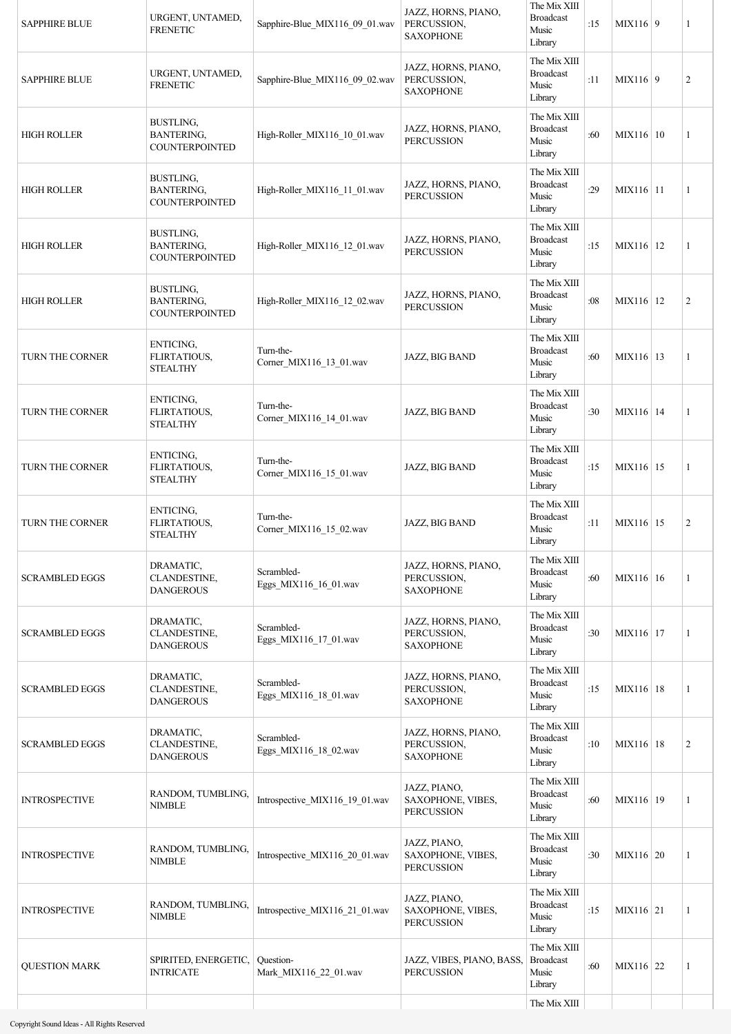| | | | | | | | | |
|---|---|---|---|---|---|---|---|---|
| SAPPHIRE BLUE | URGENT, UNTAMED, FRENETIC | Sapphire-Blue_MIX116_09_01.wav | JAZZ, HORNS, PIANO, PERCUSSION, SAXOPHONE | The Mix XIII Broadcast Music Library | :15 | MIX116 | 9 | 1 |
| SAPPHIRE BLUE | URGENT, UNTAMED, FRENETIC | Sapphire-Blue_MIX116_09_02.wav | JAZZ, HORNS, PIANO, PERCUSSION, SAXOPHONE | The Mix XIII Broadcast Music Library | :11 | MIX116 | 9 | 2 |
| HIGH ROLLER | BUSTLING, BANTERING, COUNTERPOINTED | High-Roller_MIX116_10_01.wav | JAZZ, HORNS, PIANO, PERCUSSION | The Mix XIII Broadcast Music Library | :60 | MIX116 | 10 | 1 |
| HIGH ROLLER | BUSTLING, BANTERING, COUNTERPOINTED | High-Roller_MIX116_11_01.wav | JAZZ, HORNS, PIANO, PERCUSSION | The Mix XIII Broadcast Music Library | :29 | MIX116 | 11 | 1 |
| HIGH ROLLER | BUSTLING, BANTERING, COUNTERPOINTED | High-Roller_MIX116_12_01.wav | JAZZ, HORNS, PIANO, PERCUSSION | The Mix XIII Broadcast Music Library | :15 | MIX116 | 12 | 1 |
| HIGH ROLLER | BUSTLING, BANTERING, COUNTERPOINTED | High-Roller_MIX116_12_02.wav | JAZZ, HORNS, PIANO, PERCUSSION | The Mix XIII Broadcast Music Library | :08 | MIX116 | 12 | 2 |
| TURN THE CORNER | ENTICING, FLIRTATIOUS, STEALTHY | Turn-the-Corner_MIX116_13_01.wav | JAZZ, BIG BAND | The Mix XIII Broadcast Music Library | :60 | MIX116 | 13 | 1 |
| TURN THE CORNER | ENTICING, FLIRTATIOUS, STEALTHY | Turn-the-Corner_MIX116_14_01.wav | JAZZ, BIG BAND | The Mix XIII Broadcast Music Library | :30 | MIX116 | 14 | 1 |
| TURN THE CORNER | ENTICING, FLIRTATIOUS, STEALTHY | Turn-the-Corner_MIX116_15_01.wav | JAZZ, BIG BAND | The Mix XIII Broadcast Music Library | :15 | MIX116 | 15 | 1 |
| TURN THE CORNER | ENTICING, FLIRTATIOUS, STEALTHY | Turn-the-Corner_MIX116_15_02.wav | JAZZ, BIG BAND | The Mix XIII Broadcast Music Library | :11 | MIX116 | 15 | 2 |
| SCRAMBLED EGGS | DRAMATIC, CLANDESTINE, DANGEROUS | Scrambled-Eggs_MIX116_16_01.wav | JAZZ, HORNS, PIANO, PERCUSSION, SAXOPHONE | The Mix XIII Broadcast Music Library | :60 | MIX116 | 16 | 1 |
| SCRAMBLED EGGS | DRAMATIC, CLANDESTINE, DANGEROUS | Scrambled-Eggs_MIX116_17_01.wav | JAZZ, HORNS, PIANO, PERCUSSION, SAXOPHONE | The Mix XIII Broadcast Music Library | :30 | MIX116 | 17 | 1 |
| SCRAMBLED EGGS | DRAMATIC, CLANDESTINE, DANGEROUS | Scrambled-Eggs_MIX116_18_01.wav | JAZZ, HORNS, PIANO, PERCUSSION, SAXOPHONE | The Mix XIII Broadcast Music Library | :15 | MIX116 | 18 | 1 |
| SCRAMBLED EGGS | DRAMATIC, CLANDESTINE, DANGEROUS | Scrambled-Eggs_MIX116_18_02.wav | JAZZ, HORNS, PIANO, PERCUSSION, SAXOPHONE | The Mix XIII Broadcast Music Library | :10 | MIX116 | 18 | 2 |
| INTROSPECTIVE | RANDOM, TUMBLING, NIMBLE | Introspective_MIX116_19_01.wav | JAZZ, PIANO, SAXOPHONE, VIBES, PERCUSSION | The Mix XIII Broadcast Music Library | :60 | MIX116 | 19 | 1 |
| INTROSPECTIVE | RANDOM, TUMBLING, NIMBLE | Introspective_MIX116_20_01.wav | JAZZ, PIANO, SAXOPHONE, VIBES, PERCUSSION | The Mix XIII Broadcast Music Library | :30 | MIX116 | 20 | 1 |
| INTROSPECTIVE | RANDOM, TUMBLING, NIMBLE | Introspective_MIX116_21_01.wav | JAZZ, PIANO, SAXOPHONE, VIBES, PERCUSSION | The Mix XIII Broadcast Music Library | :15 | MIX116 | 21 | 1 |
| QUESTION MARK | SPIRITED, ENERGETIC, INTRICATE | Question-Mark_MIX116_22_01.wav | JAZZ, VIBES, PIANO, BASS, PERCUSSION | The Mix XIII Broadcast Music Library | :60 | MIX116 | 22 | 1 |
| | | | | The Mix XIII | | | | |

Copyright Sound Ideas - All Rights Reserved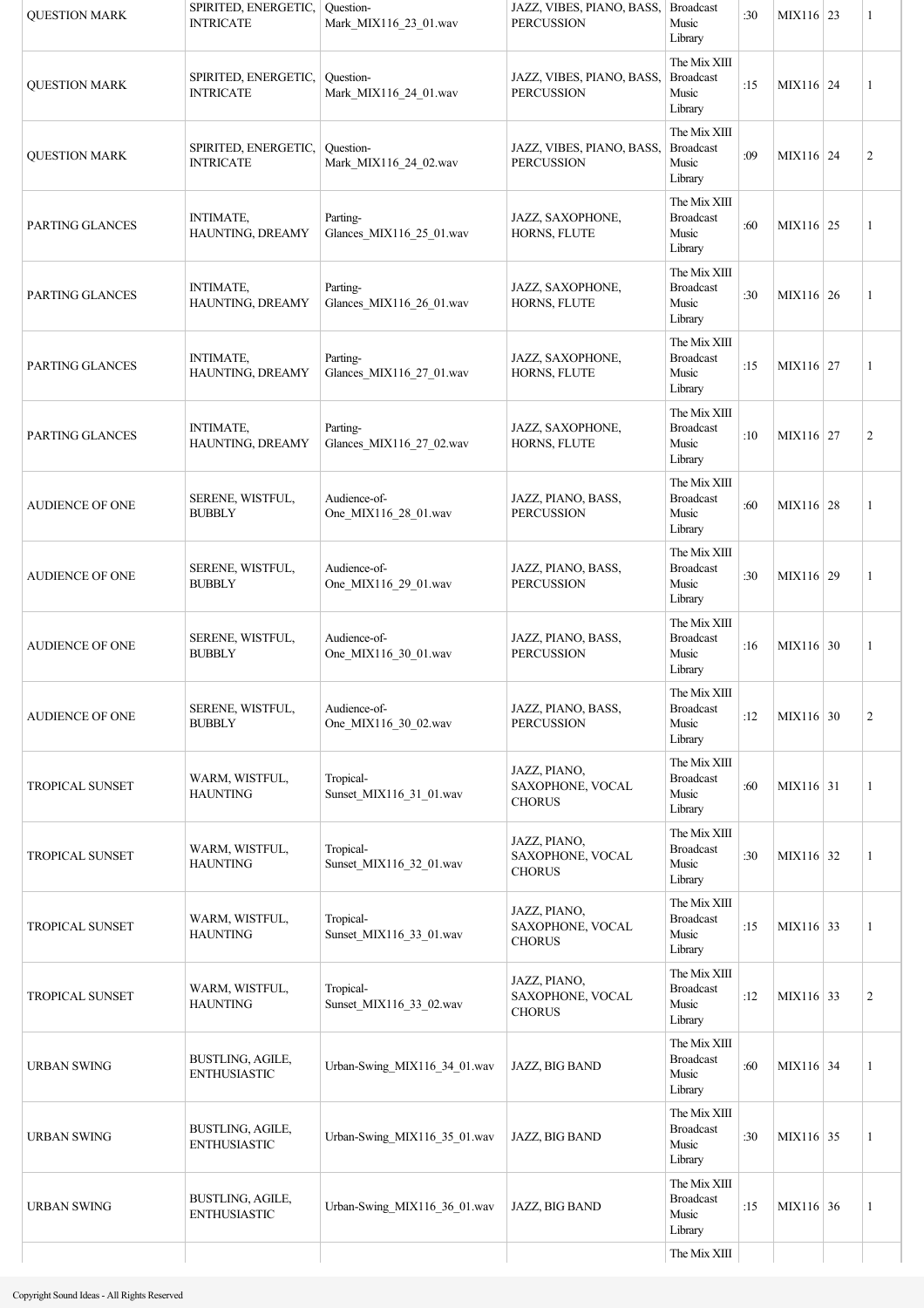| QUESTION MARK | SPIRITED, ENERGETIC, INTRICATE | Question-Mark_MIX116_23_01.wav | JAZZ, VIBES, PIANO, BASS, PERCUSSION | Broadcast Music Library | :30 | MIX116 | 23 | 1 |
|---|---|---|---|---|---|---|---|---|
| QUESTION MARK | SPIRITED, ENERGETIC, INTRICATE | Question-Mark_MIX116_24_01.wav | JAZZ, VIBES, PIANO, BASS, PERCUSSION | The Mix XIII Broadcast Music Library | :15 | MIX116 | 24 | 1 |
| QUESTION MARK | SPIRITED, ENERGETIC, INTRICATE | Question-Mark_MIX116_24_02.wav | JAZZ, VIBES, PIANO, BASS, PERCUSSION | The Mix XIII Broadcast Music Library | :09 | MIX116 | 24 | 2 |
| PARTING GLANCES | INTIMATE, HAUNTING, DREAMY | Parting-Glances_MIX116_25_01.wav | JAZZ, SAXOPHONE, HORNS, FLUTE | The Mix XIII Broadcast Music Library | :60 | MIX116 | 25 | 1 |
| PARTING GLANCES | INTIMATE, HAUNTING, DREAMY | Parting-Glances_MIX116_26_01.wav | JAZZ, SAXOPHONE, HORNS, FLUTE | The Mix XIII Broadcast Music Library | :30 | MIX116 | 26 | 1 |
| PARTING GLANCES | INTIMATE, HAUNTING, DREAMY | Parting-Glances_MIX116_27_01.wav | JAZZ, SAXOPHONE, HORNS, FLUTE | The Mix XIII Broadcast Music Library | :15 | MIX116 | 27 | 1 |
| PARTING GLANCES | INTIMATE, HAUNTING, DREAMY | Parting-Glances_MIX116_27_02.wav | JAZZ, SAXOPHONE, HORNS, FLUTE | The Mix XIII Broadcast Music Library | :10 | MIX116 | 27 | 2 |
| AUDIENCE OF ONE | SERENE, WISTFUL, BUBBLY | Audience-of-One_MIX116_28_01.wav | JAZZ, PIANO, BASS, PERCUSSION | The Mix XIII Broadcast Music Library | :60 | MIX116 | 28 | 1 |
| AUDIENCE OF ONE | SERENE, WISTFUL, BUBBLY | Audience-of-One_MIX116_29_01.wav | JAZZ, PIANO, BASS, PERCUSSION | The Mix XIII Broadcast Music Library | :30 | MIX116 | 29 | 1 |
| AUDIENCE OF ONE | SERENE, WISTFUL, BUBBLY | Audience-of-One_MIX116_30_01.wav | JAZZ, PIANO, BASS, PERCUSSION | The Mix XIII Broadcast Music Library | :16 | MIX116 | 30 | 1 |
| AUDIENCE OF ONE | SERENE, WISTFUL, BUBBLY | Audience-of-One_MIX116_30_02.wav | JAZZ, PIANO, BASS, PERCUSSION | The Mix XIII Broadcast Music Library | :12 | MIX116 | 30 | 2 |
| TROPICAL SUNSET | WARM, WISTFUL, HAUNTING | Tropical-Sunset_MIX116_31_01.wav | JAZZ, PIANO, SAXOPHONE, VOCAL CHORUS | The Mix XIII Broadcast Music Library | :60 | MIX116 | 31 | 1 |
| TROPICAL SUNSET | WARM, WISTFUL, HAUNTING | Tropical-Sunset_MIX116_32_01.wav | JAZZ, PIANO, SAXOPHONE, VOCAL CHORUS | The Mix XIII Broadcast Music Library | :30 | MIX116 | 32 | 1 |
| TROPICAL SUNSET | WARM, WISTFUL, HAUNTING | Tropical-Sunset_MIX116_33_01.wav | JAZZ, PIANO, SAXOPHONE, VOCAL CHORUS | The Mix XIII Broadcast Music Library | :15 | MIX116 | 33 | 1 |
| TROPICAL SUNSET | WARM, WISTFUL, HAUNTING | Tropical-Sunset_MIX116_33_02.wav | JAZZ, PIANO, SAXOPHONE, VOCAL CHORUS | The Mix XIII Broadcast Music Library | :12 | MIX116 | 33 | 2 |
| URBAN SWING | BUSTLING, AGILE, ENTHUSIASTIC | Urban-Swing_MIX116_34_01.wav | JAZZ, BIG BAND | The Mix XIII Broadcast Music Library | :60 | MIX116 | 34 | 1 |
| URBAN SWING | BUSTLING, AGILE, ENTHUSIASTIC | Urban-Swing_MIX116_35_01.wav | JAZZ, BIG BAND | The Mix XIII Broadcast Music Library | :30 | MIX116 | 35 | 1 |
| URBAN SWING | BUSTLING, AGILE, ENTHUSIASTIC | Urban-Swing_MIX116_36_01.wav | JAZZ, BIG BAND | The Mix XIII Broadcast Music Library | :15 | MIX116 | 36 | 1 |
| | | | | The Mix XIII | | | | |

Copyright Sound Ideas - All Rights Reserved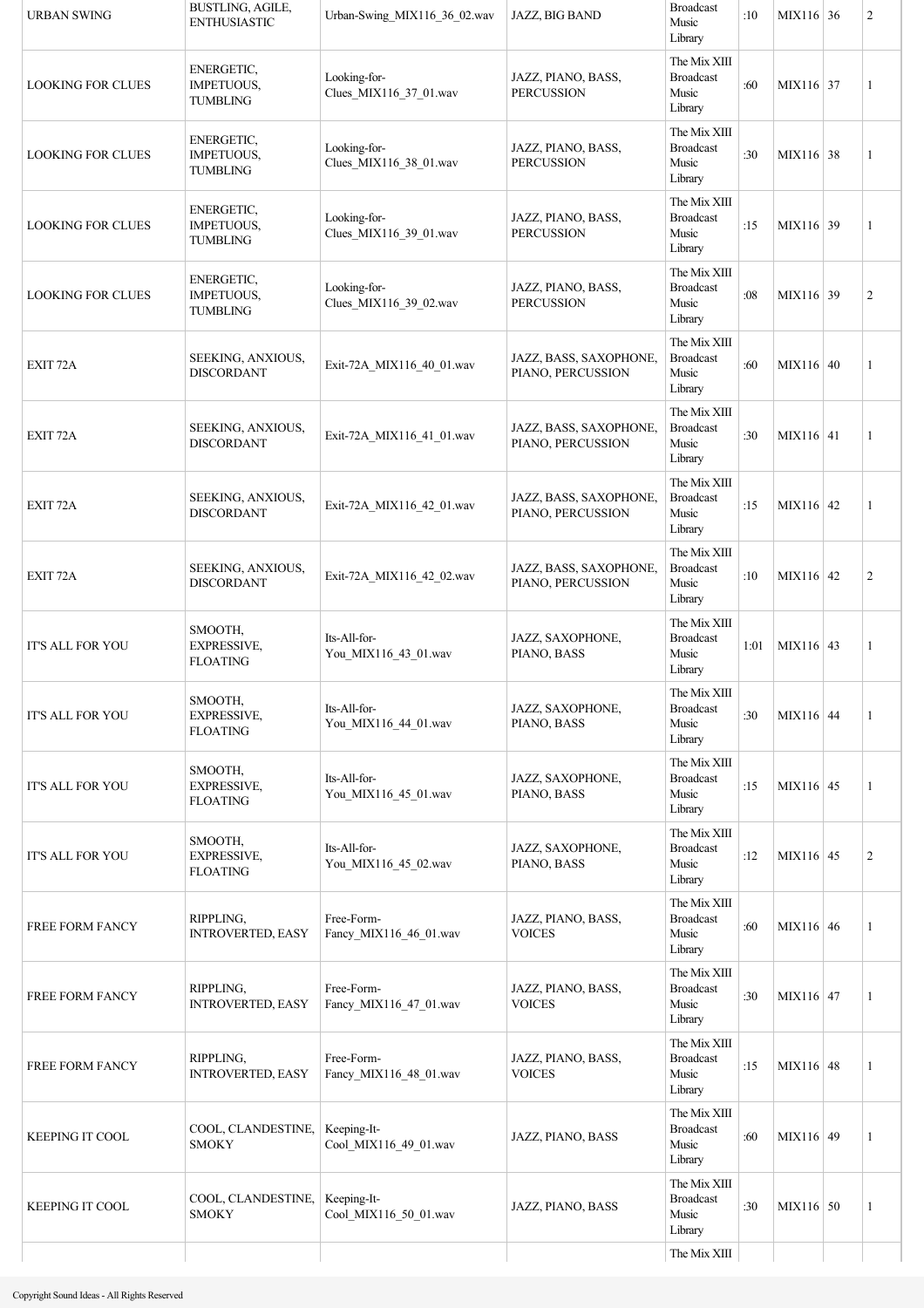| URBAN SWING | BUSTLING, AGILE, ENTHUSIASTIC | Urban-Swing_MIX116_36_02.wav | JAZZ, BIG BAND | Broadcast Music Library | :10 | MIX116 | 36 | 2 |
|---|---|---|---|---|---|---|---|---|
| LOOKING FOR CLUES | ENERGETIC, IMPETUOUS, TUMBLING | Looking-for-Clues_MIX116_37_01.wav | JAZZ, PIANO, BASS, PERCUSSION | The Mix XIII Broadcast Music Library | :60 | MIX116 | 37 | 1 |
| LOOKING FOR CLUES | ENERGETIC, IMPETUOUS, TUMBLING | Looking-for-Clues_MIX116_38_01.wav | JAZZ, PIANO, BASS, PERCUSSION | The Mix XIII Broadcast Music Library | :30 | MIX116 | 38 | 1 |
| LOOKING FOR CLUES | ENERGETIC, IMPETUOUS, TUMBLING | Looking-for-Clues_MIX116_39_01.wav | JAZZ, PIANO, BASS, PERCUSSION | The Mix XIII Broadcast Music Library | :15 | MIX116 | 39 | 1 |
| LOOKING FOR CLUES | ENERGETIC, IMPETUOUS, TUMBLING | Looking-for-Clues_MIX116_39_02.wav | JAZZ, PIANO, BASS, PERCUSSION | The Mix XIII Broadcast Music Library | :08 | MIX116 | 39 | 2 |
| EXIT 72A | SEEKING, ANXIOUS, DISCORDANT | Exit-72A_MIX116_40_01.wav | JAZZ, BASS, SAXOPHONE, PIANO, PERCUSSION | The Mix XIII Broadcast Music Library | :60 | MIX116 | 40 | 1 |
| EXIT 72A | SEEKING, ANXIOUS, DISCORDANT | Exit-72A_MIX116_41_01.wav | JAZZ, BASS, SAXOPHONE, PIANO, PERCUSSION | The Mix XIII Broadcast Music Library | :30 | MIX116 | 41 | 1 |
| EXIT 72A | SEEKING, ANXIOUS, DISCORDANT | Exit-72A_MIX116_42_01.wav | JAZZ, BASS, SAXOPHONE, PIANO, PERCUSSION | The Mix XIII Broadcast Music Library | :15 | MIX116 | 42 | 1 |
| EXIT 72A | SEEKING, ANXIOUS, DISCORDANT | Exit-72A_MIX116_42_02.wav | JAZZ, BASS, SAXOPHONE, PIANO, PERCUSSION | The Mix XIII Broadcast Music Library | :10 | MIX116 | 42 | 2 |
| IT'S ALL FOR YOU | SMOOTH, EXPRESSIVE, FLOATING | Its-All-for-You_MIX116_43_01.wav | JAZZ, SAXOPHONE, PIANO, BASS | The Mix XIII Broadcast Music Library | 1:01 | MIX116 | 43 | 1 |
| IT'S ALL FOR YOU | SMOOTH, EXPRESSIVE, FLOATING | Its-All-for-You_MIX116_44_01.wav | JAZZ, SAXOPHONE, PIANO, BASS | The Mix XIII Broadcast Music Library | :30 | MIX116 | 44 | 1 |
| IT'S ALL FOR YOU | SMOOTH, EXPRESSIVE, FLOATING | Its-All-for-You_MIX116_45_01.wav | JAZZ, SAXOPHONE, PIANO, BASS | The Mix XIII Broadcast Music Library | :15 | MIX116 | 45 | 1 |
| IT'S ALL FOR YOU | SMOOTH, EXPRESSIVE, FLOATING | Its-All-for-You_MIX116_45_02.wav | JAZZ, SAXOPHONE, PIANO, BASS | The Mix XIII Broadcast Music Library | :12 | MIX116 | 45 | 2 |
| FREE FORM FANCY | RIPPLING, INTROVERTED, EASY | Free-Form-Fancy_MIX116_46_01.wav | JAZZ, PIANO, BASS, VOICES | The Mix XIII Broadcast Music Library | :60 | MIX116 | 46 | 1 |
| FREE FORM FANCY | RIPPLING, INTROVERTED, EASY | Free-Form-Fancy_MIX116_47_01.wav | JAZZ, PIANO, BASS, VOICES | The Mix XIII Broadcast Music Library | :30 | MIX116 | 47 | 1 |
| FREE FORM FANCY | RIPPLING, INTROVERTED, EASY | Free-Form-Fancy_MIX116_48_01.wav | JAZZ, PIANO, BASS, VOICES | The Mix XIII Broadcast Music Library | :15 | MIX116 | 48 | 1 |
| KEEPING IT COOL | COOL, CLANDESTINE, SMOKY | Keeping-It-Cool_MIX116_49_01.wav | JAZZ, PIANO, BASS | The Mix XIII Broadcast Music Library | :60 | MIX116 | 49 | 1 |
| KEEPING IT COOL | COOL, CLANDESTINE, SMOKY | Keeping-It-Cool_MIX116_50_01.wav | JAZZ, PIANO, BASS | The Mix XIII Broadcast Music Library | :30 | MIX116 | 50 | 1 |
| | | | | The Mix XIII | | | | |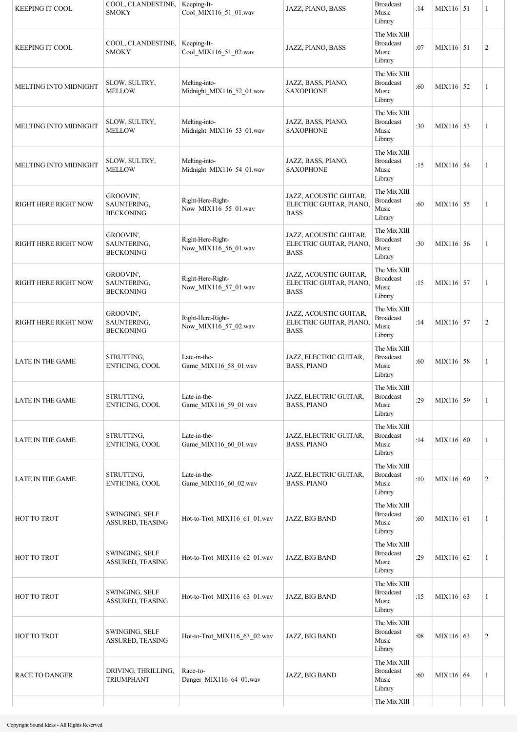| KEEPING IT COOL | COOL, CLANDESTINE, SMOKY | Keeping-It-Cool_MIX116_51_01.wav | JAZZ, PIANO, BASS | Broadcast Music Library | :14 | MIX116 | 51 | 1 |
|---|---|---|---|---|---|---|---|---|
| KEEPING IT COOL | COOL, CLANDESTINE, SMOKY | Keeping-It-Cool_MIX116_51_02.wav | JAZZ, PIANO, BASS | The Mix XIII Broadcast Music Library | :07 | MIX116 | 51 | 2 |
| MELTING INTO MIDNIGHT | SLOW, SULTRY, MELLOW | Melting-into-Midnight_MIX116_52_01.wav | JAZZ, BASS, PIANO, SAXOPHONE | The Mix XIII Broadcast Music Library | :60 | MIX116 | 52 | 1 |
| MELTING INTO MIDNIGHT | SLOW, SULTRY, MELLOW | Melting-into-Midnight_MIX116_53_01.wav | JAZZ, BASS, PIANO, SAXOPHONE | The Mix XIII Broadcast Music Library | :30 | MIX116 | 53 | 1 |
| MELTING INTO MIDNIGHT | SLOW, SULTRY, MELLOW | Melting-into-Midnight_MIX116_54_01.wav | JAZZ, BASS, PIANO, SAXOPHONE | The Mix XIII Broadcast Music Library | :15 | MIX116 | 54 | 1 |
| RIGHT HERE RIGHT NOW | GROOVIN', SAUNTERING, BECKONING | Right-Here-Right-Now_MIX116_55_01.wav | JAZZ, ACOUSTIC GUITAR, ELECTRIC GUITAR, PIANO, BASS | The Mix XIII Broadcast Music Library | :60 | MIX116 | 55 | 1 |
| RIGHT HERE RIGHT NOW | GROOVIN', SAUNTERING, BECKONING | Right-Here-Right-Now_MIX116_56_01.wav | JAZZ, ACOUSTIC GUITAR, ELECTRIC GUITAR, PIANO, BASS | The Mix XIII Broadcast Music Library | :30 | MIX116 | 56 | 1 |
| RIGHT HERE RIGHT NOW | GROOVIN', SAUNTERING, BECKONING | Right-Here-Right-Now_MIX116_57_01.wav | JAZZ, ACOUSTIC GUITAR, ELECTRIC GUITAR, PIANO, BASS | The Mix XIII Broadcast Music Library | :15 | MIX116 | 57 | 1 |
| RIGHT HERE RIGHT NOW | GROOVIN', SAUNTERING, BECKONING | Right-Here-Right-Now_MIX116_57_02.wav | JAZZ, ACOUSTIC GUITAR, ELECTRIC GUITAR, PIANO, BASS | The Mix XIII Broadcast Music Library | :14 | MIX116 | 57 | 2 |
| LATE IN THE GAME | STRUTTING, ENTICING, COOL | Late-in-the-Game_MIX116_58_01.wav | JAZZ, ELECTRIC GUITAR, BASS, PIANO | The Mix XIII Broadcast Music Library | :60 | MIX116 | 58 | 1 |
| LATE IN THE GAME | STRUTTING, ENTICING, COOL | Late-in-the-Game_MIX116_59_01.wav | JAZZ, ELECTRIC GUITAR, BASS, PIANO | The Mix XIII Broadcast Music Library | :29 | MIX116 | 59 | 1 |
| LATE IN THE GAME | STRUTTING, ENTICING, COOL | Late-in-the-Game_MIX116_60_01.wav | JAZZ, ELECTRIC GUITAR, BASS, PIANO | The Mix XIII Broadcast Music Library | :14 | MIX116 | 60 | 1 |
| LATE IN THE GAME | STRUTTING, ENTICING, COOL | Late-in-the-Game_MIX116_60_02.wav | JAZZ, ELECTRIC GUITAR, BASS, PIANO | The Mix XIII Broadcast Music Library | :10 | MIX116 | 60 | 2 |
| HOT TO TROT | SWINGING, SELF ASSURED, TEASING | Hot-to-Trot_MIX116_61_01.wav | JAZZ, BIG BAND | The Mix XIII Broadcast Music Library | :60 | MIX116 | 61 | 1 |
| HOT TO TROT | SWINGING, SELF ASSURED, TEASING | Hot-to-Trot_MIX116_62_01.wav | JAZZ, BIG BAND | The Mix XIII Broadcast Music Library | :29 | MIX116 | 62 | 1 |
| HOT TO TROT | SWINGING, SELF ASSURED, TEASING | Hot-to-Trot_MIX116_63_01.wav | JAZZ, BIG BAND | The Mix XIII Broadcast Music Library | :15 | MIX116 | 63 | 1 |
| HOT TO TROT | SWINGING, SELF ASSURED, TEASING | Hot-to-Trot_MIX116_63_02.wav | JAZZ, BIG BAND | The Mix XIII Broadcast Music Library | :08 | MIX116 | 63 | 2 |
| RACE TO DANGER | DRIVING, THRILLING, TRIUMPHANT | Race-to-Danger_MIX116_64_01.wav | JAZZ, BIG BAND | The Mix XIII Broadcast Music Library | :60 | MIX116 | 64 | 1 |
| | | | | The Mix XIII | | | | |

Copyright Sound Ideas - All Rights Reserved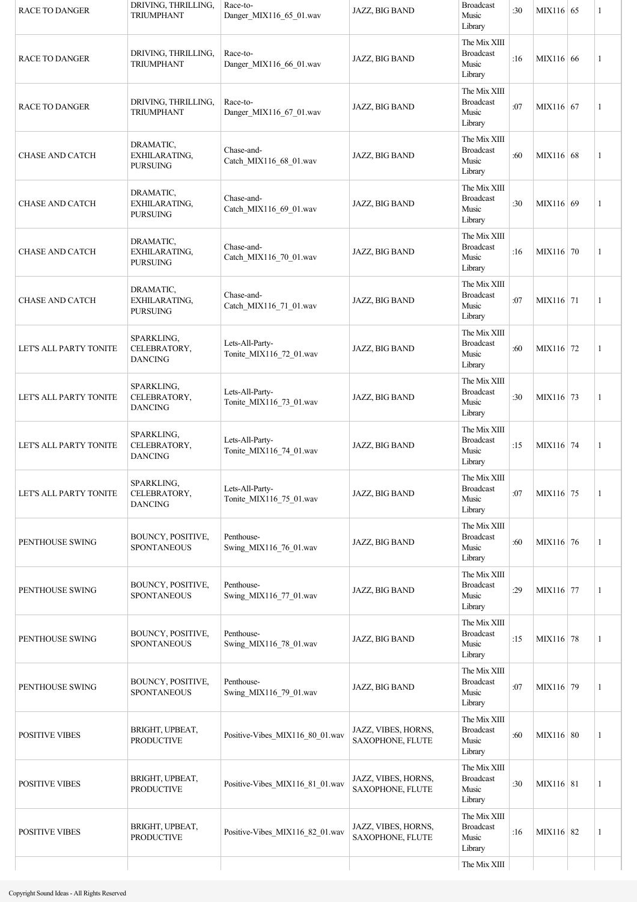| | | | | | | | | |
|---|---|---|---|---|---|---|---|---|
| RACE TO DANGER | DRIVING, THRILLING, TRIUMPHANT | Race-to-Danger_MIX116_65_01.wav | JAZZ, BIG BAND | Broadcast Music Library | :30 | MIX116 | 65 | 1 |
| RACE TO DANGER | DRIVING, THRILLING, TRIUMPHANT | Race-to-Danger_MIX116_66_01.wav | JAZZ, BIG BAND | The Mix XIII Broadcast Music Library | :16 | MIX116 | 66 | 1 |
| RACE TO DANGER | DRIVING, THRILLING, TRIUMPHANT | Race-to-Danger_MIX116_67_01.wav | JAZZ, BIG BAND | The Mix XIII Broadcast Music Library | :07 | MIX116 | 67 | 1 |
| CHASE AND CATCH | DRAMATIC, EXHILARATING, PURSUING | Chase-and-Catch_MIX116_68_01.wav | JAZZ, BIG BAND | The Mix XIII Broadcast Music Library | :60 | MIX116 | 68 | 1 |
| CHASE AND CATCH | DRAMATIC, EXHILARATING, PURSUING | Chase-and-Catch_MIX116_69_01.wav | JAZZ, BIG BAND | The Mix XIII Broadcast Music Library | :30 | MIX116 | 69 | 1 |
| CHASE AND CATCH | DRAMATIC, EXHILARATING, PURSUING | Chase-and-Catch_MIX116_70_01.wav | JAZZ, BIG BAND | The Mix XIII Broadcast Music Library | :16 | MIX116 | 70 | 1 |
| CHASE AND CATCH | DRAMATIC, EXHILARATING, PURSUING | Chase-and-Catch_MIX116_71_01.wav | JAZZ, BIG BAND | The Mix XIII Broadcast Music Library | :07 | MIX116 | 71 | 1 |
| LET'S ALL PARTY TONITE | SPARKLING, CELEBRATORY, DANCING | Lets-All-Party-Tonite_MIX116_72_01.wav | JAZZ, BIG BAND | The Mix XIII Broadcast Music Library | :60 | MIX116 | 72 | 1 |
| LET'S ALL PARTY TONITE | SPARKLING, CELEBRATORY, DANCING | Lets-All-Party-Tonite_MIX116_73_01.wav | JAZZ, BIG BAND | The Mix XIII Broadcast Music Library | :30 | MIX116 | 73 | 1 |
| LET'S ALL PARTY TONITE | SPARKLING, CELEBRATORY, DANCING | Lets-All-Party-Tonite_MIX116_74_01.wav | JAZZ, BIG BAND | The Mix XIII Broadcast Music Library | :15 | MIX116 | 74 | 1 |
| LET'S ALL PARTY TONITE | SPARKLING, CELEBRATORY, DANCING | Lets-All-Party-Tonite_MIX116_75_01.wav | JAZZ, BIG BAND | The Mix XIII Broadcast Music Library | :07 | MIX116 | 75 | 1 |
| PENTHOUSE SWING | BOUNCY, POSITIVE, SPONTANEOUS | Penthouse-Swing_MIX116_76_01.wav | JAZZ, BIG BAND | The Mix XIII Broadcast Music Library | :60 | MIX116 | 76 | 1 |
| PENTHOUSE SWING | BOUNCY, POSITIVE, SPONTANEOUS | Penthouse-Swing_MIX116_77_01.wav | JAZZ, BIG BAND | The Mix XIII Broadcast Music Library | :29 | MIX116 | 77 | 1 |
| PENTHOUSE SWING | BOUNCY, POSITIVE, SPONTANEOUS | Penthouse-Swing_MIX116_78_01.wav | JAZZ, BIG BAND | The Mix XIII Broadcast Music Library | :15 | MIX116 | 78 | 1 |
| PENTHOUSE SWING | BOUNCY, POSITIVE, SPONTANEOUS | Penthouse-Swing_MIX116_79_01.wav | JAZZ, BIG BAND | The Mix XIII Broadcast Music Library | :07 | MIX116 | 79 | 1 |
| POSITIVE VIBES | BRIGHT, UPBEAT, PRODUCTIVE | Positive-Vibes_MIX116_80_01.wav | JAZZ, VIBES, HORNS, SAXOPHONE, FLUTE | The Mix XIII Broadcast Music Library | :60 | MIX116 | 80 | 1 |
| POSITIVE VIBES | BRIGHT, UPBEAT, PRODUCTIVE | Positive-Vibes_MIX116_81_01.wav | JAZZ, VIBES, HORNS, SAXOPHONE, FLUTE | The Mix XIII Broadcast Music Library | :30 | MIX116 | 81 | 1 |
| POSITIVE VIBES | BRIGHT, UPBEAT, PRODUCTIVE | Positive-Vibes_MIX116_82_01.wav | JAZZ, VIBES, HORNS, SAXOPHONE, FLUTE | The Mix XIII Broadcast Music Library | :16 | MIX116 | 82 | 1 |
| | | | | The Mix XIII | | | | |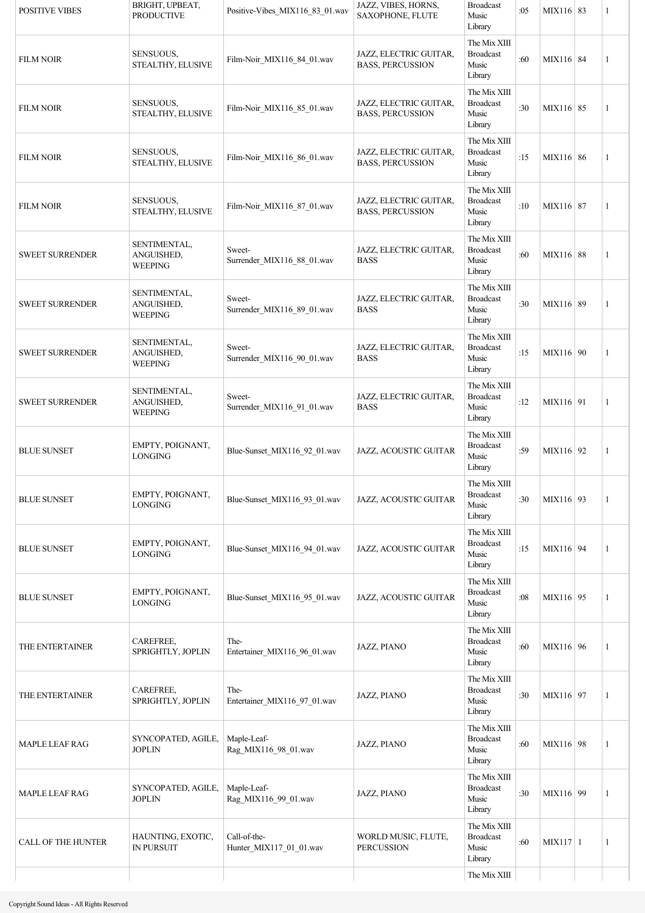| | | | | | | | | |
|---|---|---|---|---|---|---|---|---|
| POSITIVE VIBES | BRIGHT, UPBEAT, PRODUCTIVE | Positive-Vibes_MIX116_83_01.wav | JAZZ, VIBES, HORNS, SAXOPHONE, FLUTE | Broadcast Music Library | :05 | MIX116 | 83 | 1 |
| FILM NOIR | SENSUOUS, STEALTHY, ELUSIVE | Film-Noir_MIX116_84_01.wav | JAZZ, ELECTRIC GUITAR, BASS, PERCUSSION | The Mix XIII Broadcast Music Library | :60 | MIX116 | 84 | 1 |
| FILM NOIR | SENSUOUS, STEALTHY, ELUSIVE | Film-Noir_MIX116_85_01.wav | JAZZ, ELECTRIC GUITAR, BASS, PERCUSSION | The Mix XIII Broadcast Music Library | :30 | MIX116 | 85 | 1 |
| FILM NOIR | SENSUOUS, STEALTHY, ELUSIVE | Film-Noir_MIX116_86_01.wav | JAZZ, ELECTRIC GUITAR, BASS, PERCUSSION | The Mix XIII Broadcast Music Library | :15 | MIX116 | 86 | 1 |
| FILM NOIR | SENSUOUS, STEALTHY, ELUSIVE | Film-Noir_MIX116_87_01.wav | JAZZ, ELECTRIC GUITAR, BASS, PERCUSSION | The Mix XIII Broadcast Music Library | :10 | MIX116 | 87 | 1 |
| SWEET SURRENDER | SENTIMENTAL, ANGUISHED, WEEPING | Sweet-Surrender_MIX116_88_01.wav | JAZZ, ELECTRIC GUITAR, BASS | The Mix XIII Broadcast Music Library | :60 | MIX116 | 88 | 1 |
| SWEET SURRENDER | SENTIMENTAL, ANGUISHED, WEEPING | Sweet-Surrender_MIX116_89_01.wav | JAZZ, ELECTRIC GUITAR, BASS | The Mix XIII Broadcast Music Library | :30 | MIX116 | 89 | 1 |
| SWEET SURRENDER | SENTIMENTAL, ANGUISHED, WEEPING | Sweet-Surrender_MIX116_90_01.wav | JAZZ, ELECTRIC GUITAR, BASS | The Mix XIII Broadcast Music Library | :15 | MIX116 | 90 | 1 |
| SWEET SURRENDER | SENTIMENTAL, ANGUISHED, WEEPING | Sweet-Surrender_MIX116_91_01.wav | JAZZ, ELECTRIC GUITAR, BASS | The Mix XIII Broadcast Music Library | :12 | MIX116 | 91 | 1 |
| BLUE SUNSET | EMPTY, POIGNANT, LONGING | Blue-Sunset_MIX116_92_01.wav | JAZZ, ACOUSTIC GUITAR | The Mix XIII Broadcast Music Library | :59 | MIX116 | 92 | 1 |
| BLUE SUNSET | EMPTY, POIGNANT, LONGING | Blue-Sunset_MIX116_93_01.wav | JAZZ, ACOUSTIC GUITAR | The Mix XIII Broadcast Music Library | :30 | MIX116 | 93 | 1 |
| BLUE SUNSET | EMPTY, POIGNANT, LONGING | Blue-Sunset_MIX116_94_01.wav | JAZZ, ACOUSTIC GUITAR | The Mix XIII Broadcast Music Library | :15 | MIX116 | 94 | 1 |
| BLUE SUNSET | EMPTY, POIGNANT, LONGING | Blue-Sunset_MIX116_95_01.wav | JAZZ, ACOUSTIC GUITAR | The Mix XIII Broadcast Music Library | :08 | MIX116 | 95 | 1 |
| THE ENTERTAINER | CAREFREE, SPRIGHTLY, JOPLIN | The-Entertainer_MIX116_96_01.wav | JAZZ, PIANO | The Mix XIII Broadcast Music Library | :60 | MIX116 | 96 | 1 |
| THE ENTERTAINER | CAREFREE, SPRIGHTLY, JOPLIN | The-Entertainer_MIX116_97_01.wav | JAZZ, PIANO | The Mix XIII Broadcast Music Library | :30 | MIX116 | 97 | 1 |
| MAPLE LEAF RAG | SYNCOPATED, AGILE, JOPLIN | Maple-Leaf-Rag_MIX116_98_01.wav | JAZZ, PIANO | The Mix XIII Broadcast Music Library | :60 | MIX116 | 98 | 1 |
| MAPLE LEAF RAG | SYNCOPATED, AGILE, JOPLIN | Maple-Leaf-Rag_MIX116_99_01.wav | JAZZ, PIANO | The Mix XIII Broadcast Music Library | :30 | MIX116 | 99 | 1 |
| CALL OF THE HUNTER | HAUNTING, EXOTIC, IN PURSUIT | Call-of-the-Hunter_MIX117_01_01.wav | WORLD MUSIC, FLUTE, PERCUSSION | The Mix XIII Broadcast Music Library | :60 | MIX117 | 1 | 1 |
| | | | | The Mix XIII | | | | |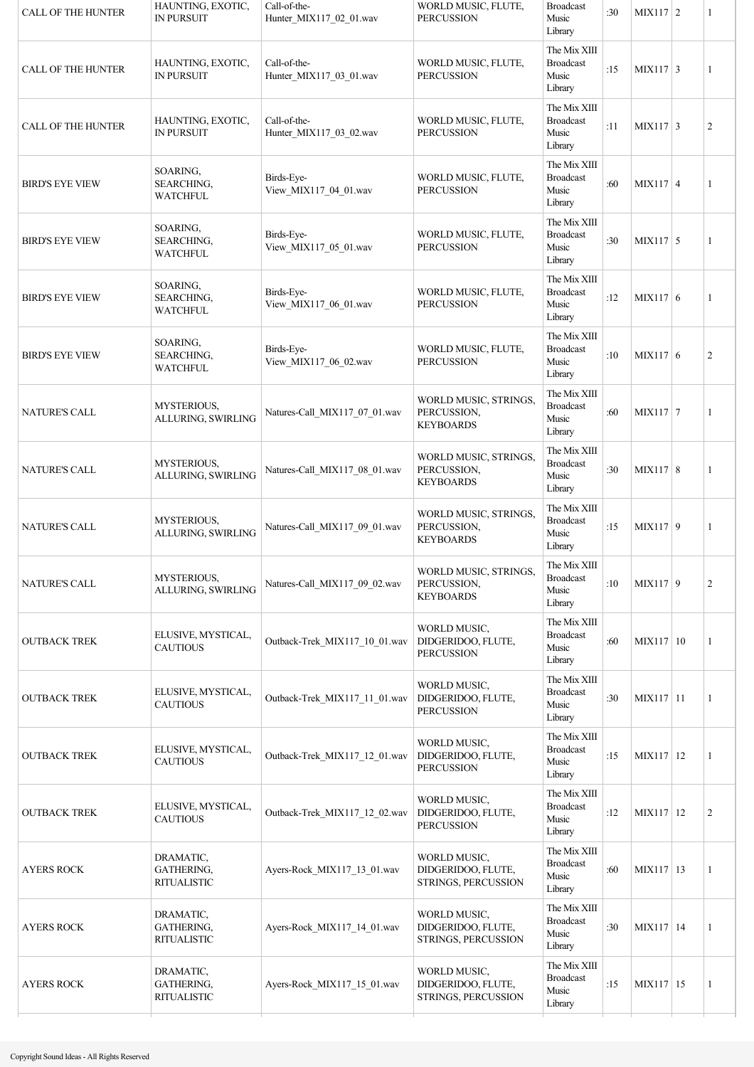| CALL OF THE HUNTER | HAUNTING, EXOTIC, IN PURSUIT | Call-of-the-Hunter_MIX117_02_01.wav | WORLD MUSIC, FLUTE, PERCUSSION | Broadcast Music Library | :30 | MIX117 | 2 | 1 |
|---|---|---|---|---|---|---|---|---|
| CALL OF THE HUNTER | HAUNTING, EXOTIC, IN PURSUIT | Call-of-the-Hunter_MIX117_03_01.wav | WORLD MUSIC, FLUTE, PERCUSSION | The Mix XIII Broadcast Music Library | :15 | MIX117 | 3 | 1 |
| CALL OF THE HUNTER | HAUNTING, EXOTIC, IN PURSUIT | Call-of-the-Hunter_MIX117_03_02.wav | WORLD MUSIC, FLUTE, PERCUSSION | The Mix XIII Broadcast Music Library | :11 | MIX117 | 3 | 2 |
| BIRD'S EYE VIEW | SOARING, SEARCHING, WATCHFUL | Birds-Eye-View_MIX117_04_01.wav | WORLD MUSIC, FLUTE, PERCUSSION | The Mix XIII Broadcast Music Library | :60 | MIX117 | 4 | 1 |
| BIRD'S EYE VIEW | SOARING, SEARCHING, WATCHFUL | Birds-Eye-View_MIX117_05_01.wav | WORLD MUSIC, FLUTE, PERCUSSION | The Mix XIII Broadcast Music Library | :30 | MIX117 | 5 | 1 |
| BIRD'S EYE VIEW | SOARING, SEARCHING, WATCHFUL | Birds-Eye-View_MIX117_06_01.wav | WORLD MUSIC, FLUTE, PERCUSSION | The Mix XIII Broadcast Music Library | :12 | MIX117 | 6 | 1 |
| BIRD'S EYE VIEW | SOARING, SEARCHING, WATCHFUL | Birds-Eye-View_MIX117_06_02.wav | WORLD MUSIC, FLUTE, PERCUSSION | The Mix XIII Broadcast Music Library | :10 | MIX117 | 6 | 2 |
| NATURE'S CALL | MYSTERIOUS, ALLURING, SWIRLING | Natures-Call_MIX117_07_01.wav | WORLD MUSIC, STRINGS, PERCUSSION, KEYBOARDS | The Mix XIII Broadcast Music Library | :60 | MIX117 | 7 | 1 |
| NATURE'S CALL | MYSTERIOUS, ALLURING, SWIRLING | Natures-Call_MIX117_08_01.wav | WORLD MUSIC, STRINGS, PERCUSSION, KEYBOARDS | The Mix XIII Broadcast Music Library | :30 | MIX117 | 8 | 1 |
| NATURE'S CALL | MYSTERIOUS, ALLURING, SWIRLING | Natures-Call_MIX117_09_01.wav | WORLD MUSIC, STRINGS, PERCUSSION, KEYBOARDS | The Mix XIII Broadcast Music Library | :15 | MIX117 | 9 | 1 |
| NATURE'S CALL | MYSTERIOUS, ALLURING, SWIRLING | Natures-Call_MIX117_09_02.wav | WORLD MUSIC, STRINGS, PERCUSSION, KEYBOARDS | The Mix XIII Broadcast Music Library | :10 | MIX117 | 9 | 2 |
| OUTBACK TREK | ELUSIVE, MYSTICAL, CAUTIOUS | Outback-Trek_MIX117_10_01.wav | WORLD MUSIC, DIDGERIDOO, FLUTE, PERCUSSION | The Mix XIII Broadcast Music Library | :60 | MIX117 | 10 | 1 |
| OUTBACK TREK | ELUSIVE, MYSTICAL, CAUTIOUS | Outback-Trek_MIX117_11_01.wav | WORLD MUSIC, DIDGERIDOO, FLUTE, PERCUSSION | The Mix XIII Broadcast Music Library | :30 | MIX117 | 11 | 1 |
| OUTBACK TREK | ELUSIVE, MYSTICAL, CAUTIOUS | Outback-Trek_MIX117_12_01.wav | WORLD MUSIC, DIDGERIDOO, FLUTE, PERCUSSION | The Mix XIII Broadcast Music Library | :15 | MIX117 | 12 | 1 |
| OUTBACK TREK | ELUSIVE, MYSTICAL, CAUTIOUS | Outback-Trek_MIX117_12_02.wav | WORLD MUSIC, DIDGERIDOO, FLUTE, PERCUSSION | The Mix XIII Broadcast Music Library | :12 | MIX117 | 12 | 2 |
| AYERS ROCK | DRAMATIC, GATHERING, RITUALISTIC | Ayers-Rock_MIX117_13_01.wav | WORLD MUSIC, DIDGERIDOO, FLUTE, STRINGS, PERCUSSION | The Mix XIII Broadcast Music Library | :60 | MIX117 | 13 | 1 |
| AYERS ROCK | DRAMATIC, GATHERING, RITUALISTIC | Ayers-Rock_MIX117_14_01.wav | WORLD MUSIC, DIDGERIDOO, FLUTE, STRINGS, PERCUSSION | The Mix XIII Broadcast Music Library | :30 | MIX117 | 14 | 1 |
| AYERS ROCK | DRAMATIC, GATHERING, RITUALISTIC | Ayers-Rock_MIX117_15_01.wav | WORLD MUSIC, DIDGERIDOO, FLUTE, STRINGS, PERCUSSION | The Mix XIII Broadcast Music Library | :15 | MIX117 | 15 | 1 |

Copyright Sound Ideas - All Rights Reserved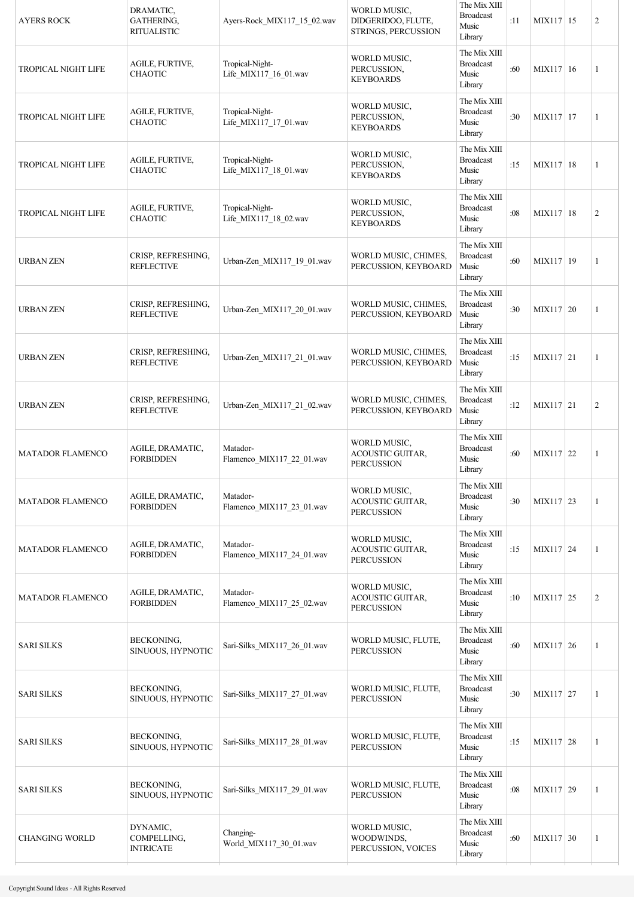| AYERS ROCK | DRAMATIC, GATHERING, RITUALISTIC | Ayers-Rock_MIX117_15_02.wav | WORLD MUSIC, DIDGERIDOO, FLUTE, STRINGS, PERCUSSION | The Mix XIII Broadcast Music Library | :11 | MIX117 | 15 | 2 |
|---|---|---|---|---|---|---|---|---|
| TROPICAL NIGHT LIFE | AGILE, FURTIVE, CHAOTIC | Tropical-Night-Life_MIX117_16_01.wav | WORLD MUSIC, PERCUSSION, KEYBOARDS | The Mix XIII Broadcast Music Library | :60 | MIX117 | 16 | 1 |
| TROPICAL NIGHT LIFE | AGILE, FURTIVE, CHAOTIC | Tropical-Night-Life_MIX117_17_01.wav | WORLD MUSIC, PERCUSSION, KEYBOARDS | The Mix XIII Broadcast Music Library | :30 | MIX117 | 17 | 1 |
| TROPICAL NIGHT LIFE | AGILE, FURTIVE, CHAOTIC | Tropical-Night-Life_MIX117_18_01.wav | WORLD MUSIC, PERCUSSION, KEYBOARDS | The Mix XIII Broadcast Music Library | :15 | MIX117 | 18 | 1 |
| TROPICAL NIGHT LIFE | AGILE, FURTIVE, CHAOTIC | Tropical-Night-Life_MIX117_18_02.wav | WORLD MUSIC, PERCUSSION, KEYBOARDS | The Mix XIII Broadcast Music Library | :08 | MIX117 | 18 | 2 |
| URBAN ZEN | CRISP, REFRESHING, REFLECTIVE | Urban-Zen_MIX117_19_01.wav | WORLD MUSIC, CHIMES, PERCUSSION, KEYBOARD | The Mix XIII Broadcast Music Library | :60 | MIX117 | 19 | 1 |
| URBAN ZEN | CRISP, REFRESHING, REFLECTIVE | Urban-Zen_MIX117_20_01.wav | WORLD MUSIC, CHIMES, PERCUSSION, KEYBOARD | The Mix XIII Broadcast Music Library | :30 | MIX117 | 20 | 1 |
| URBAN ZEN | CRISP, REFRESHING, REFLECTIVE | Urban-Zen_MIX117_21_01.wav | WORLD MUSIC, CHIMES, PERCUSSION, KEYBOARD | The Mix XIII Broadcast Music Library | :15 | MIX117 | 21 | 1 |
| URBAN ZEN | CRISP, REFRESHING, REFLECTIVE | Urban-Zen_MIX117_21_02.wav | WORLD MUSIC, CHIMES, PERCUSSION, KEYBOARD | The Mix XIII Broadcast Music Library | :12 | MIX117 | 21 | 2 |
| MATADOR FLAMENCO | AGILE, DRAMATIC, FORBIDDEN | Matador-Flamenco_MIX117_22_01.wav | WORLD MUSIC, ACOUSTIC GUITAR, PERCUSSION | The Mix XIII Broadcast Music Library | :60 | MIX117 | 22 | 1 |
| MATADOR FLAMENCO | AGILE, DRAMATIC, FORBIDDEN | Matador-Flamenco_MIX117_23_01.wav | WORLD MUSIC, ACOUSTIC GUITAR, PERCUSSION | The Mix XIII Broadcast Music Library | :30 | MIX117 | 23 | 1 |
| MATADOR FLAMENCO | AGILE, DRAMATIC, FORBIDDEN | Matador-Flamenco_MIX117_24_01.wav | WORLD MUSIC, ACOUSTIC GUITAR, PERCUSSION | The Mix XIII Broadcast Music Library | :15 | MIX117 | 24 | 1 |
| MATADOR FLAMENCO | AGILE, DRAMATIC, FORBIDDEN | Matador-Flamenco_MIX117_25_02.wav | WORLD MUSIC, ACOUSTIC GUITAR, PERCUSSION | The Mix XIII Broadcast Music Library | :10 | MIX117 | 25 | 2 |
| SARI SILKS | BECKONING, SINUOUS, HYPNOTIC | Sari-Silks_MIX117_26_01.wav | WORLD MUSIC, FLUTE, PERCUSSION | The Mix XIII Broadcast Music Library | :60 | MIX117 | 26 | 1 |
| SARI SILKS | BECKONING, SINUOUS, HYPNOTIC | Sari-Silks_MIX117_27_01.wav | WORLD MUSIC, FLUTE, PERCUSSION | The Mix XIII Broadcast Music Library | :30 | MIX117 | 27 | 1 |
| SARI SILKS | BECKONING, SINUOUS, HYPNOTIC | Sari-Silks_MIX117_28_01.wav | WORLD MUSIC, FLUTE, PERCUSSION | The Mix XIII Broadcast Music Library | :15 | MIX117 | 28 | 1 |
| SARI SILKS | BECKONING, SINUOUS, HYPNOTIC | Sari-Silks_MIX117_29_01.wav | WORLD MUSIC, FLUTE, PERCUSSION | The Mix XIII Broadcast Music Library | :08 | MIX117 | 29 | 1 |
| CHANGING WORLD | DYNAMIC, COMPELLING, INTRICATE | Changing-World_MIX117_30_01.wav | WORLD MUSIC, WOODWINDS, PERCUSSION, VOICES | The Mix XIII Broadcast Music Library | :60 | MIX117 | 30 | 1 |

Copyright Sound Ideas - All Rights Reserved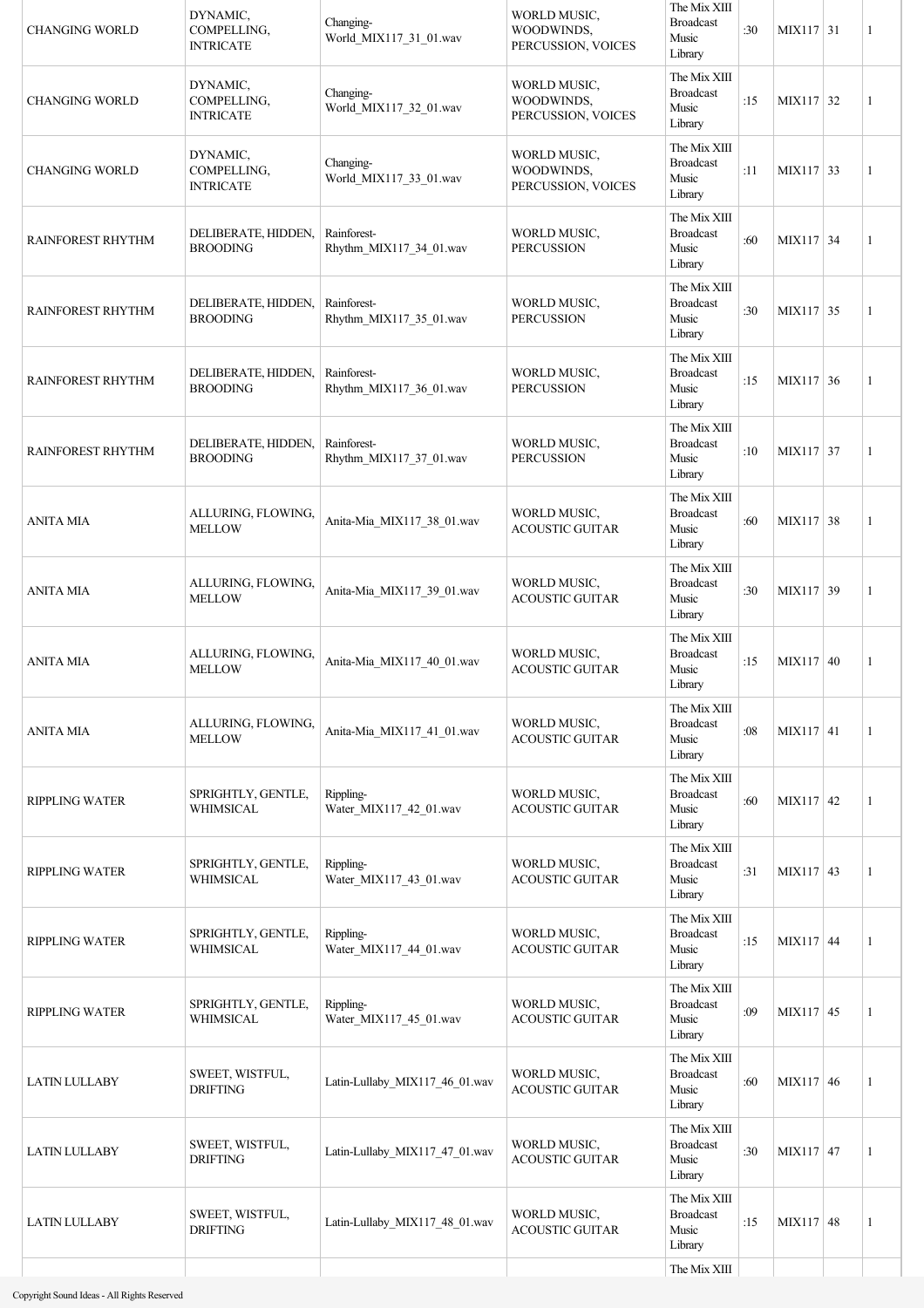| | | | | | | | | |
|---|---|---|---|---|---|---|---|---|
| CHANGING WORLD | DYNAMIC, COMPELLING, INTRICATE | Changing-World_MIX117_31_01.wav | WORLD MUSIC, WOODWINDS, PERCUSSION, VOICES | The Mix XIII Broadcast Music Library | :30 | MIX117 | 31 | 1 |
| CHANGING WORLD | DYNAMIC, COMPELLING, INTRICATE | Changing-World_MIX117_32_01.wav | WORLD MUSIC, WOODWINDS, PERCUSSION, VOICES | The Mix XIII Broadcast Music Library | :15 | MIX117 | 32 | 1 |
| CHANGING WORLD | DYNAMIC, COMPELLING, INTRICATE | Changing-World_MIX117_33_01.wav | WORLD MUSIC, WOODWINDS, PERCUSSION, VOICES | The Mix XIII Broadcast Music Library | :11 | MIX117 | 33 | 1 |
| RAINFOREST RHYTHM | DELIBERATE, HIDDEN, BROODING | Rainforest-Rhythm_MIX117_34_01.wav | WORLD MUSIC, PERCUSSION | The Mix XIII Broadcast Music Library | :60 | MIX117 | 34 | 1 |
| RAINFOREST RHYTHM | DELIBERATE, HIDDEN, BROODING | Rainforest-Rhythm_MIX117_35_01.wav | WORLD MUSIC, PERCUSSION | The Mix XIII Broadcast Music Library | :30 | MIX117 | 35 | 1 |
| RAINFOREST RHYTHM | DELIBERATE, HIDDEN, BROODING | Rainforest-Rhythm_MIX117_36_01.wav | WORLD MUSIC, PERCUSSION | The Mix XIII Broadcast Music Library | :15 | MIX117 | 36 | 1 |
| RAINFOREST RHYTHM | DELIBERATE, HIDDEN, BROODING | Rainforest-Rhythm_MIX117_37_01.wav | WORLD MUSIC, PERCUSSION | The Mix XIII Broadcast Music Library | :10 | MIX117 | 37 | 1 |
| ANITA MIA | ALLURING, FLOWING, MELLOW | Anita-Mia_MIX117_38_01.wav | WORLD MUSIC, ACOUSTIC GUITAR | The Mix XIII Broadcast Music Library | :60 | MIX117 | 38 | 1 |
| ANITA MIA | ALLURING, FLOWING, MELLOW | Anita-Mia_MIX117_39_01.wav | WORLD MUSIC, ACOUSTIC GUITAR | The Mix XIII Broadcast Music Library | :30 | MIX117 | 39 | 1 |
| ANITA MIA | ALLURING, FLOWING, MELLOW | Anita-Mia_MIX117_40_01.wav | WORLD MUSIC, ACOUSTIC GUITAR | The Mix XIII Broadcast Music Library | :15 | MIX117 | 40 | 1 |
| ANITA MIA | ALLURING, FLOWING, MELLOW | Anita-Mia_MIX117_41_01.wav | WORLD MUSIC, ACOUSTIC GUITAR | The Mix XIII Broadcast Music Library | :08 | MIX117 | 41 | 1 |
| RIPPLING WATER | SPRIGHTLY, GENTLE, WHIMSICAL | Rippling-Water_MIX117_42_01.wav | WORLD MUSIC, ACOUSTIC GUITAR | The Mix XIII Broadcast Music Library | :60 | MIX117 | 42 | 1 |
| RIPPLING WATER | SPRIGHTLY, GENTLE, WHIMSICAL | Rippling-Water_MIX117_43_01.wav | WORLD MUSIC, ACOUSTIC GUITAR | The Mix XIII Broadcast Music Library | :31 | MIX117 | 43 | 1 |
| RIPPLING WATER | SPRIGHTLY, GENTLE, WHIMSICAL | Rippling-Water_MIX117_44_01.wav | WORLD MUSIC, ACOUSTIC GUITAR | The Mix XIII Broadcast Music Library | :15 | MIX117 | 44 | 1 |
| RIPPLING WATER | SPRIGHTLY, GENTLE, WHIMSICAL | Rippling-Water_MIX117_45_01.wav | WORLD MUSIC, ACOUSTIC GUITAR | The Mix XIII Broadcast Music Library | :09 | MIX117 | 45 | 1 |
| LATIN LULLABY | SWEET, WISTFUL, DRIFTING | Latin-Lullaby_MIX117_46_01.wav | WORLD MUSIC, ACOUSTIC GUITAR | The Mix XIII Broadcast Music Library | :60 | MIX117 | 46 | 1 |
| LATIN LULLABY | SWEET, WISTFUL, DRIFTING | Latin-Lullaby_MIX117_47_01.wav | WORLD MUSIC, ACOUSTIC GUITAR | The Mix XIII Broadcast Music Library | :30 | MIX117 | 47 | 1 |
| LATIN LULLABY | SWEET, WISTFUL, DRIFTING | Latin-Lullaby_MIX117_48_01.wav | WORLD MUSIC, ACOUSTIC GUITAR | The Mix XIII Broadcast Music Library | :15 | MIX117 | 48 | 1 |
| | | | | The Mix XIII | | | | |

Copyright Sound Ideas - All Rights Reserved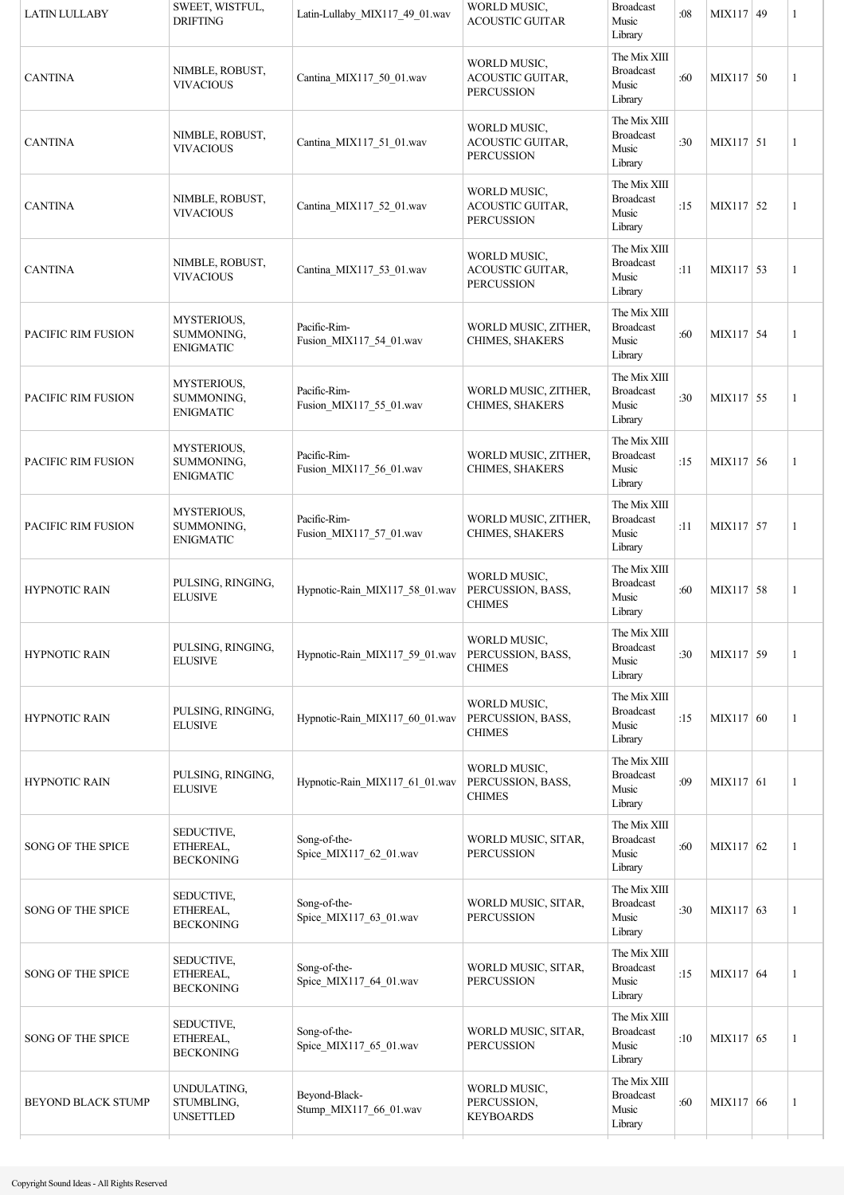| LATIN LULLABY | SWEET, WISTFUL, DRIFTING | Latin-Lullaby_MIX117_49_01.wav | WORLD MUSIC, ACOUSTIC GUITAR | Broadcast Music Library | :08 | MIX117 | 49 | 1 |
|---|---|---|---|---|---|---|---|---|
| CANTINA | NIMBLE, ROBUST, VIVACIOUS | Cantina_MIX117_50_01.wav | WORLD MUSIC, ACOUSTIC GUITAR, PERCUSSION | The Mix XIII Broadcast Music Library | :60 | MIX117 | 50 | 1 |
| CANTINA | NIMBLE, ROBUST, VIVACIOUS | Cantina_MIX117_51_01.wav | WORLD MUSIC, ACOUSTIC GUITAR, PERCUSSION | The Mix XIII Broadcast Music Library | :30 | MIX117 | 51 | 1 |
| CANTINA | NIMBLE, ROBUST, VIVACIOUS | Cantina_MIX117_52_01.wav | WORLD MUSIC, ACOUSTIC GUITAR, PERCUSSION | The Mix XIII Broadcast Music Library | :15 | MIX117 | 52 | 1 |
| CANTINA | NIMBLE, ROBUST, VIVACIOUS | Cantina_MIX117_53_01.wav | WORLD MUSIC, ACOUSTIC GUITAR, PERCUSSION | The Mix XIII Broadcast Music Library | :11 | MIX117 | 53 | 1 |
| PACIFIC RIM FUSION | MYSTERIOUS, SUMMONING, ENIGMATIC | Pacific-Rim-Fusion_MIX117_54_01.wav | WORLD MUSIC, ZITHER, CHIMES, SHAKERS | The Mix XIII Broadcast Music Library | :60 | MIX117 | 54 | 1 |
| PACIFIC RIM FUSION | MYSTERIOUS, SUMMONING, ENIGMATIC | Pacific-Rim-Fusion_MIX117_55_01.wav | WORLD MUSIC, ZITHER, CHIMES, SHAKERS | The Mix XIII Broadcast Music Library | :30 | MIX117 | 55 | 1 |
| PACIFIC RIM FUSION | MYSTERIOUS, SUMMONING, ENIGMATIC | Pacific-Rim-Fusion_MIX117_56_01.wav | WORLD MUSIC, ZITHER, CHIMES, SHAKERS | The Mix XIII Broadcast Music Library | :15 | MIX117 | 56 | 1 |
| PACIFIC RIM FUSION | MYSTERIOUS, SUMMONING, ENIGMATIC | Pacific-Rim-Fusion_MIX117_57_01.wav | WORLD MUSIC, ZITHER, CHIMES, SHAKERS | The Mix XIII Broadcast Music Library | :11 | MIX117 | 57 | 1 |
| HYPNOTIC RAIN | PULSING, RINGING, ELUSIVE | Hypnotic-Rain_MIX117_58_01.wav | WORLD MUSIC, PERCUSSION, BASS, CHIMES | The Mix XIII Broadcast Music Library | :60 | MIX117 | 58 | 1 |
| HYPNOTIC RAIN | PULSING, RINGING, ELUSIVE | Hypnotic-Rain_MIX117_59_01.wav | WORLD MUSIC, PERCUSSION, BASS, CHIMES | The Mix XIII Broadcast Music Library | :30 | MIX117 | 59 | 1 |
| HYPNOTIC RAIN | PULSING, RINGING, ELUSIVE | Hypnotic-Rain_MIX117_60_01.wav | WORLD MUSIC, PERCUSSION, BASS, CHIMES | The Mix XIII Broadcast Music Library | :15 | MIX117 | 60 | 1 |
| HYPNOTIC RAIN | PULSING, RINGING, ELUSIVE | Hypnotic-Rain_MIX117_61_01.wav | WORLD MUSIC, PERCUSSION, BASS, CHIMES | The Mix XIII Broadcast Music Library | :09 | MIX117 | 61 | 1 |
| SONG OF THE SPICE | SEDUCTIVE, ETHEREAL, BECKONING | Song-of-the-Spice_MIX117_62_01.wav | WORLD MUSIC, SITAR, PERCUSSION | The Mix XIII Broadcast Music Library | :60 | MIX117 | 62 | 1 |
| SONG OF THE SPICE | SEDUCTIVE, ETHEREAL, BECKONING | Song-of-the-Spice_MIX117_63_01.wav | WORLD MUSIC, SITAR, PERCUSSION | The Mix XIII Broadcast Music Library | :30 | MIX117 | 63 | 1 |
| SONG OF THE SPICE | SEDUCTIVE, ETHEREAL, BECKONING | Song-of-the-Spice_MIX117_64_01.wav | WORLD MUSIC, SITAR, PERCUSSION | The Mix XIII Broadcast Music Library | :15 | MIX117 | 64 | 1 |
| SONG OF THE SPICE | SEDUCTIVE, ETHEREAL, BECKONING | Song-of-the-Spice_MIX117_65_01.wav | WORLD MUSIC, SITAR, PERCUSSION | The Mix XIII Broadcast Music Library | :10 | MIX117 | 65 | 1 |
| BEYOND BLACK STUMP | UNDULATING, STUMBLING, UNSETTLED | Beyond-Black-Stump_MIX117_66_01.wav | WORLD MUSIC, PERCUSSION, KEYBOARDS | The Mix XIII Broadcast Music Library | :60 | MIX117 | 66 | 1 |

Copyright Sound Ideas - All Rights Reserved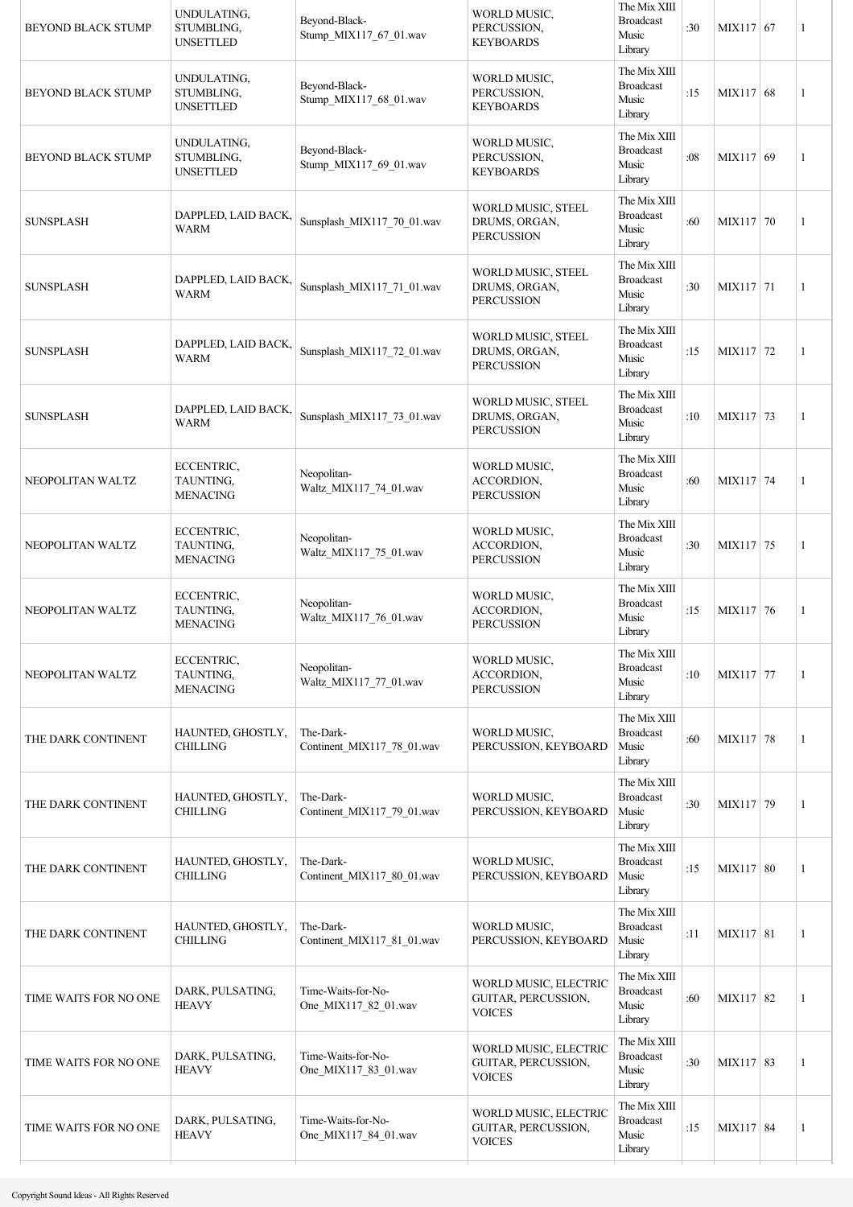| | | | | | | | | |
|---|---|---|---|---|---|---|---|---|
| BEYOND BLACK STUMP | UNDULATING, STUMBLING, UNSETTLED | Beyond-Black-Stump_MIX117_67_01.wav | WORLD MUSIC, PERCUSSION, KEYBOARDS | The Mix XIII Broadcast Music Library | :30 | MIX117 | 67 | 1 |
| BEYOND BLACK STUMP | UNDULATING, STUMBLING, UNSETTLED | Beyond-Black-Stump_MIX117_68_01.wav | WORLD MUSIC, PERCUSSION, KEYBOARDS | The Mix XIII Broadcast Music Library | :15 | MIX117 | 68 | 1 |
| BEYOND BLACK STUMP | UNDULATING, STUMBLING, UNSETTLED | Beyond-Black-Stump_MIX117_69_01.wav | WORLD MUSIC, PERCUSSION, KEYBOARDS | The Mix XIII Broadcast Music Library | :08 | MIX117 | 69 | 1 |
| SUNSPLASH | DAPPLED, LAID BACK, WARM | Sunsplash_MIX117_70_01.wav | WORLD MUSIC, STEEL DRUMS, ORGAN, PERCUSSION | The Mix XIII Broadcast Music Library | :60 | MIX117 | 70 | 1 |
| SUNSPLASH | DAPPLED, LAID BACK, WARM | Sunsplash_MIX117_71_01.wav | WORLD MUSIC, STEEL DRUMS, ORGAN, PERCUSSION | The Mix XIII Broadcast Music Library | :30 | MIX117 | 71 | 1 |
| SUNSPLASH | DAPPLED, LAID BACK, WARM | Sunsplash_MIX117_72_01.wav | WORLD MUSIC, STEEL DRUMS, ORGAN, PERCUSSION | The Mix XIII Broadcast Music Library | :15 | MIX117 | 72 | 1 |
| SUNSPLASH | DAPPLED, LAID BACK, WARM | Sunsplash_MIX117_73_01.wav | WORLD MUSIC, STEEL DRUMS, ORGAN, PERCUSSION | The Mix XIII Broadcast Music Library | :10 | MIX117 | 73 | 1 |
| NEOPOLITAN WALTZ | ECCENTRIC, TAUNTING, MENACING | Neopolitan-Waltz_MIX117_74_01.wav | WORLD MUSIC, ACCORDION, PERCUSSION | The Mix XIII Broadcast Music Library | :60 | MIX117 | 74 | 1 |
| NEOPOLITAN WALTZ | ECCENTRIC, TAUNTING, MENACING | Neopolitan-Waltz_MIX117_75_01.wav | WORLD MUSIC, ACCORDION, PERCUSSION | The Mix XIII Broadcast Music Library | :30 | MIX117 | 75 | 1 |
| NEOPOLITAN WALTZ | ECCENTRIC, TAUNTING, MENACING | Neopolitan-Waltz_MIX117_76_01.wav | WORLD MUSIC, ACCORDION, PERCUSSION | The Mix XIII Broadcast Music Library | :15 | MIX117 | 76 | 1 |
| NEOPOLITAN WALTZ | ECCENTRIC, TAUNTING, MENACING | Neopolitan-Waltz_MIX117_77_01.wav | WORLD MUSIC, ACCORDION, PERCUSSION | The Mix XIII Broadcast Music Library | :10 | MIX117 | 77 | 1 |
| THE DARK CONTINENT | HAUNTED, GHOSTLY, CHILLING | The-Dark-Continent_MIX117_78_01.wav | WORLD MUSIC, PERCUSSION, KEYBOARD | The Mix XIII Broadcast Music Library | :60 | MIX117 | 78 | 1 |
| THE DARK CONTINENT | HAUNTED, GHOSTLY, CHILLING | The-Dark-Continent_MIX117_79_01.wav | WORLD MUSIC, PERCUSSION, KEYBOARD | The Mix XIII Broadcast Music Library | :30 | MIX117 | 79 | 1 |
| THE DARK CONTINENT | HAUNTED, GHOSTLY, CHILLING | The-Dark-Continent_MIX117_80_01.wav | WORLD MUSIC, PERCUSSION, KEYBOARD | The Mix XIII Broadcast Music Library | :15 | MIX117 | 80 | 1 |
| THE DARK CONTINENT | HAUNTED, GHOSTLY, CHILLING | The-Dark-Continent_MIX117_81_01.wav | WORLD MUSIC, PERCUSSION, KEYBOARD | The Mix XIII Broadcast Music Library | :11 | MIX117 | 81 | 1 |
| TIME WAITS FOR NO ONE | DARK, PULSATING, HEAVY | Time-Waits-for-No-One_MIX117_82_01.wav | WORLD MUSIC, ELECTRIC GUITAR, PERCUSSION, VOICES | The Mix XIII Broadcast Music Library | :60 | MIX117 | 82 | 1 |
| TIME WAITS FOR NO ONE | DARK, PULSATING, HEAVY | Time-Waits-for-No-One_MIX117_83_01.wav | WORLD MUSIC, ELECTRIC GUITAR, PERCUSSION, VOICES | The Mix XIII Broadcast Music Library | :30 | MIX117 | 83 | 1 |
| TIME WAITS FOR NO ONE | DARK, PULSATING, HEAVY | Time-Waits-for-No-One_MIX117_84_01.wav | WORLD MUSIC, ELECTRIC GUITAR, PERCUSSION, VOICES | The Mix XIII Broadcast Music Library | :15 | MIX117 | 84 | 1 |

Copyright Sound Ideas - All Rights Reserved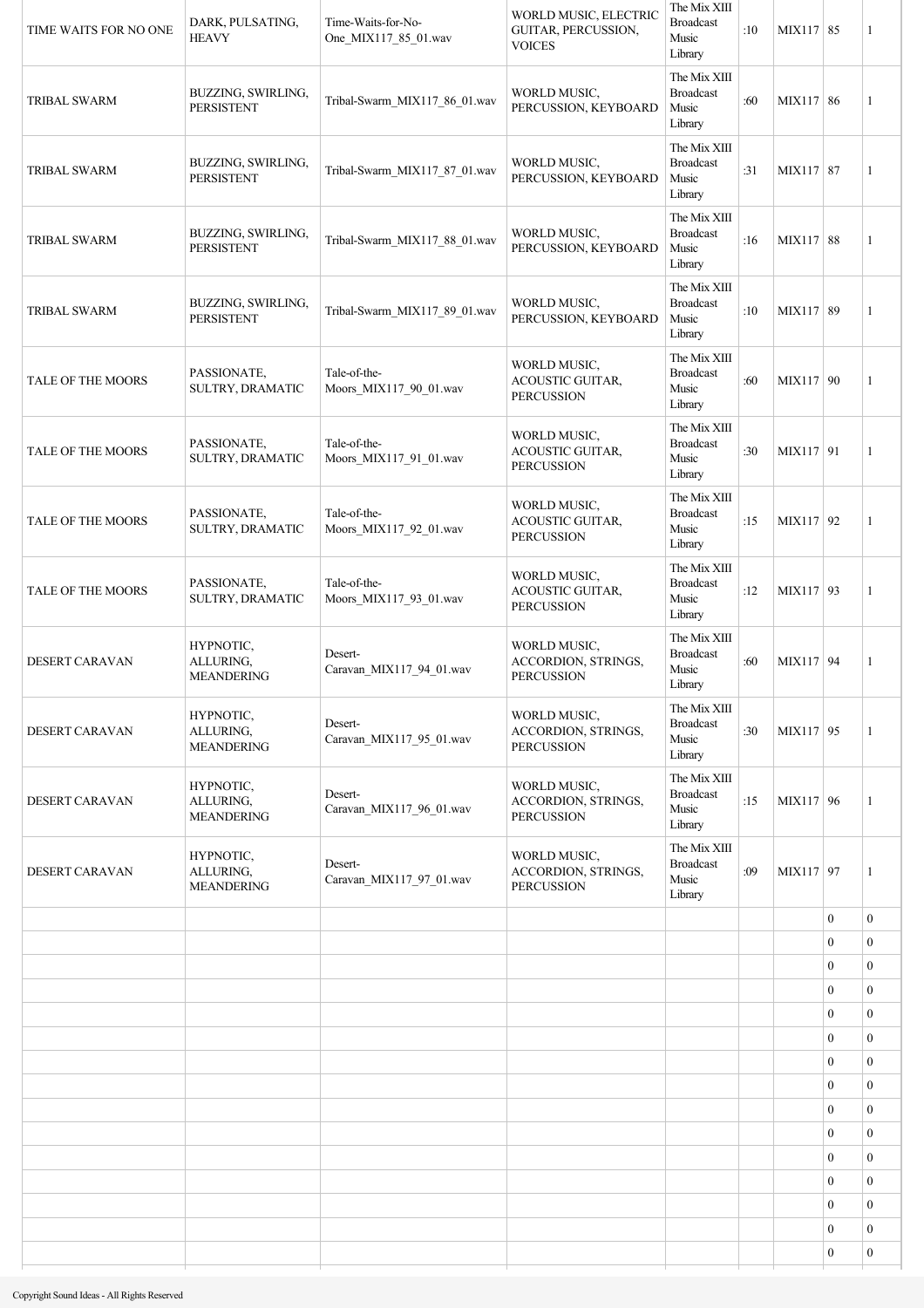| | | | | | | | | |
|---|---|---|---|---|---|---|---|---|
| TIME WAITS FOR NO ONE | DARK, PULSATING, HEAVY | Time-Waits-for-No-One_MIX117_85_01.wav | WORLD MUSIC, ELECTRIC GUITAR, PERCUSSION, VOICES | The Mix XIII Broadcast Music Library | :10 | MIX117 | 85 | 1 |
| TRIBAL SWARM | BUZZING, SWIRLING, PERSISTENT | Tribal-Swarm_MIX117_86_01.wav | WORLD MUSIC, PERCUSSION, KEYBOARD | The Mix XIII Broadcast Music Library | :60 | MIX117 | 86 | 1 |
| TRIBAL SWARM | BUZZING, SWIRLING, PERSISTENT | Tribal-Swarm_MIX117_87_01.wav | WORLD MUSIC, PERCUSSION, KEYBOARD | The Mix XIII Broadcast Music Library | :31 | MIX117 | 87 | 1 |
| TRIBAL SWARM | BUZZING, SWIRLING, PERSISTENT | Tribal-Swarm_MIX117_88_01.wav | WORLD MUSIC, PERCUSSION, KEYBOARD | The Mix XIII Broadcast Music Library | :16 | MIX117 | 88 | 1 |
| TRIBAL SWARM | BUZZING, SWIRLING, PERSISTENT | Tribal-Swarm_MIX117_89_01.wav | WORLD MUSIC, PERCUSSION, KEYBOARD | The Mix XIII Broadcast Music Library | :10 | MIX117 | 89 | 1 |
| TALE OF THE MOORS | PASSIONATE, SULTRY, DRAMATIC | Tale-of-the-Moors_MIX117_90_01.wav | WORLD MUSIC, ACOUSTIC GUITAR, PERCUSSION | The Mix XIII Broadcast Music Library | :60 | MIX117 | 90 | 1 |
| TALE OF THE MOORS | PASSIONATE, SULTRY, DRAMATIC | Tale-of-the-Moors_MIX117_91_01.wav | WORLD MUSIC, ACOUSTIC GUITAR, PERCUSSION | The Mix XIII Broadcast Music Library | :30 | MIX117 | 91 | 1 |
| TALE OF THE MOORS | PASSIONATE, SULTRY, DRAMATIC | Tale-of-the-Moors_MIX117_92_01.wav | WORLD MUSIC, ACOUSTIC GUITAR, PERCUSSION | The Mix XIII Broadcast Music Library | :15 | MIX117 | 92 | 1 |
| TALE OF THE MOORS | PASSIONATE, SULTRY, DRAMATIC | Tale-of-the-Moors_MIX117_93_01.wav | WORLD MUSIC, ACOUSTIC GUITAR, PERCUSSION | The Mix XIII Broadcast Music Library | :12 | MIX117 | 93 | 1 |
| DESERT CARAVAN | HYPNOTIC, ALLURING, MEANDERING | Desert-Caravan_MIX117_94_01.wav | WORLD MUSIC, ACCORDION, STRINGS, PERCUSSION | The Mix XIII Broadcast Music Library | :60 | MIX117 | 94 | 1 |
| DESERT CARAVAN | HYPNOTIC, ALLURING, MEANDERING | Desert-Caravan_MIX117_95_01.wav | WORLD MUSIC, ACCORDION, STRINGS, PERCUSSION | The Mix XIII Broadcast Music Library | :30 | MIX117 | 95 | 1 |
| DESERT CARAVAN | HYPNOTIC, ALLURING, MEANDERING | Desert-Caravan_MIX117_96_01.wav | WORLD MUSIC, ACCORDION, STRINGS, PERCUSSION | The Mix XIII Broadcast Music Library | :15 | MIX117 | 96 | 1 |
| DESERT CARAVAN | HYPNOTIC, ALLURING, MEANDERING | Desert-Caravan_MIX117_97_01.wav | WORLD MUSIC, ACCORDION, STRINGS, PERCUSSION | The Mix XIII Broadcast Music Library | :09 | MIX117 | 97 | 1 |
| | | | | | | | 0 | 0 |
| | | | | | | | 0 | 0 |
| | | | | | | | 0 | 0 |
| | | | | | | | 0 | 0 |
| | | | | | | | 0 | 0 |
| | | | | | | | 0 | 0 |
| | | | | | | | 0 | 0 |
| | | | | | | | 0 | 0 |
| | | | | | | | 0 | 0 |
| | | | | | | | 0 | 0 |
| | | | | | | | 0 | 0 |
| | | | | | | | 0 | 0 |
| | | | | | | | 0 | 0 |
| | | | | | | | 0 | 0 |
| | | | | | | | 0 | 0 |

Copyright Sound Ideas - All Rights Reserved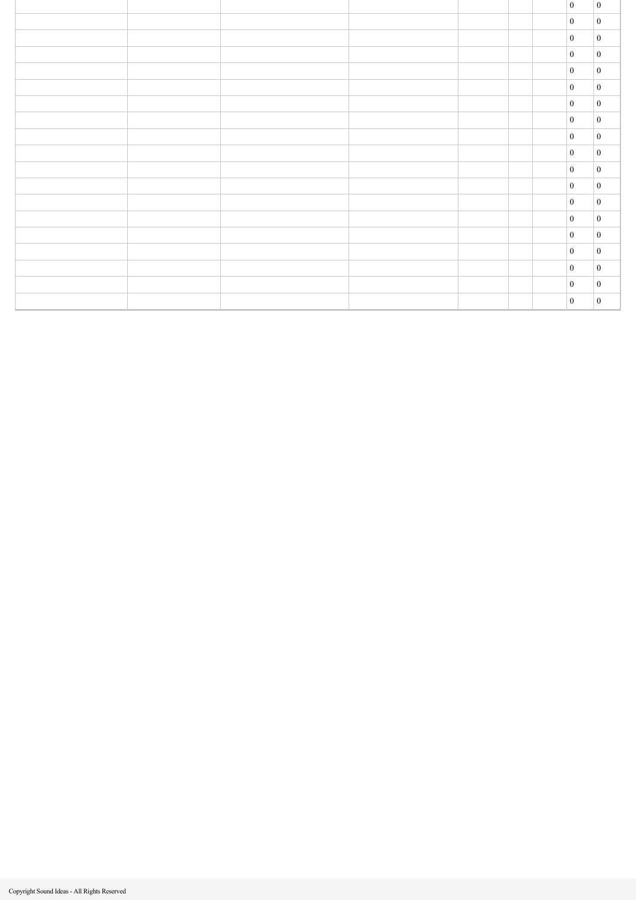| | | | | | | | | |
|---|---|---|---|---|---|---|---|---|
| | | | | | | | 0 | 0 |
| | | | | | | | 0 | 0 |
| | | | | | | | 0 | 0 |
| | | | | | | | 0 | 0 |
| | | | | | | | 0 | 0 |
| | | | | | | | 0 | 0 |
| | | | | | | | 0 | 0 |
| | | | | | | | 0 | 0 |
| | | | | | | | 0 | 0 |
| | | | | | | | 0 | 0 |
| | | | | | | | 0 | 0 |
| | | | | | | | 0 | 0 |
| | | | | | | | 0 | 0 |
| | | | | | | | 0 | 0 |
| | | | | | | | 0 | 0 |
| | | | | | | | 0 | 0 |
| | | | | | | | 0 | 0 |
| | | | | | | | 0 | 0 |
| | | | | | | | 0 | 0 |